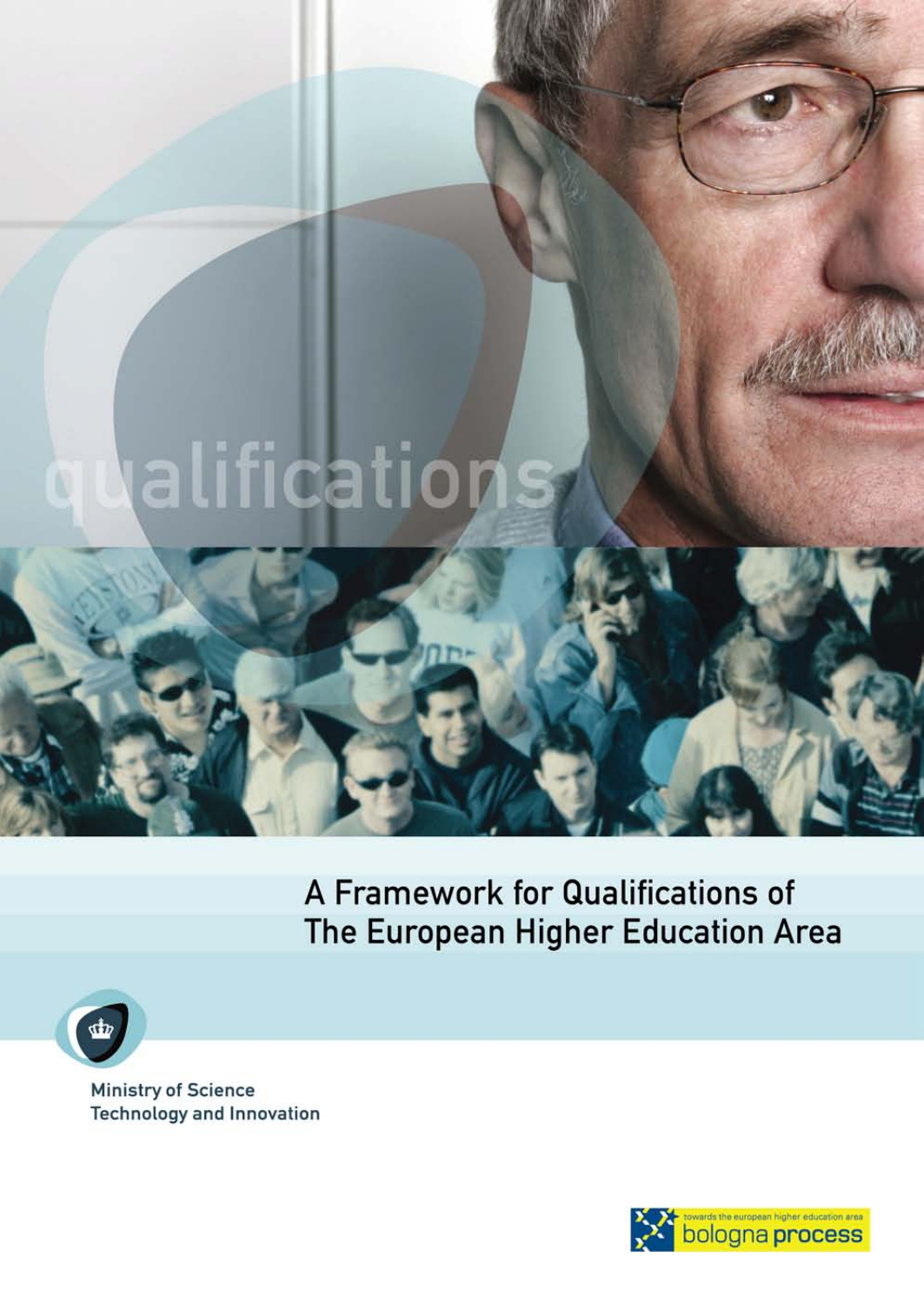qualifications

# A Framework for Qualifications of The European Higher Education Area

Ministry of Science Technology and Innovation

towards the european higher education area
bologna process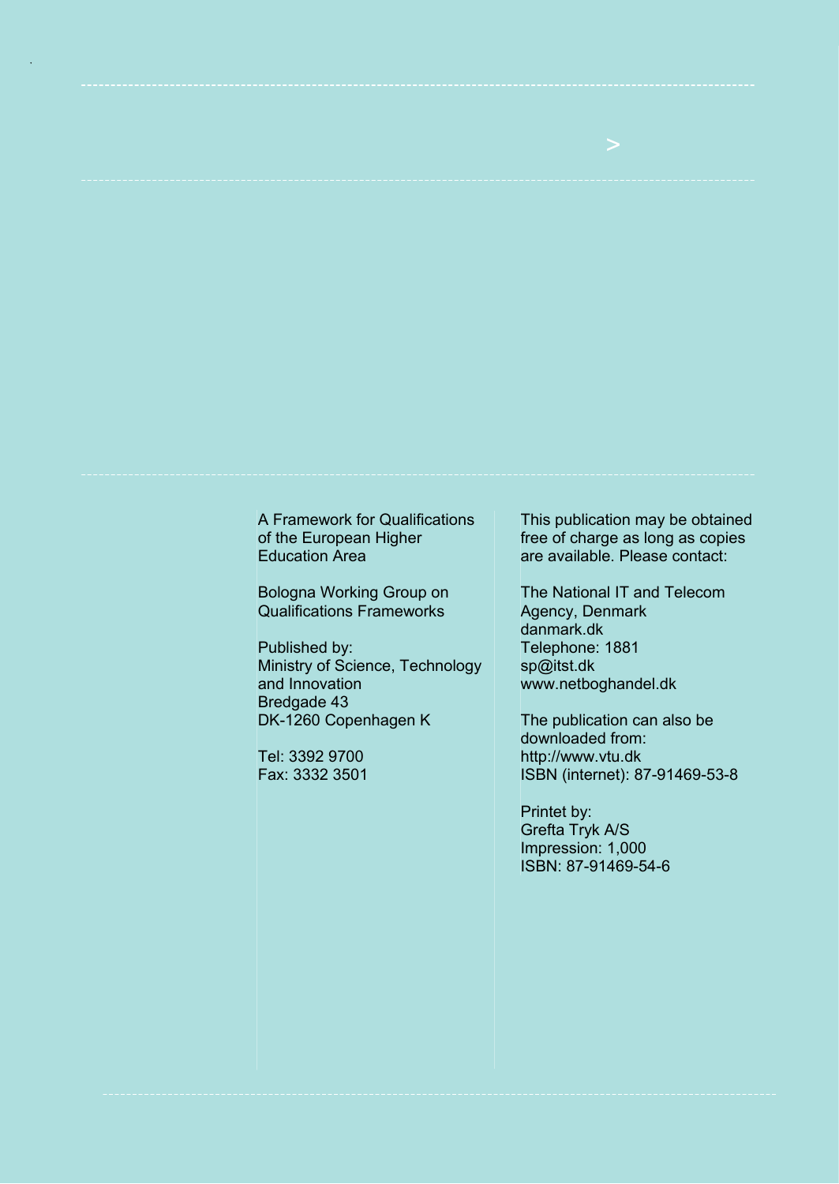A Framework for Qualifications of the European Higher Education Area

Bologna Working Group on Qualifications Frameworks

Published by:
Ministry of Science, Technology and Innovation
Bredgade 43
DK-1260 Copenhagen K

Tel: 3392 9700
Fax: 3332 3501

This publication may be obtained free of charge as long as copies are available. Please contact:

The National IT and Telecom Agency, Denmark
danmark.dk
Telephone: 1881
sp@itst.dk
www.netboghandel.dk

The publication can also be downloaded from:
http://www.vtu.dk
ISBN (internet): 87-91469-53-8

Printet by:
Grefta Tryk A/S
Impression: 1,000
ISBN: 87-91469-54-6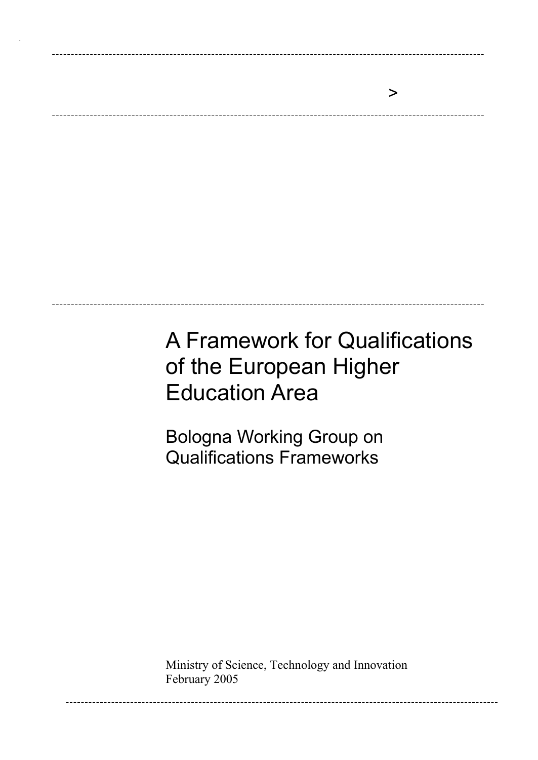# A Framework for Qualifications of the European Higher Education Area

## Bologna Working Group on Qualifications Frameworks

Ministry of Science, Technology and Innovation
February 2005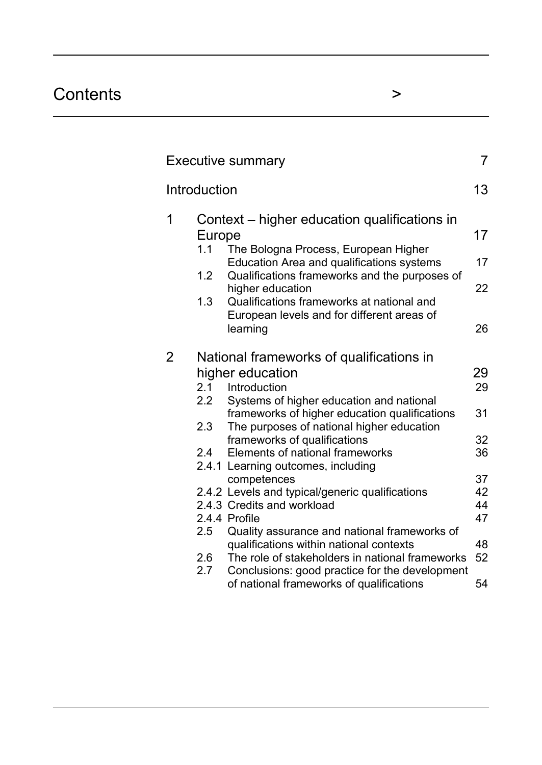# Contents >

| | | |
|---|---|---|
| Executive summary | | 7 |
| Introduction | | 13 |
| 1 | Context – higher education qualifications in Europe | 17 |
| 1.1 | The Bologna Process, European Higher Education Area and qualifications systems | 17 |
| 1.2 | Qualifications frameworks and the purposes of higher education | 22 |
| 1.3 | Qualifications frameworks at national and European levels and for different areas of learning | 26 |
| 2 | National frameworks of qualifications in higher education | 29 |
| 2.1 | Introduction | 29 |
| 2.2 | Systems of higher education and national frameworks of higher education qualifications | 31 |
| 2.3 | The purposes of national higher education frameworks of qualifications | 32 |
| 2.4 | Elements of national frameworks | 36 |
| 2.4.1 | Learning outcomes, including competences | 37 |
| 2.4.2 | Levels and typical/generic qualifications | 42 |
| 2.4.3 | Credits and workload | 44 |
| 2.4.4 | Profile | 47 |
| 2.5 | Quality assurance and national frameworks of qualifications within national contexts | 48 |
| 2.6 | The role of stakeholders in national frameworks | 52 |
| 2.7 | Conclusions: good practice for the development of national frameworks of qualifications | 54 |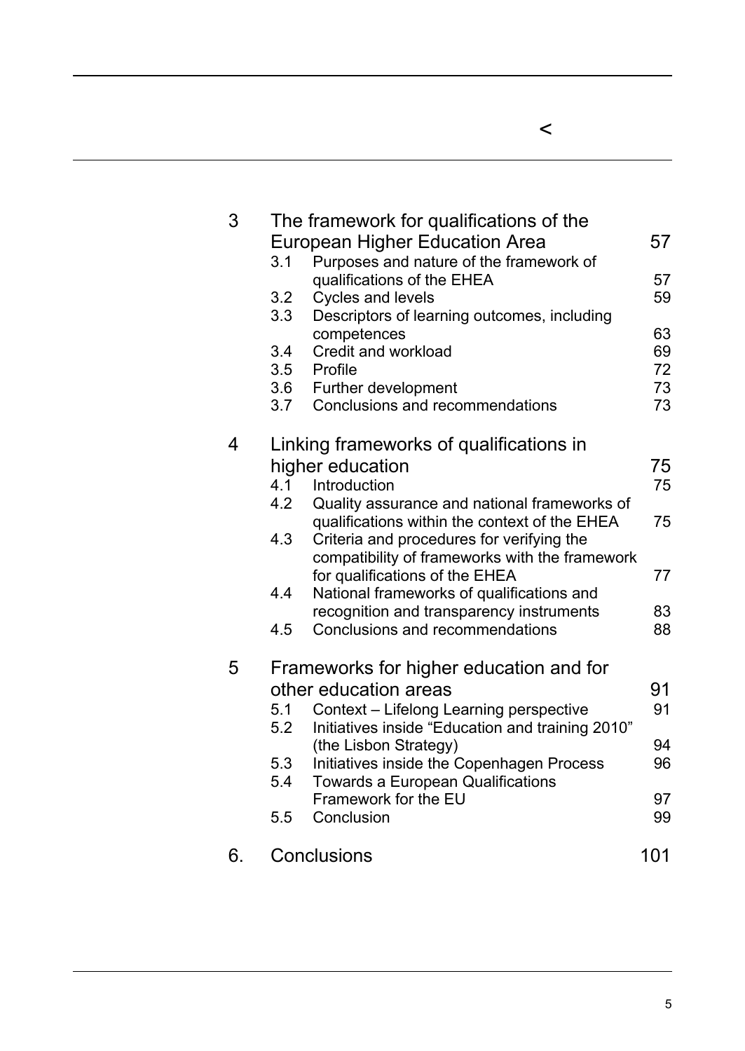<

| | | |
|---|---|---|
| **3** | **The framework for qualifications of the European Higher Education Area** | **57** |
| 3.1 | Purposes and nature of the framework of qualifications of the EHEA | 57 |
| 3.2 | Cycles and levels | 59 |
| 3.3 | Descriptors of learning outcomes, including competences | 63 |
| 3.4 | Credit and workload | 69 |
| 3.5 | Profile | 72 |
| 3.6 | Further development | 73 |
| 3.7 | Conclusions and recommendations | 73 |
| **4** | **Linking frameworks of qualifications in higher education** | **75** |
| 4.1 | Introduction | 75 |
| 4.2 | Quality assurance and national frameworks of qualifications within the context of the EHEA | 75 |
| 4.3 | Criteria and procedures for verifying the compatibility of frameworks with the framework for qualifications of the EHEA | 77 |
| 4.4 | National frameworks of qualifications and recognition and transparency instruments | 83 |
| 4.5 | Conclusions and recommendations | 88 |
| **5** | **Frameworks for higher education and for other education areas** | **91** |
| 5.1 | Context – Lifelong Learning perspective | 91 |
| 5.2 | Initiatives inside "Education and training 2010" (the Lisbon Strategy) | 94 |
| 5.3 | Initiatives inside the Copenhagen Process | 96 |
| 5.4 | Towards a European Qualifications Framework for the EU | 97 |
| 5.5 | Conclusion | 99 |
| **6.** | **Conclusions** | **101** |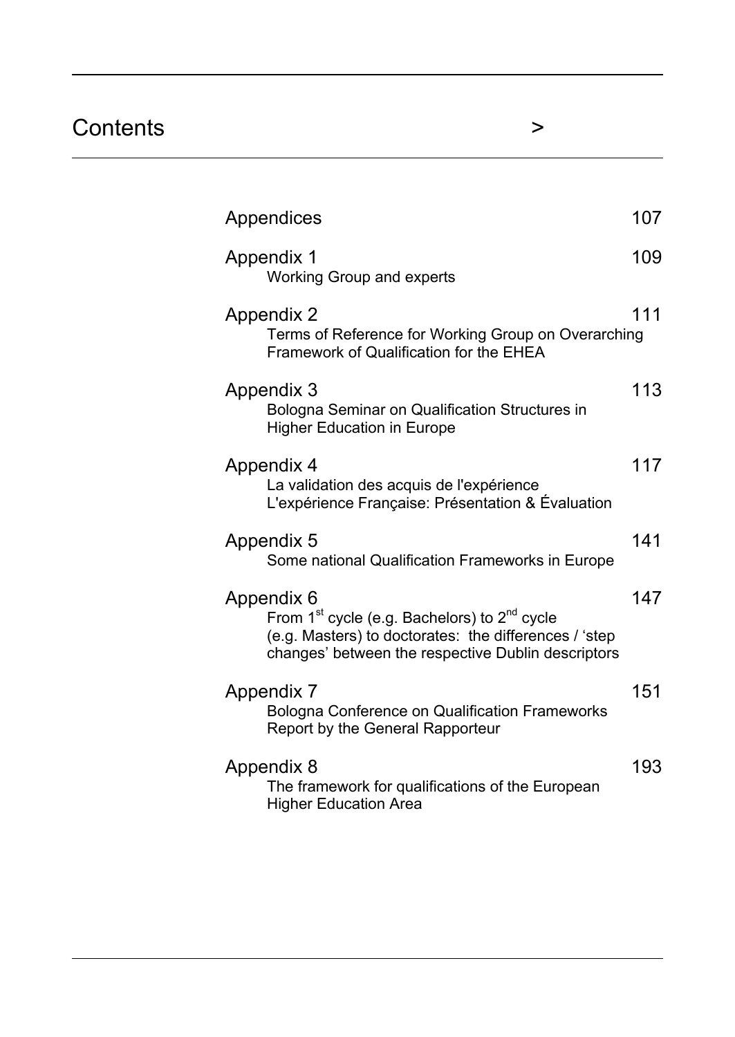# Contents >

| | |
|---|---|
| Appendices | 107 |
| Appendix 1<br>Working Group and experts | 109 |
| Appendix 2<br>Terms of Reference for Working Group on Overarching Framework of Qualification for the EHEA | 111 |
| Appendix 3<br>Bologna Seminar on Qualification Structures in Higher Education in Europe | 113 |
| Appendix 4<br>La validation des acquis de l'expérience<br>L'expérience Française: Présentation & Évaluation | 117 |
| Appendix 5<br>Some national Qualification Frameworks in Europe | 141 |
| Appendix 6<br>From 1st cycle (e.g. Bachelors) to 2nd cycle (e.g. Masters) to doctorates: the differences / 'step changes' between the respective Dublin descriptors | 147 |
| Appendix 7<br>Bologna Conference on Qualification Frameworks<br>Report by the General Rapporteur | 151 |
| Appendix 8<br>The framework for qualifications of the European Higher Education Area | 193 |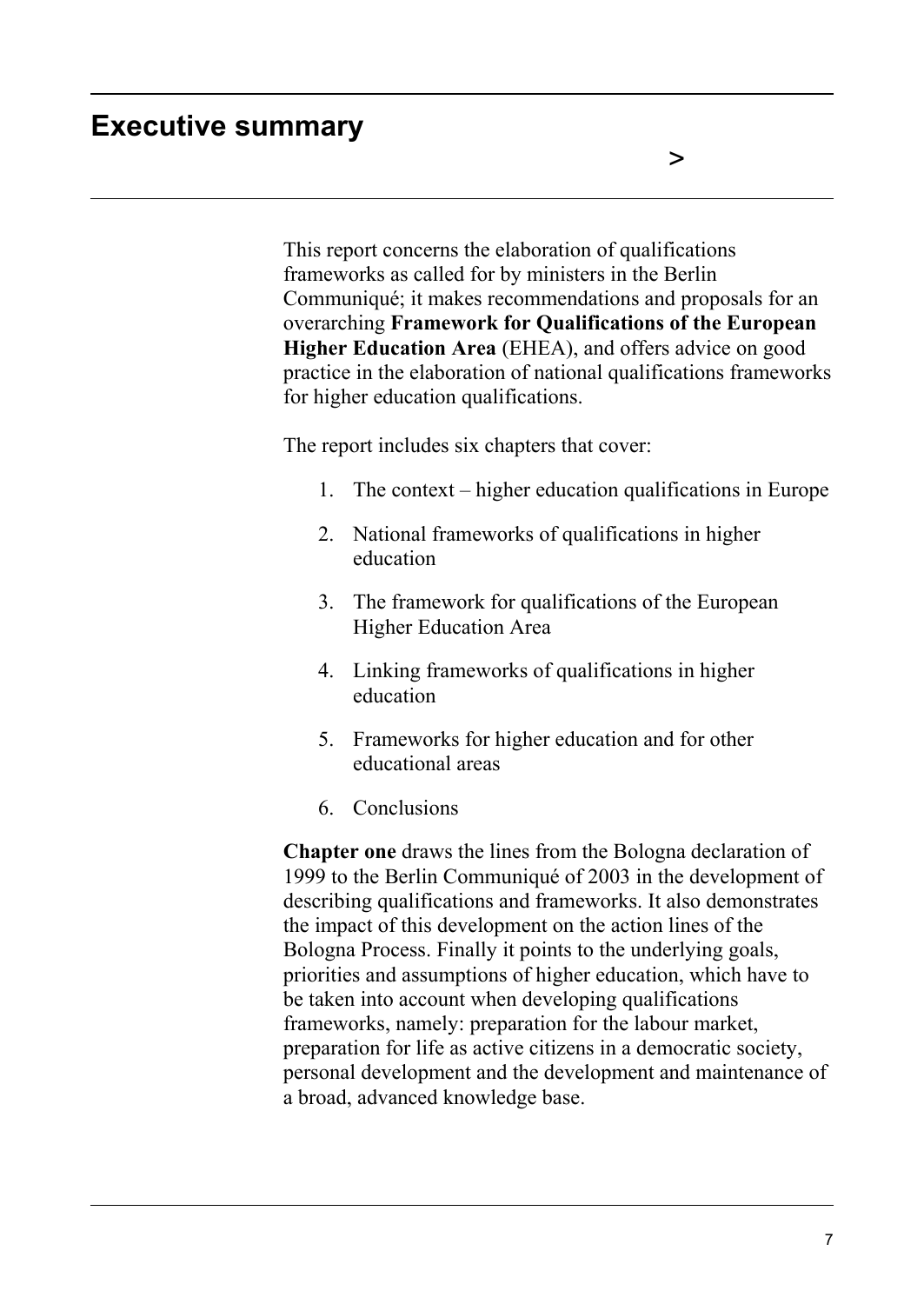# Executive summary

This report concerns the elaboration of qualifications frameworks as called for by ministers in the Berlin Communiqué; it makes recommendations and proposals for an overarching **Framework for Qualifications of the European Higher Education Area** (EHEA), and offers advice on good practice in the elaboration of national qualifications frameworks for higher education qualifications.

The report includes six chapters that cover:

1. The context – higher education qualifications in Europe
2. National frameworks of qualifications in higher education
3. The framework for qualifications of the European Higher Education Area
4. Linking frameworks of qualifications in higher education
5. Frameworks for higher education and for other educational areas
6. Conclusions

**Chapter one** draws the lines from the Bologna declaration of 1999 to the Berlin Communiqué of 2003 in the development of describing qualifications and frameworks. It also demonstrates the impact of this development on the action lines of the Bologna Process. Finally it points to the underlying goals, priorities and assumptions of higher education, which have to be taken into account when developing qualifications frameworks, namely: preparation for the labour market, preparation for life as active citizens in a democratic society, personal development and the development and maintenance of a broad, advanced knowledge base.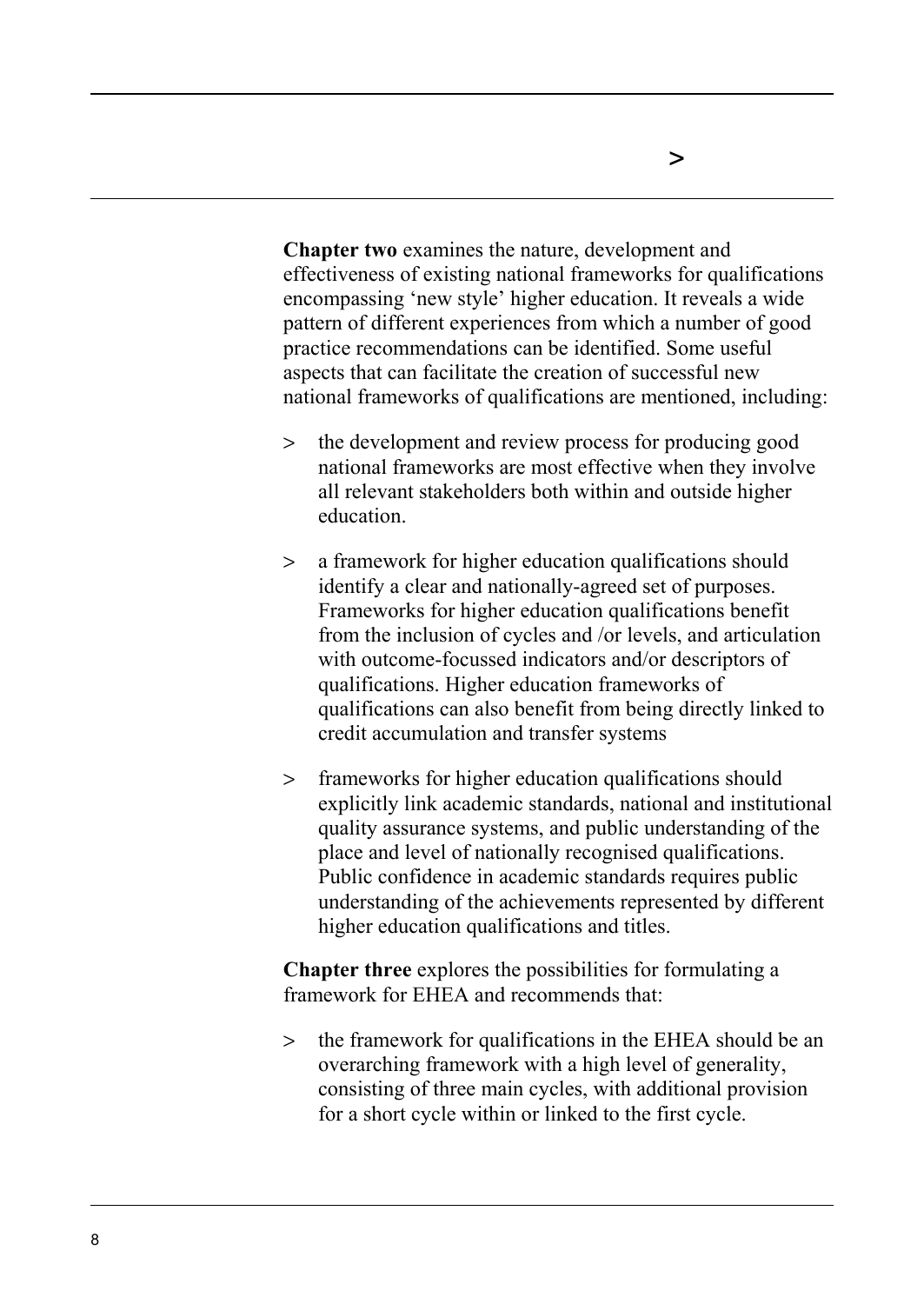**Chapter two** examines the nature, development and effectiveness of existing national frameworks for qualifications encompassing 'new style' higher education. It reveals a wide pattern of different experiences from which a number of good practice recommendations can be identified. Some useful aspects that can facilitate the creation of successful new national frameworks of qualifications are mentioned, including:

> the development and review process for producing good national frameworks are most effective when they involve all relevant stakeholders both within and outside higher education.

> a framework for higher education qualifications should identify a clear and nationally-agreed set of purposes. Frameworks for higher education qualifications benefit from the inclusion of cycles and /or levels, and articulation with outcome-focussed indicators and/or descriptors of qualifications. Higher education frameworks of qualifications can also benefit from being directly linked to credit accumulation and transfer systems

> frameworks for higher education qualifications should explicitly link academic standards, national and institutional quality assurance systems, and public understanding of the place and level of nationally recognised qualifications. Public confidence in academic standards requires public understanding of the achievements represented by different higher education qualifications and titles.

**Chapter three** explores the possibilities for formulating a framework for EHEA and recommends that:

> the framework for qualifications in the EHEA should be an overarching framework with a high level of generality, consisting of three main cycles, with additional provision for a short cycle within or linked to the first cycle.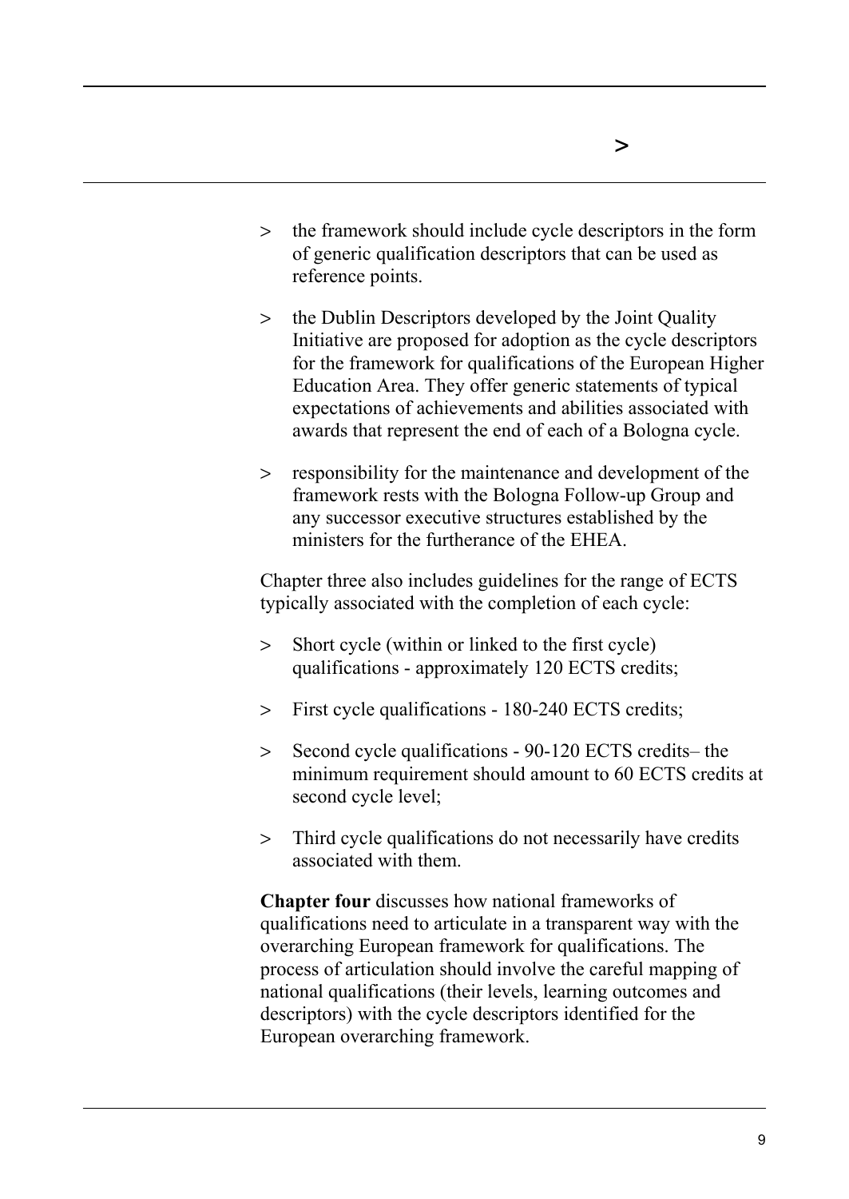- the framework should include cycle descriptors in the form of generic qualification descriptors that can be used as reference points.

- the Dublin Descriptors developed by the Joint Quality Initiative are proposed for adoption as the cycle descriptors for the framework for qualifications of the European Higher Education Area. They offer generic statements of typical expectations of achievements and abilities associated with awards that represent the end of each of a Bologna cycle.

- responsibility for the maintenance and development of the framework rests with the Bologna Follow-up Group and any successor executive structures established by the ministers for the furtherance of the EHEA.

Chapter three also includes guidelines for the range of ECTS typically associated with the completion of each cycle:

- Short cycle (within or linked to the first cycle) qualifications - approximately 120 ECTS credits;

- First cycle qualifications - 180-240 ECTS credits;

- Second cycle qualifications - 90-120 ECTS credits– the minimum requirement should amount to 60 ECTS credits at second cycle level;

- Third cycle qualifications do not necessarily have credits associated with them.

**Chapter four** discusses how national frameworks of qualifications need to articulate in a transparent way with the overarching European framework for qualifications. The process of articulation should involve the careful mapping of national qualifications (their levels, learning outcomes and descriptors) with the cycle descriptors identified for the European overarching framework.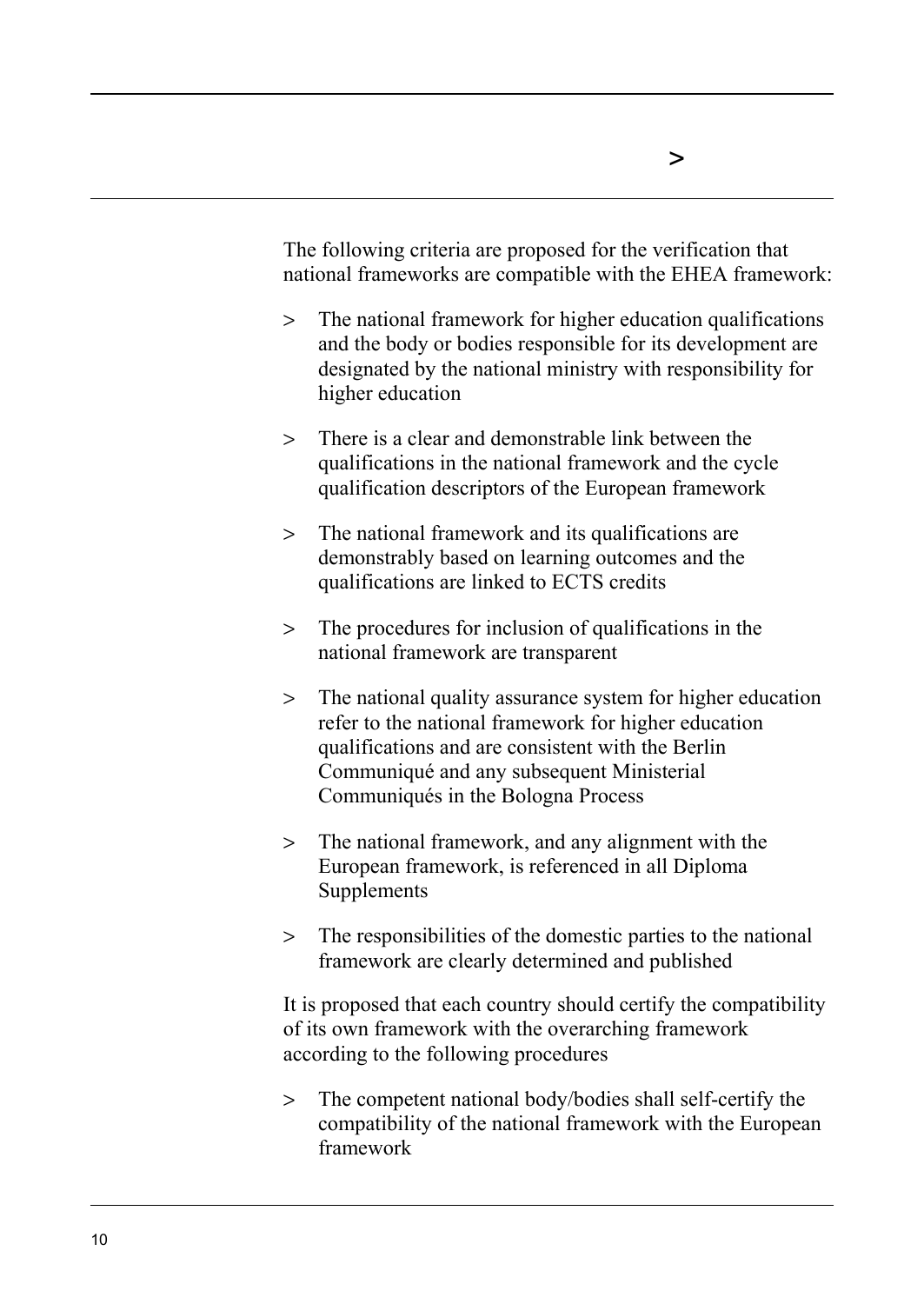The following criteria are proposed for the verification that national frameworks are compatible with the EHEA framework:

- The national framework for higher education qualifications and the body or bodies responsible for its development are designated by the national ministry with responsibility for higher education
- There is a clear and demonstrable link between the qualifications in the national framework and the cycle qualification descriptors of the European framework
- The national framework and its qualifications are demonstrably based on learning outcomes and the qualifications are linked to ECTS credits
- The procedures for inclusion of qualifications in the national framework are transparent
- The national quality assurance system for higher education refer to the national framework for higher education qualifications and are consistent with the Berlin Communiqué and any subsequent Ministerial Communiqués in the Bologna Process
- The national framework, and any alignment with the European framework, is referenced in all Diploma Supplements
- The responsibilities of the domestic parties to the national framework are clearly determined and published

It is proposed that each country should certify the compatibility of its own framework with the overarching framework according to the following procedures

- The competent national body/bodies shall self-certify the compatibility of the national framework with the European framework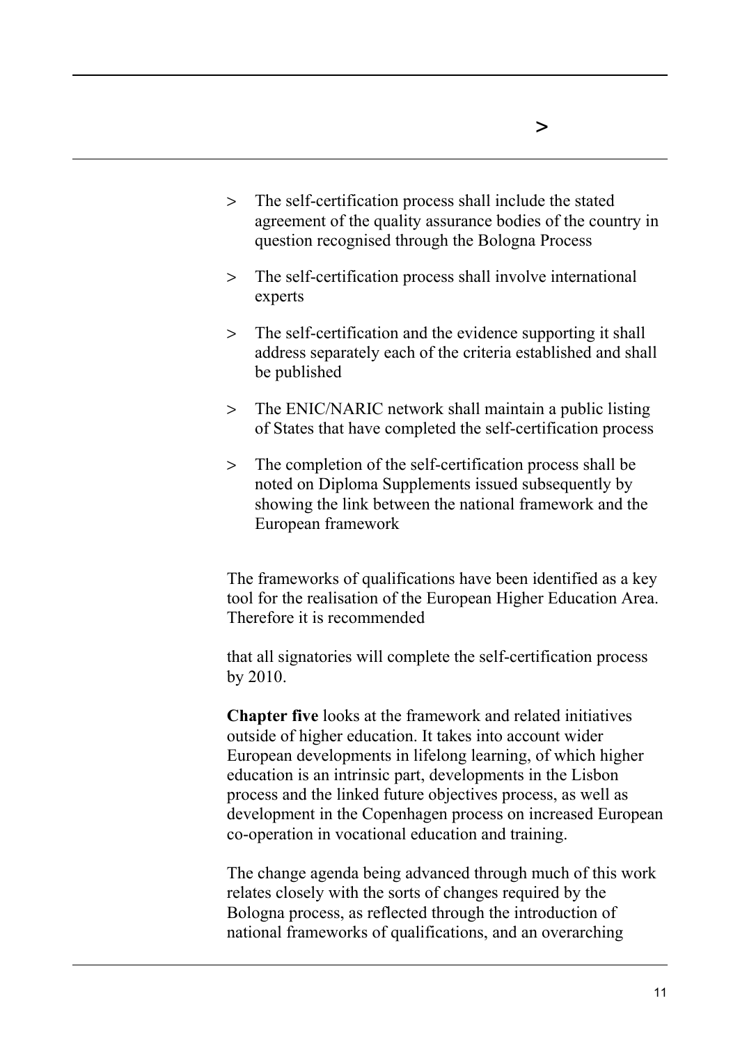- The self-certification process shall include the stated agreement of the quality assurance bodies of the country in question recognised through the Bologna Process
- The self-certification process shall involve international experts
- The self-certification and the evidence supporting it shall address separately each of the criteria established and shall be published
- The ENIC/NARIC network shall maintain a public listing of States that have completed the self-certification process
- The completion of the self-certification process shall be noted on Diploma Supplements issued subsequently by showing the link between the national framework and the European framework

The frameworks of qualifications have been identified as a key tool for the realisation of the European Higher Education Area. Therefore it is recommended

that all signatories will complete the self-certification process by 2010.

**Chapter five** looks at the framework and related initiatives outside of higher education. It takes into account wider European developments in lifelong learning, of which higher education is an intrinsic part, developments in the Lisbon process and the linked future objectives process, as well as development in the Copenhagen process on increased European co-operation in vocational education and training.

The change agenda being advanced through much of this work relates closely with the sorts of changes required by the Bologna process, as reflected through the introduction of national frameworks of qualifications, and an overarching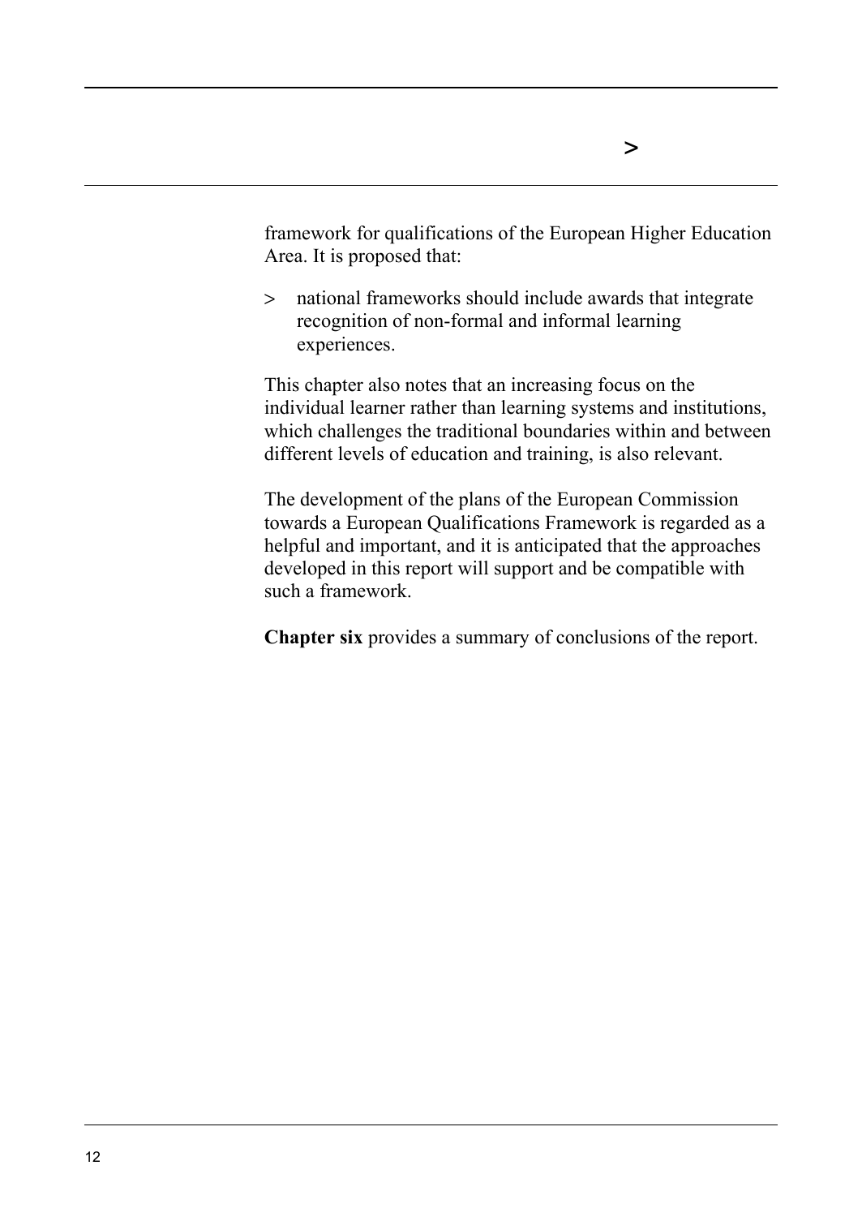framework for qualifications of the European Higher Education Area. It is proposed that:

> national frameworks should include awards that integrate recognition of non-formal and informal learning experiences.

This chapter also notes that an increasing focus on the individual learner rather than learning systems and institutions, which challenges the traditional boundaries within and between different levels of education and training, is also relevant.

The development of the plans of the European Commission towards a European Qualifications Framework is regarded as a helpful and important, and it is anticipated that the approaches developed in this report will support and be compatible with such a framework.

**Chapter six** provides a summary of conclusions of the report.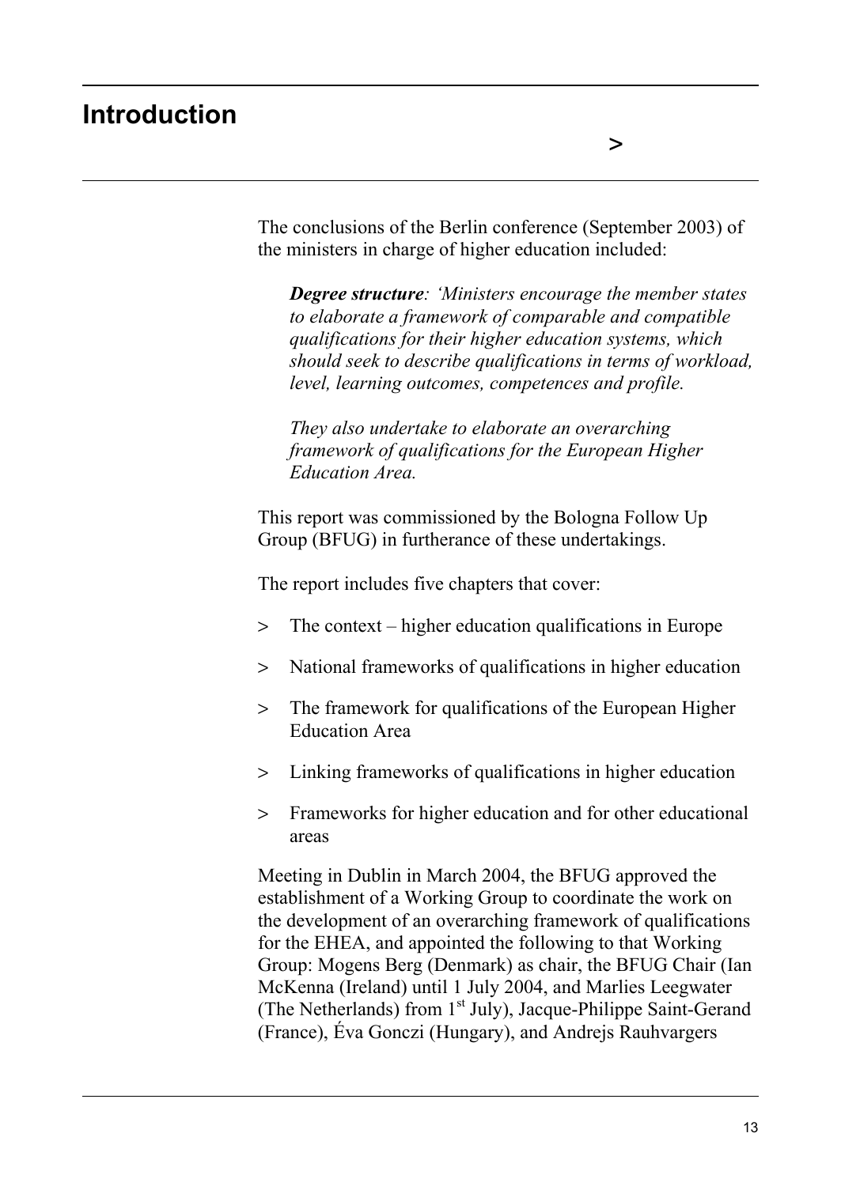# Introduction

The conclusions of the Berlin conference (September 2003) of the ministers in charge of higher education included:

> ***Degree structure****: 'Ministers encourage the member states to elaborate a framework of comparable and compatible qualifications for their higher education systems, which should seek to describe qualifications in terms of workload, level, learning outcomes, competences and profile.*
>
> *They also undertake to elaborate an overarching framework of qualifications for the European Higher Education Area.*

This report was commissioned by the Bologna Follow Up Group (BFUG) in furtherance of these undertakings.

The report includes five chapters that cover:

- The context – higher education qualifications in Europe
- National frameworks of qualifications in higher education
- The framework for qualifications of the European Higher Education Area
- Linking frameworks of qualifications in higher education
- Frameworks for higher education and for other educational areas

Meeting in Dublin in March 2004, the BFUG approved the establishment of a Working Group to coordinate the work on the development of an overarching framework of qualifications for the EHEA, and appointed the following to that Working Group: Mogens Berg (Denmark) as chair, the BFUG Chair (Ian McKenna (Ireland) until 1 July 2004, and Marlies Leegwater (The Netherlands) from 1st July), Jacque-Philippe Saint-Gerand (France), Éva Gonczi (Hungary), and Andrejs Rauhvargers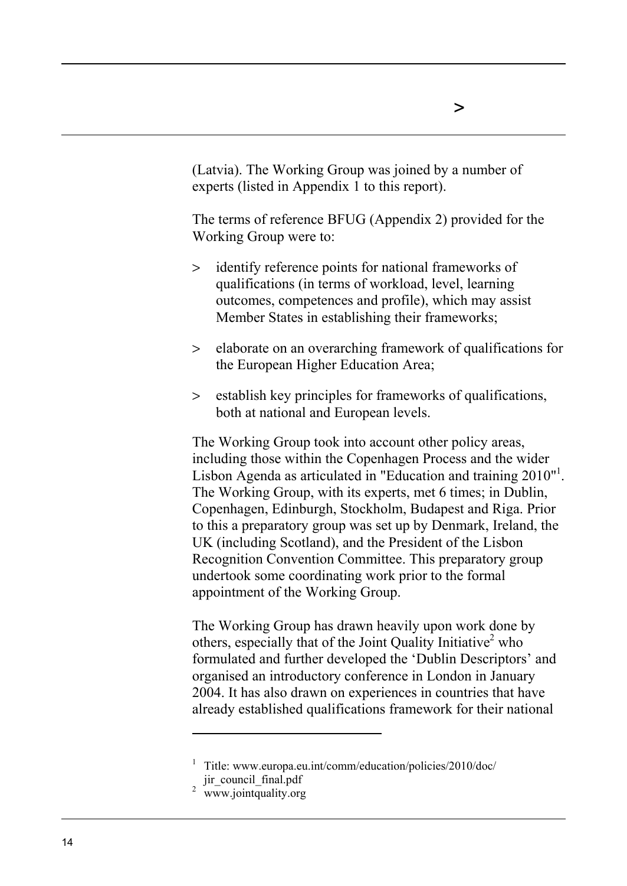(Latvia). The Working Group was joined by a number of experts (listed in Appendix 1 to this report).

The terms of reference BFUG (Appendix 2) provided for the Working Group were to:

> identify reference points for national frameworks of qualifications (in terms of workload, level, learning outcomes, competences and profile), which may assist Member States in establishing their frameworks;

> elaborate on an overarching framework of qualifications for the European Higher Education Area;

> establish key principles for frameworks of qualifications, both at national and European levels.

The Working Group took into account other policy areas, including those within the Copenhagen Process and the wider Lisbon Agenda as articulated in "Education and training 2010"[1]. The Working Group, with its experts, met 6 times; in Dublin, Copenhagen, Edinburgh, Stockholm, Budapest and Riga. Prior to this a preparatory group was set up by Denmark, Ireland, the UK (including Scotland), and the President of the Lisbon Recognition Convention Committee. This preparatory group undertook some coordinating work prior to the formal appointment of the Working Group.

The Working Group has drawn heavily upon work done by others, especially that of the Joint Quality Initiative[2] who formulated and further developed the 'Dublin Descriptors' and organised an introductory conference in London in January 2004. It has also drawn on experiences in countries that have already established qualifications framework for their national

---

[1] Title: www.europa.eu.int/comm/education/policies/2010/doc/jir_council_final.pdf

[2] www.jointquality.org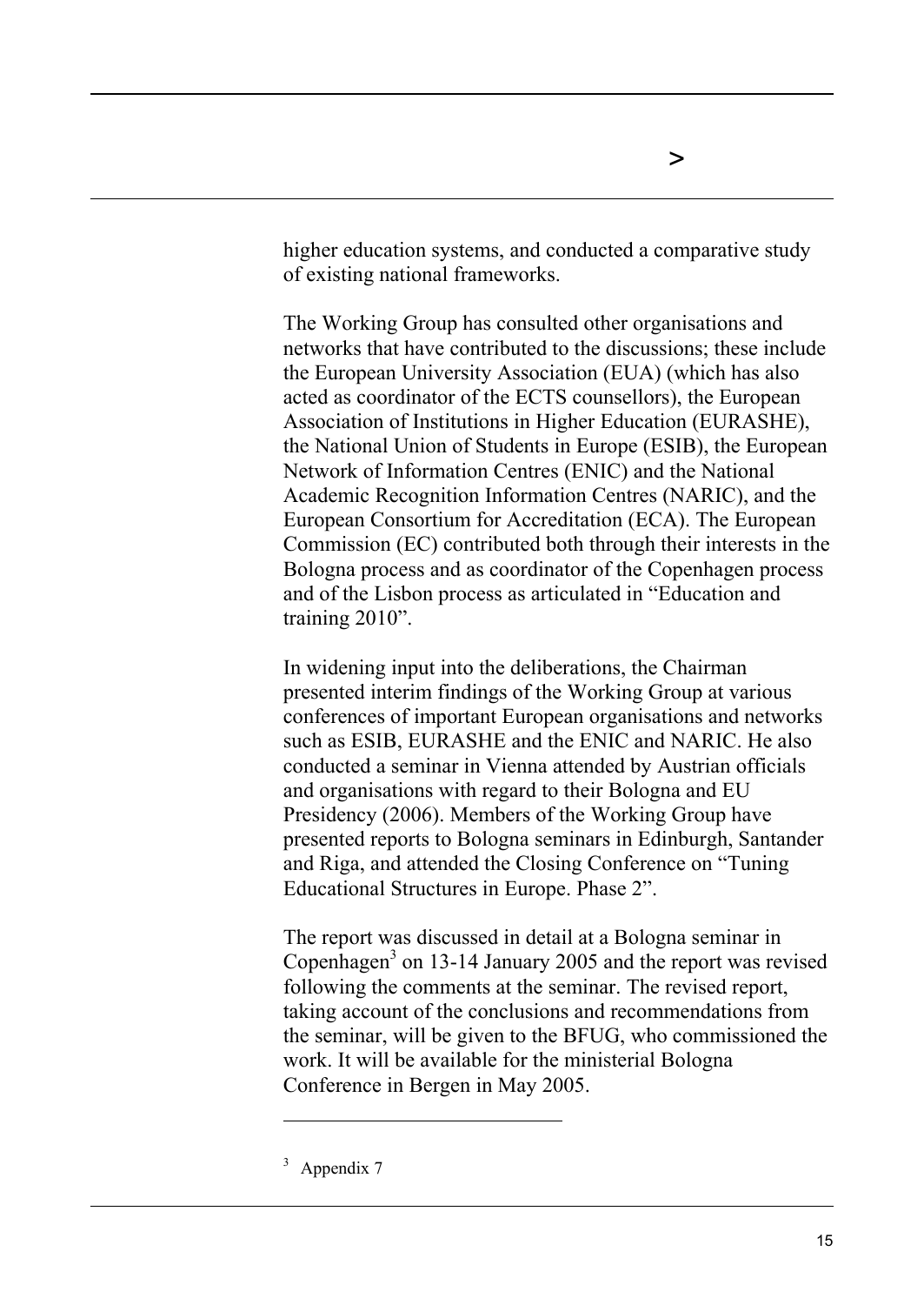higher education systems, and conducted a comparative study of existing national frameworks.

The Working Group has consulted other organisations and networks that have contributed to the discussions; these include the European University Association (EUA) (which has also acted as coordinator of the ECTS counsellors), the European Association of Institutions in Higher Education (EURASHE), the National Union of Students in Europe (ESIB), the European Network of Information Centres (ENIC) and the National Academic Recognition Information Centres (NARIC), and the European Consortium for Accreditation (ECA). The European Commission (EC) contributed both through their interests in the Bologna process and as coordinator of the Copenhagen process and of the Lisbon process as articulated in "Education and training 2010".

In widening input into the deliberations, the Chairman presented interim findings of the Working Group at various conferences of important European organisations and networks such as ESIB, EURASHE and the ENIC and NARIC. He also conducted a seminar in Vienna attended by Austrian officials and organisations with regard to their Bologna and EU Presidency (2006). Members of the Working Group have presented reports to Bologna seminars in Edinburgh, Santander and Riga, and attended the Closing Conference on "Tuning Educational Structures in Europe. Phase 2".

The report was discussed in detail at a Bologna seminar in Copenhagen[3] on 13-14 January 2005 and the report was revised following the comments at the seminar. The revised report, taking account of the conclusions and recommendations from the seminar, will be given to the BFUG, who commissioned the work. It will be available for the ministerial Bologna Conference in Bergen in May 2005.

---

[3] Appendix 7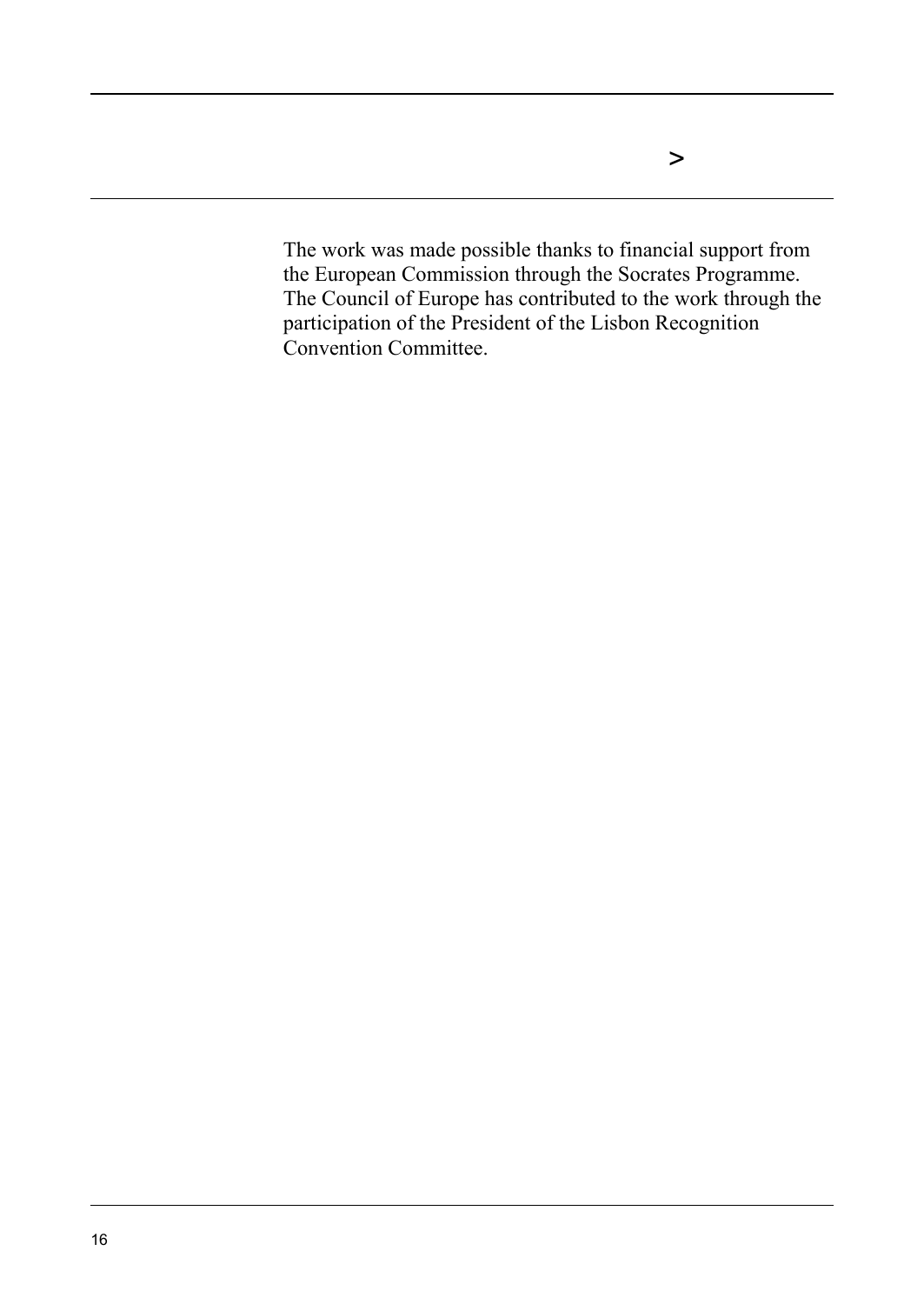The work was made possible thanks to financial support from the European Commission through the Socrates Programme. The Council of Europe has contributed to the work through the participation of the President of the Lisbon Recognition Convention Committee.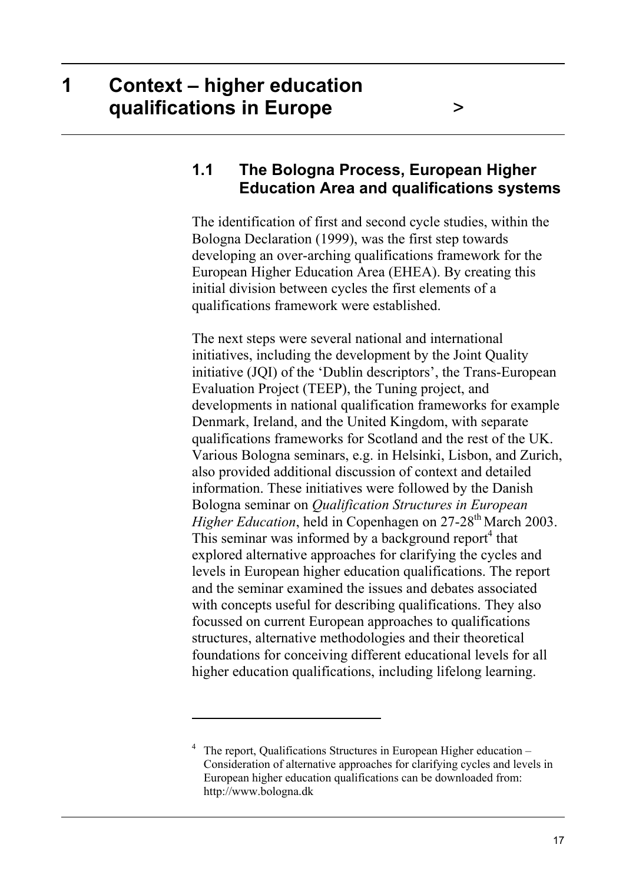# 1 Context – higher education qualifications in Europe

## 1.1 The Bologna Process, European Higher Education Area and qualifications systems

The identification of first and second cycle studies, within the Bologna Declaration (1999), was the first step towards developing an over-arching qualifications framework for the European Higher Education Area (EHEA). By creating this initial division between cycles the first elements of a qualifications framework were established.

The next steps were several national and international initiatives, including the development by the Joint Quality initiative (JQI) of the 'Dublin descriptors', the Trans-European Evaluation Project (TEEP), the Tuning project, and developments in national qualification frameworks for example Denmark, Ireland, and the United Kingdom, with separate qualifications frameworks for Scotland and the rest of the UK. Various Bologna seminars, e.g. in Helsinki, Lisbon, and Zurich, also provided additional discussion of context and detailed information. These initiatives were followed by the Danish Bologna seminar on *Qualification Structures in European Higher Education*, held in Copenhagen on 27-28th March 2003. This seminar was informed by a background report[4] that explored alternative approaches for clarifying the cycles and levels in European higher education qualifications. The report and the seminar examined the issues and debates associated with concepts useful for describing qualifications. They also focussed on current European approaches to qualifications structures, alternative methodologies and their theoretical foundations for conceiving different educational levels for all higher education qualifications, including lifelong learning.

---

[4] The report, Qualifications Structures in European Higher education – Consideration of alternative approaches for clarifying cycles and levels in European higher education qualifications can be downloaded from: http://www.bologna.dk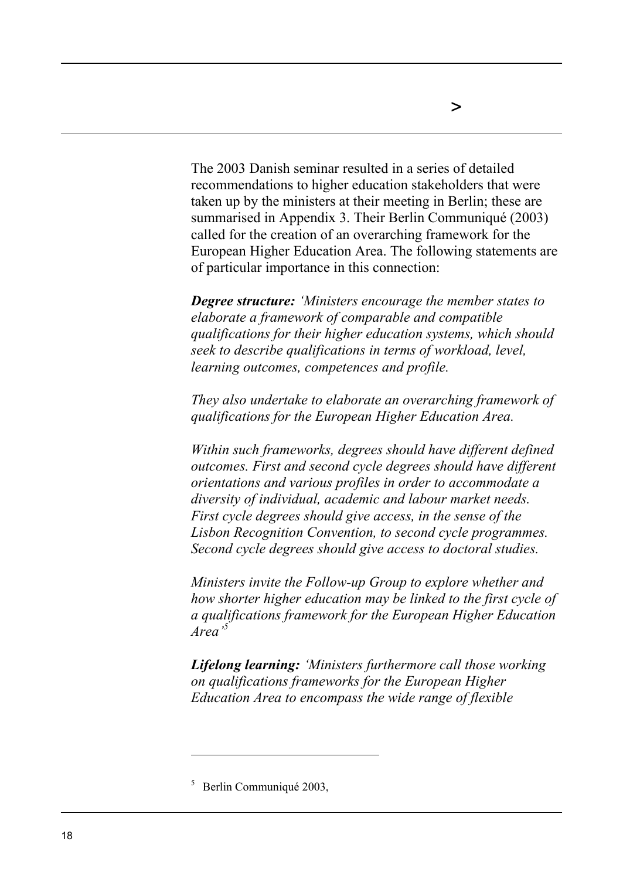The 2003 Danish seminar resulted in a series of detailed recommendations to higher education stakeholders that were taken up by the ministers at their meeting in Berlin; these are summarised in Appendix 3. Their Berlin Communiqué (2003) called for the creation of an overarching framework for the European Higher Education Area. The following statements are of particular importance in this connection:

***Degree structure:*** *'Ministers encourage the member states to elaborate a framework of comparable and compatible qualifications for their higher education systems, which should seek to describe qualifications in terms of workload, level, learning outcomes, competences and profile.*

*They also undertake to elaborate an overarching framework of qualifications for the European Higher Education Area.*

*Within such frameworks, degrees should have different defined outcomes. First and second cycle degrees should have different orientations and various profiles in order to accommodate a diversity of individual, academic and labour market needs. First cycle degrees should give access, in the sense of the Lisbon Recognition Convention, to second cycle programmes. Second cycle degrees should give access to doctoral studies.*

*Ministers invite the Follow-up Group to explore whether and how shorter higher education may be linked to the first cycle of a qualifications framework for the European Higher Education Area'*[5]

***Lifelong learning:*** *'Ministers furthermore call those working on qualifications frameworks for the European Higher Education Area to encompass the wide range of flexible*

---

[5] Berlin Communiqué 2003,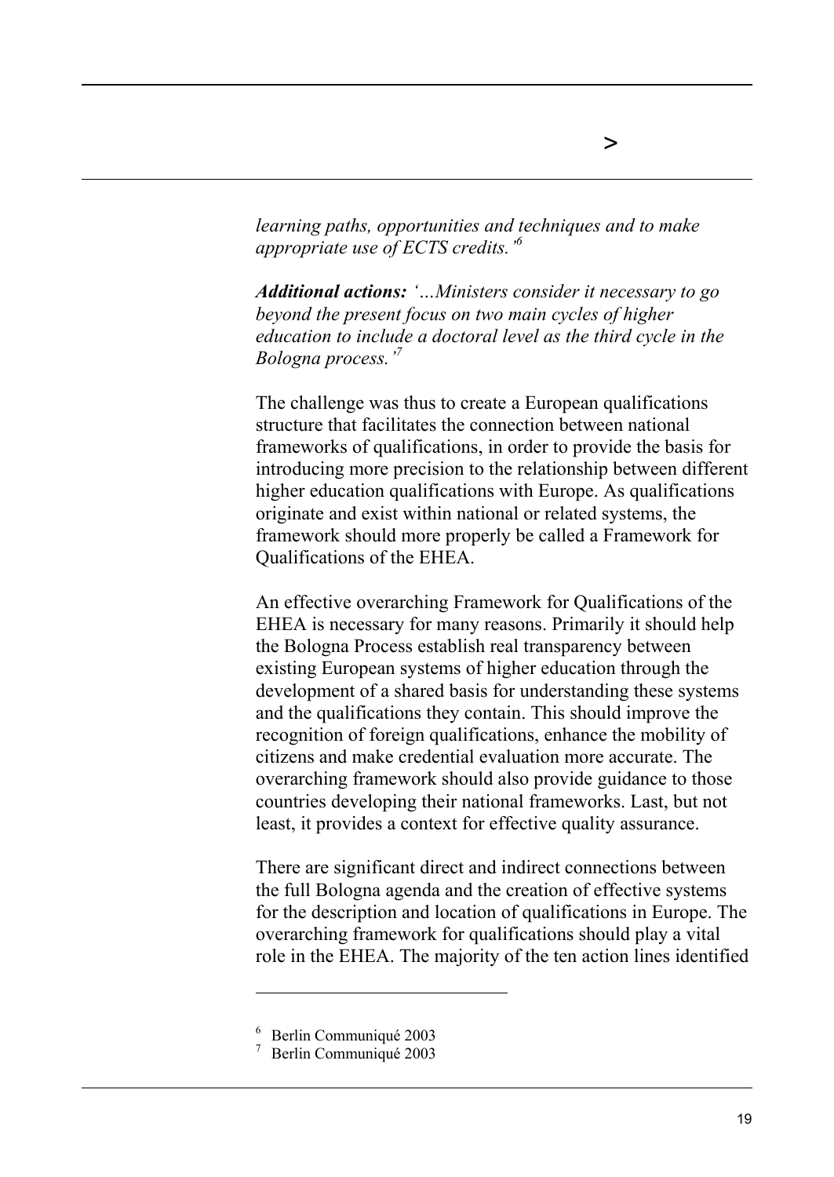*learning paths, opportunities and techniques and to make appropriate use of ECTS credits.'*[6]

***Additional actions:*** *'…Ministers consider it necessary to go beyond the present focus on two main cycles of higher education to include a doctoral level as the third cycle in the Bologna process.'*[7]

The challenge was thus to create a European qualifications structure that facilitates the connection between national frameworks of qualifications, in order to provide the basis for introducing more precision to the relationship between different higher education qualifications with Europe. As qualifications originate and exist within national or related systems, the framework should more properly be called a Framework for Qualifications of the EHEA.

An effective overarching Framework for Qualifications of the EHEA is necessary for many reasons. Primarily it should help the Bologna Process establish real transparency between existing European systems of higher education through the development of a shared basis for understanding these systems and the qualifications they contain. This should improve the recognition of foreign qualifications, enhance the mobility of citizens and make credential evaluation more accurate. The overarching framework should also provide guidance to those countries developing their national frameworks. Last, but not least, it provides a context for effective quality assurance.

There are significant direct and indirect connections between the full Bologna agenda and the creation of effective systems for the description and location of qualifications in Europe. The overarching framework for qualifications should play a vital role in the EHEA. The majority of the ten action lines identified

---

[6] Berlin Communiqué 2003

[7] Berlin Communiqué 2003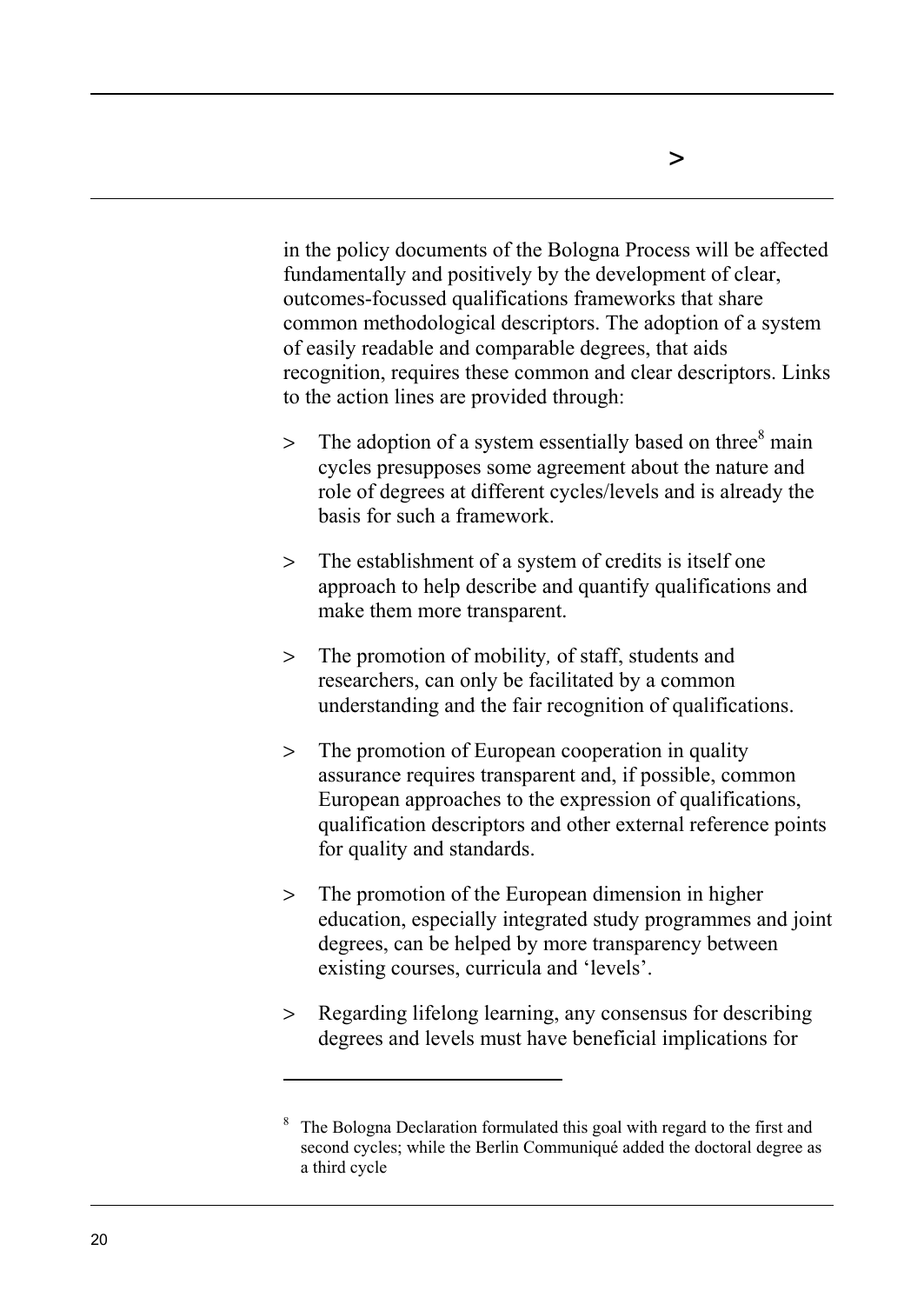in the policy documents of the Bologna Process will be affected fundamentally and positively by the development of clear, outcomes-focussed qualifications frameworks that share common methodological descriptors. The adoption of a system of easily readable and comparable degrees, that aids recognition, requires these common and clear descriptors. Links to the action lines are provided through:

> The adoption of a system essentially based on three[8] main cycles presupposes some agreement about the nature and role of degrees at different cycles/levels and is already the basis for such a framework.

> The establishment of a system of credits is itself one approach to help describe and quantify qualifications and make them more transparent.

> The promotion of mobility*,* of staff, students and researchers, can only be facilitated by a common understanding and the fair recognition of qualifications.

> The promotion of European cooperation in quality assurance requires transparent and, if possible, common European approaches to the expression of qualifications, qualification descriptors and other external reference points for quality and standards.

> The promotion of the European dimension in higher education, especially integrated study programmes and joint degrees, can be helped by more transparency between existing courses, curricula and 'levels'.

> Regarding lifelong learning, any consensus for describing degrees and levels must have beneficial implications for

---

[8] The Bologna Declaration formulated this goal with regard to the first and second cycles; while the Berlin Communiqué added the doctoral degree as a third cycle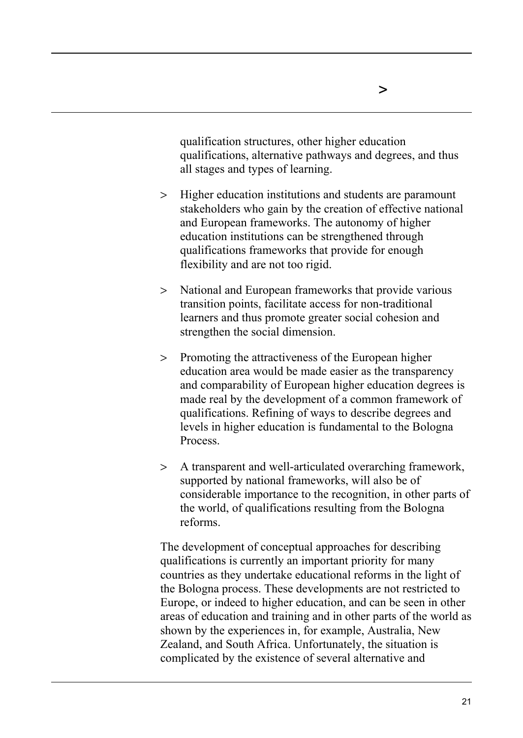qualification structures, other higher education qualifications, alternative pathways and degrees, and thus all stages and types of learning.

> Higher education institutions and students are paramount stakeholders who gain by the creation of effective national and European frameworks. The autonomy of higher education institutions can be strengthened through qualifications frameworks that provide for enough flexibility and are not too rigid.

> National and European frameworks that provide various transition points, facilitate access for non-traditional learners and thus promote greater social cohesion and strengthen the social dimension.

> Promoting the attractiveness of the European higher education area would be made easier as the transparency and comparability of European higher education degrees is made real by the development of a common framework of qualifications. Refining of ways to describe degrees and levels in higher education is fundamental to the Bologna Process.

> A transparent and well-articulated overarching framework, supported by national frameworks, will also be of considerable importance to the recognition, in other parts of the world, of qualifications resulting from the Bologna reforms.

The development of conceptual approaches for describing qualifications is currently an important priority for many countries as they undertake educational reforms in the light of the Bologna process. These developments are not restricted to Europe, or indeed to higher education, and can be seen in other areas of education and training and in other parts of the world as shown by the experiences in, for example, Australia, New Zealand, and South Africa. Unfortunately, the situation is complicated by the existence of several alternative and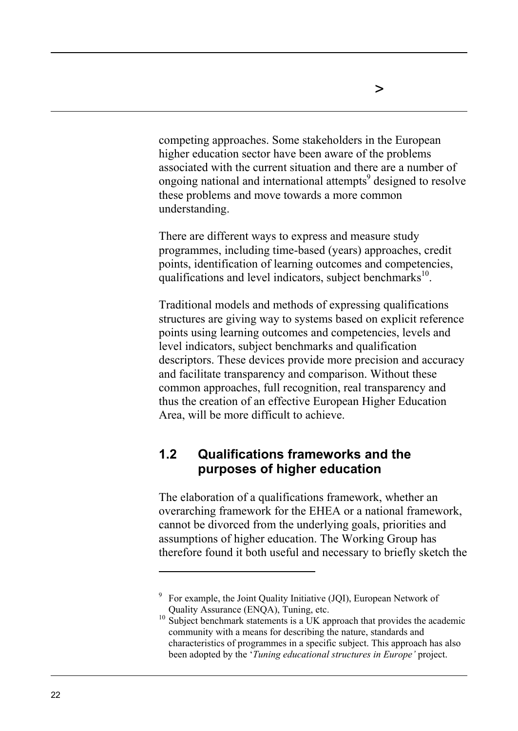competing approaches. Some stakeholders in the European higher education sector have been aware of the problems associated with the current situation and there are a number of ongoing national and international attempts[9] designed to resolve these problems and move towards a more common understanding.

There are different ways to express and measure study programmes, including time-based (years) approaches, credit points, identification of learning outcomes and competencies, qualifications and level indicators, subject benchmarks[10].

Traditional models and methods of expressing qualifications structures are giving way to systems based on explicit reference points using learning outcomes and competencies, levels and level indicators, subject benchmarks and qualification descriptors. These devices provide more precision and accuracy and facilitate transparency and comparison. Without these common approaches, full recognition, real transparency and thus the creation of an effective European Higher Education Area, will be more difficult to achieve.

## 1.2 Qualifications frameworks and the purposes of higher education

The elaboration of a qualifications framework, whether an overarching framework for the EHEA or a national framework, cannot be divorced from the underlying goals, priorities and assumptions of higher education. The Working Group has therefore found it both useful and necessary to briefly sketch the

---

[9] For example, the Joint Quality Initiative (JQI), European Network of Quality Assurance (ENQA), Tuning, etc.

[10] Subject benchmark statements is a UK approach that provides the academic community with a means for describing the nature, standards and characteristics of programmes in a specific subject. This approach has also been adopted by the '*Tuning educational structures in Europe'* project.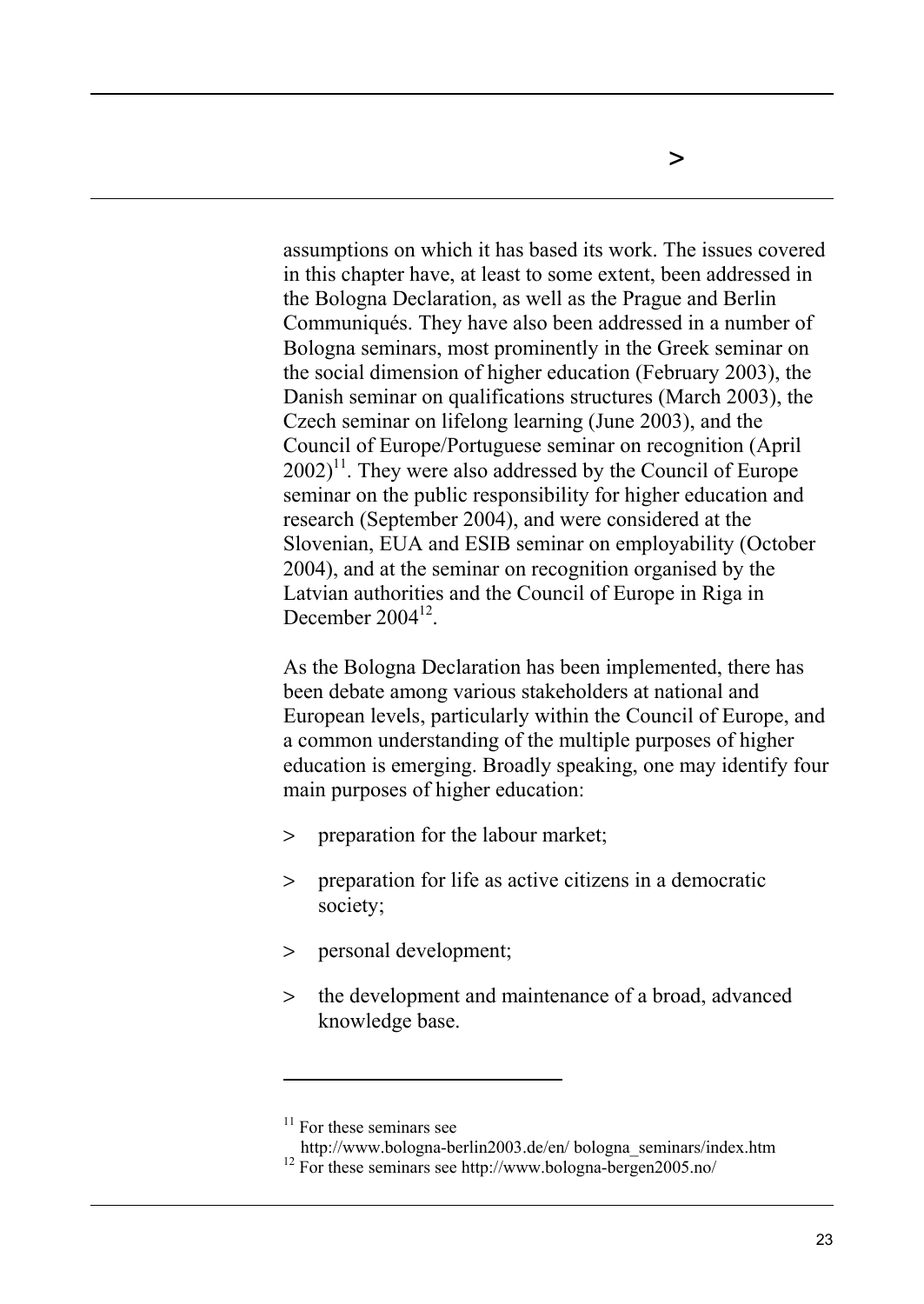assumptions on which it has based its work. The issues covered in this chapter have, at least to some extent, been addressed in the Bologna Declaration, as well as the Prague and Berlin Communiqués. They have also been addressed in a number of Bologna seminars, most prominently in the Greek seminar on the social dimension of higher education (February 2003), the Danish seminar on qualifications structures (March 2003), the Czech seminar on lifelong learning (June 2003), and the Council of Europe/Portuguese seminar on recognition (April 2002)[11]. They were also addressed by the Council of Europe seminar on the public responsibility for higher education and research (September 2004), and were considered at the Slovenian, EUA and ESIB seminar on employability (October 2004), and at the seminar on recognition organised by the Latvian authorities and the Council of Europe in Riga in December 2004[12].

As the Bologna Declaration has been implemented, there has been debate among various stakeholders at national and European levels, particularly within the Council of Europe, and a common understanding of the multiple purposes of higher education is emerging. Broadly speaking, one may identify four main purposes of higher education:

> preparation for the labour market;

> preparation for life as active citizens in a democratic society;

> personal development;

> the development and maintenance of a broad, advanced knowledge base.

---

[11] For these seminars see http://www.bologna-berlin2003.de/en/ bologna_seminars/index.htm

[12] For these seminars see http://www.bologna-bergen2005.no/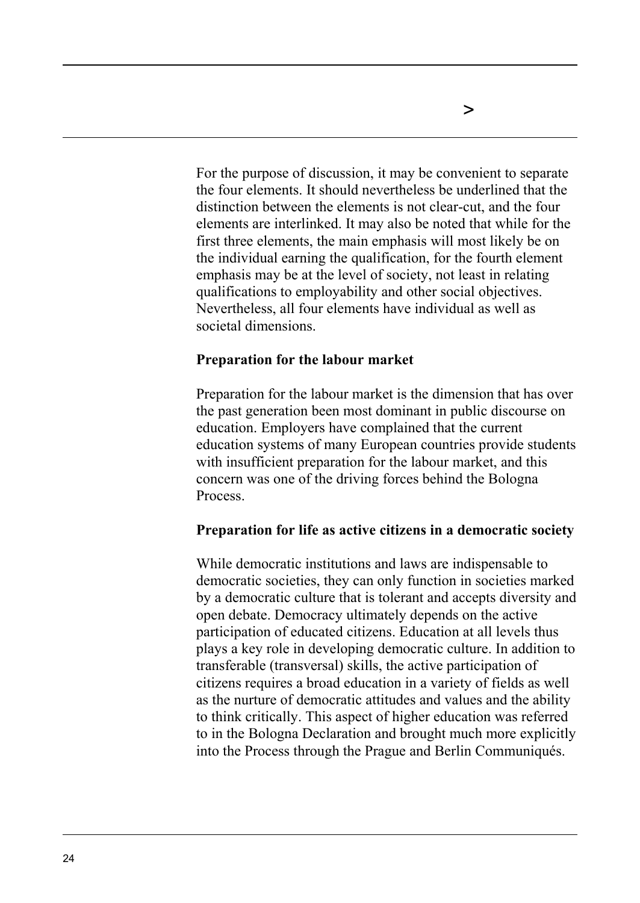For the purpose of discussion, it may be convenient to separate the four elements. It should nevertheless be underlined that the distinction between the elements is not clear-cut, and the four elements are interlinked. It may also be noted that while for the first three elements, the main emphasis will most likely be on the individual earning the qualification, for the fourth element emphasis may be at the level of society, not least in relating qualifications to employability and other social objectives. Nevertheless, all four elements have individual as well as societal dimensions.

**Preparation for the labour market**

Preparation for the labour market is the dimension that has over the past generation been most dominant in public discourse on education. Employers have complained that the current education systems of many European countries provide students with insufficient preparation for the labour market, and this concern was one of the driving forces behind the Bologna Process.

**Preparation for life as active citizens in a democratic society**

While democratic institutions and laws are indispensable to democratic societies, they can only function in societies marked by a democratic culture that is tolerant and accepts diversity and open debate. Democracy ultimately depends on the active participation of educated citizens. Education at all levels thus plays a key role in developing democratic culture. In addition to transferable (transversal) skills, the active participation of citizens requires a broad education in a variety of fields as well as the nurture of democratic attitudes and values and the ability to think critically. This aspect of higher education was referred to in the Bologna Declaration and brought much more explicitly into the Process through the Prague and Berlin Communiqués.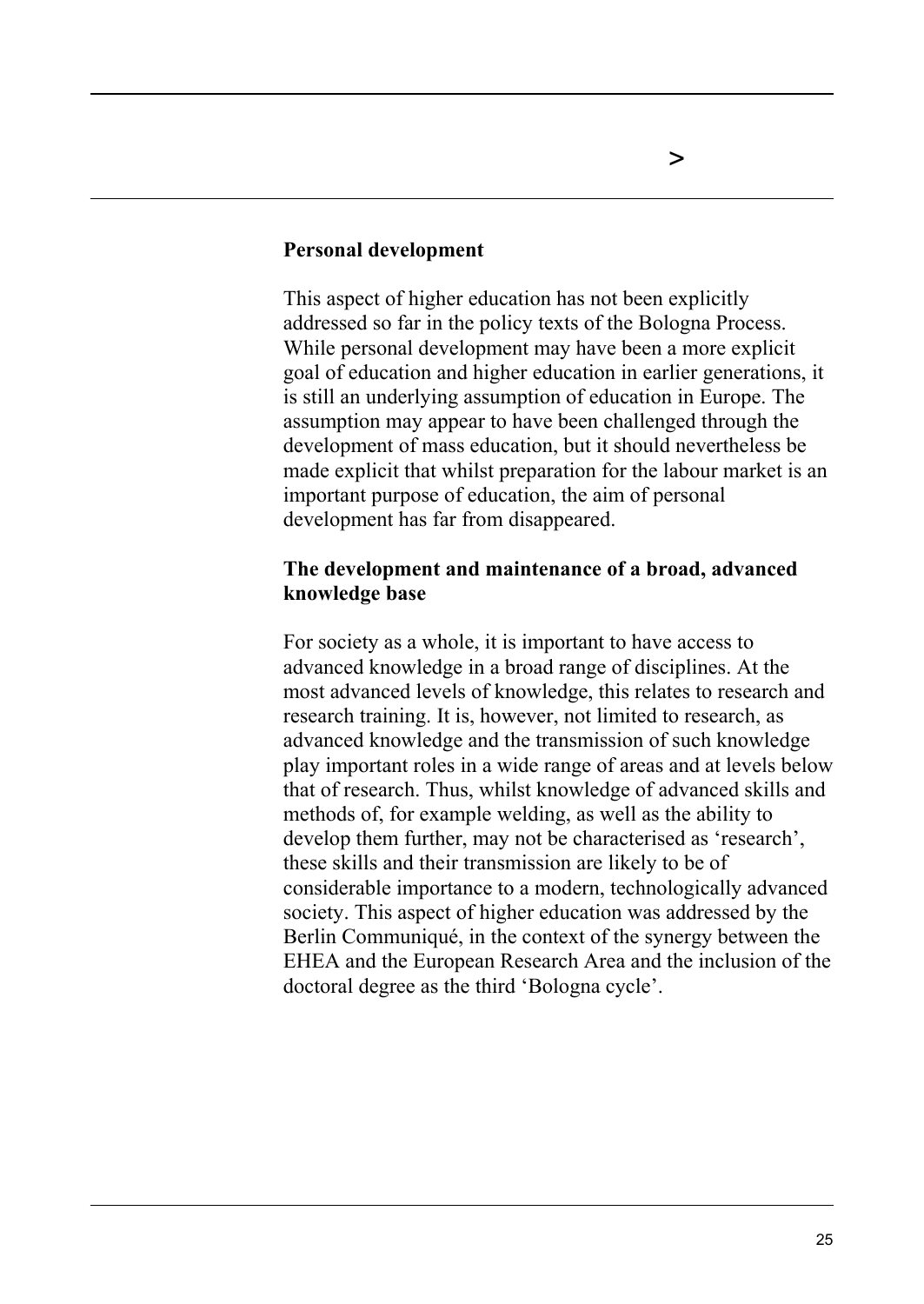**Personal development**

This aspect of higher education has not been explicitly addressed so far in the policy texts of the Bologna Process. While personal development may have been a more explicit goal of education and higher education in earlier generations, it is still an underlying assumption of education in Europe. The assumption may appear to have been challenged through the development of mass education, but it should nevertheless be made explicit that whilst preparation for the labour market is an important purpose of education, the aim of personal development has far from disappeared.

**The development and maintenance of a broad, advanced knowledge base**

For society as a whole, it is important to have access to advanced knowledge in a broad range of disciplines. At the most advanced levels of knowledge, this relates to research and research training. It is, however, not limited to research, as advanced knowledge and the transmission of such knowledge play important roles in a wide range of areas and at levels below that of research. Thus, whilst knowledge of advanced skills and methods of, for example welding, as well as the ability to develop them further, may not be characterised as 'research', these skills and their transmission are likely to be of considerable importance to a modern, technologically advanced society. This aspect of higher education was addressed by the Berlin Communiqué, in the context of the synergy between the EHEA and the European Research Area and the inclusion of the doctoral degree as the third 'Bologna cycle'.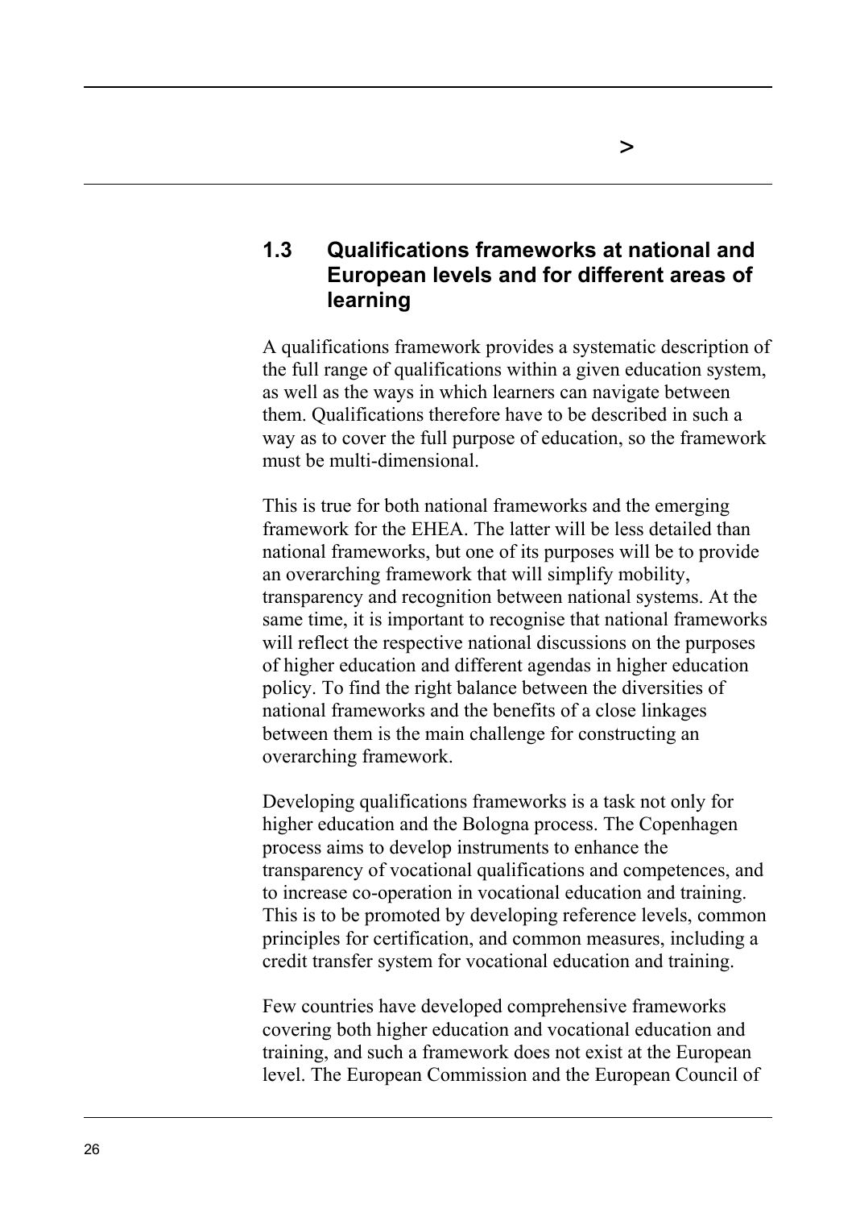## 1.3 Qualifications frameworks at national and European levels and for different areas of learning

A qualifications framework provides a systematic description of the full range of qualifications within a given education system, as well as the ways in which learners can navigate between them. Qualifications therefore have to be described in such a way as to cover the full purpose of education, so the framework must be multi-dimensional.

This is true for both national frameworks and the emerging framework for the EHEA. The latter will be less detailed than national frameworks, but one of its purposes will be to provide an overarching framework that will simplify mobility, transparency and recognition between national systems. At the same time, it is important to recognise that national frameworks will reflect the respective national discussions on the purposes of higher education and different agendas in higher education policy. To find the right balance between the diversities of national frameworks and the benefits of a close linkages between them is the main challenge for constructing an overarching framework.

Developing qualifications frameworks is a task not only for higher education and the Bologna process. The Copenhagen process aims to develop instruments to enhance the transparency of vocational qualifications and competences, and to increase co-operation in vocational education and training. This is to be promoted by developing reference levels, common principles for certification, and common measures, including a credit transfer system for vocational education and training.

Few countries have developed comprehensive frameworks covering both higher education and vocational education and training, and such a framework does not exist at the European level. The European Commission and the European Council of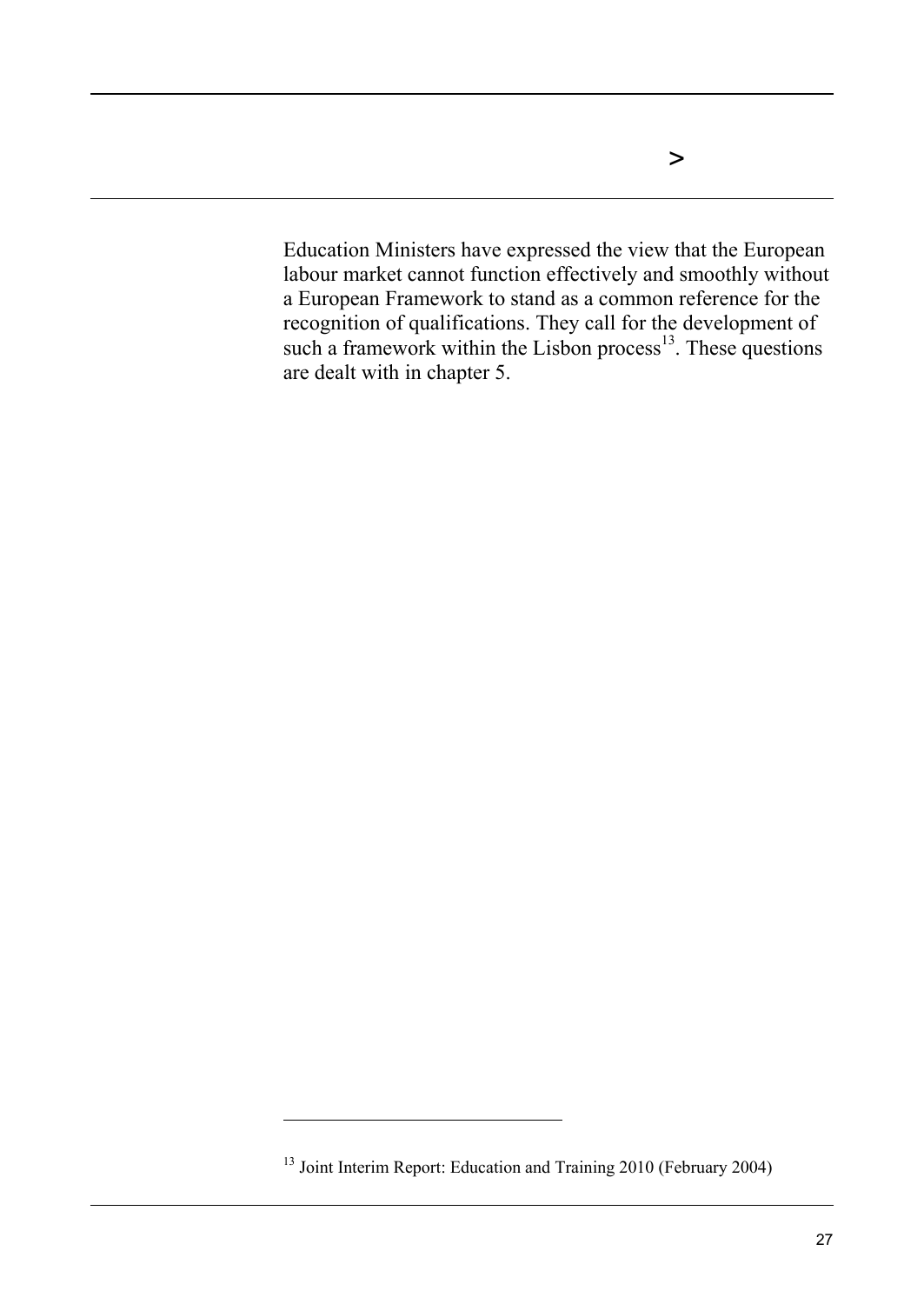Education Ministers have expressed the view that the European labour market cannot function effectively and smoothly without a European Framework to stand as a common reference for the recognition of qualifications. They call for the development of such a framework within the Lisbon process[13]. These questions are dealt with in chapter 5.

[13] Joint Interim Report: Education and Training 2010 (February 2004)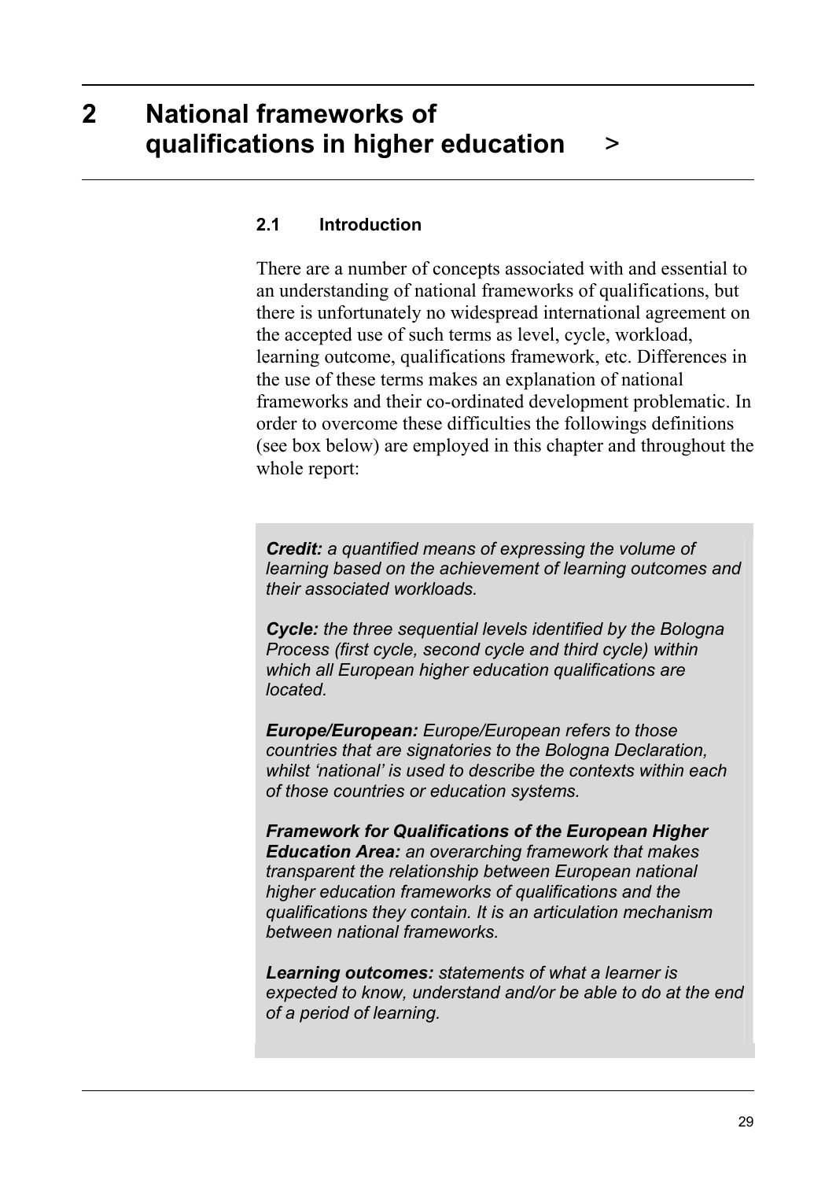# 2 National frameworks of qualifications in higher education >

## 2.1 Introduction

There are a number of concepts associated with and essential to an understanding of national frameworks of qualifications, but there is unfortunately no widespread international agreement on the accepted use of such terms as level, cycle, workload, learning outcome, qualifications framework, etc. Differences in the use of these terms makes an explanation of national frameworks and their co-ordinated development problematic. In order to overcome these difficulties the followings definitions (see box below) are employed in this chapter and throughout the whole report:

***Credit:*** *a quantified means of expressing the volume of learning based on the achievement of learning outcomes and their associated workloads.*

***Cycle:*** *the three sequential levels identified by the Bologna Process (first cycle, second cycle and third cycle) within which all European higher education qualifications are located.*

***Europe/European:*** *Europe/European refers to those countries that are signatories to the Bologna Declaration, whilst 'national' is used to describe the contexts within each of those countries or education systems.*

***Framework for Qualifications of the European Higher Education Area:*** *an overarching framework that makes transparent the relationship between European national higher education frameworks of qualifications and the qualifications they contain. It is an articulation mechanism between national frameworks.*

***Learning outcomes:*** *statements of what a learner is expected to know, understand and/or be able to do at the end of a period of learning.*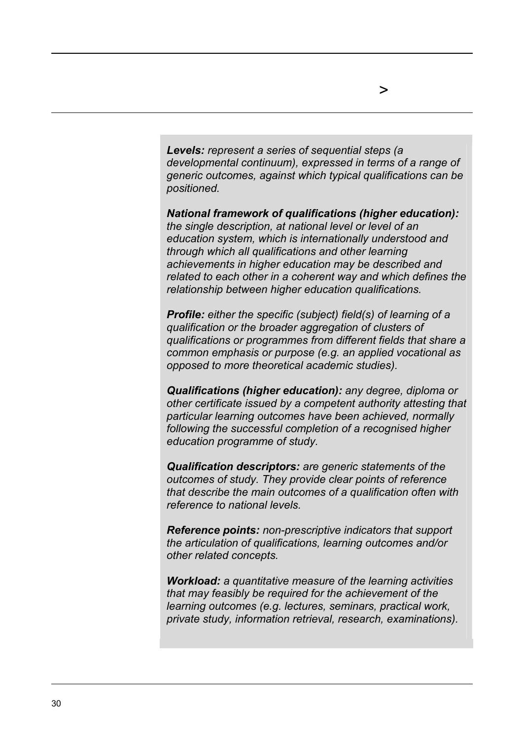***Levels:*** *represent a series of sequential steps (a developmental continuum), expressed in terms of a range of generic outcomes, against which typical qualifications can be positioned.*

***National framework of qualifications (higher education):*** *the single description, at national level or level of an education system, which is internationally understood and through which all qualifications and other learning achievements in higher education may be described and related to each other in a coherent way and which defines the relationship between higher education qualifications.*

***Profile:*** *either the specific (subject) field(s) of learning of a qualification or the broader aggregation of clusters of qualifications or programmes from different fields that share a common emphasis or purpose (e.g. an applied vocational as opposed to more theoretical academic studies).*

***Qualifications (higher education):*** *any degree, diploma or other certificate issued by a competent authority attesting that particular learning outcomes have been achieved, normally following the successful completion of a recognised higher education programme of study.*

***Qualification descriptors:*** *are generic statements of the outcomes of study. They provide clear points of reference that describe the main outcomes of a qualification often with reference to national levels.*

***Reference points:*** *non-prescriptive indicators that support the articulation of qualifications, learning outcomes and/or other related concepts.*

***Workload:*** *a quantitative measure of the learning activities that may feasibly be required for the achievement of the learning outcomes (e.g. lectures, seminars, practical work, private study, information retrieval, research, examinations).*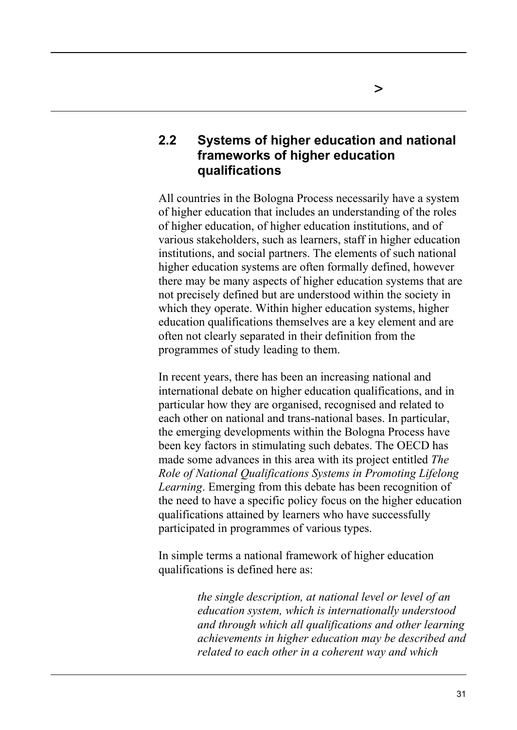## 2.2 Systems of higher education and national frameworks of higher education qualifications

All countries in the Bologna Process necessarily have a system of higher education that includes an understanding of the roles of higher education, of higher education institutions, and of various stakeholders, such as learners, staff in higher education institutions, and social partners. The elements of such national higher education systems are often formally defined, however there may be many aspects of higher education systems that are not precisely defined but are understood within the society in which they operate. Within higher education systems, higher education qualifications themselves are a key element and are often not clearly separated in their definition from the programmes of study leading to them.

In recent years, there has been an increasing national and international debate on higher education qualifications, and in particular how they are organised, recognised and related to each other on national and trans-national bases. In particular, the emerging developments within the Bologna Process have been key factors in stimulating such debates. The OECD has made some advances in this area with its project entitled *The Role of National Qualifications Systems in Promoting Lifelong Learning*. Emerging from this debate has been recognition of the need to have a specific policy focus on the higher education qualifications attained by learners who have successfully participated in programmes of various types.

In simple terms a national framework of higher education qualifications is defined here as:

> *the single description, at national level or level of an education system, which is internationally understood and through which all qualifications and other learning achievements in higher education may be described and related to each other in a coherent way and which*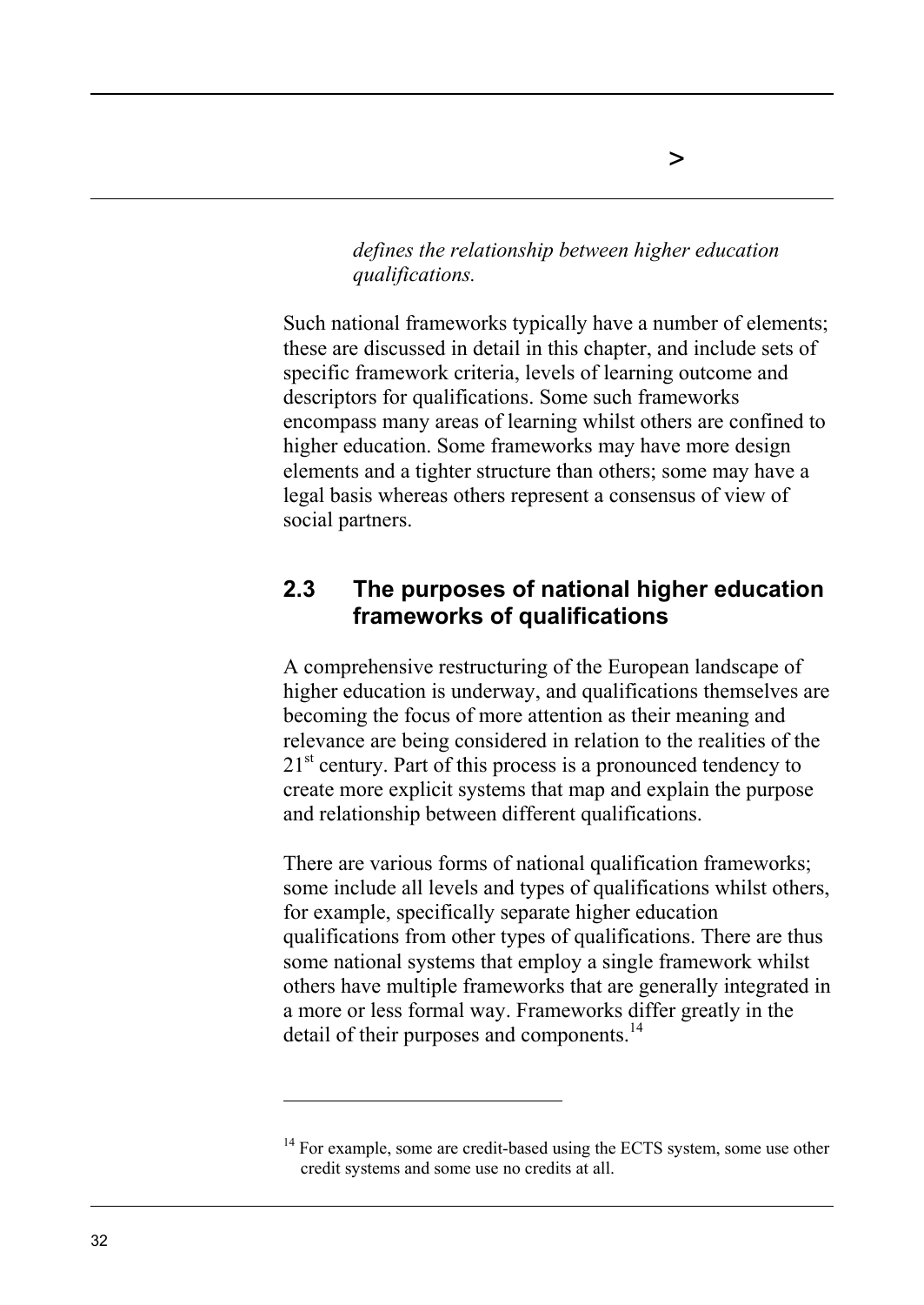*defines the relationship between higher education qualifications.*

Such national frameworks typically have a number of elements; these are discussed in detail in this chapter, and include sets of specific framework criteria, levels of learning outcome and descriptors for qualifications. Some such frameworks encompass many areas of learning whilst others are confined to higher education. Some frameworks may have more design elements and a tighter structure than others; some may have a legal basis whereas others represent a consensus of view of social partners.

## 2.3 The purposes of national higher education frameworks of qualifications

A comprehensive restructuring of the European landscape of higher education is underway, and qualifications themselves are becoming the focus of more attention as their meaning and relevance are being considered in relation to the realities of the 21st century. Part of this process is a pronounced tendency to create more explicit systems that map and explain the purpose and relationship between different qualifications.

There are various forms of national qualification frameworks; some include all levels and types of qualifications whilst others, for example, specifically separate higher education qualifications from other types of qualifications. There are thus some national systems that employ a single framework whilst others have multiple frameworks that are generally integrated in a more or less formal way. Frameworks differ greatly in the detail of their purposes and components.[14]

---

[14] For example, some are credit-based using the ECTS system, some use other credit systems and some use no credits at all.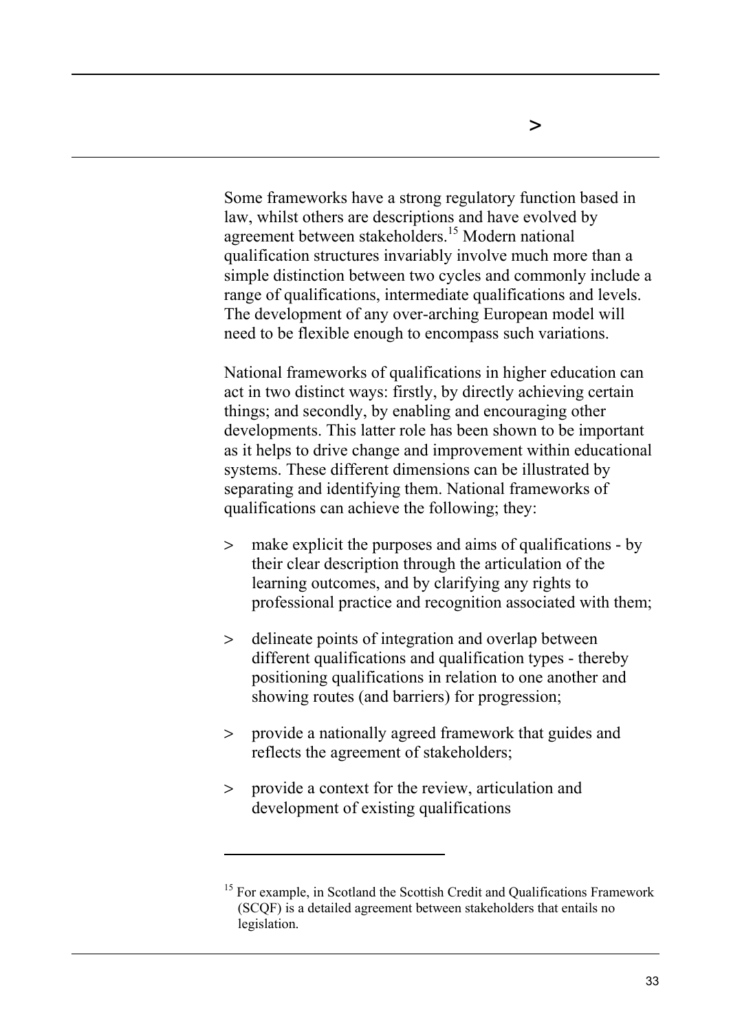Some frameworks have a strong regulatory function based in law, whilst others are descriptions and have evolved by agreement between stakeholders.[15] Modern national qualification structures invariably involve much more than a simple distinction between two cycles and commonly include a range of qualifications, intermediate qualifications and levels. The development of any over-arching European model will need to be flexible enough to encompass such variations.

National frameworks of qualifications in higher education can act in two distinct ways: firstly, by directly achieving certain things; and secondly, by enabling and encouraging other developments. This latter role has been shown to be important as it helps to drive change and improvement within educational systems. These different dimensions can be illustrated by separating and identifying them. National frameworks of qualifications can achieve the following; they:

- make explicit the purposes and aims of qualifications - by their clear description through the articulation of the learning outcomes, and by clarifying any rights to professional practice and recognition associated with them;
- delineate points of integration and overlap between different qualifications and qualification types - thereby positioning qualifications in relation to one another and showing routes (and barriers) for progression;
- provide a nationally agreed framework that guides and reflects the agreement of stakeholders;
- provide a context for the review, articulation and development of existing qualifications

[15] For example, in Scotland the Scottish Credit and Qualifications Framework (SCQF) is a detailed agreement between stakeholders that entails no legislation.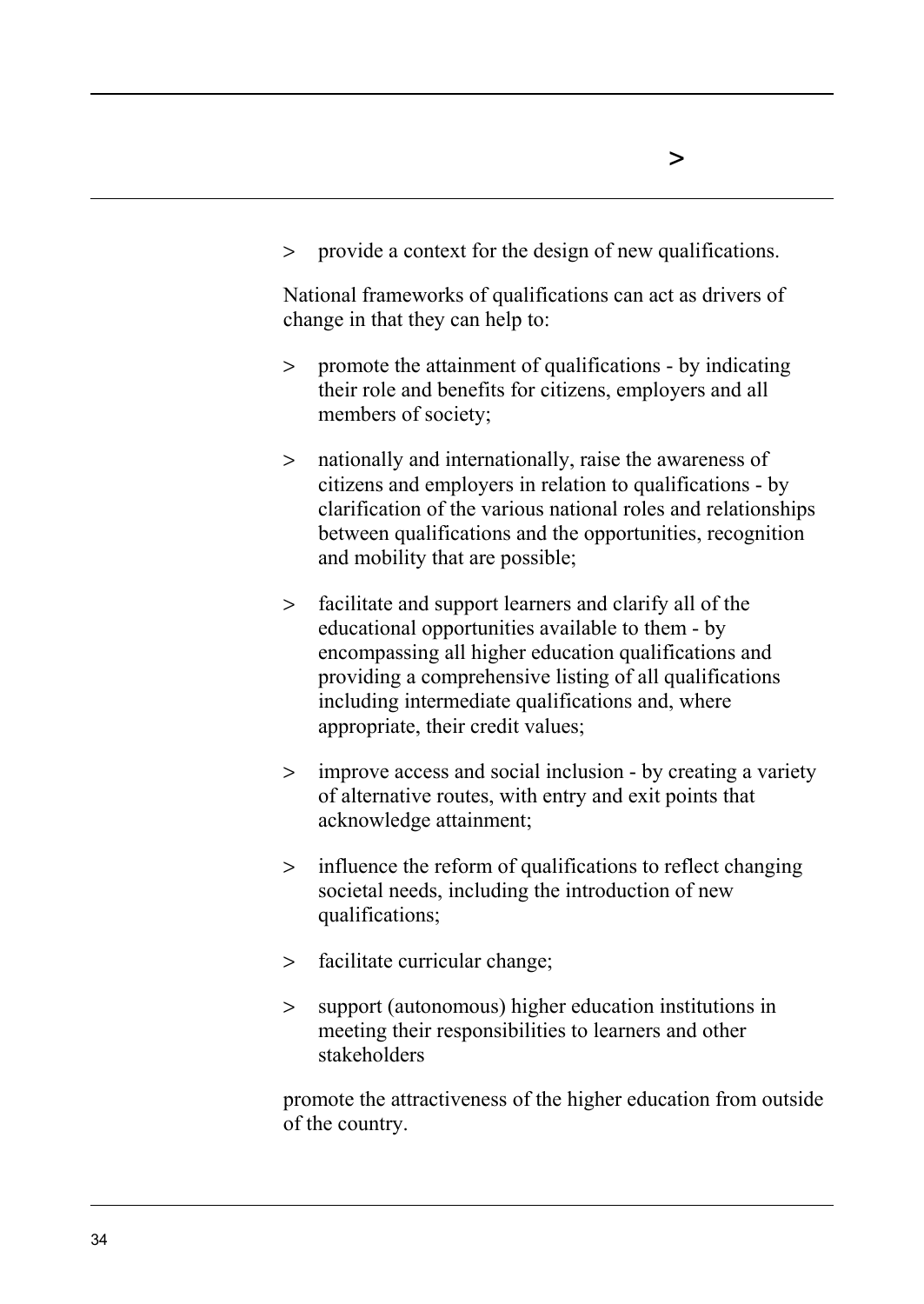- provide a context for the design of new qualifications.

National frameworks of qualifications can act as drivers of change in that they can help to:

- promote the attainment of qualifications - by indicating their role and benefits for citizens, employers and all members of society;
- nationally and internationally, raise the awareness of citizens and employers in relation to qualifications - by clarification of the various national roles and relationships between qualifications and the opportunities, recognition and mobility that are possible;
- facilitate and support learners and clarify all of the educational opportunities available to them - by encompassing all higher education qualifications and providing a comprehensive listing of all qualifications including intermediate qualifications and, where appropriate, their credit values;
- improve access and social inclusion - by creating a variety of alternative routes, with entry and exit points that acknowledge attainment;
- influence the reform of qualifications to reflect changing societal needs, including the introduction of new qualifications;
- facilitate curricular change;
- support (autonomous) higher education institutions in meeting their responsibilities to learners and other stakeholders

promote the attractiveness of the higher education from outside of the country.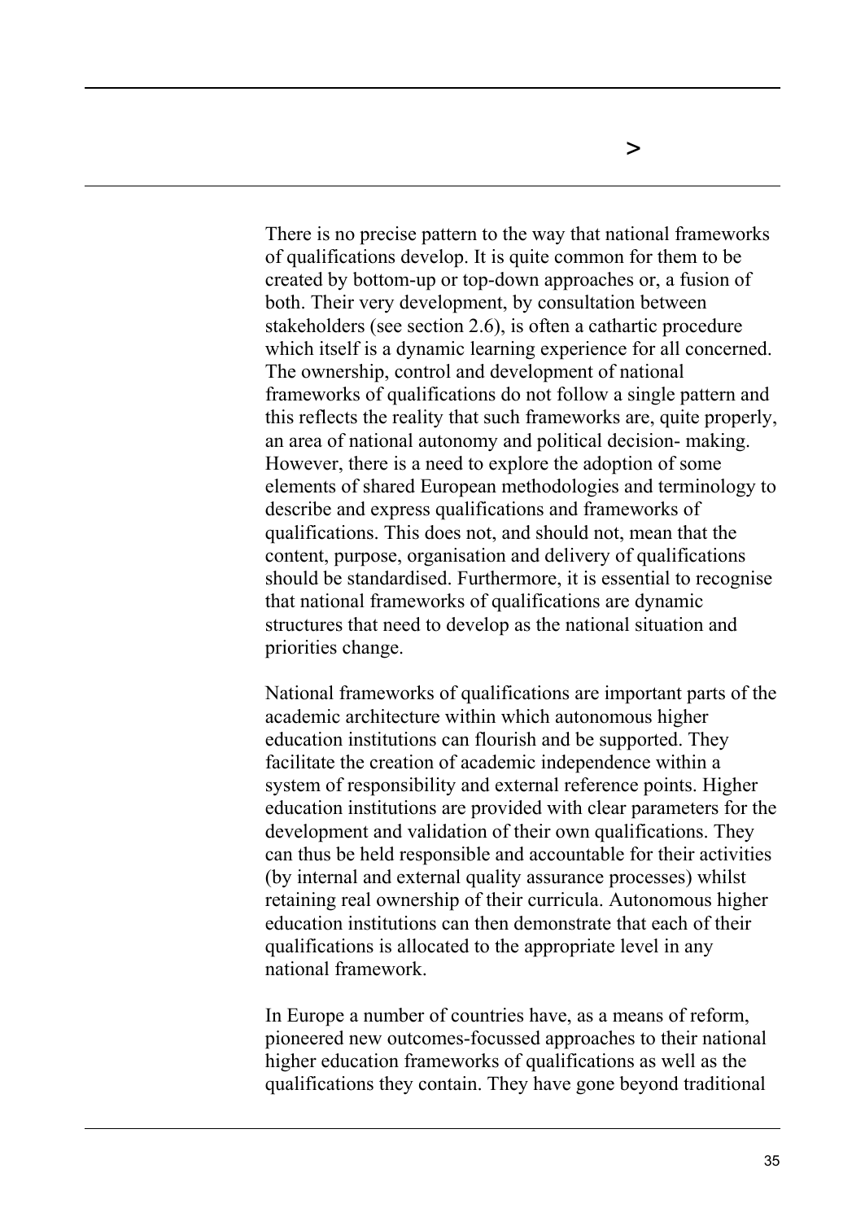There is no precise pattern to the way that national frameworks of qualifications develop. It is quite common for them to be created by bottom-up or top-down approaches or, a fusion of both. Their very development, by consultation between stakeholders (see section 2.6), is often a cathartic procedure which itself is a dynamic learning experience for all concerned. The ownership, control and development of national frameworks of qualifications do not follow a single pattern and this reflects the reality that such frameworks are, quite properly, an area of national autonomy and political decision- making. However, there is a need to explore the adoption of some elements of shared European methodologies and terminology to describe and express qualifications and frameworks of qualifications. This does not, and should not, mean that the content, purpose, organisation and delivery of qualifications should be standardised. Furthermore, it is essential to recognise that national frameworks of qualifications are dynamic structures that need to develop as the national situation and priorities change.

National frameworks of qualifications are important parts of the academic architecture within which autonomous higher education institutions can flourish and be supported. They facilitate the creation of academic independence within a system of responsibility and external reference points. Higher education institutions are provided with clear parameters for the development and validation of their own qualifications. They can thus be held responsible and accountable for their activities (by internal and external quality assurance processes) whilst retaining real ownership of their curricula. Autonomous higher education institutions can then demonstrate that each of their qualifications is allocated to the appropriate level in any national framework.

In Europe a number of countries have, as a means of reform, pioneered new outcomes-focussed approaches to their national higher education frameworks of qualifications as well as the qualifications they contain. They have gone beyond traditional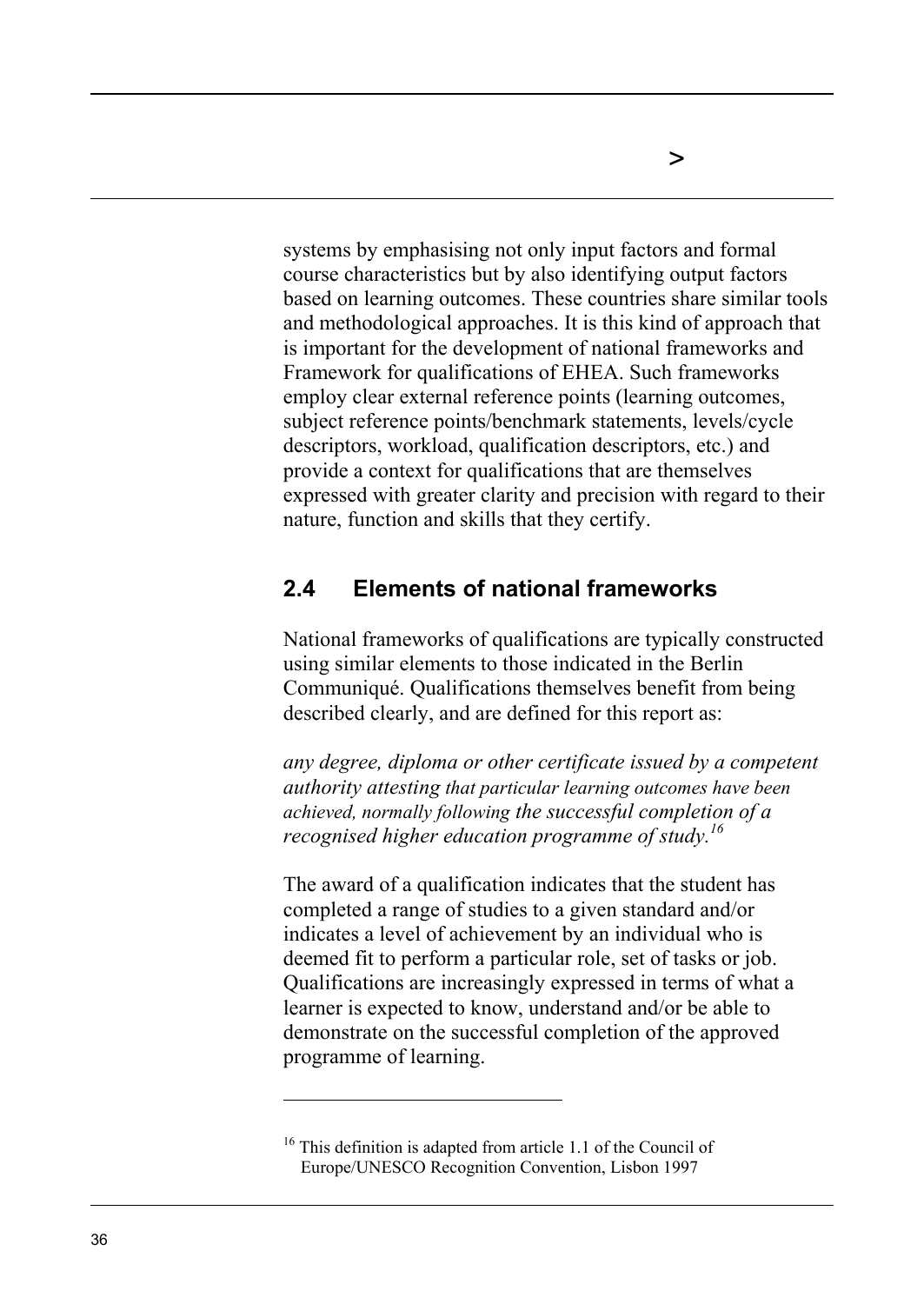systems by emphasising not only input factors and formal course characteristics but by also identifying output factors based on learning outcomes. These countries share similar tools and methodological approaches. It is this kind of approach that is important for the development of national frameworks and Framework for qualifications of EHEA. Such frameworks employ clear external reference points (learning outcomes, subject reference points/benchmark statements, levels/cycle descriptors, workload, qualification descriptors, etc.) and provide a context for qualifications that are themselves expressed with greater clarity and precision with regard to their nature, function and skills that they certify.

## 2.4 Elements of national frameworks

National frameworks of qualifications are typically constructed using similar elements to those indicated in the Berlin Communiqué. Qualifications themselves benefit from being described clearly, and are defined for this report as:

*any degree, diploma or other certificate issued by a competent authority attesting that particular learning outcomes have been achieved, normally following the successful completion of a recognised higher education programme of study.*[16]

The award of a qualification indicates that the student has completed a range of studies to a given standard and/or indicates a level of achievement by an individual who is deemed fit to perform a particular role, set of tasks or job. Qualifications are increasingly expressed in terms of what a learner is expected to know, understand and/or be able to demonstrate on the successful completion of the approved programme of learning.

---

[16] This definition is adapted from article 1.1 of the Council of Europe/UNESCO Recognition Convention, Lisbon 1997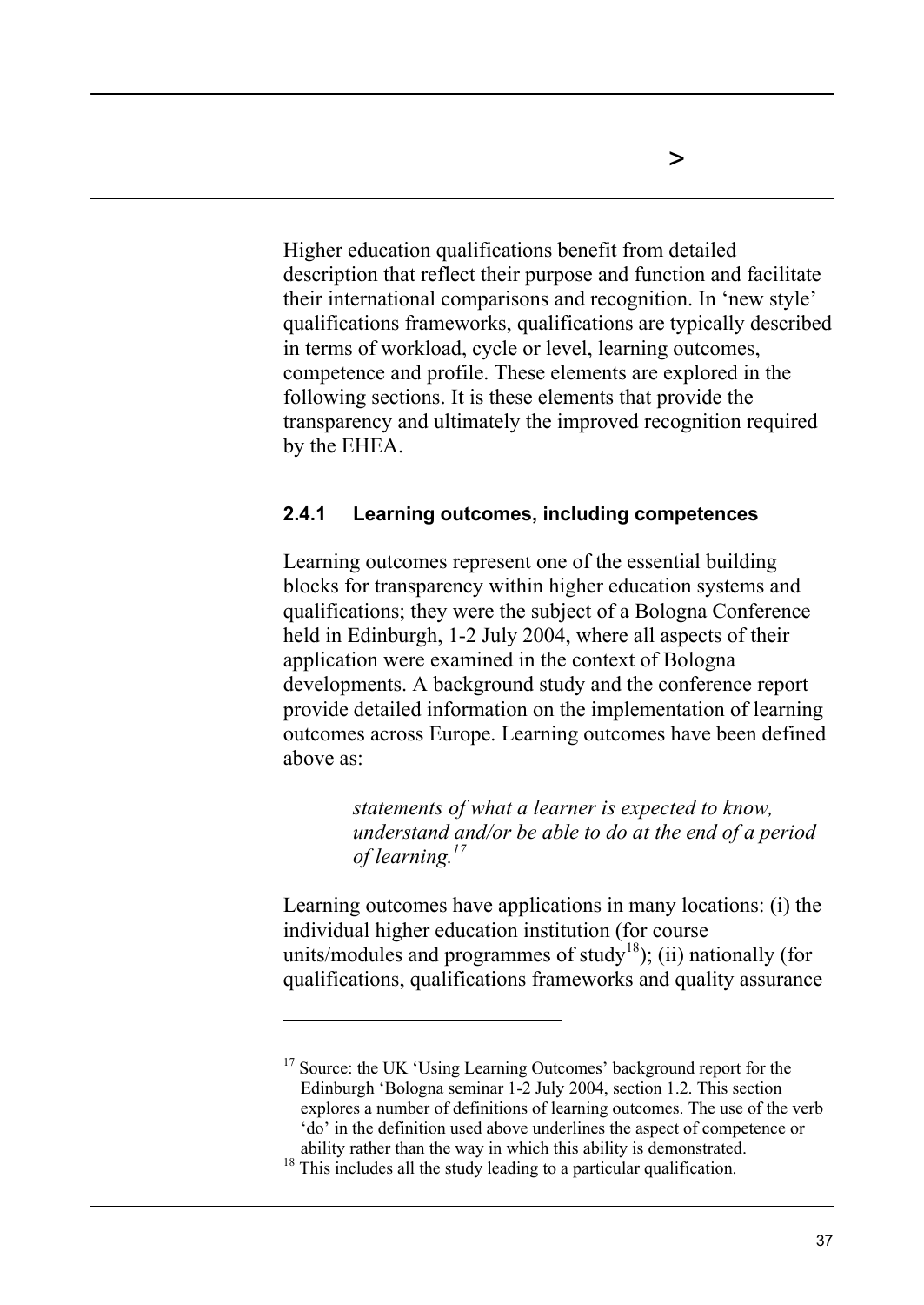Higher education qualifications benefit from detailed description that reflect their purpose and function and facilitate their international comparisons and recognition. In 'new style' qualifications frameworks, qualifications are typically described in terms of workload, cycle or level, learning outcomes, competence and profile. These elements are explored in the following sections. It is these elements that provide the transparency and ultimately the improved recognition required by the EHEA.

#### 2.4.1 Learning outcomes, including competences

Learning outcomes represent one of the essential building blocks for transparency within higher education systems and qualifications; they were the subject of a Bologna Conference held in Edinburgh, 1-2 July 2004, where all aspects of their application were examined in the context of Bologna developments. A background study and the conference report provide detailed information on the implementation of learning outcomes across Europe. Learning outcomes have been defined above as:

> *statements of what a learner is expected to know, understand and/or be able to do at the end of a period of learning.*[17]

Learning outcomes have applications in many locations: (i) the individual higher education institution (for course units/modules and programmes of study[18]); (ii) nationally (for qualifications, qualifications frameworks and quality assurance

---

[17] Source: the UK 'Using Learning Outcomes' background report for the Edinburgh 'Bologna seminar 1-2 July 2004, section 1.2. This section explores a number of definitions of learning outcomes. The use of the verb 'do' in the definition used above underlines the aspect of competence or ability rather than the way in which this ability is demonstrated.

[18] This includes all the study leading to a particular qualification.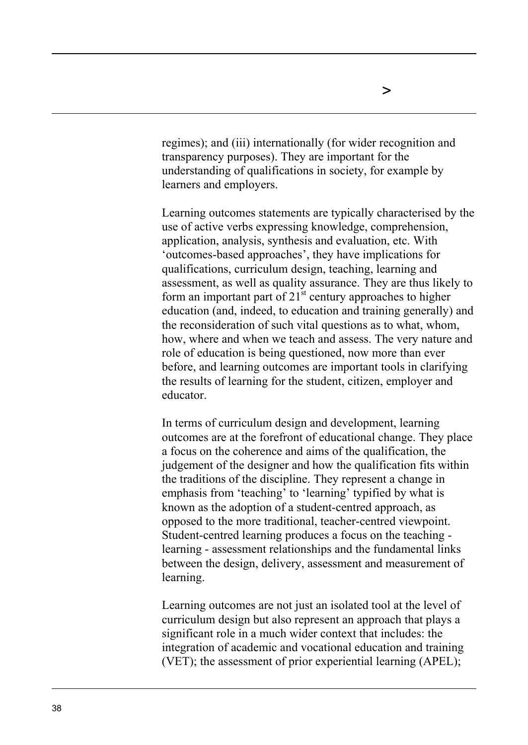regimes); and (iii) internationally (for wider recognition and transparency purposes). They are important for the understanding of qualifications in society, for example by learners and employers.

Learning outcomes statements are typically characterised by the use of active verbs expressing knowledge, comprehension, application, analysis, synthesis and evaluation, etc. With 'outcomes-based approaches', they have implications for qualifications, curriculum design, teaching, learning and assessment, as well as quality assurance. They are thus likely to form an important part of 21st century approaches to higher education (and, indeed, to education and training generally) and the reconsideration of such vital questions as to what, whom, how, where and when we teach and assess. The very nature and role of education is being questioned, now more than ever before, and learning outcomes are important tools in clarifying the results of learning for the student, citizen, employer and educator.

In terms of curriculum design and development, learning outcomes are at the forefront of educational change. They place a focus on the coherence and aims of the qualification, the judgement of the designer and how the qualification fits within the traditions of the discipline. They represent a change in emphasis from 'teaching' to 'learning' typified by what is known as the adoption of a student-centred approach, as opposed to the more traditional, teacher-centred viewpoint. Student-centred learning produces a focus on the teaching - learning - assessment relationships and the fundamental links between the design, delivery, assessment and measurement of learning.

Learning outcomes are not just an isolated tool at the level of curriculum design but also represent an approach that plays a significant role in a much wider context that includes: the integration of academic and vocational education and training (VET); the assessment of prior experiential learning (APEL);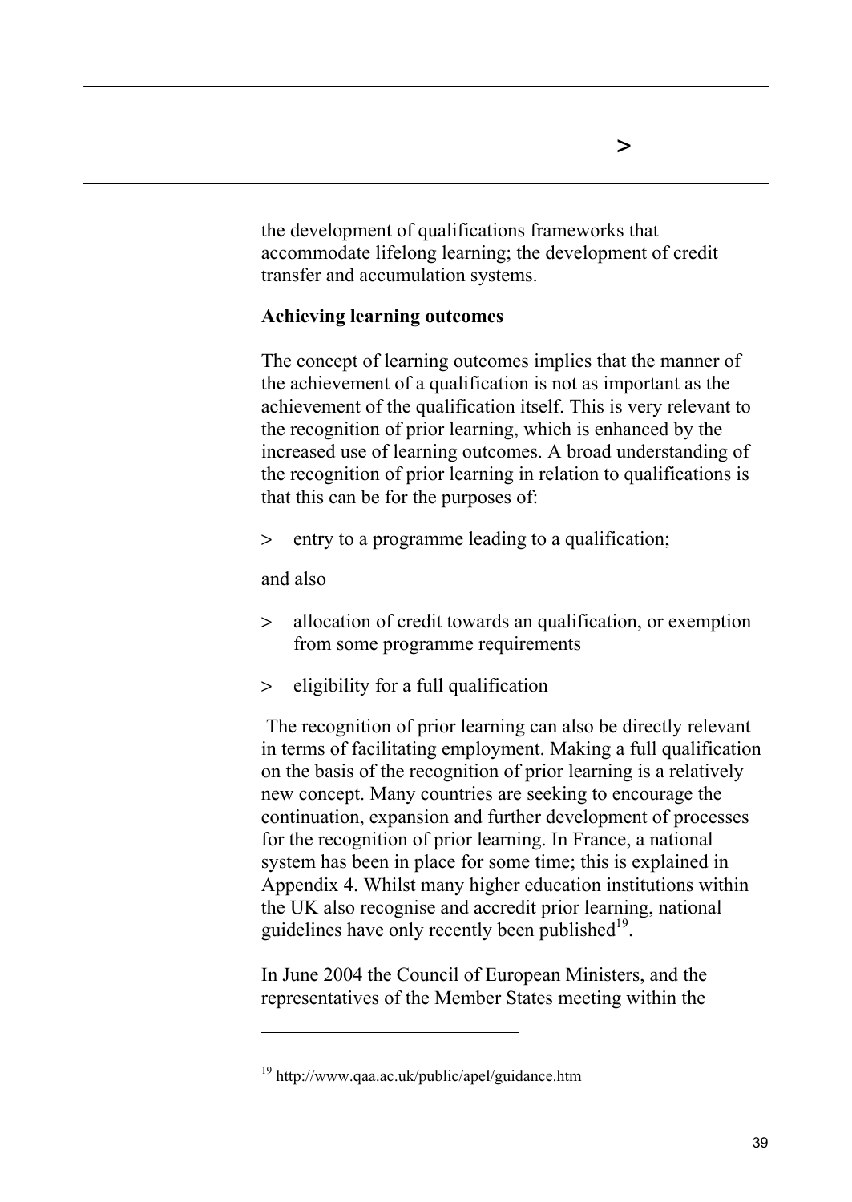the development of qualifications frameworks that accommodate lifelong learning; the development of credit transfer and accumulation systems.

**Achieving learning outcomes**

The concept of learning outcomes implies that the manner of the achievement of a qualification is not as important as the achievement of the qualification itself. This is very relevant to the recognition of prior learning, which is enhanced by the increased use of learning outcomes. A broad understanding of the recognition of prior learning in relation to qualifications is that this can be for the purposes of:

> entry to a programme leading to a qualification;

and also

> allocation of credit towards an qualification, or exemption from some programme requirements

> eligibility for a full qualification

The recognition of prior learning can also be directly relevant in terms of facilitating employment. Making a full qualification on the basis of the recognition of prior learning is a relatively new concept. Many countries are seeking to encourage the continuation, expansion and further development of processes for the recognition of prior learning. In France, a national system has been in place for some time; this is explained in Appendix 4. Whilst many higher education institutions within the UK also recognise and accredit prior learning, national guidelines have only recently been published[19].

In June 2004 the Council of European Ministers, and the representatives of the Member States meeting within the

[19] http://www.qaa.ac.uk/public/apel/guidance.htm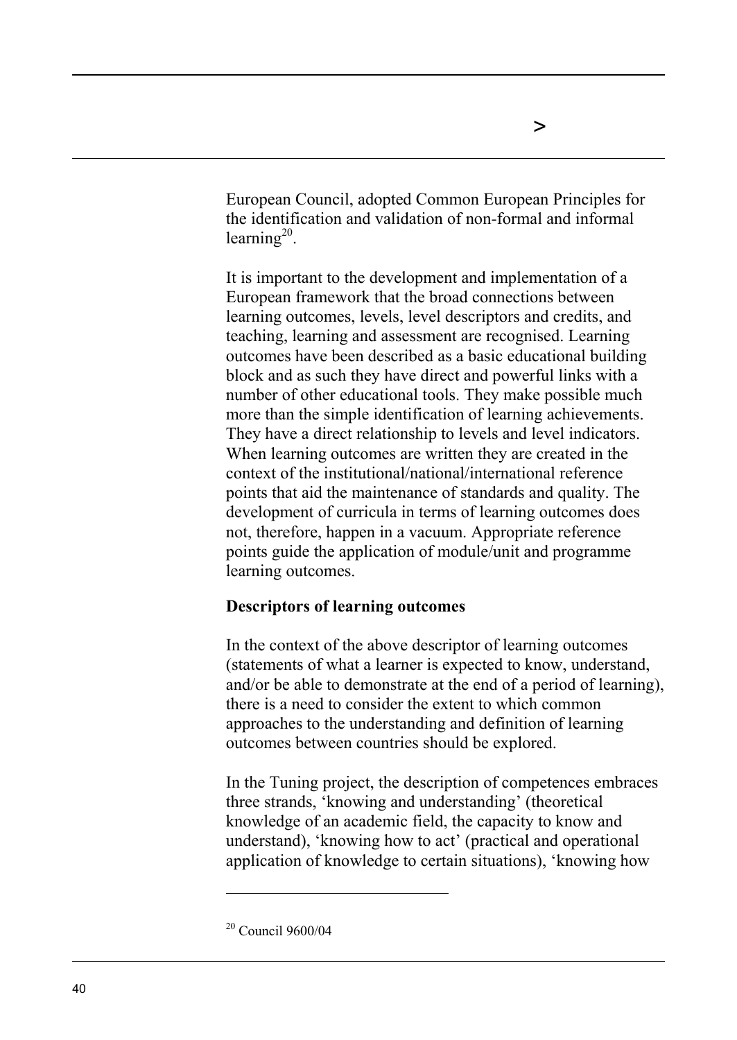European Council, adopted Common European Principles for the identification and validation of non-formal and informal learning[20].

It is important to the development and implementation of a European framework that the broad connections between learning outcomes, levels, level descriptors and credits, and teaching, learning and assessment are recognised. Learning outcomes have been described as a basic educational building block and as such they have direct and powerful links with a number of other educational tools. They make possible much more than the simple identification of learning achievements. They have a direct relationship to levels and level indicators. When learning outcomes are written they are created in the context of the institutional/national/international reference points that aid the maintenance of standards and quality. The development of curricula in terms of learning outcomes does not, therefore, happen in a vacuum. Appropriate reference points guide the application of module/unit and programme learning outcomes.

**Descriptors of learning outcomes**

In the context of the above descriptor of learning outcomes (statements of what a learner is expected to know, understand, and/or be able to demonstrate at the end of a period of learning), there is a need to consider the extent to which common approaches to the understanding and definition of learning outcomes between countries should be explored.

In the Tuning project, the description of competences embraces three strands, 'knowing and understanding' (theoretical knowledge of an academic field, the capacity to know and understand), 'knowing how to act' (practical and operational application of knowledge to certain situations), 'knowing how

---

[20] Council 9600/04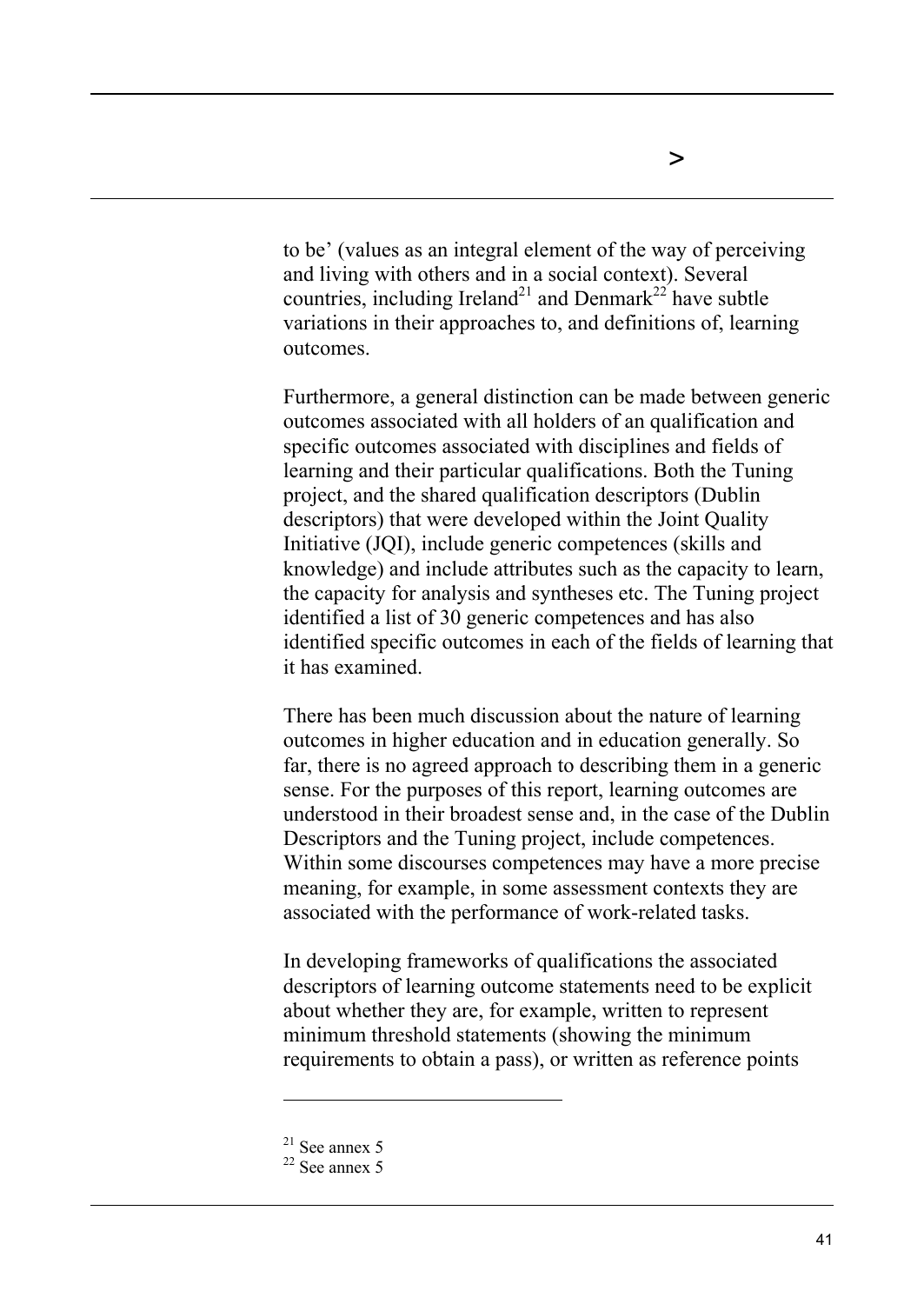to be' (values as an integral element of the way of perceiving and living with others and in a social context). Several countries, including Ireland[21] and Denmark[22] have subtle variations in their approaches to, and definitions of, learning outcomes.

Furthermore, a general distinction can be made between generic outcomes associated with all holders of an qualification and specific outcomes associated with disciplines and fields of learning and their particular qualifications. Both the Tuning project, and the shared qualification descriptors (Dublin descriptors) that were developed within the Joint Quality Initiative (JQI), include generic competences (skills and knowledge) and include attributes such as the capacity to learn, the capacity for analysis and syntheses etc. The Tuning project identified a list of 30 generic competences and has also identified specific outcomes in each of the fields of learning that it has examined.

There has been much discussion about the nature of learning outcomes in higher education and in education generally. So far, there is no agreed approach to describing them in a generic sense. For the purposes of this report, learning outcomes are understood in their broadest sense and, in the case of the Dublin Descriptors and the Tuning project, include competences. Within some discourses competences may have a more precise meaning, for example, in some assessment contexts they are associated with the performance of work-related tasks.

In developing frameworks of qualifications the associated descriptors of learning outcome statements need to be explicit about whether they are, for example, written to represent minimum threshold statements (showing the minimum requirements to obtain a pass), or written as reference points

---

[21] See annex 5

[22] See annex 5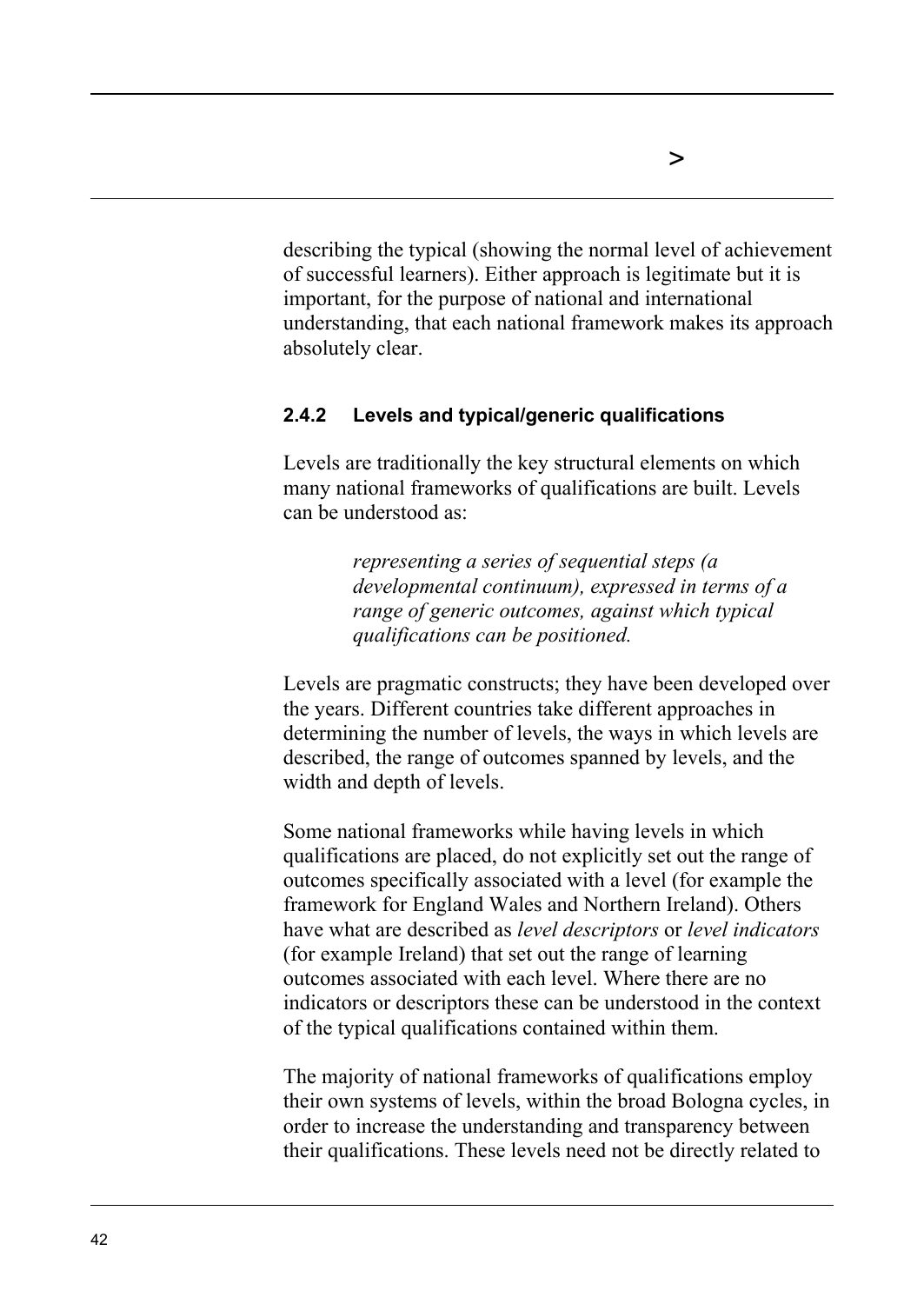describing the typical (showing the normal level of achievement of successful learners). Either approach is legitimate but it is important, for the purpose of national and international understanding, that each national framework makes its approach absolutely clear.

### 2.4.2 Levels and typical/generic qualifications

Levels are traditionally the key structural elements on which many national frameworks of qualifications are built. Levels can be understood as:

> *representing a series of sequential steps (a developmental continuum), expressed in terms of a range of generic outcomes, against which typical qualifications can be positioned.*

Levels are pragmatic constructs; they have been developed over the years. Different countries take different approaches in determining the number of levels, the ways in which levels are described, the range of outcomes spanned by levels, and the width and depth of levels.

Some national frameworks while having levels in which qualifications are placed, do not explicitly set out the range of outcomes specifically associated with a level (for example the framework for England Wales and Northern Ireland). Others have what are described as *level descriptors* or *level indicators* (for example Ireland) that set out the range of learning outcomes associated with each level. Where there are no indicators or descriptors these can be understood in the context of the typical qualifications contained within them.

The majority of national frameworks of qualifications employ their own systems of levels, within the broad Bologna cycles, in order to increase the understanding and transparency between their qualifications. These levels need not be directly related to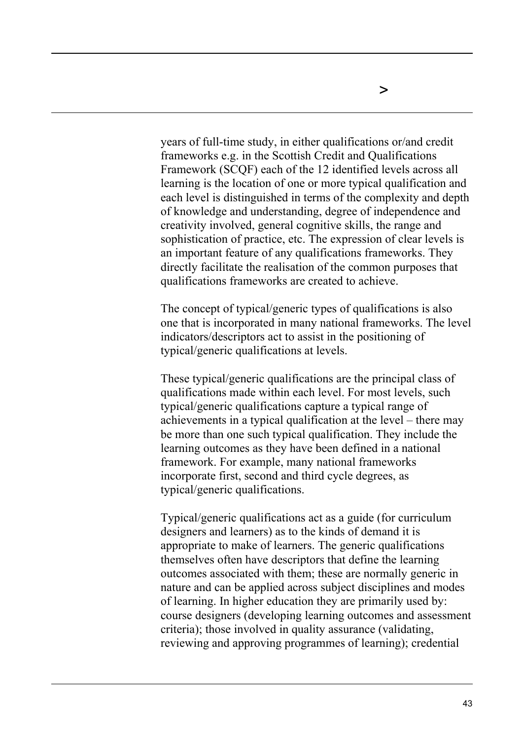years of full-time study, in either qualifications or/and credit frameworks e.g. in the Scottish Credit and Qualifications Framework (SCQF) each of the 12 identified levels across all learning is the location of one or more typical qualification and each level is distinguished in terms of the complexity and depth of knowledge and understanding, degree of independence and creativity involved, general cognitive skills, the range and sophistication of practice, etc. The expression of clear levels is an important feature of any qualifications frameworks. They directly facilitate the realisation of the common purposes that qualifications frameworks are created to achieve.

The concept of typical/generic types of qualifications is also one that is incorporated in many national frameworks. The level indicators/descriptors act to assist in the positioning of typical/generic qualifications at levels.

These typical/generic qualifications are the principal class of qualifications made within each level. For most levels, such typical/generic qualifications capture a typical range of achievements in a typical qualification at the level – there may be more than one such typical qualification. They include the learning outcomes as they have been defined in a national framework. For example, many national frameworks incorporate first, second and third cycle degrees, as typical/generic qualifications.

Typical/generic qualifications act as a guide (for curriculum designers and learners) as to the kinds of demand it is appropriate to make of learners. The generic qualifications themselves often have descriptors that define the learning outcomes associated with them; these are normally generic in nature and can be applied across subject disciplines and modes of learning. In higher education they are primarily used by: course designers (developing learning outcomes and assessment criteria); those involved in quality assurance (validating, reviewing and approving programmes of learning); credential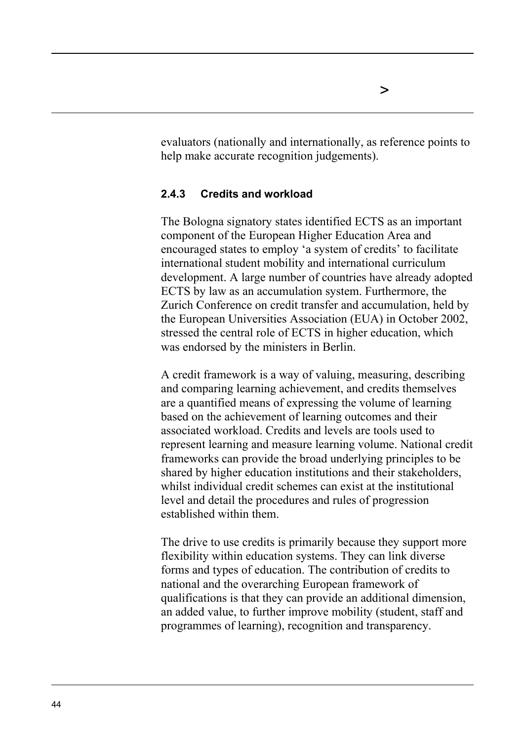evaluators (nationally and internationally, as reference points to help make accurate recognition judgements).

### 2.4.3 Credits and workload

The Bologna signatory states identified ECTS as an important component of the European Higher Education Area and encouraged states to employ 'a system of credits' to facilitate international student mobility and international curriculum development. A large number of countries have already adopted ECTS by law as an accumulation system. Furthermore, the Zurich Conference on credit transfer and accumulation, held by the European Universities Association (EUA) in October 2002, stressed the central role of ECTS in higher education, which was endorsed by the ministers in Berlin.

A credit framework is a way of valuing, measuring, describing and comparing learning achievement, and credits themselves are a quantified means of expressing the volume of learning based on the achievement of learning outcomes and their associated workload. Credits and levels are tools used to represent learning and measure learning volume. National credit frameworks can provide the broad underlying principles to be shared by higher education institutions and their stakeholders, whilst individual credit schemes can exist at the institutional level and detail the procedures and rules of progression established within them.

The drive to use credits is primarily because they support more flexibility within education systems. They can link diverse forms and types of education. The contribution of credits to national and the overarching European framework of qualifications is that they can provide an additional dimension, an added value, to further improve mobility (student, staff and programmes of learning), recognition and transparency.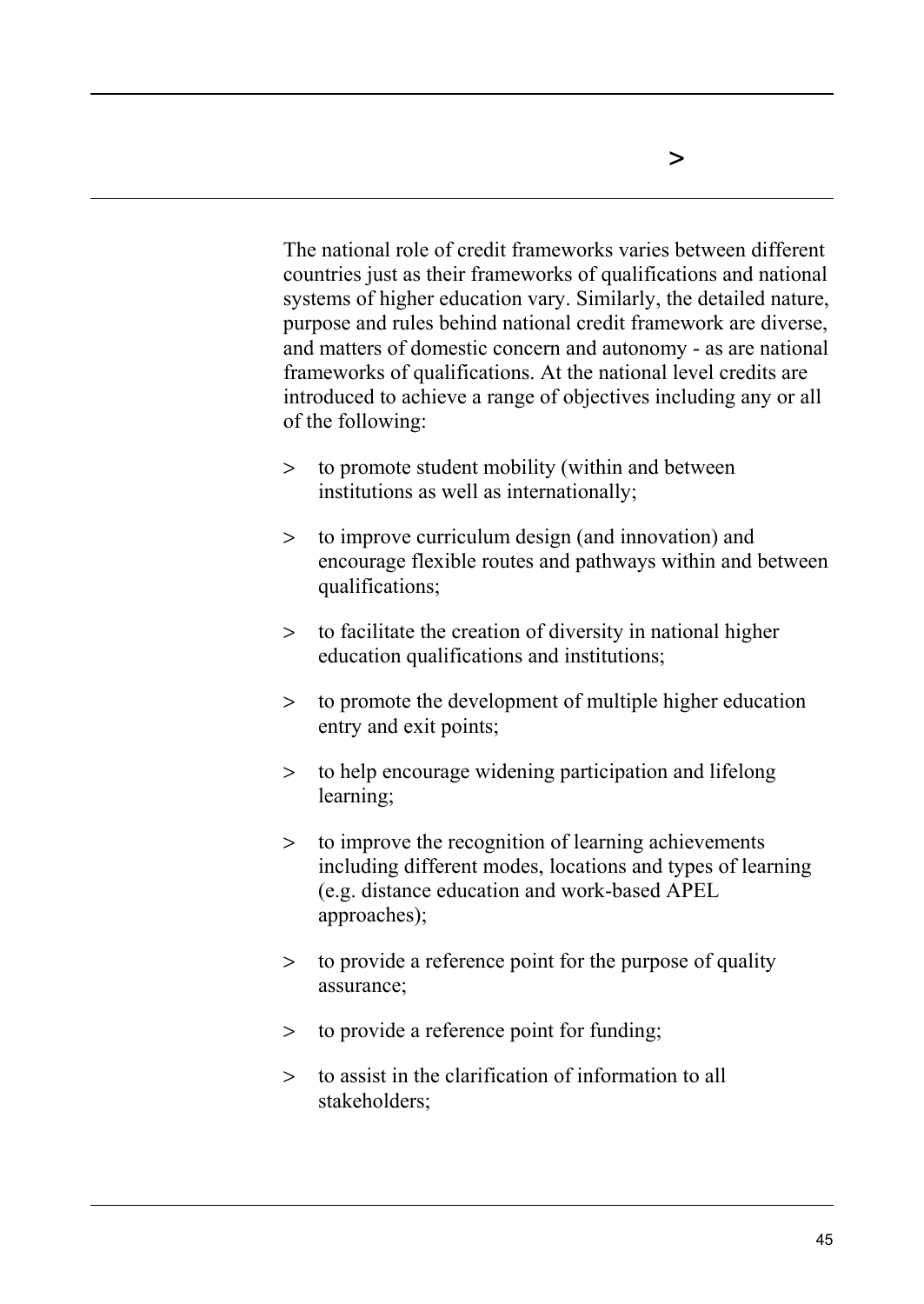The national role of credit frameworks varies between different countries just as their frameworks of qualifications and national systems of higher education vary. Similarly, the detailed nature, purpose and rules behind national credit framework are diverse, and matters of domestic concern and autonomy - as are national frameworks of qualifications. At the national level credits are introduced to achieve a range of objectives including any or all of the following:

> to promote student mobility (within and between institutions as well as internationally);

> to improve curriculum design (and innovation) and encourage flexible routes and pathways within and between qualifications;

> to facilitate the creation of diversity in national higher education qualifications and institutions;

> to promote the development of multiple higher education entry and exit points;

> to help encourage widening participation and lifelong learning;

> to improve the recognition of learning achievements including different modes, locations and types of learning (e.g. distance education and work-based APEL approaches);

> to provide a reference point for the purpose of quality assurance;

> to provide a reference point for funding;

> to assist in the clarification of information to all stakeholders;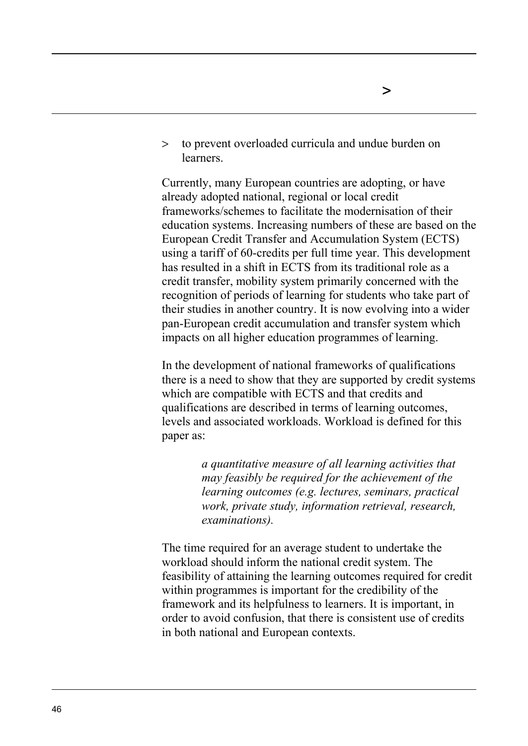- to prevent overloaded curricula and undue burden on learners.

Currently, many European countries are adopting, or have already adopted national, regional or local credit frameworks/schemes to facilitate the modernisation of their education systems. Increasing numbers of these are based on the European Credit Transfer and Accumulation System (ECTS) using a tariff of 60-credits per full time year. This development has resulted in a shift in ECTS from its traditional role as a credit transfer, mobility system primarily concerned with the recognition of periods of learning for students who take part of their studies in another country. It is now evolving into a wider pan-European credit accumulation and transfer system which impacts on all higher education programmes of learning.

In the development of national frameworks of qualifications there is a need to show that they are supported by credit systems which are compatible with ECTS and that credits and qualifications are described in terms of learning outcomes, levels and associated workloads. Workload is defined for this paper as:

> *a quantitative measure of all learning activities that may feasibly be required for the achievement of the learning outcomes (e.g. lectures, seminars, practical work, private study, information retrieval, research, examinations).*

The time required for an average student to undertake the workload should inform the national credit system. The feasibility of attaining the learning outcomes required for credit within programmes is important for the credibility of the framework and its helpfulness to learners. It is important, in order to avoid confusion, that there is consistent use of credits in both national and European contexts.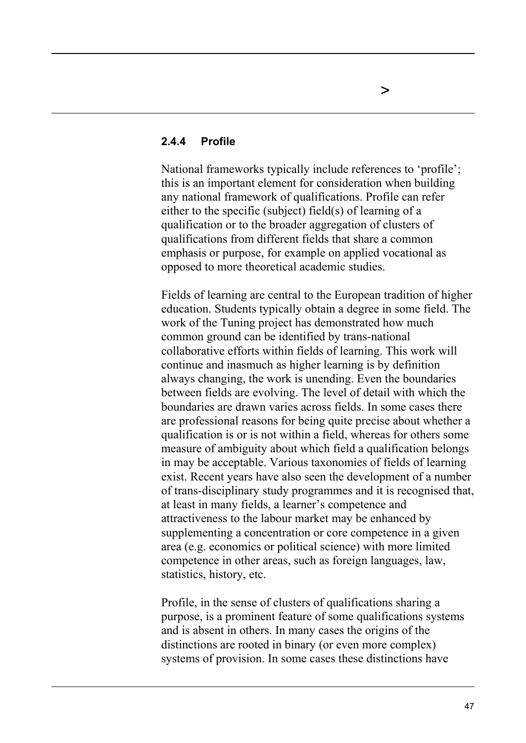### 2.4.4 Profile

National frameworks typically include references to 'profile'; this is an important element for consideration when building any national framework of qualifications. Profile can refer either to the specific (subject) field(s) of learning of a qualification or to the broader aggregation of clusters of qualifications from different fields that share a common emphasis or purpose, for example on applied vocational as opposed to more theoretical academic studies.

Fields of learning are central to the European tradition of higher education. Students typically obtain a degree in some field. The work of the Tuning project has demonstrated how much common ground can be identified by trans-national collaborative efforts within fields of learning. This work will continue and inasmuch as higher learning is by definition always changing, the work is unending. Even the boundaries between fields are evolving. The level of detail with which the boundaries are drawn varies across fields. In some cases there are professional reasons for being quite precise about whether a qualification is or is not within a field, whereas for others some measure of ambiguity about which field a qualification belongs in may be acceptable. Various taxonomies of fields of learning exist. Recent years have also seen the development of a number of trans-disciplinary study programmes and it is recognised that, at least in many fields, a learner's competence and attractiveness to the labour market may be enhanced by supplementing a concentration or core competence in a given area (e.g. economics or political science) with more limited competence in other areas, such as foreign languages, law, statistics, history, etc.

Profile, in the sense of clusters of qualifications sharing a purpose, is a prominent feature of some qualifications systems and is absent in others. In many cases the origins of the distinctions are rooted in binary (or even more complex) systems of provision. In some cases these distinctions have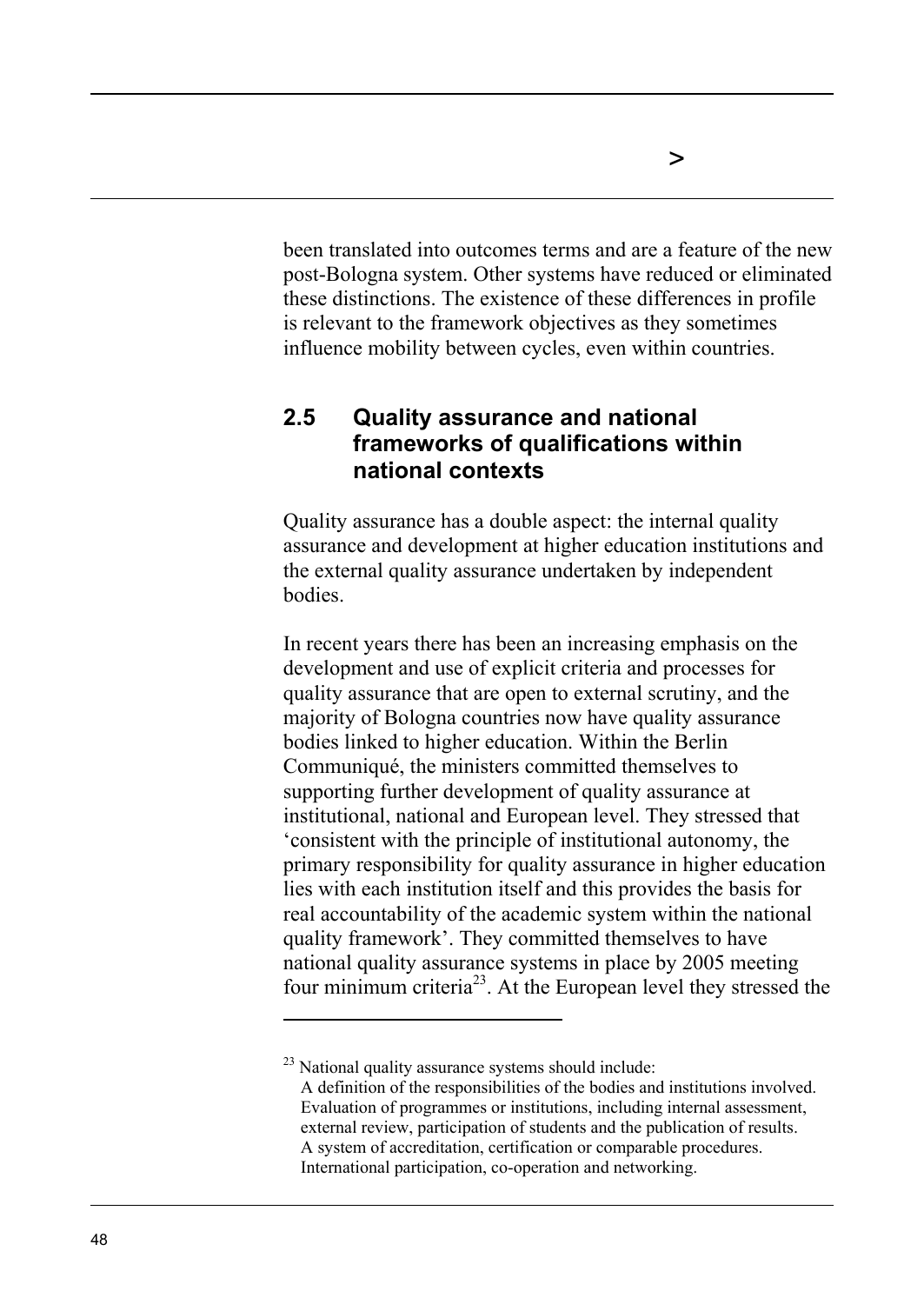been translated into outcomes terms and are a feature of the new post-Bologna system. Other systems have reduced or eliminated these distinctions. The existence of these differences in profile is relevant to the framework objectives as they sometimes influence mobility between cycles, even within countries.

## 2.5 Quality assurance and national frameworks of qualifications within national contexts

Quality assurance has a double aspect: the internal quality assurance and development at higher education institutions and the external quality assurance undertaken by independent bodies.

In recent years there has been an increasing emphasis on the development and use of explicit criteria and processes for quality assurance that are open to external scrutiny, and the majority of Bologna countries now have quality assurance bodies linked to higher education. Within the Berlin Communiqué, the ministers committed themselves to supporting further development of quality assurance at institutional, national and European level. They stressed that 'consistent with the principle of institutional autonomy, the primary responsibility for quality assurance in higher education lies with each institution itself and this provides the basis for real accountability of the academic system within the national quality framework'. They committed themselves to have national quality assurance systems in place by 2005 meeting four minimum criteria[23]. At the European level they stressed the

---

[23] National quality assurance systems should include:
A definition of the responsibilities of the bodies and institutions involved.
Evaluation of programmes or institutions, including internal assessment, external review, participation of students and the publication of results.
A system of accreditation, certification or comparable procedures.
International participation, co-operation and networking.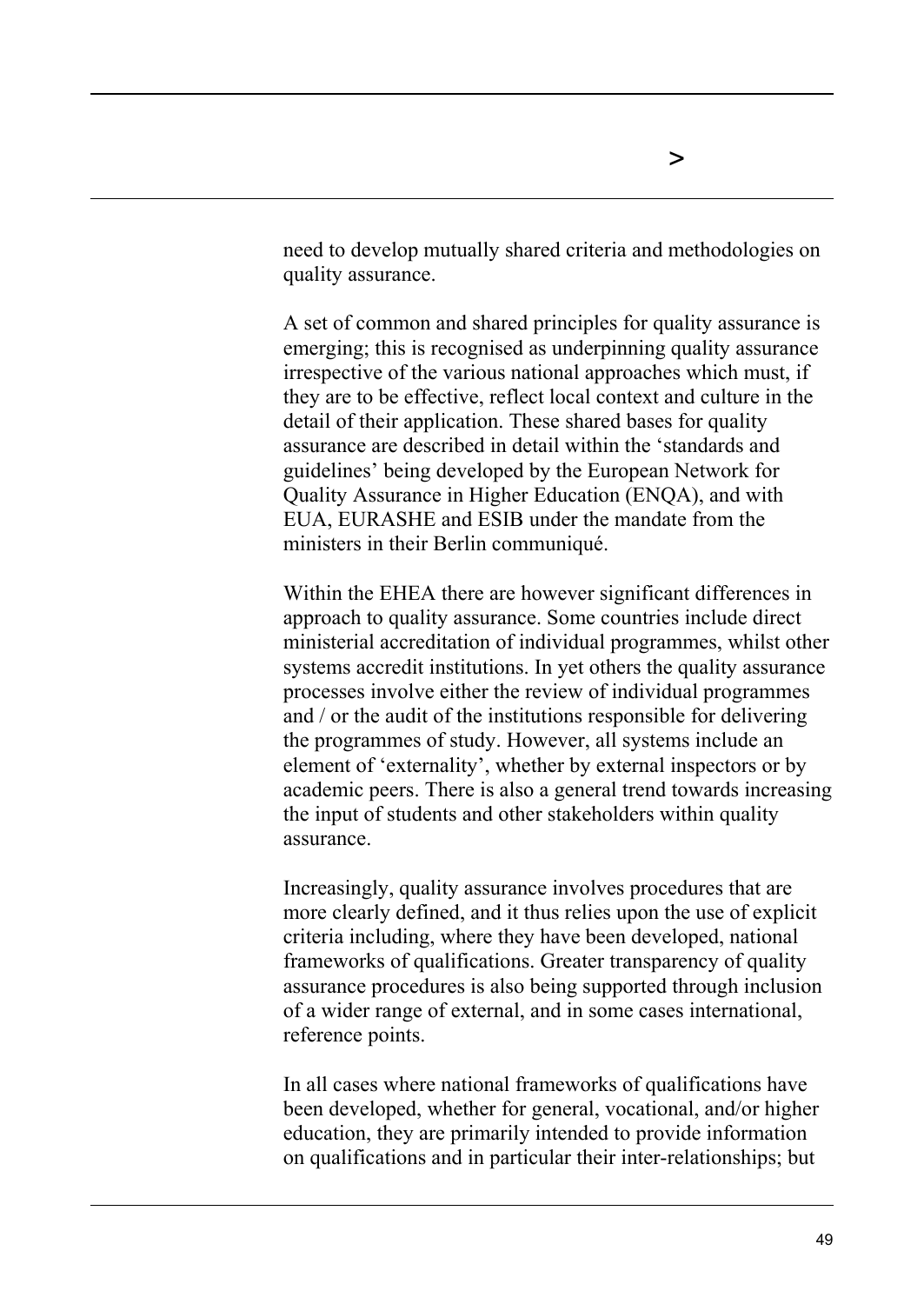need to develop mutually shared criteria and methodologies on quality assurance.

A set of common and shared principles for quality assurance is emerging; this is recognised as underpinning quality assurance irrespective of the various national approaches which must, if they are to be effective, reflect local context and culture in the detail of their application. These shared bases for quality assurance are described in detail within the 'standards and guidelines' being developed by the European Network for Quality Assurance in Higher Education (ENQA), and with EUA, EURASHE and ESIB under the mandate from the ministers in their Berlin communiqué.

Within the EHEA there are however significant differences in approach to quality assurance. Some countries include direct ministerial accreditation of individual programmes, whilst other systems accredit institutions. In yet others the quality assurance processes involve either the review of individual programmes and / or the audit of the institutions responsible for delivering the programmes of study. However, all systems include an element of 'externality', whether by external inspectors or by academic peers. There is also a general trend towards increasing the input of students and other stakeholders within quality assurance.

Increasingly, quality assurance involves procedures that are more clearly defined, and it thus relies upon the use of explicit criteria including, where they have been developed, national frameworks of qualifications. Greater transparency of quality assurance procedures is also being supported through inclusion of a wider range of external, and in some cases international, reference points.

In all cases where national frameworks of qualifications have been developed, whether for general, vocational, and/or higher education, they are primarily intended to provide information on qualifications and in particular their inter-relationships; but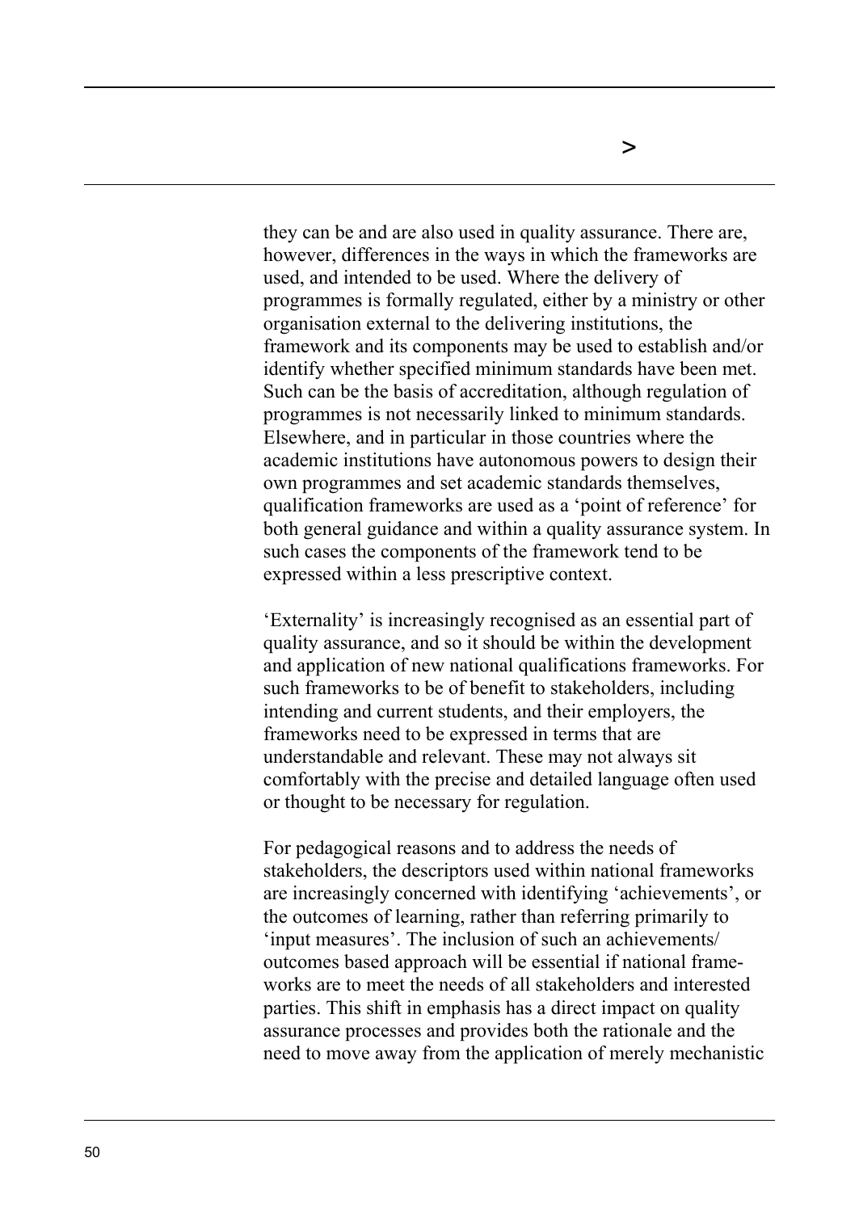they can be and are also used in quality assurance. There are, however, differences in the ways in which the frameworks are used, and intended to be used. Where the delivery of programmes is formally regulated, either by a ministry or other organisation external to the delivering institutions, the framework and its components may be used to establish and/or identify whether specified minimum standards have been met. Such can be the basis of accreditation, although regulation of programmes is not necessarily linked to minimum standards. Elsewhere, and in particular in those countries where the academic institutions have autonomous powers to design their own programmes and set academic standards themselves, qualification frameworks are used as a 'point of reference' for both general guidance and within a quality assurance system. In such cases the components of the framework tend to be expressed within a less prescriptive context.

'Externality' is increasingly recognised as an essential part of quality assurance, and so it should be within the development and application of new national qualifications frameworks. For such frameworks to be of benefit to stakeholders, including intending and current students, and their employers, the frameworks need to be expressed in terms that are understandable and relevant. These may not always sit comfortably with the precise and detailed language often used or thought to be necessary for regulation.

For pedagogical reasons and to address the needs of stakeholders, the descriptors used within national frameworks are increasingly concerned with identifying 'achievements', or the outcomes of learning, rather than referring primarily to 'input measures'. The inclusion of such an achievements/ outcomes based approach will be essential if national frameworks are to meet the needs of all stakeholders and interested parties. This shift in emphasis has a direct impact on quality assurance processes and provides both the rationale and the need to move away from the application of merely mechanistic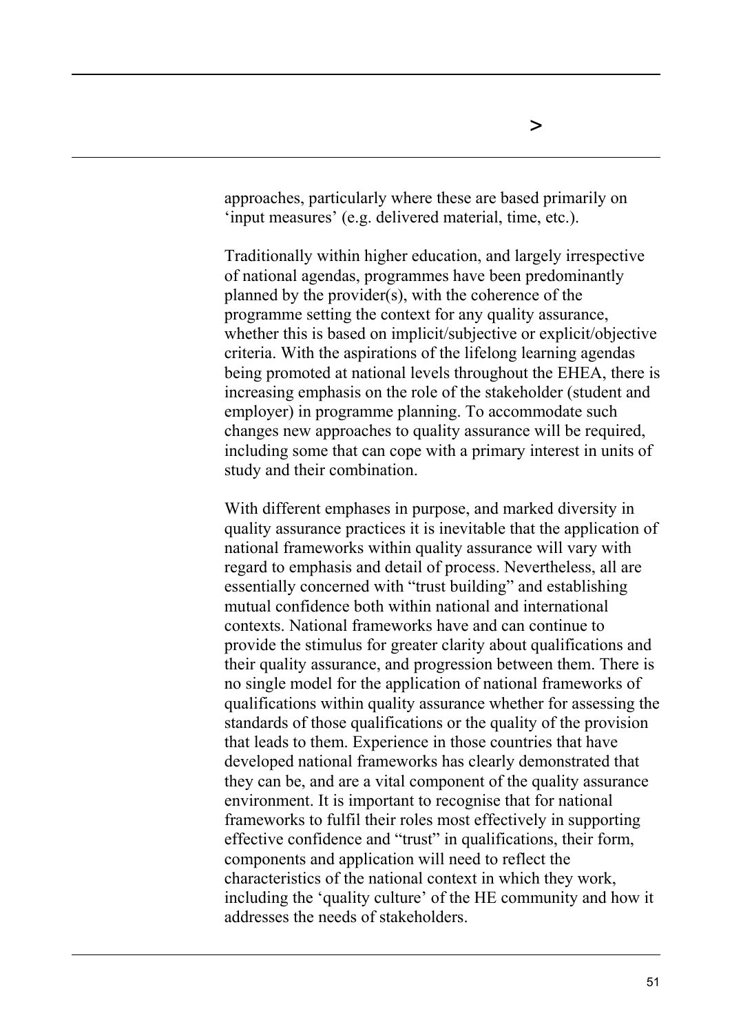approaches, particularly where these are based primarily on 'input measures' (e.g. delivered material, time, etc.).

Traditionally within higher education, and largely irrespective of national agendas, programmes have been predominantly planned by the provider(s), with the coherence of the programme setting the context for any quality assurance, whether this is based on implicit/subjective or explicit/objective criteria. With the aspirations of the lifelong learning agendas being promoted at national levels throughout the EHEA, there is increasing emphasis on the role of the stakeholder (student and employer) in programme planning. To accommodate such changes new approaches to quality assurance will be required, including some that can cope with a primary interest in units of study and their combination.

With different emphases in purpose, and marked diversity in quality assurance practices it is inevitable that the application of national frameworks within quality assurance will vary with regard to emphasis and detail of process. Nevertheless, all are essentially concerned with "trust building" and establishing mutual confidence both within national and international contexts. National frameworks have and can continue to provide the stimulus for greater clarity about qualifications and their quality assurance, and progression between them. There is no single model for the application of national frameworks of qualifications within quality assurance whether for assessing the standards of those qualifications or the quality of the provision that leads to them. Experience in those countries that have developed national frameworks has clearly demonstrated that they can be, and are a vital component of the quality assurance environment. It is important to recognise that for national frameworks to fulfil their roles most effectively in supporting effective confidence and "trust" in qualifications, their form, components and application will need to reflect the characteristics of the national context in which they work, including the 'quality culture' of the HE community and how it addresses the needs of stakeholders.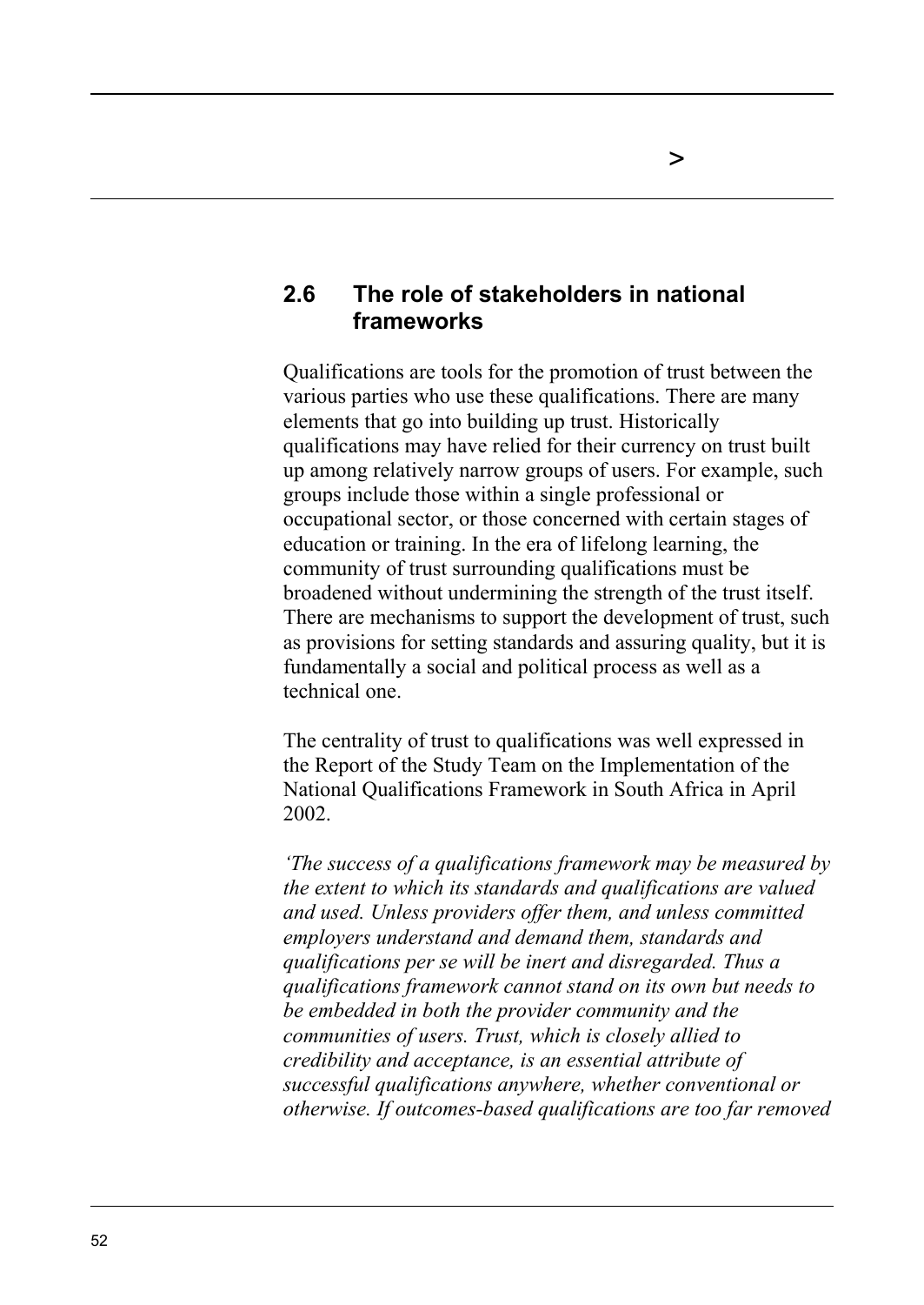## 2.6 The role of stakeholders in national frameworks

Qualifications are tools for the promotion of trust between the various parties who use these qualifications. There are many elements that go into building up trust. Historically qualifications may have relied for their currency on trust built up among relatively narrow groups of users. For example, such groups include those within a single professional or occupational sector, or those concerned with certain stages of education or training. In the era of lifelong learning, the community of trust surrounding qualifications must be broadened without undermining the strength of the trust itself. There are mechanisms to support the development of trust, such as provisions for setting standards and assuring quality, but it is fundamentally a social and political process as well as a technical one.

The centrality of trust to qualifications was well expressed in the Report of the Study Team on the Implementation of the National Qualifications Framework in South Africa in April 2002.

*'The success of a qualifications framework may be measured by the extent to which its standards and qualifications are valued and used. Unless providers offer them, and unless committed employers understand and demand them, standards and qualifications per se will be inert and disregarded. Thus a qualifications framework cannot stand on its own but needs to be embedded in both the provider community and the communities of users. Trust, which is closely allied to credibility and acceptance, is an essential attribute of successful qualifications anywhere, whether conventional or otherwise. If outcomes-based qualifications are too far removed*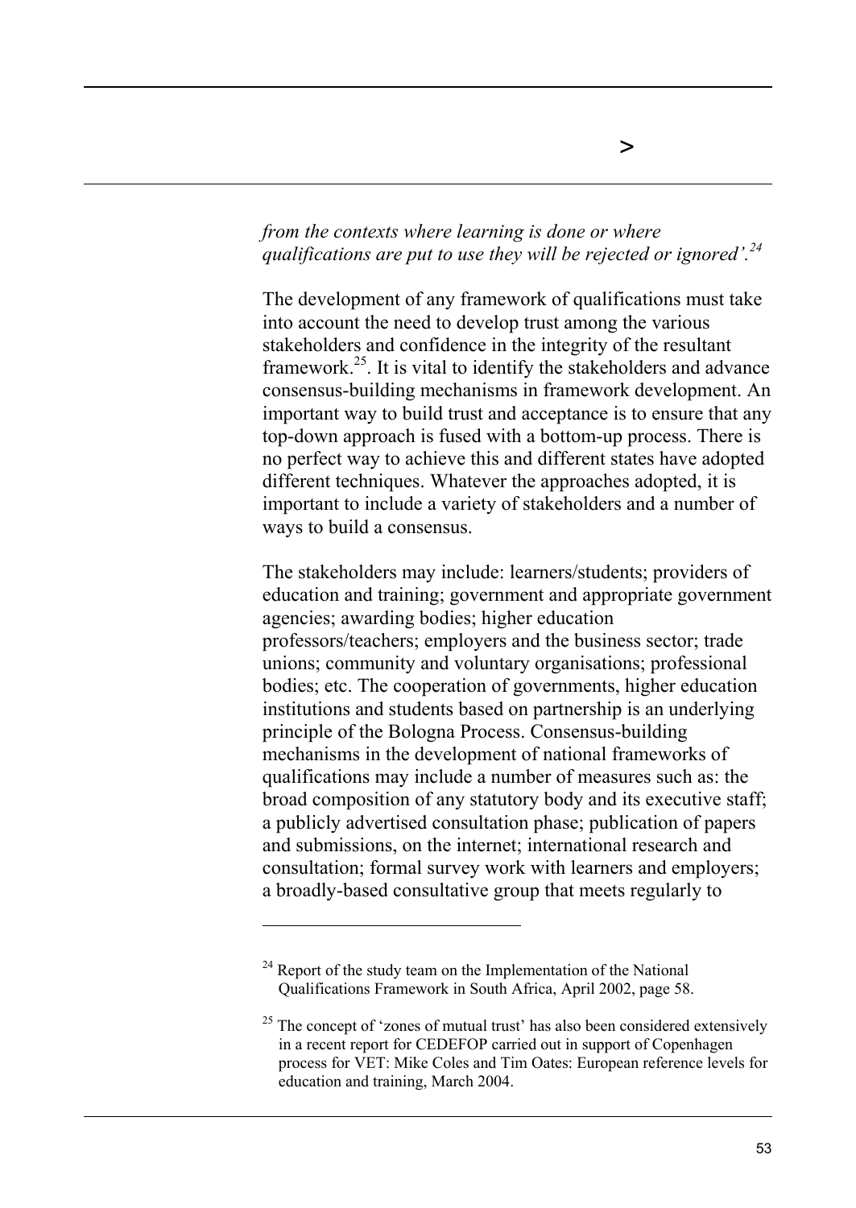*from the contexts where learning is done or where qualifications are put to use they will be rejected or ignored'.*[24]

The development of any framework of qualifications must take into account the need to develop trust among the various stakeholders and confidence in the integrity of the resultant framework.[25]. It is vital to identify the stakeholders and advance consensus-building mechanisms in framework development. An important way to build trust and acceptance is to ensure that any top-down approach is fused with a bottom-up process. There is no perfect way to achieve this and different states have adopted different techniques. Whatever the approaches adopted, it is important to include a variety of stakeholders and a number of ways to build a consensus.

The stakeholders may include: learners/students; providers of education and training; government and appropriate government agencies; awarding bodies; higher education professors/teachers; employers and the business sector; trade unions; community and voluntary organisations; professional bodies; etc. The cooperation of governments, higher education institutions and students based on partnership is an underlying principle of the Bologna Process. Consensus-building mechanisms in the development of national frameworks of qualifications may include a number of measures such as: the broad composition of any statutory body and its executive staff; a publicly advertised consultation phase; publication of papers and submissions, on the internet; international research and consultation; formal survey work with learners and employers; a broadly-based consultative group that meets regularly to

---

[24] Report of the study team on the Implementation of the National Qualifications Framework in South Africa, April 2002, page 58.

[25] The concept of 'zones of mutual trust' has also been considered extensively in a recent report for CEDEFOP carried out in support of Copenhagen process for VET: Mike Coles and Tim Oates: European reference levels for education and training, March 2004.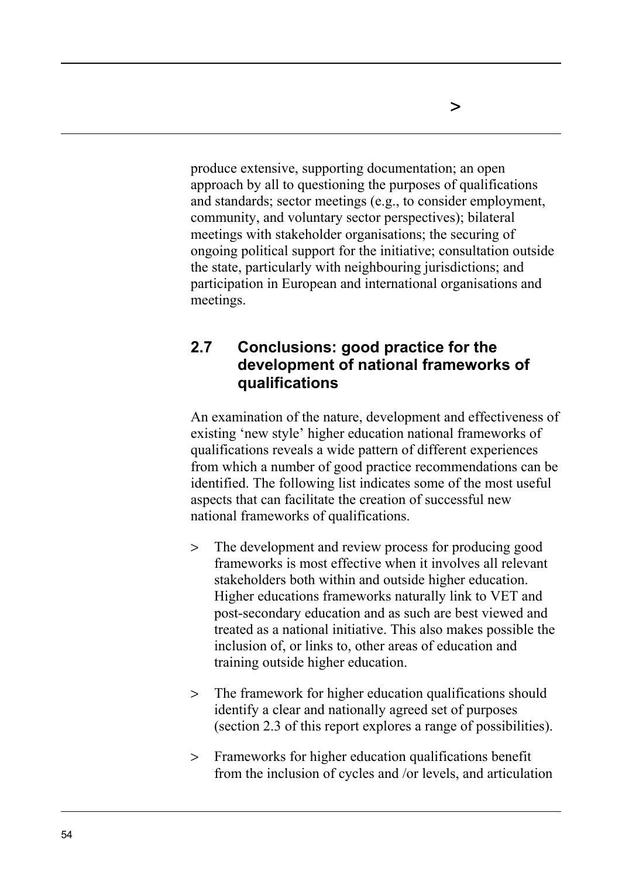produce extensive, supporting documentation; an open approach by all to questioning the purposes of qualifications and standards; sector meetings (e.g., to consider employment, community, and voluntary sector perspectives); bilateral meetings with stakeholder organisations; the securing of ongoing political support for the initiative; consultation outside the state, particularly with neighbouring jurisdictions; and participation in European and international organisations and meetings.

## 2.7 Conclusions: good practice for the development of national frameworks of qualifications

An examination of the nature, development and effectiveness of existing 'new style' higher education national frameworks of qualifications reveals a wide pattern of different experiences from which a number of good practice recommendations can be identified. The following list indicates some of the most useful aspects that can facilitate the creation of successful new national frameworks of qualifications.

> The development and review process for producing good frameworks is most effective when it involves all relevant stakeholders both within and outside higher education. Higher educations frameworks naturally link to VET and post-secondary education and as such are best viewed and treated as a national initiative. This also makes possible the inclusion of, or links to, other areas of education and training outside higher education.

> The framework for higher education qualifications should identify a clear and nationally agreed set of purposes (section 2.3 of this report explores a range of possibilities).

> Frameworks for higher education qualifications benefit from the inclusion of cycles and /or levels, and articulation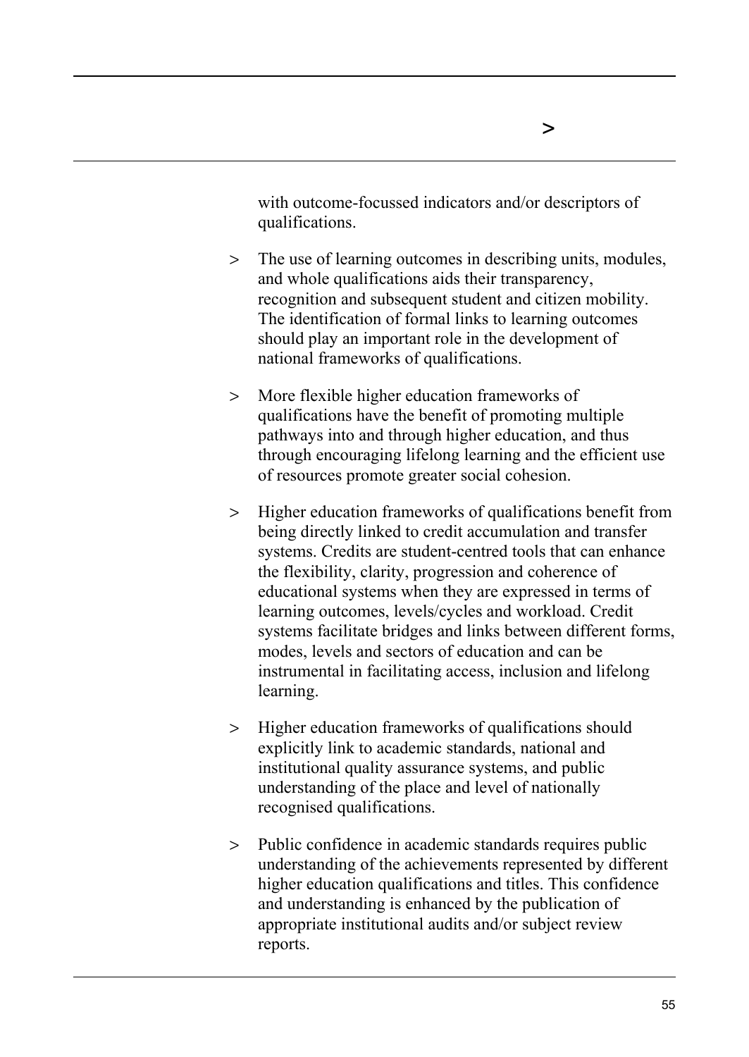with outcome-focussed indicators and/or descriptors of qualifications.

- The use of learning outcomes in describing units, modules, and whole qualifications aids their transparency, recognition and subsequent student and citizen mobility. The identification of formal links to learning outcomes should play an important role in the development of national frameworks of qualifications.

- More flexible higher education frameworks of qualifications have the benefit of promoting multiple pathways into and through higher education, and thus through encouraging lifelong learning and the efficient use of resources promote greater social cohesion.

- Higher education frameworks of qualifications benefit from being directly linked to credit accumulation and transfer systems. Credits are student-centred tools that can enhance the flexibility, clarity, progression and coherence of educational systems when they are expressed in terms of learning outcomes, levels/cycles and workload. Credit systems facilitate bridges and links between different forms, modes, levels and sectors of education and can be instrumental in facilitating access, inclusion and lifelong learning.

- Higher education frameworks of qualifications should explicitly link to academic standards, national and institutional quality assurance systems, and public understanding of the place and level of nationally recognised qualifications.

- Public confidence in academic standards requires public understanding of the achievements represented by different higher education qualifications and titles. This confidence and understanding is enhanced by the publication of appropriate institutional audits and/or subject review reports.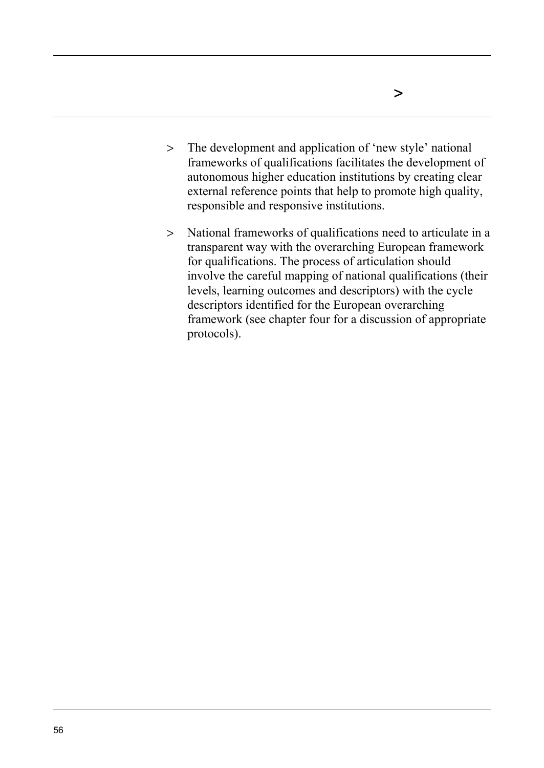- The development and application of 'new style' national frameworks of qualifications facilitates the development of autonomous higher education institutions by creating clear external reference points that help to promote high quality, responsible and responsive institutions.

- National frameworks of qualifications need to articulate in a transparent way with the overarching European framework for qualifications. The process of articulation should involve the careful mapping of national qualifications (their levels, learning outcomes and descriptors) with the cycle descriptors identified for the European overarching framework (see chapter four for a discussion of appropriate protocols).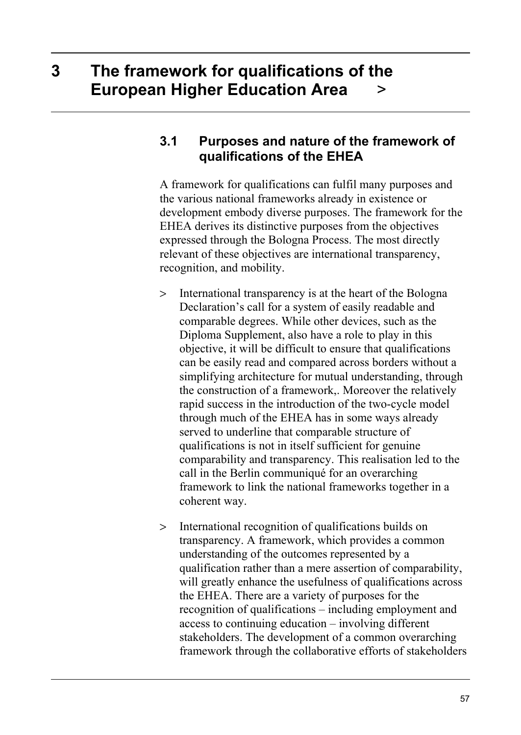# 3 The framework for qualifications of the European Higher Education Area >

## 3.1 Purposes and nature of the framework of qualifications of the EHEA

A framework for qualifications can fulfil many purposes and the various national frameworks already in existence or development embody diverse purposes. The framework for the EHEA derives its distinctive purposes from the objectives expressed through the Bologna Process. The most directly relevant of these objectives are international transparency, recognition, and mobility.

> International transparency is at the heart of the Bologna Declaration's call for a system of easily readable and comparable degrees. While other devices, such as the Diploma Supplement, also have a role to play in this objective, it will be difficult to ensure that qualifications can be easily read and compared across borders without a simplifying architecture for mutual understanding, through the construction of a framework,. Moreover the relatively rapid success in the introduction of the two-cycle model through much of the EHEA has in some ways already served to underline that comparable structure of qualifications is not in itself sufficient for genuine comparability and transparency. This realisation led to the call in the Berlin communiqué for an overarching framework to link the national frameworks together in a coherent way.

> International recognition of qualifications builds on transparency. A framework, which provides a common understanding of the outcomes represented by a qualification rather than a mere assertion of comparability, will greatly enhance the usefulness of qualifications across the EHEA. There are a variety of purposes for the recognition of qualifications – including employment and access to continuing education – involving different stakeholders. The development of a common overarching framework through the collaborative efforts of stakeholders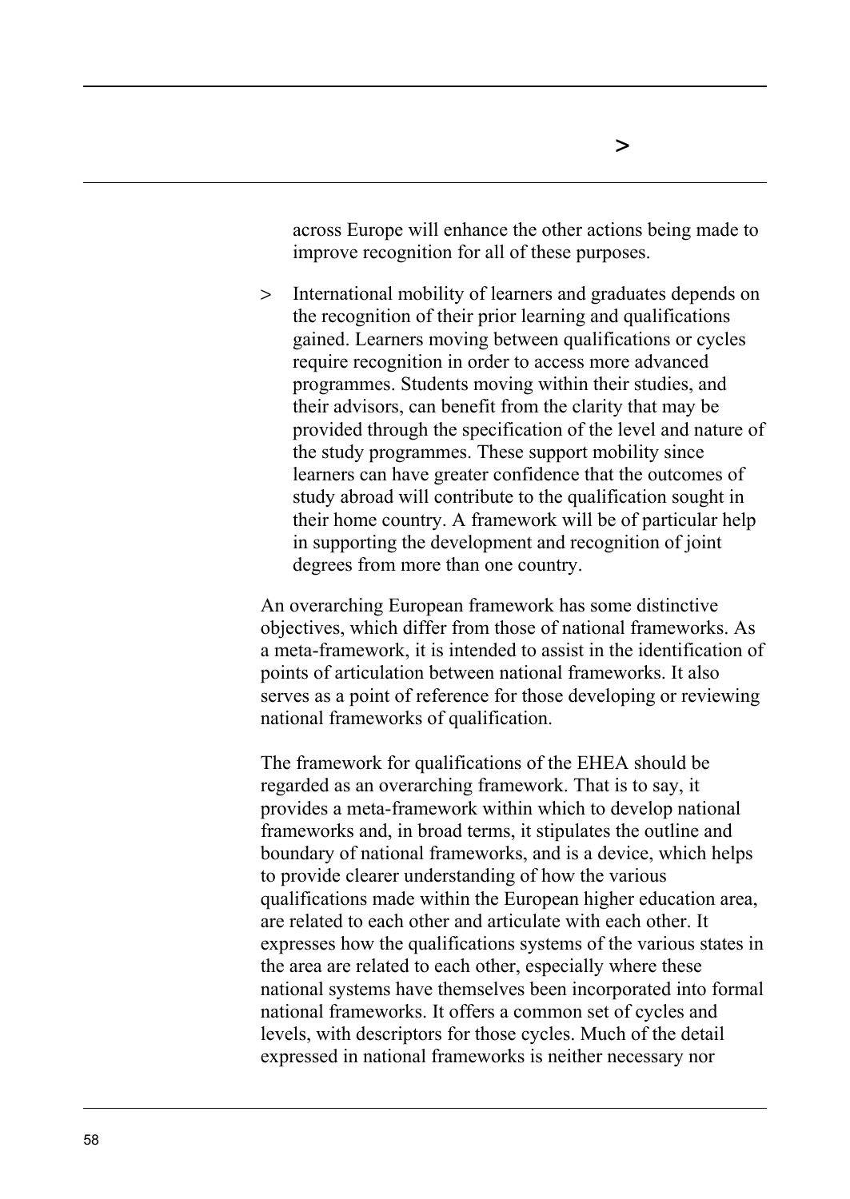across Europe will enhance the other actions being made to improve recognition for all of these purposes.

> International mobility of learners and graduates depends on the recognition of their prior learning and qualifications gained. Learners moving between qualifications or cycles require recognition in order to access more advanced programmes. Students moving within their studies, and their advisors, can benefit from the clarity that may be provided through the specification of the level and nature of the study programmes. These support mobility since learners can have greater confidence that the outcomes of study abroad will contribute to the qualification sought in their home country. A framework will be of particular help in supporting the development and recognition of joint degrees from more than one country.

An overarching European framework has some distinctive objectives, which differ from those of national frameworks. As a meta-framework, it is intended to assist in the identification of points of articulation between national frameworks. It also serves as a point of reference for those developing or reviewing national frameworks of qualification.

The framework for qualifications of the EHEA should be regarded as an overarching framework. That is to say, it provides a meta-framework within which to develop national frameworks and, in broad terms, it stipulates the outline and boundary of national frameworks, and is a device, which helps to provide clearer understanding of how the various qualifications made within the European higher education area, are related to each other and articulate with each other. It expresses how the qualifications systems of the various states in the area are related to each other, especially where these national systems have themselves been incorporated into formal national frameworks. It offers a common set of cycles and levels, with descriptors for those cycles. Much of the detail expressed in national frameworks is neither necessary nor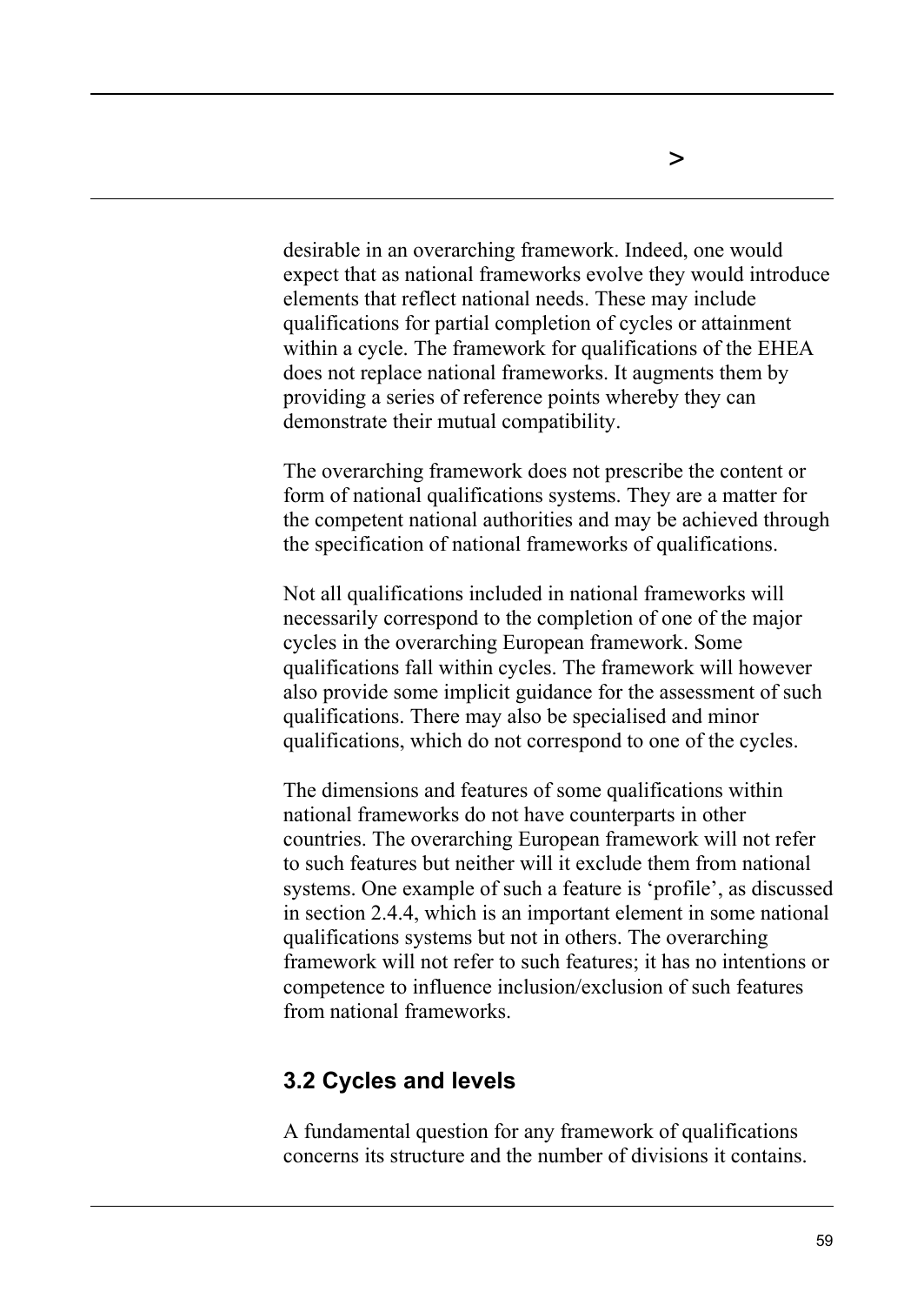desirable in an overarching framework. Indeed, one would expect that as national frameworks evolve they would introduce elements that reflect national needs. These may include qualifications for partial completion of cycles or attainment within a cycle. The framework for qualifications of the EHEA does not replace national frameworks. It augments them by providing a series of reference points whereby they can demonstrate their mutual compatibility.

The overarching framework does not prescribe the content or form of national qualifications systems. They are a matter for the competent national authorities and may be achieved through the specification of national frameworks of qualifications.

Not all qualifications included in national frameworks will necessarily correspond to the completion of one of the major cycles in the overarching European framework. Some qualifications fall within cycles. The framework will however also provide some implicit guidance for the assessment of such qualifications. There may also be specialised and minor qualifications, which do not correspond to one of the cycles.

The dimensions and features of some qualifications within national frameworks do not have counterparts in other countries. The overarching European framework will not refer to such features but neither will it exclude them from national systems. One example of such a feature is 'profile', as discussed in section 2.4.4, which is an important element in some national qualifications systems but not in others. The overarching framework will not refer to such features; it has no intentions or competence to influence inclusion/exclusion of such features from national frameworks.

## 3.2 Cycles and levels

A fundamental question for any framework of qualifications concerns its structure and the number of divisions it contains.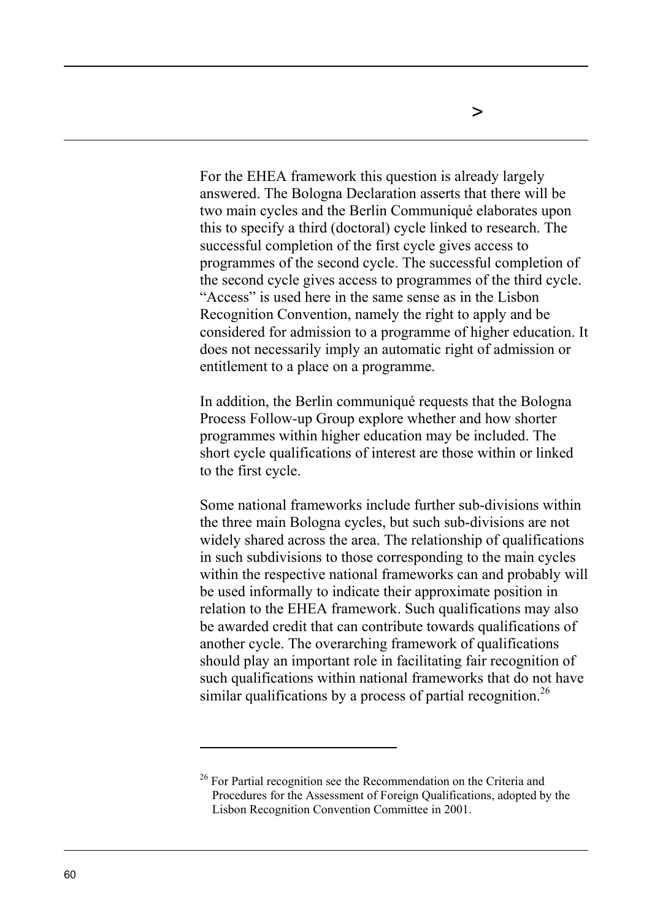For the EHEA framework this question is already largely answered. The Bologna Declaration asserts that there will be two main cycles and the Berlin Communiqué elaborates upon this to specify a third (doctoral) cycle linked to research. The successful completion of the first cycle gives access to programmes of the second cycle. The successful completion of the second cycle gives access to programmes of the third cycle. "Access" is used here in the same sense as in the Lisbon Recognition Convention, namely the right to apply and be considered for admission to a programme of higher education. It does not necessarily imply an automatic right of admission or entitlement to a place on a programme.

In addition, the Berlin communiqué requests that the Bologna Process Follow-up Group explore whether and how shorter programmes within higher education may be included. The short cycle qualifications of interest are those within or linked to the first cycle.

Some national frameworks include further sub-divisions within the three main Bologna cycles, but such sub-divisions are not widely shared across the area. The relationship of qualifications in such subdivisions to those corresponding to the main cycles within the respective national frameworks can and probably will be used informally to indicate their approximate position in relation to the EHEA framework. Such qualifications may also be awarded credit that can contribute towards qualifications of another cycle. The overarching framework of qualifications should play an important role in facilitating fair recognition of such qualifications within national frameworks that do not have similar qualifications by a process of partial recognition.[26]

---

[26] For Partial recognition see the Recommendation on the Criteria and Procedures for the Assessment of Foreign Qualifications, adopted by the Lisbon Recognition Convention Committee in 2001.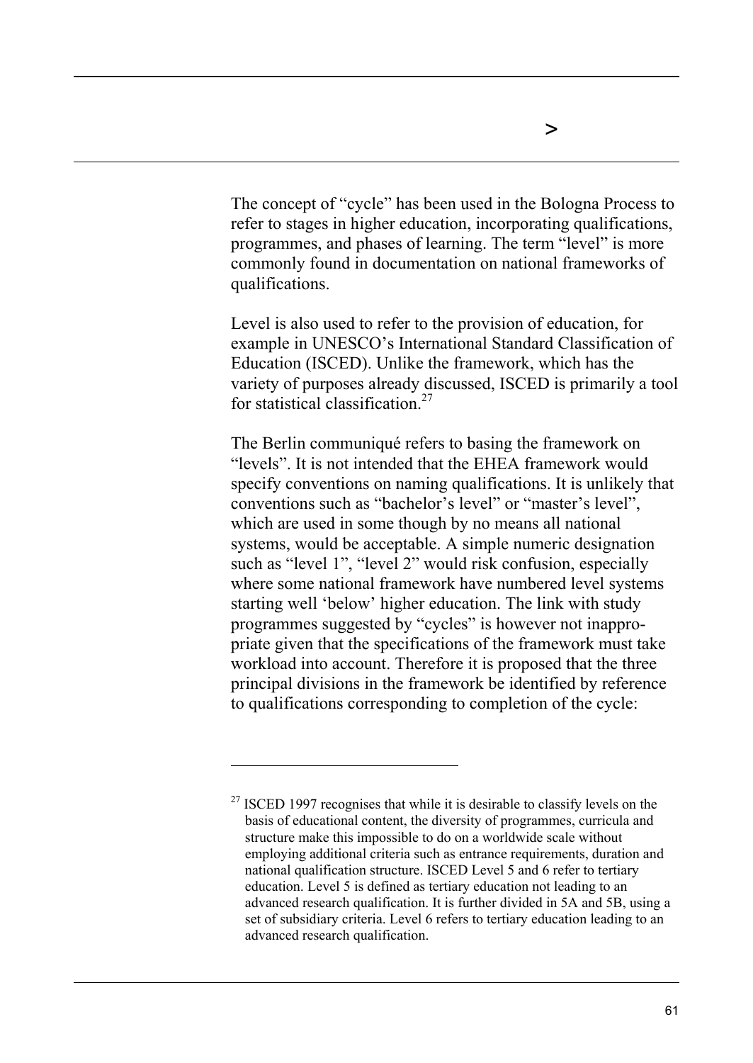The concept of "cycle" has been used in the Bologna Process to refer to stages in higher education, incorporating qualifications, programmes, and phases of learning. The term "level" is more commonly found in documentation on national frameworks of qualifications.

Level is also used to refer to the provision of education, for example in UNESCO's International Standard Classification of Education (ISCED). Unlike the framework, which has the variety of purposes already discussed, ISCED is primarily a tool for statistical classification.[27]

The Berlin communiqué refers to basing the framework on "levels". It is not intended that the EHEA framework would specify conventions on naming qualifications. It is unlikely that conventions such as "bachelor's level" or "master's level", which are used in some though by no means all national systems, would be acceptable. A simple numeric designation such as "level 1", "level 2" would risk confusion, especially where some national framework have numbered level systems starting well 'below' higher education. The link with study programmes suggested by "cycles" is however not inappropriate given that the specifications of the framework must take workload into account. Therefore it is proposed that the three principal divisions in the framework be identified by reference to qualifications corresponding to completion of the cycle:

---

[27] ISCED 1997 recognises that while it is desirable to classify levels on the basis of educational content, the diversity of programmes, curricula and structure make this impossible to do on a worldwide scale without employing additional criteria such as entrance requirements, duration and national qualification structure. ISCED Level 5 and 6 refer to tertiary education. Level 5 is defined as tertiary education not leading to an advanced research qualification. It is further divided in 5A and 5B, using a set of subsidiary criteria. Level 6 refers to tertiary education leading to an advanced research qualification.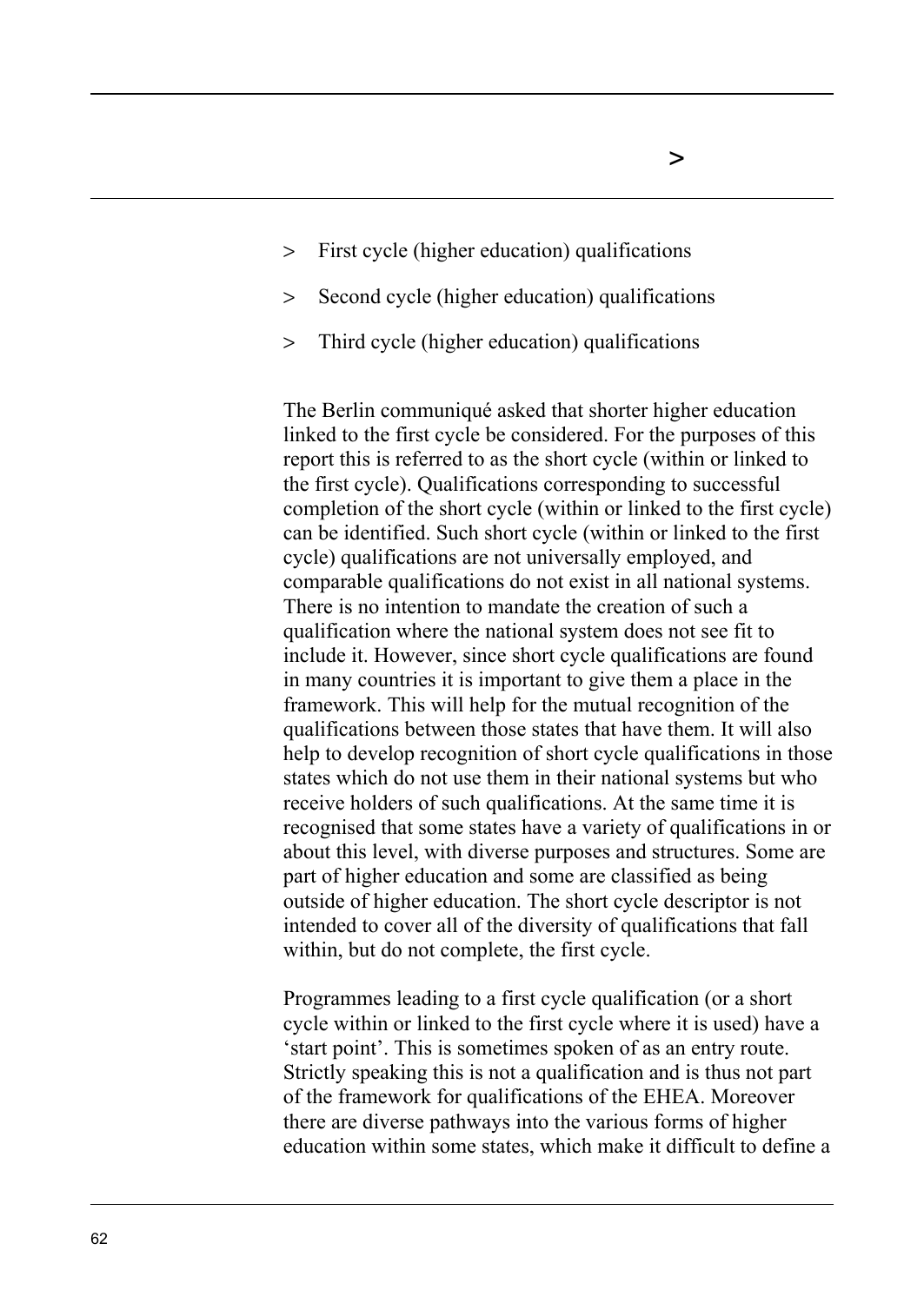- First cycle (higher education) qualifications
- Second cycle (higher education) qualifications
- Third cycle (higher education) qualifications

The Berlin communiqué asked that shorter higher education linked to the first cycle be considered. For the purposes of this report this is referred to as the short cycle (within or linked to the first cycle). Qualifications corresponding to successful completion of the short cycle (within or linked to the first cycle) can be identified. Such short cycle (within or linked to the first cycle) qualifications are not universally employed, and comparable qualifications do not exist in all national systems. There is no intention to mandate the creation of such a qualification where the national system does not see fit to include it. However, since short cycle qualifications are found in many countries it is important to give them a place in the framework. This will help for the mutual recognition of the qualifications between those states that have them. It will also help to develop recognition of short cycle qualifications in those states which do not use them in their national systems but who receive holders of such qualifications. At the same time it is recognised that some states have a variety of qualifications in or about this level, with diverse purposes and structures. Some are part of higher education and some are classified as being outside of higher education. The short cycle descriptor is not intended to cover all of the diversity of qualifications that fall within, but do not complete, the first cycle.

Programmes leading to a first cycle qualification (or a short cycle within or linked to the first cycle where it is used) have a 'start point'. This is sometimes spoken of as an entry route. Strictly speaking this is not a qualification and is thus not part of the framework for qualifications of the EHEA. Moreover there are diverse pathways into the various forms of higher education within some states, which make it difficult to define a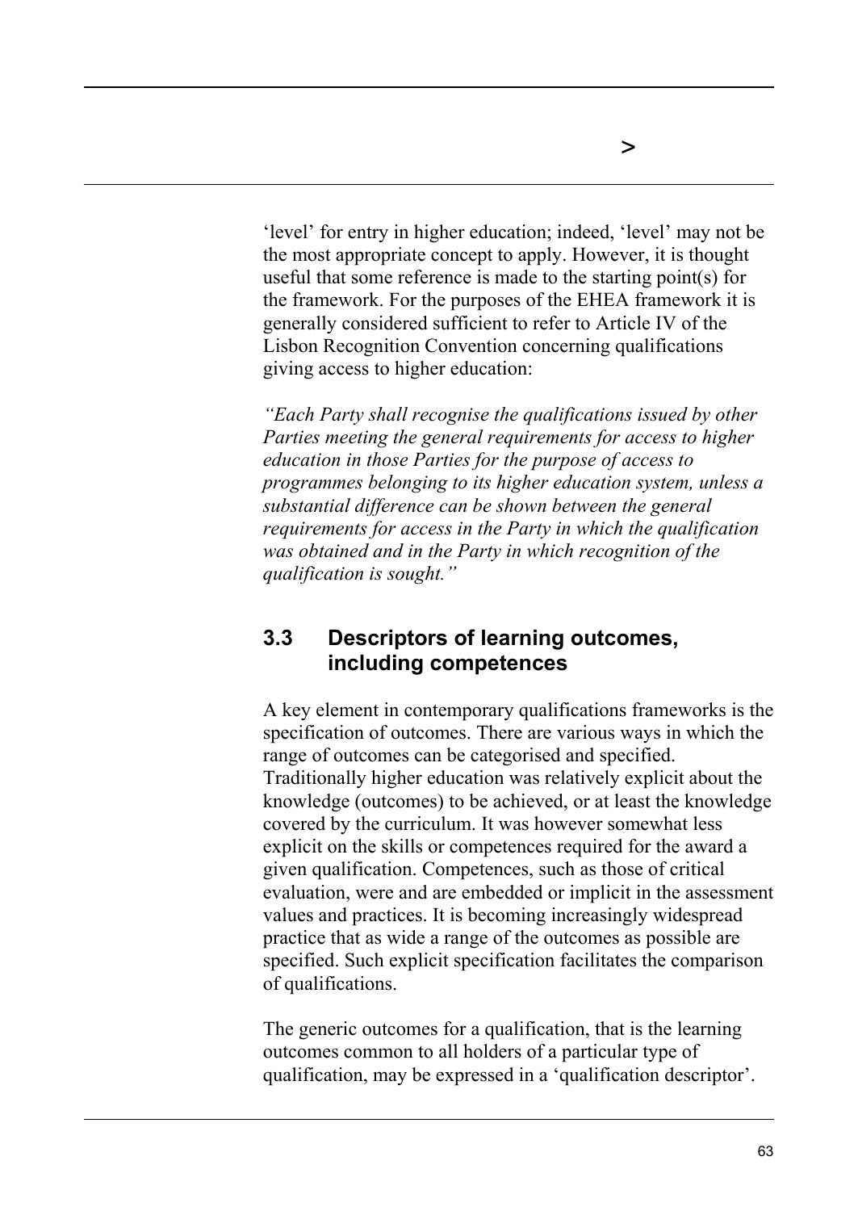‘level’ for entry in higher education; indeed, ‘level’ may not be the most appropriate concept to apply. However, it is thought useful that some reference is made to the starting point(s) for the framework. For the purposes of the EHEA framework it is generally considered sufficient to refer to Article IV of the Lisbon Recognition Convention concerning qualifications giving access to higher education:

*“Each Party shall recognise the qualifications issued by other Parties meeting the general requirements for access to higher education in those Parties for the purpose of access to programmes belonging to its higher education system, unless a substantial difference can be shown between the general requirements for access in the Party in which the qualification was obtained and in the Party in which recognition of the qualification is sought.”*

## 3.3 Descriptors of learning outcomes, including competences

A key element in contemporary qualifications frameworks is the specification of outcomes. There are various ways in which the range of outcomes can be categorised and specified. Traditionally higher education was relatively explicit about the knowledge (outcomes) to be achieved, or at least the knowledge covered by the curriculum. It was however somewhat less explicit on the skills or competences required for the award a given qualification. Competences, such as those of critical evaluation, were and are embedded or implicit in the assessment values and practices. It is becoming increasingly widespread practice that as wide a range of the outcomes as possible are specified. Such explicit specification facilitates the comparison of qualifications.

The generic outcomes for a qualification, that is the learning outcomes common to all holders of a particular type of qualification, may be expressed in a ‘qualification descriptor’.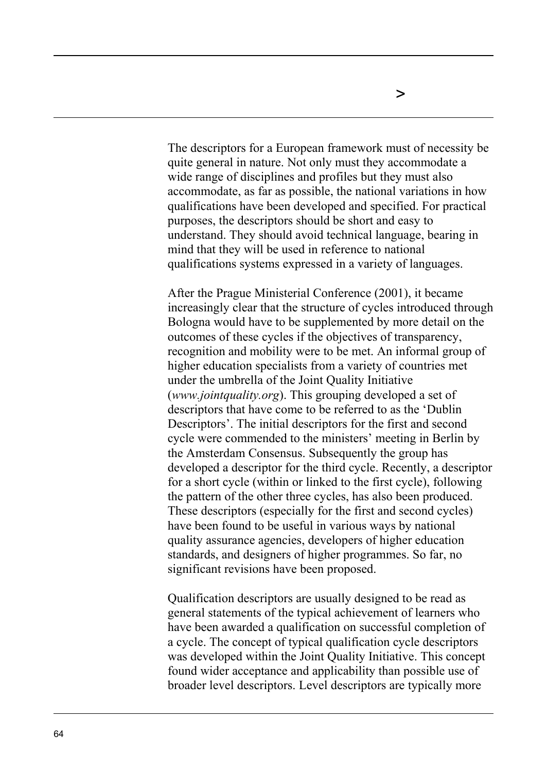The descriptors for a European framework must of necessity be quite general in nature. Not only must they accommodate a wide range of disciplines and profiles but they must also accommodate, as far as possible, the national variations in how qualifications have been developed and specified. For practical purposes, the descriptors should be short and easy to understand. They should avoid technical language, bearing in mind that they will be used in reference to national qualifications systems expressed in a variety of languages.

After the Prague Ministerial Conference (2001), it became increasingly clear that the structure of cycles introduced through Bologna would have to be supplemented by more detail on the outcomes of these cycles if the objectives of transparency, recognition and mobility were to be met. An informal group of higher education specialists from a variety of countries met under the umbrella of the Joint Quality Initiative (*www.jointquality.org*). This grouping developed a set of descriptors that have come to be referred to as the 'Dublin Descriptors'. The initial descriptors for the first and second cycle were commended to the ministers' meeting in Berlin by the Amsterdam Consensus. Subsequently the group has developed a descriptor for the third cycle. Recently, a descriptor for a short cycle (within or linked to the first cycle), following the pattern of the other three cycles, has also been produced. These descriptors (especially for the first and second cycles) have been found to be useful in various ways by national quality assurance agencies, developers of higher education standards, and designers of higher programmes. So far, no significant revisions have been proposed.

Qualification descriptors are usually designed to be read as general statements of the typical achievement of learners who have been awarded a qualification on successful completion of a cycle. The concept of typical qualification cycle descriptors was developed within the Joint Quality Initiative. This concept found wider acceptance and applicability than possible use of broader level descriptors. Level descriptors are typically more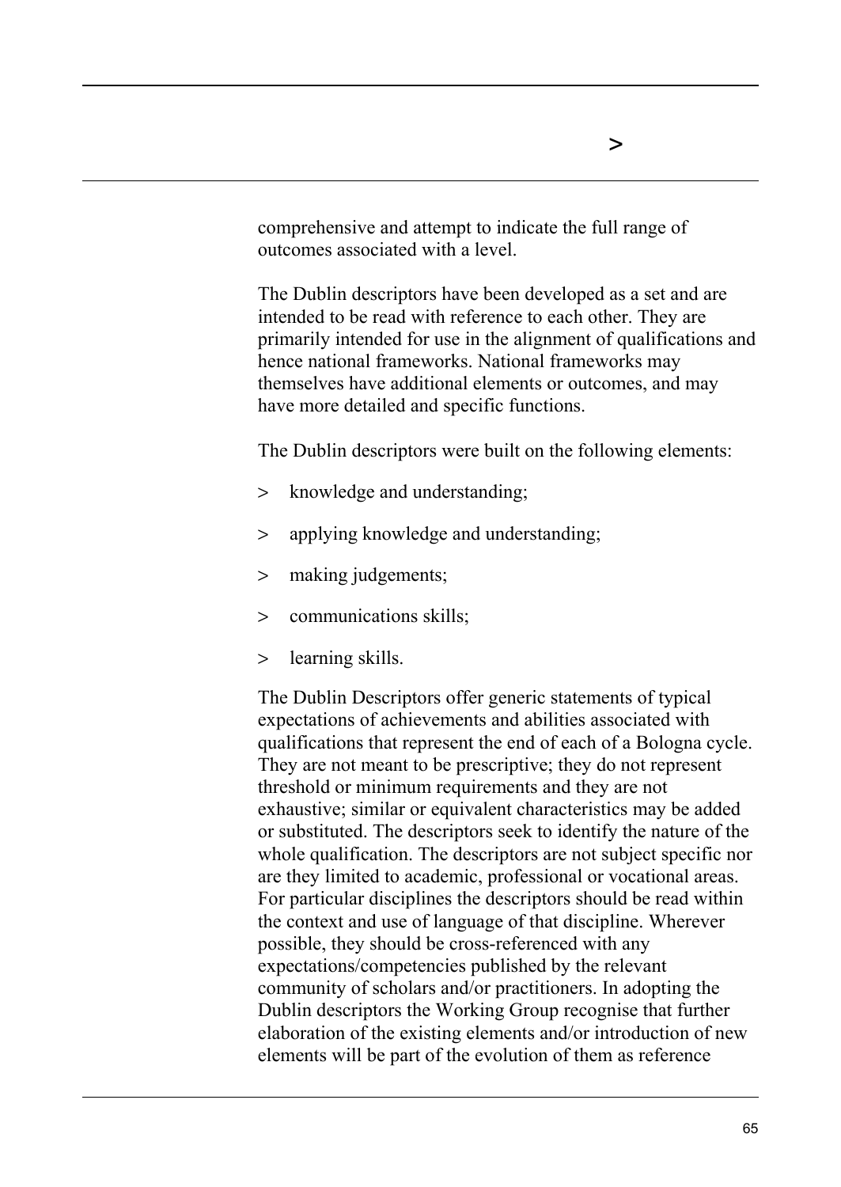comprehensive and attempt to indicate the full range of outcomes associated with a level.

The Dublin descriptors have been developed as a set and are intended to be read with reference to each other. They are primarily intended for use in the alignment of qualifications and hence national frameworks. National frameworks may themselves have additional elements or outcomes, and may have more detailed and specific functions.

The Dublin descriptors were built on the following elements:

- knowledge and understanding;
- applying knowledge and understanding;
- making judgements;
- communications skills;
- learning skills.

The Dublin Descriptors offer generic statements of typical expectations of achievements and abilities associated with qualifications that represent the end of each of a Bologna cycle. They are not meant to be prescriptive; they do not represent threshold or minimum requirements and they are not exhaustive; similar or equivalent characteristics may be added or substituted. The descriptors seek to identify the nature of the whole qualification. The descriptors are not subject specific nor are they limited to academic, professional or vocational areas. For particular disciplines the descriptors should be read within the context and use of language of that discipline. Wherever possible, they should be cross-referenced with any expectations/competencies published by the relevant community of scholars and/or practitioners. In adopting the Dublin descriptors the Working Group recognise that further elaboration of the existing elements and/or introduction of new elements will be part of the evolution of them as reference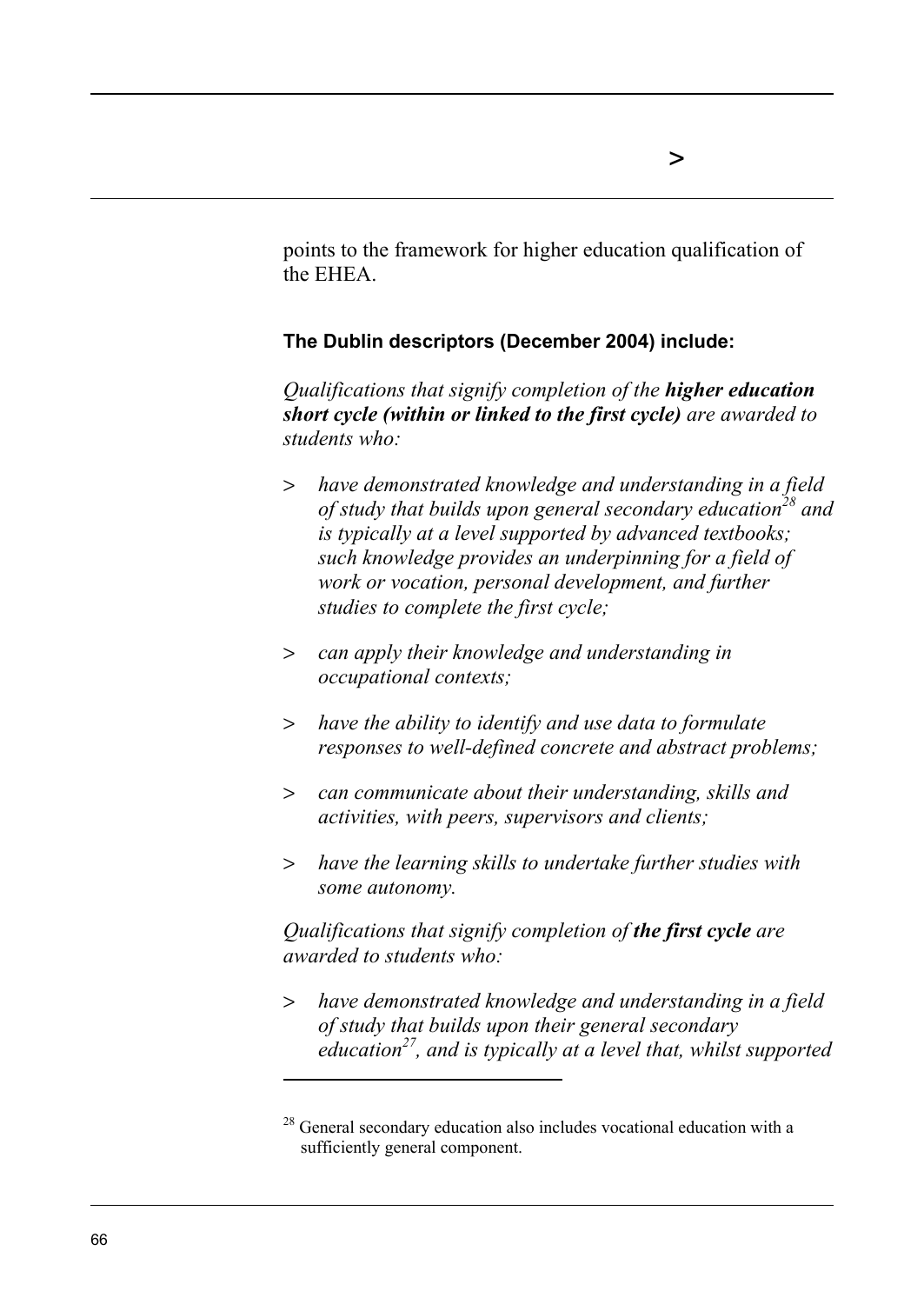points to the framework for higher education qualification of the EHEA.

**The Dublin descriptors (December 2004) include:**

*Qualifications that signify completion of the* ***higher education short cycle (within or linked to the first cycle)*** *are awarded to students who:*

> *have demonstrated knowledge and understanding in a field of study that builds upon general secondary education*[28] *and is typically at a level supported by advanced textbooks; such knowledge provides an underpinning for a field of work or vocation, personal development, and further studies to complete the first cycle;*

> *can apply their knowledge and understanding in occupational contexts;*

> *have the ability to identify and use data to formulate responses to well-defined concrete and abstract problems;*

> *can communicate about their understanding, skills and activities, with peers, supervisors and clients;*

> *have the learning skills to undertake further studies with some autonomy.*

*Qualifications that signify completion of* ***the first cycle*** *are awarded to students who:*

> *have demonstrated knowledge and understanding in a field of study that builds upon their general secondary education*[27]*, and is typically at a level that, whilst supported*

---

[28] General secondary education also includes vocational education with a sufficiently general component.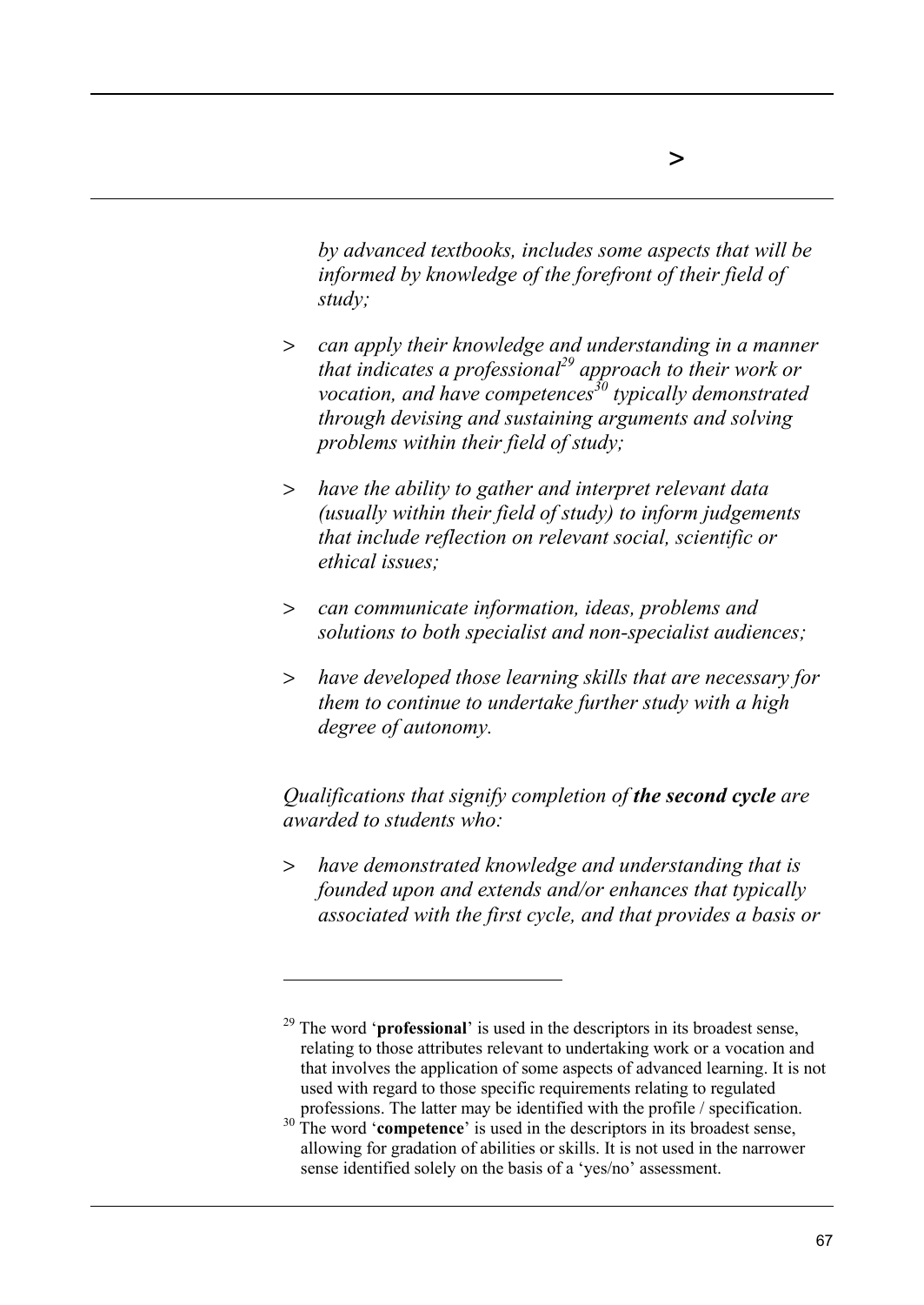*by advanced textbooks, includes some aspects that will be informed by knowledge of the forefront of their field of study;*

> *can apply their knowledge and understanding in a manner that indicates a professional[29] approach to their work or vocation, and have competences[30] typically demonstrated through devising and sustaining arguments and solving problems within their field of study;*

> *have the ability to gather and interpret relevant data (usually within their field of study) to inform judgements that include reflection on relevant social, scientific or ethical issues;*

> *can communicate information, ideas, problems and solutions to both specialist and non-specialist audiences;*

> *have developed those learning skills that are necessary for them to continue to undertake further study with a high degree of autonomy.*

*Qualifications that signify completion of* ***the second cycle*** *are awarded to students who:*

> *have demonstrated knowledge and understanding that is founded upon and extends and/or enhances that typically associated with the first cycle, and that provides a basis or*

---

[29] The word '**professional**' is used in the descriptors in its broadest sense, relating to those attributes relevant to undertaking work or a vocation and that involves the application of some aspects of advanced learning. It is not used with regard to those specific requirements relating to regulated professions. The latter may be identified with the profile / specification.

[30] The word '**competence**' is used in the descriptors in its broadest sense, allowing for gradation of abilities or skills. It is not used in the narrower sense identified solely on the basis of a 'yes/no' assessment.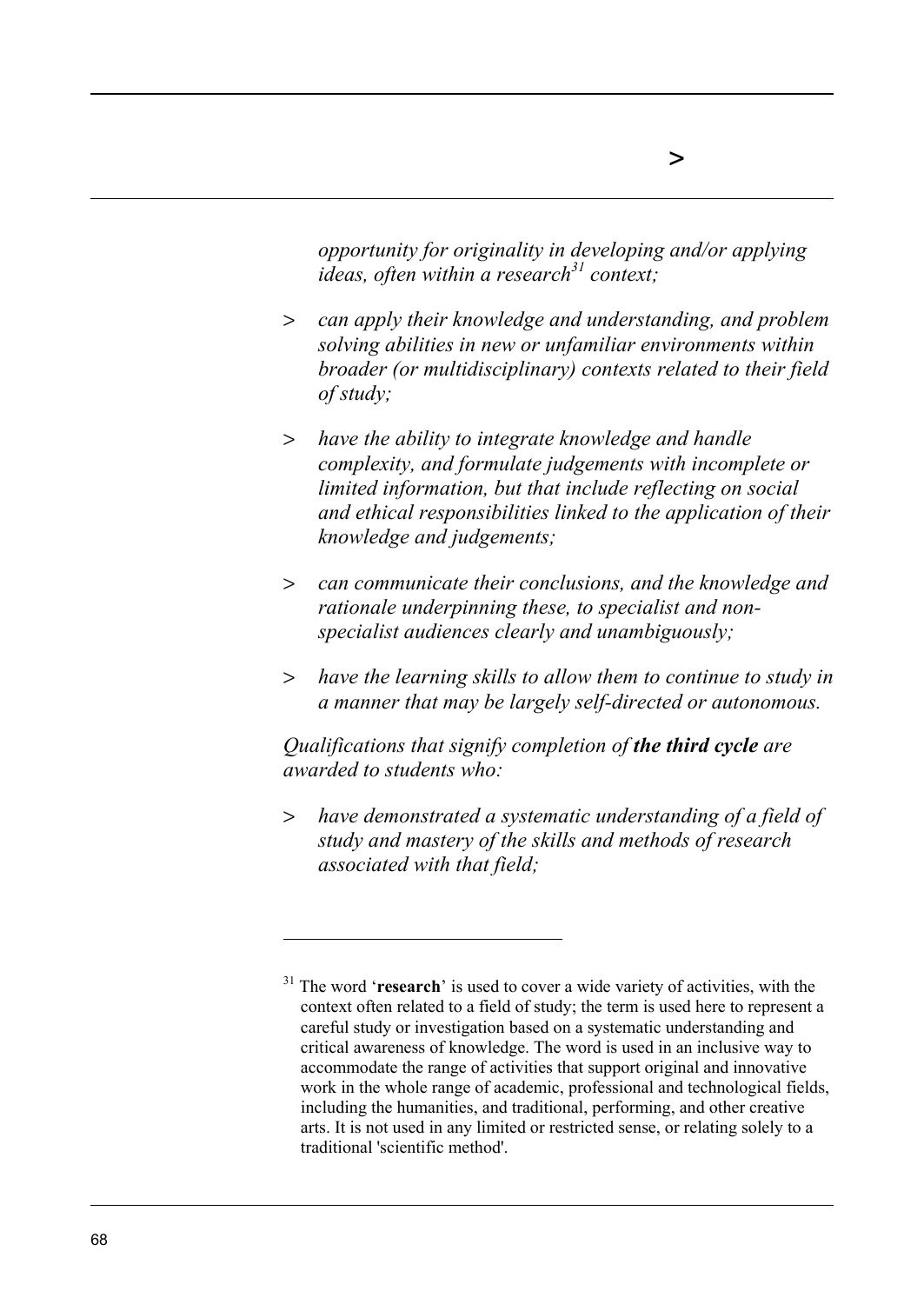*opportunity for originality in developing and/or applying ideas, often within a research[31] context;*

> *can apply their knowledge and understanding, and problem solving abilities in new or unfamiliar environments within broader (or multidisciplinary) contexts related to their field of study;*

> *have the ability to integrate knowledge and handle complexity, and formulate judgements with incomplete or limited information, but that include reflecting on social and ethical responsibilities linked to the application of their knowledge and judgements;*

> *can communicate their conclusions, and the knowledge and rationale underpinning these, to specialist and non-specialist audiences clearly and unambiguously;*

> *have the learning skills to allow them to continue to study in a manner that may be largely self-directed or autonomous.*

*Qualifications that signify completion of* ***the third cycle*** *are awarded to students who:*

> *have demonstrated a systematic understanding of a field of study and mastery of the skills and methods of research associated with that field;*

---

[31] The word '**research**' is used to cover a wide variety of activities, with the context often related to a field of study; the term is used here to represent a careful study or investigation based on a systematic understanding and critical awareness of knowledge. The word is used in an inclusive way to accommodate the range of activities that support original and innovative work in the whole range of academic, professional and technological fields, including the humanities, and traditional, performing, and other creative arts. It is not used in any limited or restricted sense, or relating solely to a traditional 'scientific method'.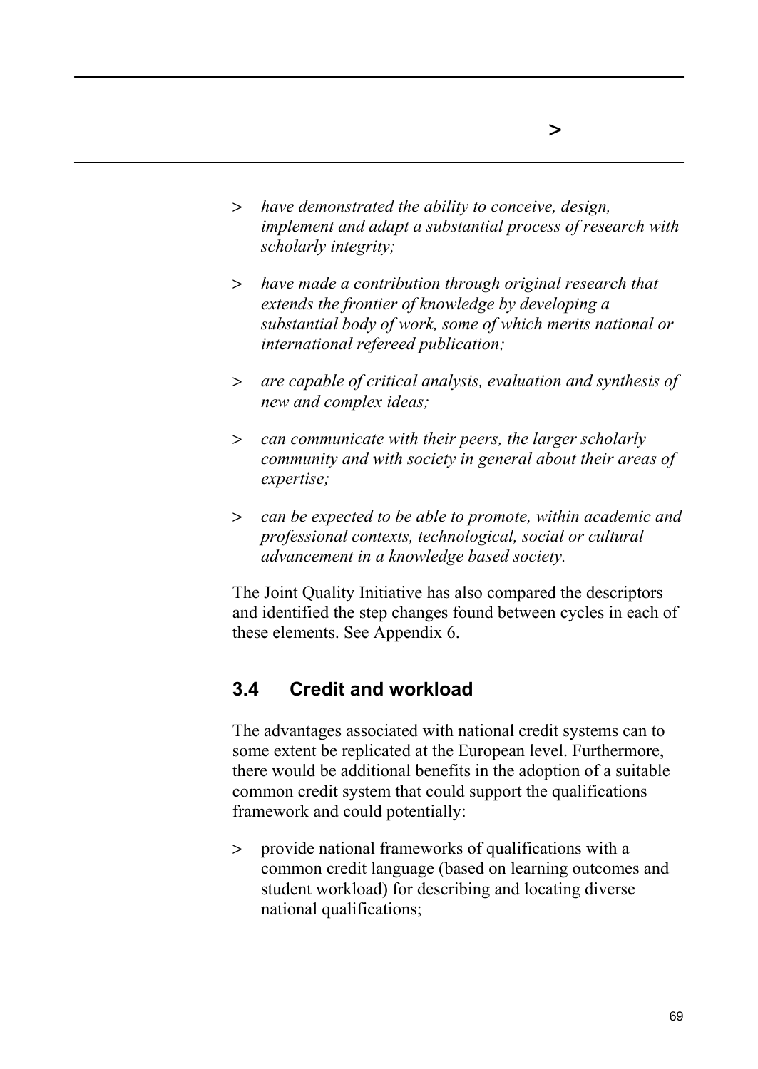- *have demonstrated the ability to conceive, design, implement and adapt a substantial process of research with scholarly integrity;*
- *have made a contribution through original research that extends the frontier of knowledge by developing a substantial body of work, some of which merits national or international refereed publication;*
- *are capable of critical analysis, evaluation and synthesis of new and complex ideas;*
- *can communicate with their peers, the larger scholarly community and with society in general about their areas of expertise;*
- *can be expected to be able to promote, within academic and professional contexts, technological, social or cultural advancement in a knowledge based society.*

The Joint Quality Initiative has also compared the descriptors and identified the step changes found between cycles in each of these elements. See Appendix 6.

## 3.4 Credit and workload

The advantages associated with national credit systems can to some extent be replicated at the European level. Furthermore, there would be additional benefits in the adoption of a suitable common credit system that could support the qualifications framework and could potentially:

- provide national frameworks of qualifications with a common credit language (based on learning outcomes and student workload) for describing and locating diverse national qualifications;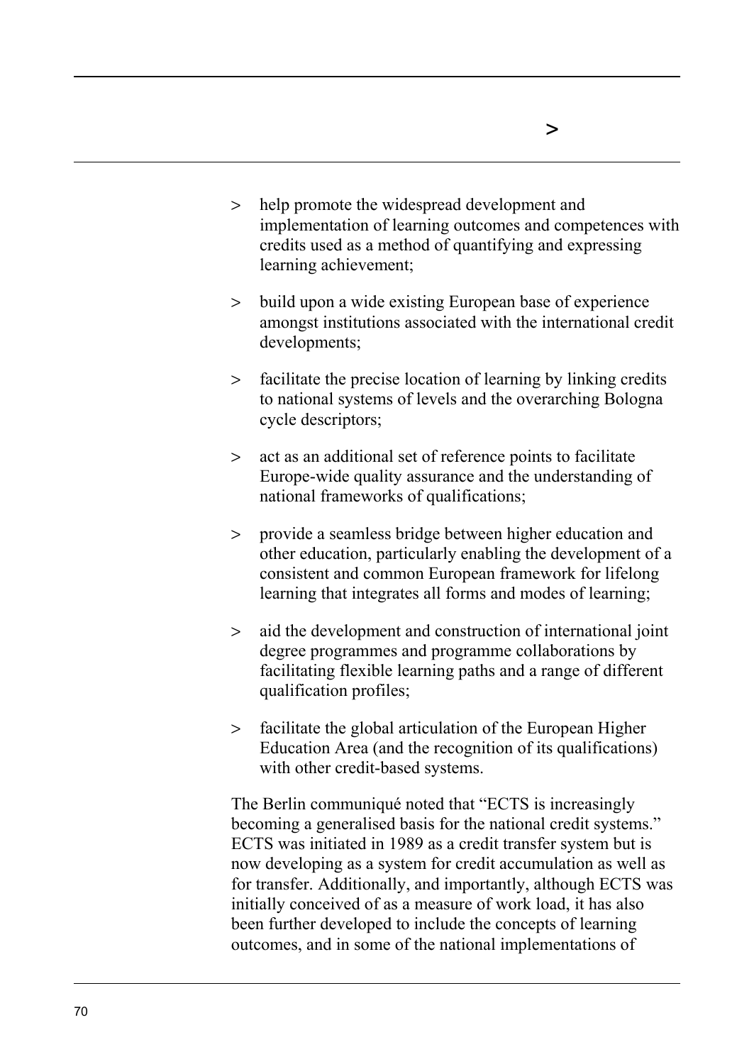- help promote the widespread development and implementation of learning outcomes and competences with credits used as a method of quantifying and expressing learning achievement;
- build upon a wide existing European base of experience amongst institutions associated with the international credit developments;
- facilitate the precise location of learning by linking credits to national systems of levels and the overarching Bologna cycle descriptors;
- act as an additional set of reference points to facilitate Europe-wide quality assurance and the understanding of national frameworks of qualifications;
- provide a seamless bridge between higher education and other education, particularly enabling the development of a consistent and common European framework for lifelong learning that integrates all forms and modes of learning;
- aid the development and construction of international joint degree programmes and programme collaborations by facilitating flexible learning paths and a range of different qualification profiles;
- facilitate the global articulation of the European Higher Education Area (and the recognition of its qualifications) with other credit-based systems.

The Berlin communiqué noted that "ECTS is increasingly becoming a generalised basis for the national credit systems." ECTS was initiated in 1989 as a credit transfer system but is now developing as a system for credit accumulation as well as for transfer. Additionally, and importantly, although ECTS was initially conceived of as a measure of work load, it has also been further developed to include the concepts of learning outcomes, and in some of the national implementations of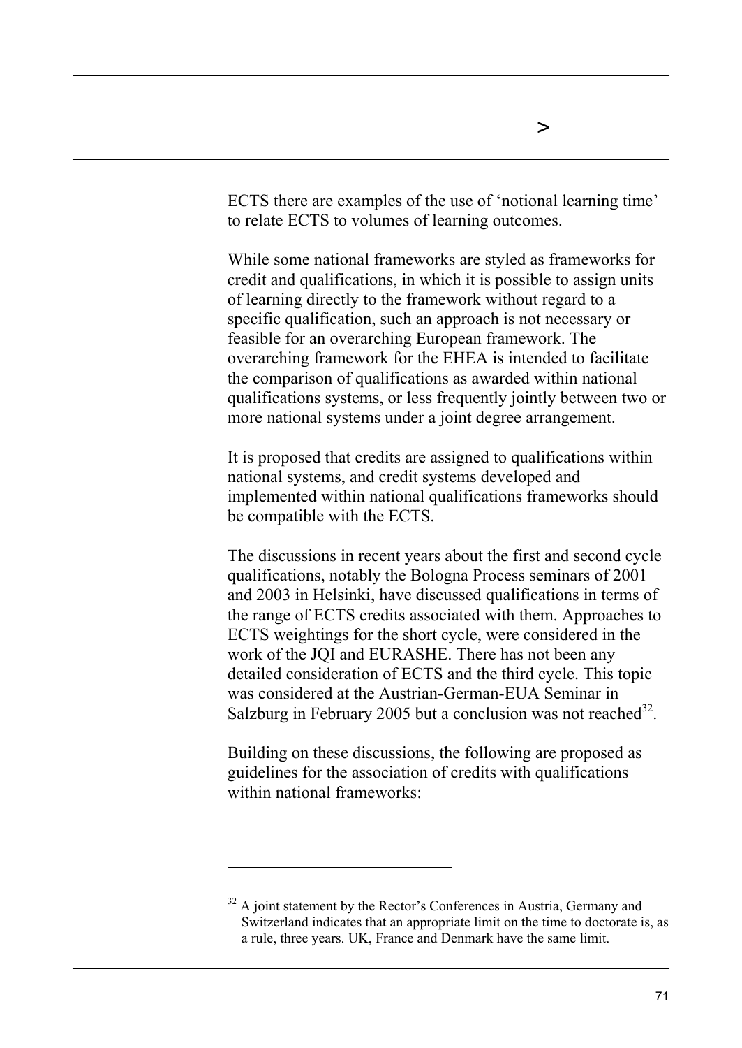ECTS there are examples of the use of 'notional learning time' to relate ECTS to volumes of learning outcomes.

While some national frameworks are styled as frameworks for credit and qualifications, in which it is possible to assign units of learning directly to the framework without regard to a specific qualification, such an approach is not necessary or feasible for an overarching European framework. The overarching framework for the EHEA is intended to facilitate the comparison of qualifications as awarded within national qualifications systems, or less frequently jointly between two or more national systems under a joint degree arrangement.

It is proposed that credits are assigned to qualifications within national systems, and credit systems developed and implemented within national qualifications frameworks should be compatible with the ECTS.

The discussions in recent years about the first and second cycle qualifications, notably the Bologna Process seminars of 2001 and 2003 in Helsinki, have discussed qualifications in terms of the range of ECTS credits associated with them. Approaches to ECTS weightings for the short cycle, were considered in the work of the JQI and EURASHE. There has not been any detailed consideration of ECTS and the third cycle. This topic was considered at the Austrian-German-EUA Seminar in Salzburg in February 2005 but a conclusion was not reached[32].

Building on these discussions, the following are proposed as guidelines for the association of credits with qualifications within national frameworks:

---

[32] A joint statement by the Rector's Conferences in Austria, Germany and Switzerland indicates that an appropriate limit on the time to doctorate is, as a rule, three years. UK, France and Denmark have the same limit.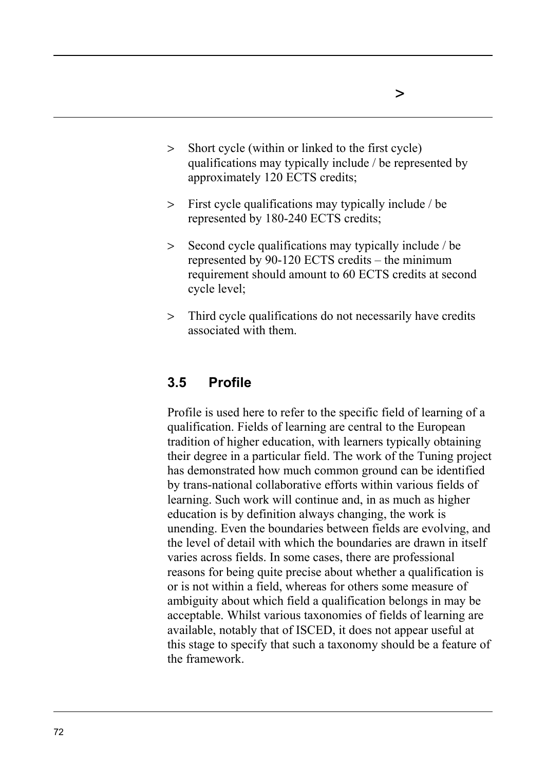- Short cycle (within or linked to the first cycle) qualifications may typically include / be represented by approximately 120 ECTS credits;
- First cycle qualifications may typically include / be represented by 180-240 ECTS credits;
- Second cycle qualifications may typically include / be represented by 90-120 ECTS credits – the minimum requirement should amount to 60 ECTS credits at second cycle level;
- Third cycle qualifications do not necessarily have credits associated with them.

## 3.5 Profile

Profile is used here to refer to the specific field of learning of a qualification. Fields of learning are central to the European tradition of higher education, with learners typically obtaining their degree in a particular field. The work of the Tuning project has demonstrated how much common ground can be identified by trans-national collaborative efforts within various fields of learning. Such work will continue and, in as much as higher education is by definition always changing, the work is unending. Even the boundaries between fields are evolving, and the level of detail with which the boundaries are drawn in itself varies across fields. In some cases, there are professional reasons for being quite precise about whether a qualification is or is not within a field, whereas for others some measure of ambiguity about which field a qualification belongs in may be acceptable. Whilst various taxonomies of fields of learning are available, notably that of ISCED, it does not appear useful at this stage to specify that such a taxonomy should be a feature of the framework.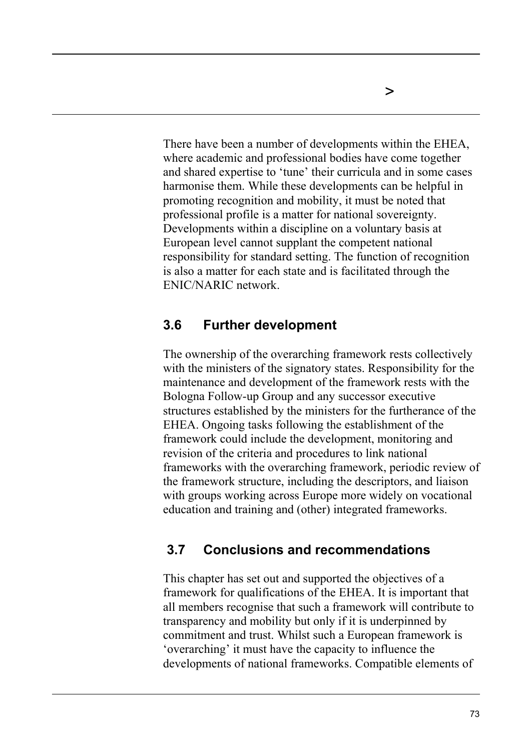There have been a number of developments within the EHEA, where academic and professional bodies have come together and shared expertise to 'tune' their curricula and in some cases harmonise them. While these developments can be helpful in promoting recognition and mobility, it must be noted that professional profile is a matter for national sovereignty. Developments within a discipline on a voluntary basis at European level cannot supplant the competent national responsibility for standard setting. The function of recognition is also a matter for each state and is facilitated through the ENIC/NARIC network.

## 3.6 Further development

The ownership of the overarching framework rests collectively with the ministers of the signatory states. Responsibility for the maintenance and development of the framework rests with the Bologna Follow-up Group and any successor executive structures established by the ministers for the furtherance of the EHEA. Ongoing tasks following the establishment of the framework could include the development, monitoring and revision of the criteria and procedures to link national frameworks with the overarching framework, periodic review of the framework structure, including the descriptors, and liaison with groups working across Europe more widely on vocational education and training and (other) integrated frameworks.

## 3.7 Conclusions and recommendations

This chapter has set out and supported the objectives of a framework for qualifications of the EHEA. It is important that all members recognise that such a framework will contribute to transparency and mobility but only if it is underpinned by commitment and trust. Whilst such a European framework is 'overarching' it must have the capacity to influence the developments of national frameworks. Compatible elements of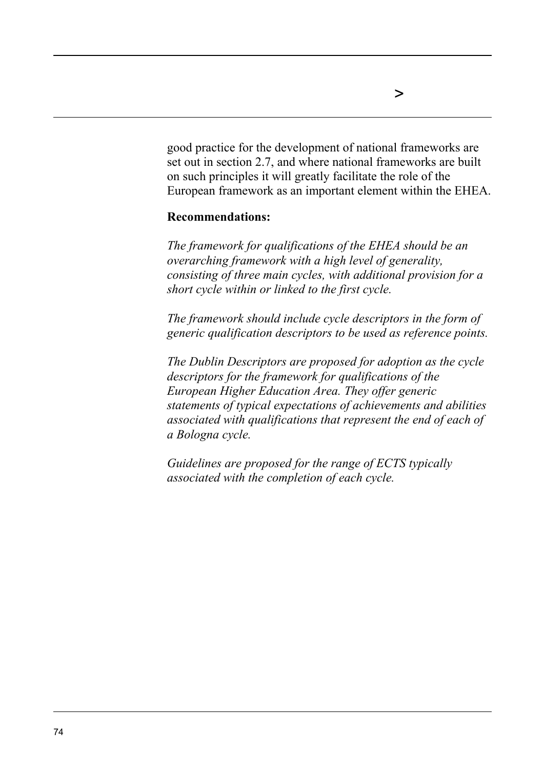good practice for the development of national frameworks are set out in section 2.7, and where national frameworks are built on such principles it will greatly facilitate the role of the European framework as an important element within the EHEA.

**Recommendations:**

*The framework for qualifications of the EHEA should be an overarching framework with a high level of generality, consisting of three main cycles, with additional provision for a short cycle within or linked to the first cycle.*

*The framework should include cycle descriptors in the form of generic qualification descriptors to be used as reference points.*

*The Dublin Descriptors are proposed for adoption as the cycle descriptors for the framework for qualifications of the European Higher Education Area. They offer generic statements of typical expectations of achievements and abilities associated with qualifications that represent the end of each of a Bologna cycle.*

*Guidelines are proposed for the range of ECTS typically associated with the completion of each cycle.*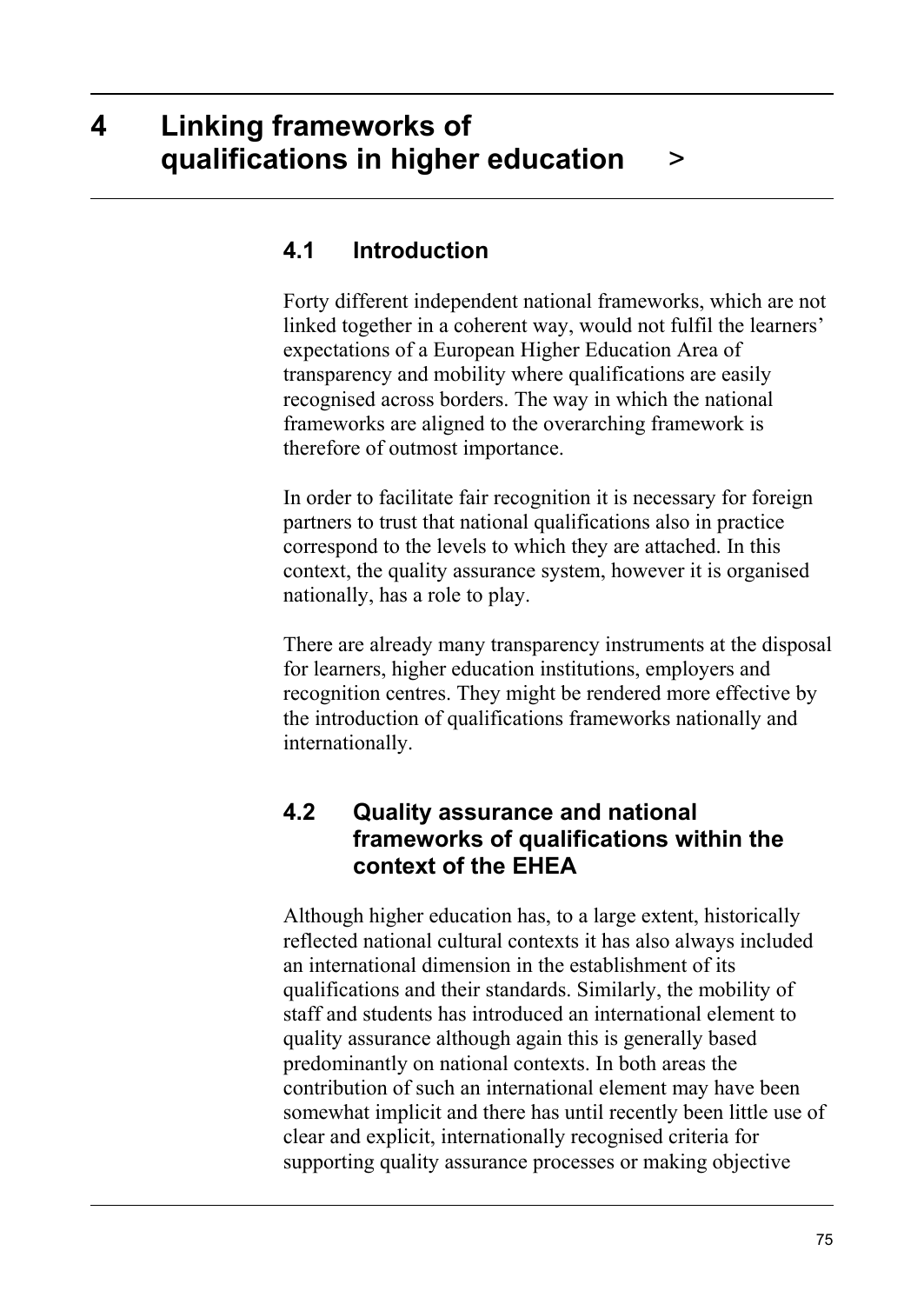# 4 Linking frameworks of qualifications in higher education >

## 4.1 Introduction

Forty different independent national frameworks, which are not linked together in a coherent way, would not fulfil the learners' expectations of a European Higher Education Area of transparency and mobility where qualifications are easily recognised across borders. The way in which the national frameworks are aligned to the overarching framework is therefore of outmost importance.

In order to facilitate fair recognition it is necessary for foreign partners to trust that national qualifications also in practice correspond to the levels to which they are attached. In this context, the quality assurance system, however it is organised nationally, has a role to play.

There are already many transparency instruments at the disposal for learners, higher education institutions, employers and recognition centres. They might be rendered more effective by the introduction of qualifications frameworks nationally and internationally.

## 4.2 Quality assurance and national frameworks of qualifications within the context of the EHEA

Although higher education has, to a large extent, historically reflected national cultural contexts it has also always included an international dimension in the establishment of its qualifications and their standards. Similarly, the mobility of staff and students has introduced an international element to quality assurance although again this is generally based predominantly on national contexts. In both areas the contribution of such an international element may have been somewhat implicit and there has until recently been little use of clear and explicit, internationally recognised criteria for supporting quality assurance processes or making objective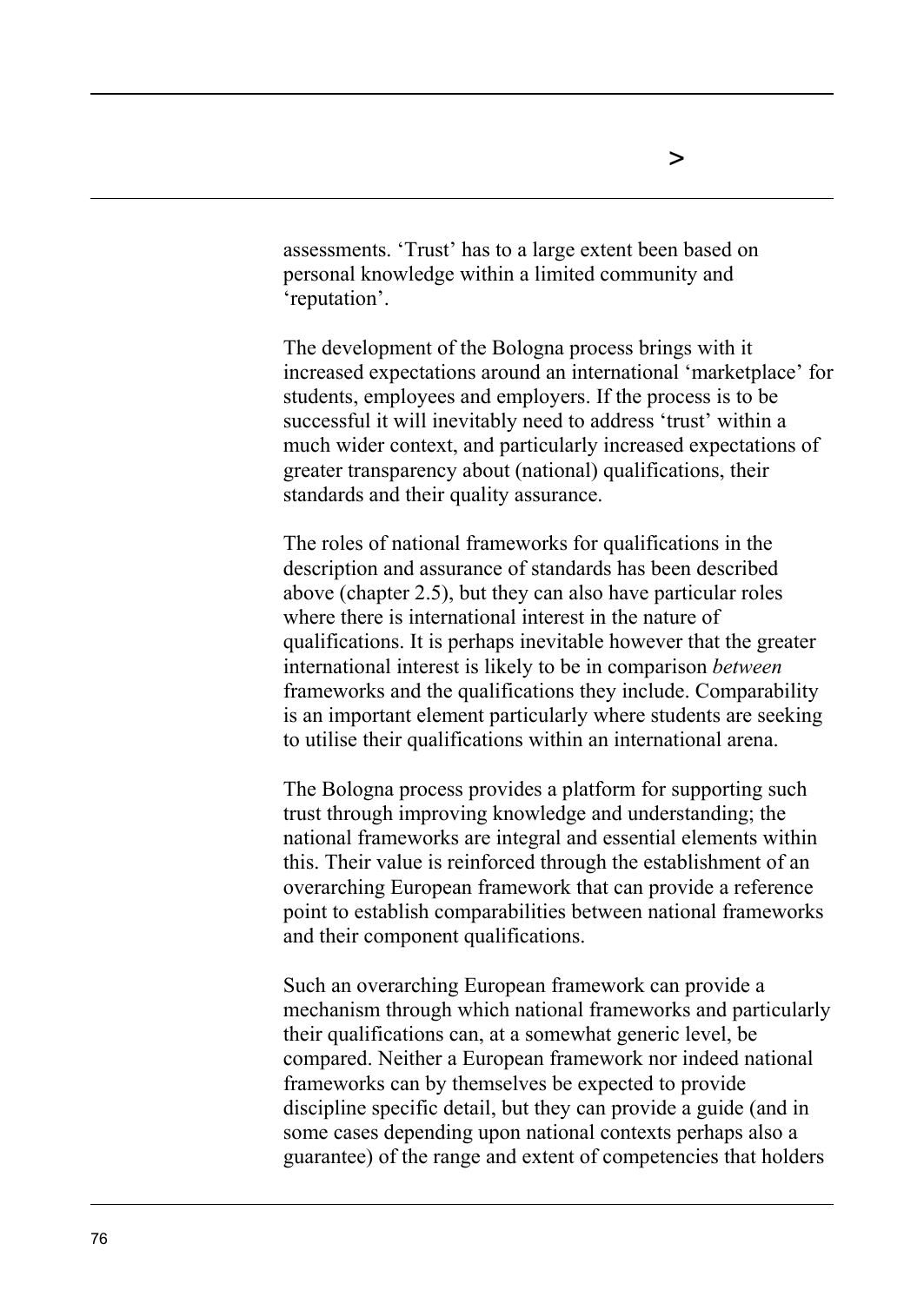assessments. ‘Trust’ has to a large extent been based on personal knowledge within a limited community and ‘reputation’.

The development of the Bologna process brings with it increased expectations around an international ‘marketplace’ for students, employees and employers. If the process is to be successful it will inevitably need to address ‘trust’ within a much wider context, and particularly increased expectations of greater transparency about (national) qualifications, their standards and their quality assurance.

The roles of national frameworks for qualifications in the description and assurance of standards has been described above (chapter 2.5), but they can also have particular roles where there is international interest in the nature of qualifications. It is perhaps inevitable however that the greater international interest is likely to be in comparison *between* frameworks and the qualifications they include. Comparability is an important element particularly where students are seeking to utilise their qualifications within an international arena.

The Bologna process provides a platform for supporting such trust through improving knowledge and understanding; the national frameworks are integral and essential elements within this. Their value is reinforced through the establishment of an overarching European framework that can provide a reference point to establish comparabilities between national frameworks and their component qualifications.

Such an overarching European framework can provide a mechanism through which national frameworks and particularly their qualifications can, at a somewhat generic level, be compared. Neither a European framework nor indeed national frameworks can by themselves be expected to provide discipline specific detail, but they can provide a guide (and in some cases depending upon national contexts perhaps also a guarantee) of the range and extent of competencies that holders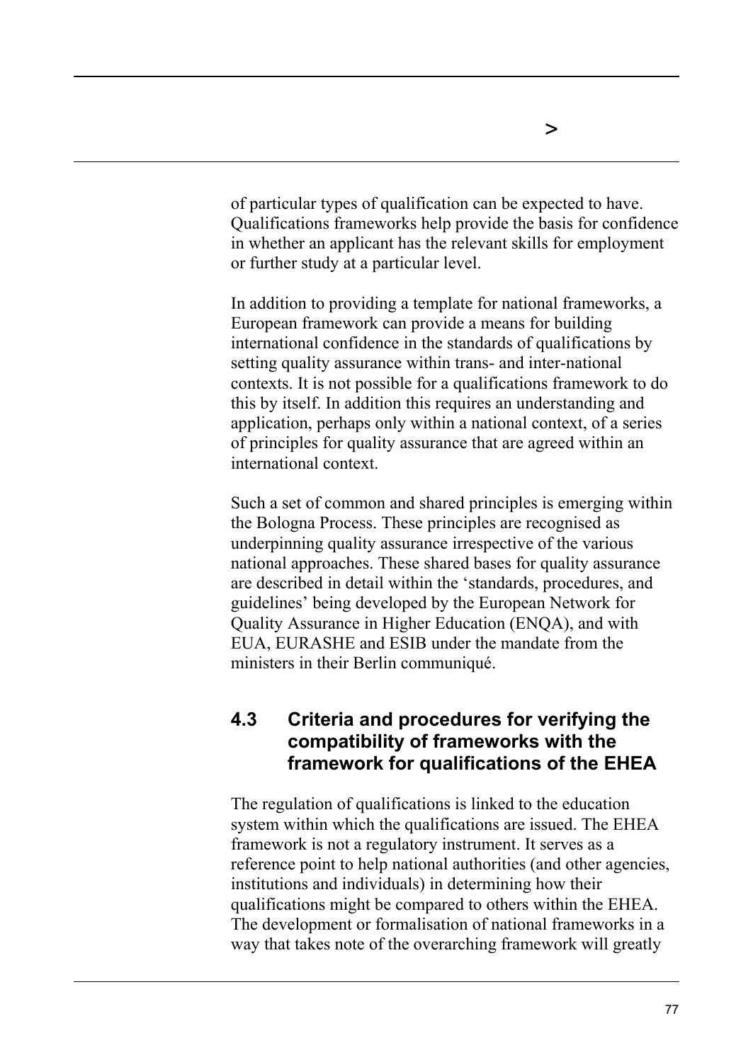of particular types of qualification can be expected to have. Qualifications frameworks help provide the basis for confidence in whether an applicant has the relevant skills for employment or further study at a particular level.

In addition to providing a template for national frameworks, a European framework can provide a means for building international confidence in the standards of qualifications by setting quality assurance within trans- and inter-national contexts. It is not possible for a qualifications framework to do this by itself. In addition this requires an understanding and application, perhaps only within a national context, of a series of principles for quality assurance that are agreed within an international context.

Such a set of common and shared principles is emerging within the Bologna Process. These principles are recognised as underpinning quality assurance irrespective of the various national approaches. These shared bases for quality assurance are described in detail within the 'standards, procedures, and guidelines' being developed by the European Network for Quality Assurance in Higher Education (ENQA), and with EUA, EURASHE and ESIB under the mandate from the ministers in their Berlin communiqué.

## 4.3 Criteria and procedures for verifying the compatibility of frameworks with the framework for qualifications of the EHEA

The regulation of qualifications is linked to the education system within which the qualifications are issued. The EHEA framework is not a regulatory instrument. It serves as a reference point to help national authorities (and other agencies, institutions and individuals) in determining how their qualifications might be compared to others within the EHEA. The development or formalisation of national frameworks in a way that takes note of the overarching framework will greatly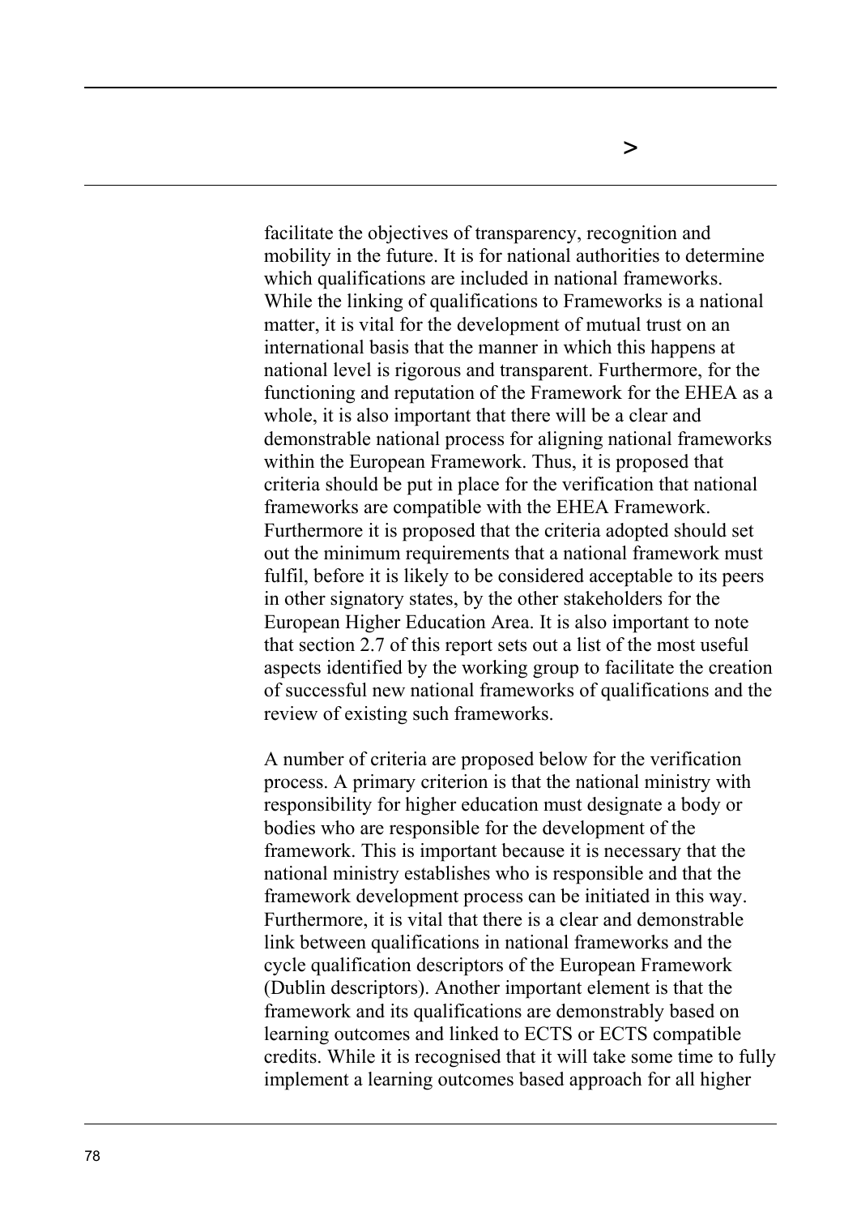facilitate the objectives of transparency, recognition and mobility in the future. It is for national authorities to determine which qualifications are included in national frameworks. While the linking of qualifications to Frameworks is a national matter, it is vital for the development of mutual trust on an international basis that the manner in which this happens at national level is rigorous and transparent. Furthermore, for the functioning and reputation of the Framework for the EHEA as a whole, it is also important that there will be a clear and demonstrable national process for aligning national frameworks within the European Framework. Thus, it is proposed that criteria should be put in place for the verification that national frameworks are compatible with the EHEA Framework. Furthermore it is proposed that the criteria adopted should set out the minimum requirements that a national framework must fulfil, before it is likely to be considered acceptable to its peers in other signatory states, by the other stakeholders for the European Higher Education Area. It is also important to note that section 2.7 of this report sets out a list of the most useful aspects identified by the working group to facilitate the creation of successful new national frameworks of qualifications and the review of existing such frameworks.

A number of criteria are proposed below for the verification process. A primary criterion is that the national ministry with responsibility for higher education must designate a body or bodies who are responsible for the development of the framework. This is important because it is necessary that the national ministry establishes who is responsible and that the framework development process can be initiated in this way. Furthermore, it is vital that there is a clear and demonstrable link between qualifications in national frameworks and the cycle qualification descriptors of the European Framework (Dublin descriptors). Another important element is that the framework and its qualifications are demonstrably based on learning outcomes and linked to ECTS or ECTS compatible credits. While it is recognised that it will take some time to fully implement a learning outcomes based approach for all higher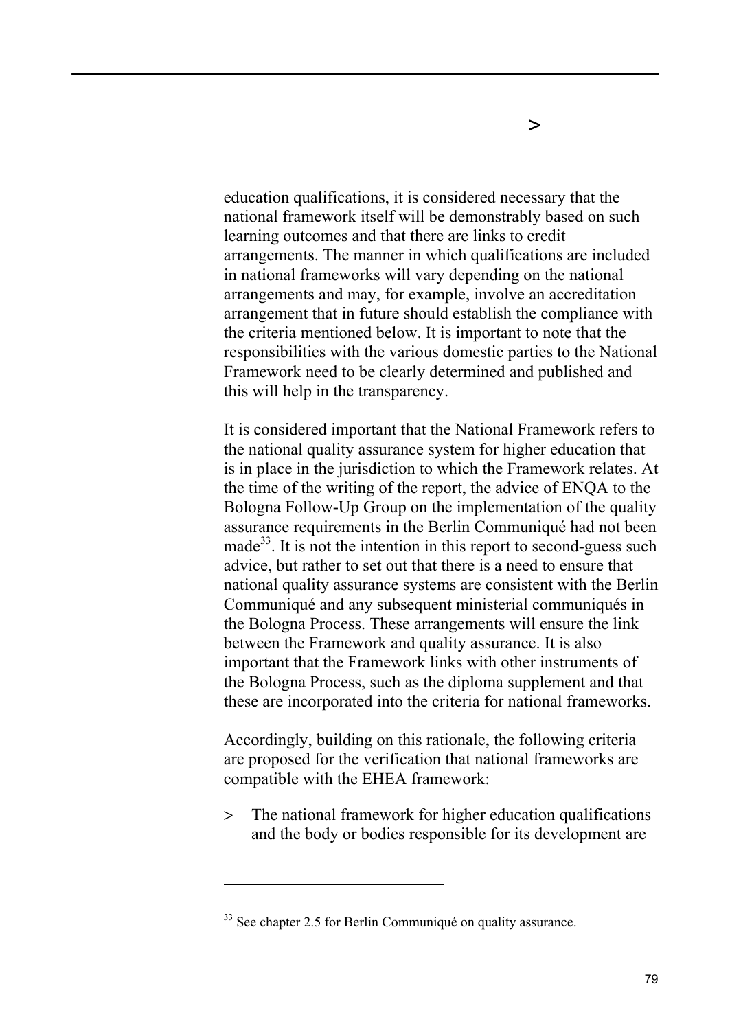education qualifications, it is considered necessary that the national framework itself will be demonstrably based on such learning outcomes and that there are links to credit arrangements. The manner in which qualifications are included in national frameworks will vary depending on the national arrangements and may, for example, involve an accreditation arrangement that in future should establish the compliance with the criteria mentioned below. It is important to note that the responsibilities with the various domestic parties to the National Framework need to be clearly determined and published and this will help in the transparency.

It is considered important that the National Framework refers to the national quality assurance system for higher education that is in place in the jurisdiction to which the Framework relates. At the time of the writing of the report, the advice of ENQA to the Bologna Follow-Up Group on the implementation of the quality assurance requirements in the Berlin Communiqué had not been made[33]. It is not the intention in this report to second-guess such advice, but rather to set out that there is a need to ensure that national quality assurance systems are consistent with the Berlin Communiqué and any subsequent ministerial communiqués in the Bologna Process. These arrangements will ensure the link between the Framework and quality assurance. It is also important that the Framework links with other instruments of the Bologna Process, such as the diploma supplement and that these are incorporated into the criteria for national frameworks.

Accordingly, building on this rationale, the following criteria are proposed for the verification that national frameworks are compatible with the EHEA framework:

> The national framework for higher education qualifications and the body or bodies responsible for its development are

---

[33] See chapter 2.5 for Berlin Communiqué on quality assurance.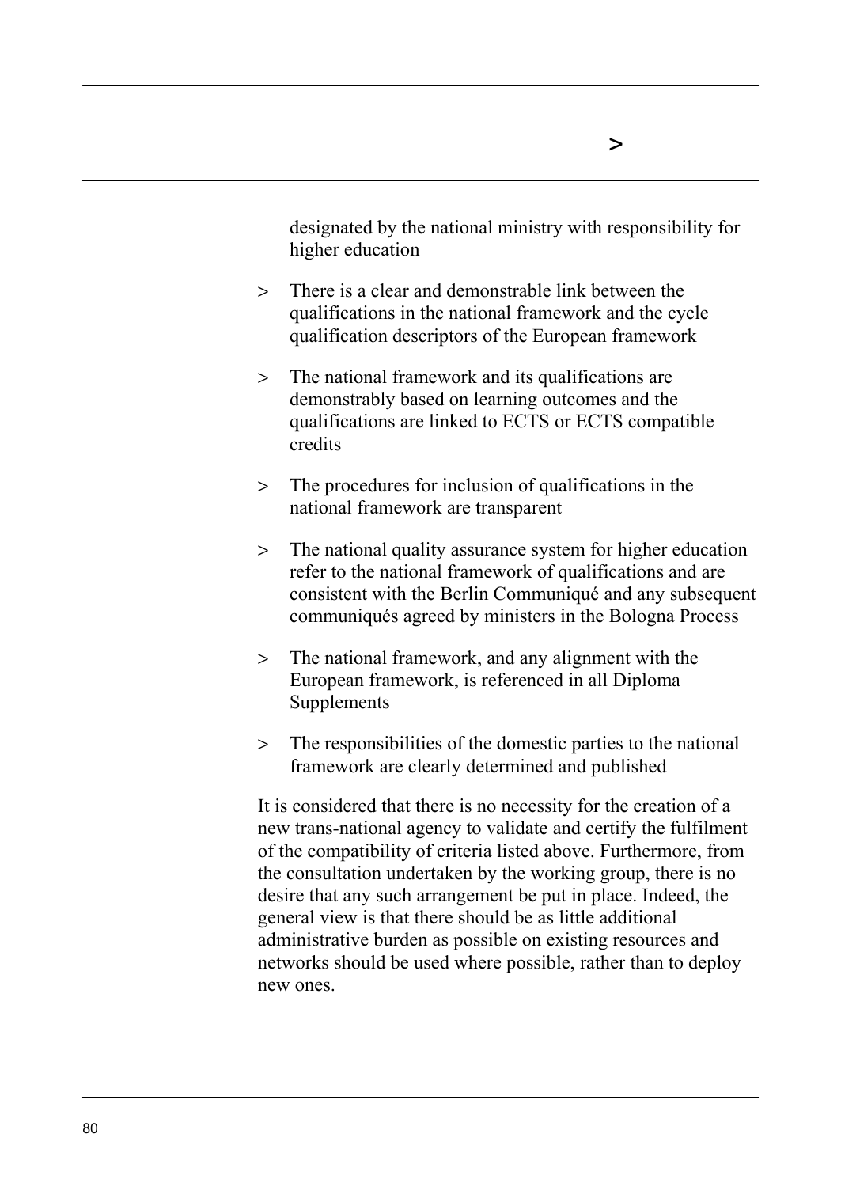designated by the national ministry with responsibility for higher education

- There is a clear and demonstrable link between the qualifications in the national framework and the cycle qualification descriptors of the European framework
- The national framework and its qualifications are demonstrably based on learning outcomes and the qualifications are linked to ECTS or ECTS compatible credits
- The procedures for inclusion of qualifications in the national framework are transparent
- The national quality assurance system for higher education refer to the national framework of qualifications and are consistent with the Berlin Communiqué and any subsequent communiqués agreed by ministers in the Bologna Process
- The national framework, and any alignment with the European framework, is referenced in all Diploma Supplements
- The responsibilities of the domestic parties to the national framework are clearly determined and published

It is considered that there is no necessity for the creation of a new trans-national agency to validate and certify the fulfilment of the compatibility of criteria listed above. Furthermore, from the consultation undertaken by the working group, there is no desire that any such arrangement be put in place. Indeed, the general view is that there should be as little additional administrative burden as possible on existing resources and networks should be used where possible, rather than to deploy new ones.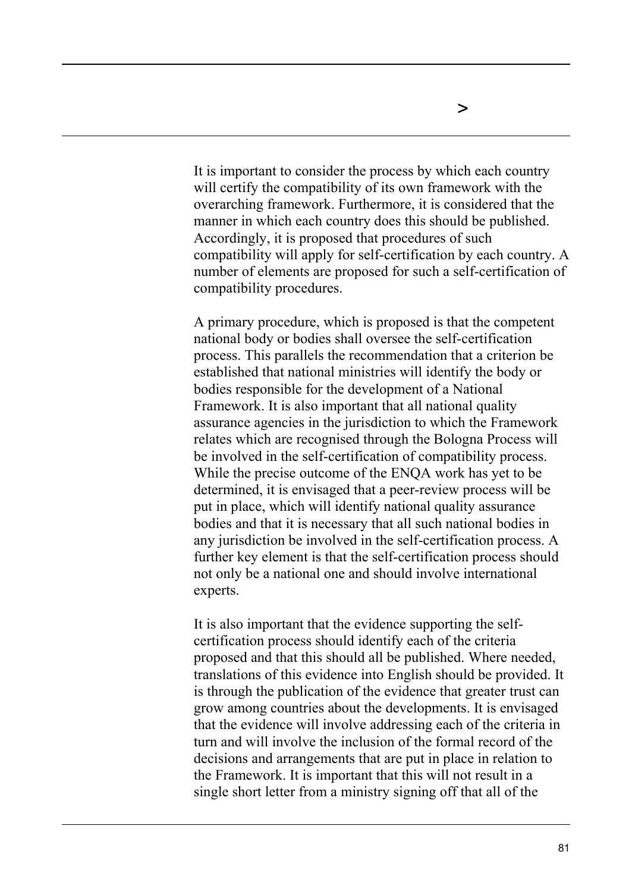It is important to consider the process by which each country will certify the compatibility of its own framework with the overarching framework. Furthermore, it is considered that the manner in which each country does this should be published. Accordingly, it is proposed that procedures of such compatibility will apply for self-certification by each country. A number of elements are proposed for such a self-certification of compatibility procedures.

A primary procedure, which is proposed is that the competent national body or bodies shall oversee the self-certification process. This parallels the recommendation that a criterion be established that national ministries will identify the body or bodies responsible for the development of a National Framework. It is also important that all national quality assurance agencies in the jurisdiction to which the Framework relates which are recognised through the Bologna Process will be involved in the self-certification of compatibility process. While the precise outcome of the ENQA work has yet to be determined, it is envisaged that a peer-review process will be put in place, which will identify national quality assurance bodies and that it is necessary that all such national bodies in any jurisdiction be involved in the self-certification process. A further key element is that the self-certification process should not only be a national one and should involve international experts.

It is also important that the evidence supporting the self-certification process should identify each of the criteria proposed and that this should all be published. Where needed, translations of this evidence into English should be provided. It is through the publication of the evidence that greater trust can grow among countries about the developments. It is envisaged that the evidence will involve addressing each of the criteria in turn and will involve the inclusion of the formal record of the decisions and arrangements that are put in place in relation to the Framework. It is important that this will not result in a single short letter from a ministry signing off that all of the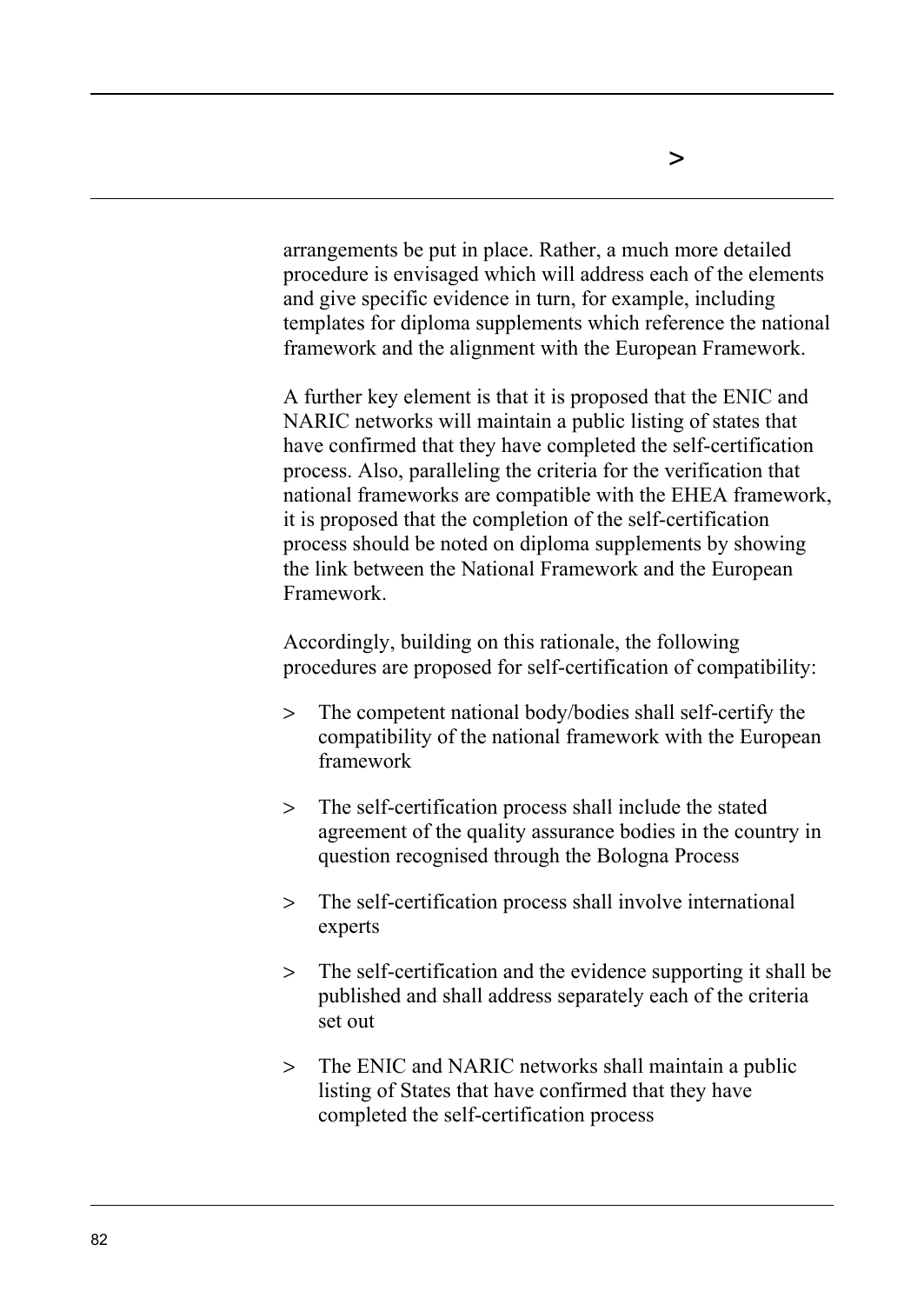arrangements be put in place. Rather, a much more detailed procedure is envisaged which will address each of the elements and give specific evidence in turn, for example, including templates for diploma supplements which reference the national framework and the alignment with the European Framework.

A further key element is that it is proposed that the ENIC and NARIC networks will maintain a public listing of states that have confirmed that they have completed the self-certification process. Also, paralleling the criteria for the verification that national frameworks are compatible with the EHEA framework, it is proposed that the completion of the self-certification process should be noted on diploma supplements by showing the link between the National Framework and the European Framework.

Accordingly, building on this rationale, the following procedures are proposed for self-certification of compatibility:

- The competent national body/bodies shall self-certify the compatibility of the national framework with the European framework
- The self-certification process shall include the stated agreement of the quality assurance bodies in the country in question recognised through the Bologna Process
- The self-certification process shall involve international experts
- The self-certification and the evidence supporting it shall be published and shall address separately each of the criteria set out
- The ENIC and NARIC networks shall maintain a public listing of States that have confirmed that they have completed the self-certification process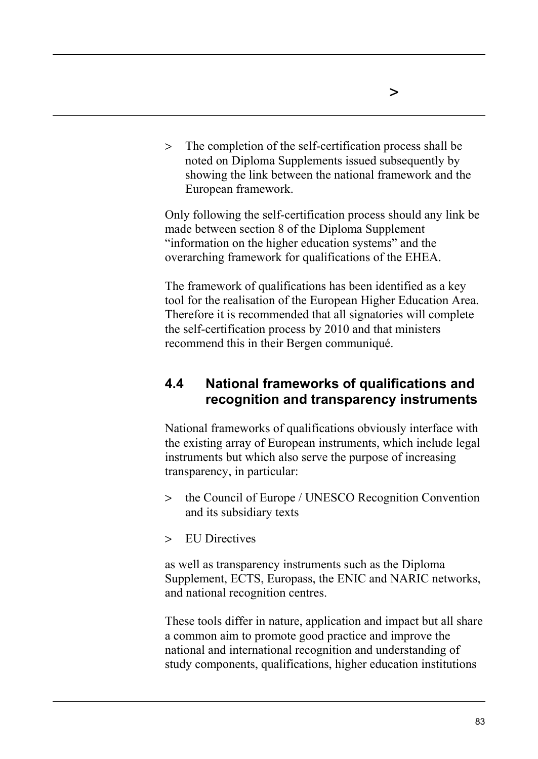- The completion of the self-certification process shall be noted on Diploma Supplements issued subsequently by showing the link between the national framework and the European framework.

Only following the self-certification process should any link be made between section 8 of the Diploma Supplement “information on the higher education systems” and the overarching framework for qualifications of the EHEA.

The framework of qualifications has been identified as a key tool for the realisation of the European Higher Education Area. Therefore it is recommended that all signatories will complete the self-certification process by 2010 and that ministers recommend this in their Bergen communiqué.

## 4.4 National frameworks of qualifications and recognition and transparency instruments

National frameworks of qualifications obviously interface with the existing array of European instruments, which include legal instruments but which also serve the purpose of increasing transparency, in particular:

- the Council of Europe / UNESCO Recognition Convention and its subsidiary texts
- EU Directives

as well as transparency instruments such as the Diploma Supplement, ECTS, Europass, the ENIC and NARIC networks, and national recognition centres.

These tools differ in nature, application and impact but all share a common aim to promote good practice and improve the national and international recognition and understanding of study components, qualifications, higher education institutions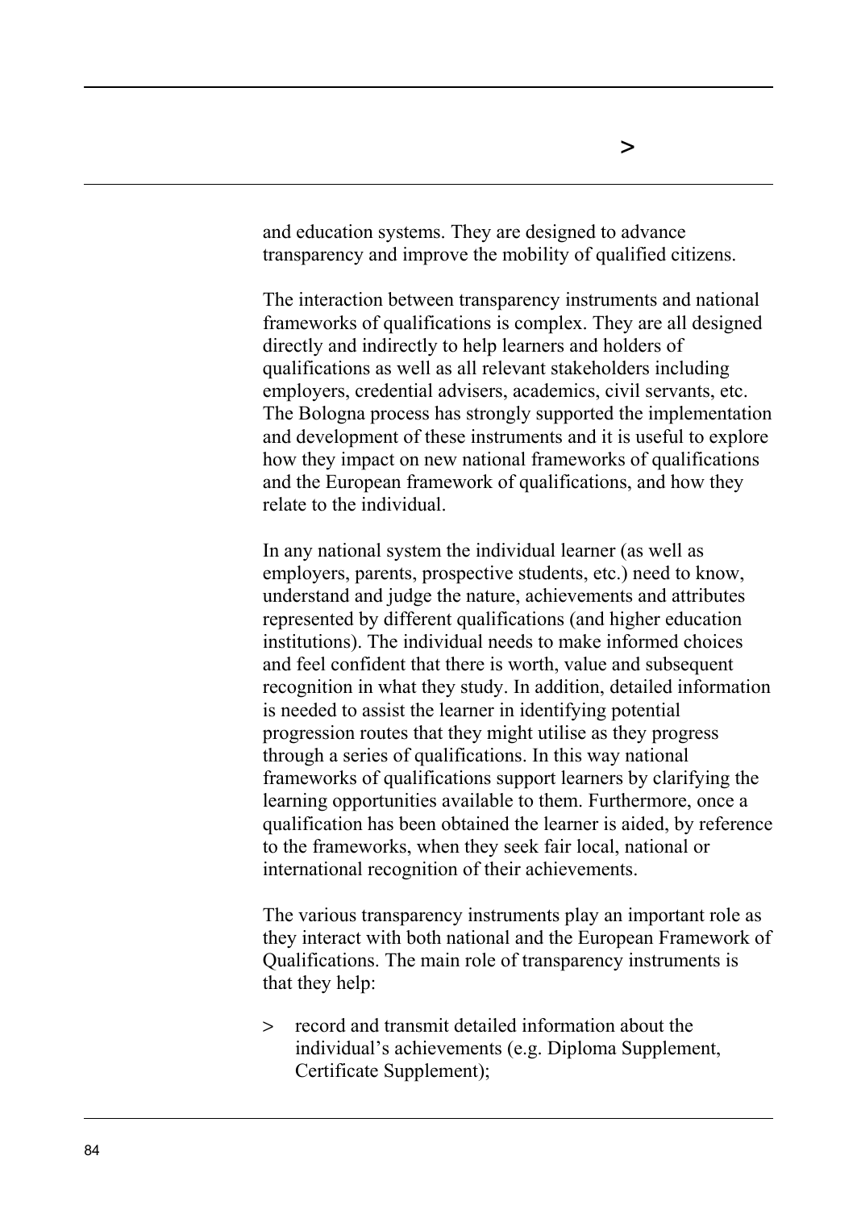and education systems. They are designed to advance transparency and improve the mobility of qualified citizens.

The interaction between transparency instruments and national frameworks of qualifications is complex. They are all designed directly and indirectly to help learners and holders of qualifications as well as all relevant stakeholders including employers, credential advisers, academics, civil servants, etc. The Bologna process has strongly supported the implementation and development of these instruments and it is useful to explore how they impact on new national frameworks of qualifications and the European framework of qualifications, and how they relate to the individual.

In any national system the individual learner (as well as employers, parents, prospective students, etc.) need to know, understand and judge the nature, achievements and attributes represented by different qualifications (and higher education institutions). The individual needs to make informed choices and feel confident that there is worth, value and subsequent recognition in what they study. In addition, detailed information is needed to assist the learner in identifying potential progression routes that they might utilise as they progress through a series of qualifications. In this way national frameworks of qualifications support learners by clarifying the learning opportunities available to them. Furthermore, once a qualification has been obtained the learner is aided, by reference to the frameworks, when they seek fair local, national or international recognition of their achievements.

The various transparency instruments play an important role as they interact with both national and the European Framework of Qualifications. The main role of transparency instruments is that they help:

> record and transmit detailed information about the individual's achievements (e.g. Diploma Supplement, Certificate Supplement);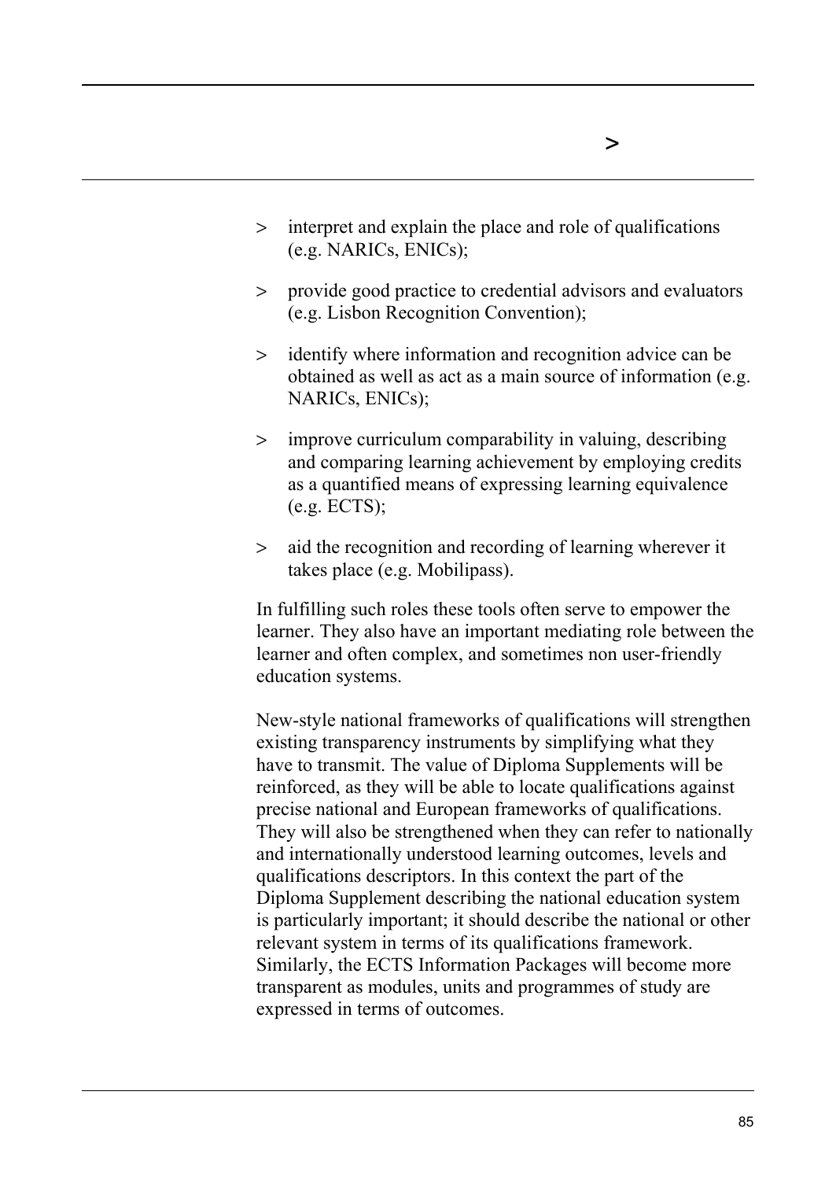- interpret and explain the place and role of qualifications (e.g. NARICs, ENICs);
- provide good practice to credential advisors and evaluators (e.g. Lisbon Recognition Convention);
- identify where information and recognition advice can be obtained as well as act as a main source of information (e.g. NARICs, ENICs);
- improve curriculum comparability in valuing, describing and comparing learning achievement by employing credits as a quantified means of expressing learning equivalence (e.g. ECTS);
- aid the recognition and recording of learning wherever it takes place (e.g. Mobilipass).

In fulfilling such roles these tools often serve to empower the learner. They also have an important mediating role between the learner and often complex, and sometimes non user-friendly education systems.

New-style national frameworks of qualifications will strengthen existing transparency instruments by simplifying what they have to transmit. The value of Diploma Supplements will be reinforced, as they will be able to locate qualifications against precise national and European frameworks of qualifications. They will also be strengthened when they can refer to nationally and internationally understood learning outcomes, levels and qualifications descriptors. In this context the part of the Diploma Supplement describing the national education system is particularly important; it should describe the national or other relevant system in terms of its qualifications framework. Similarly, the ECTS Information Packages will become more transparent as modules, units and programmes of study are expressed in terms of outcomes.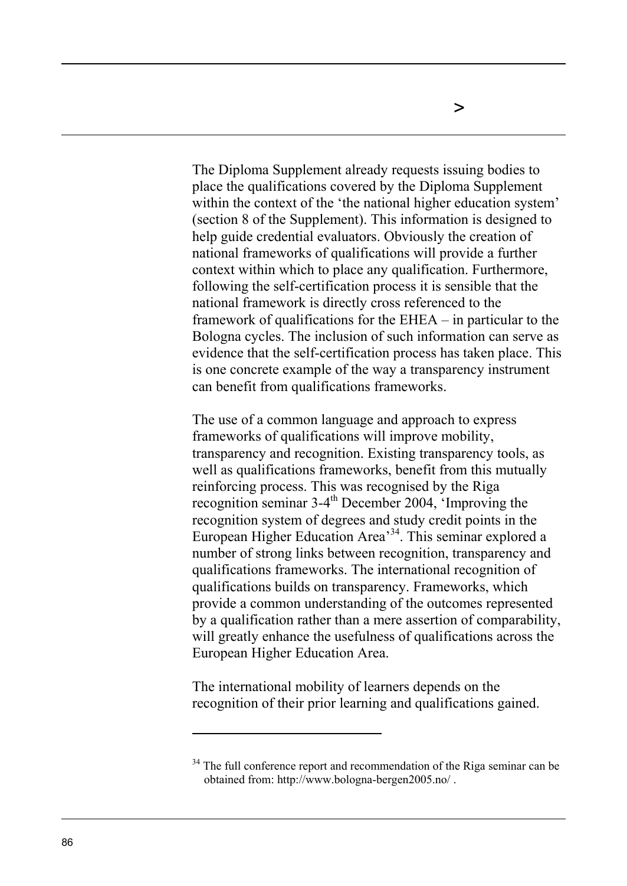The Diploma Supplement already requests issuing bodies to place the qualifications covered by the Diploma Supplement within the context of the 'the national higher education system' (section 8 of the Supplement). This information is designed to help guide credential evaluators. Obviously the creation of national frameworks of qualifications will provide a further context within which to place any qualification. Furthermore, following the self-certification process it is sensible that the national framework is directly cross referenced to the framework of qualifications for the EHEA – in particular to the Bologna cycles. The inclusion of such information can serve as evidence that the self-certification process has taken place. This is one concrete example of the way a transparency instrument can benefit from qualifications frameworks.

The use of a common language and approach to express frameworks of qualifications will improve mobility, transparency and recognition. Existing transparency tools, as well as qualifications frameworks, benefit from this mutually reinforcing process. This was recognised by the Riga recognition seminar 3-4th December 2004, 'Improving the recognition system of degrees and study credit points in the European Higher Education Area'[34]. This seminar explored a number of strong links between recognition, transparency and qualifications frameworks. The international recognition of qualifications builds on transparency. Frameworks, which provide a common understanding of the outcomes represented by a qualification rather than a mere assertion of comparability, will greatly enhance the usefulness of qualifications across the European Higher Education Area.

The international mobility of learners depends on the recognition of their prior learning and qualifications gained.

---

[34] The full conference report and recommendation of the Riga seminar can be obtained from: http://www.bologna-bergen2005.no/ .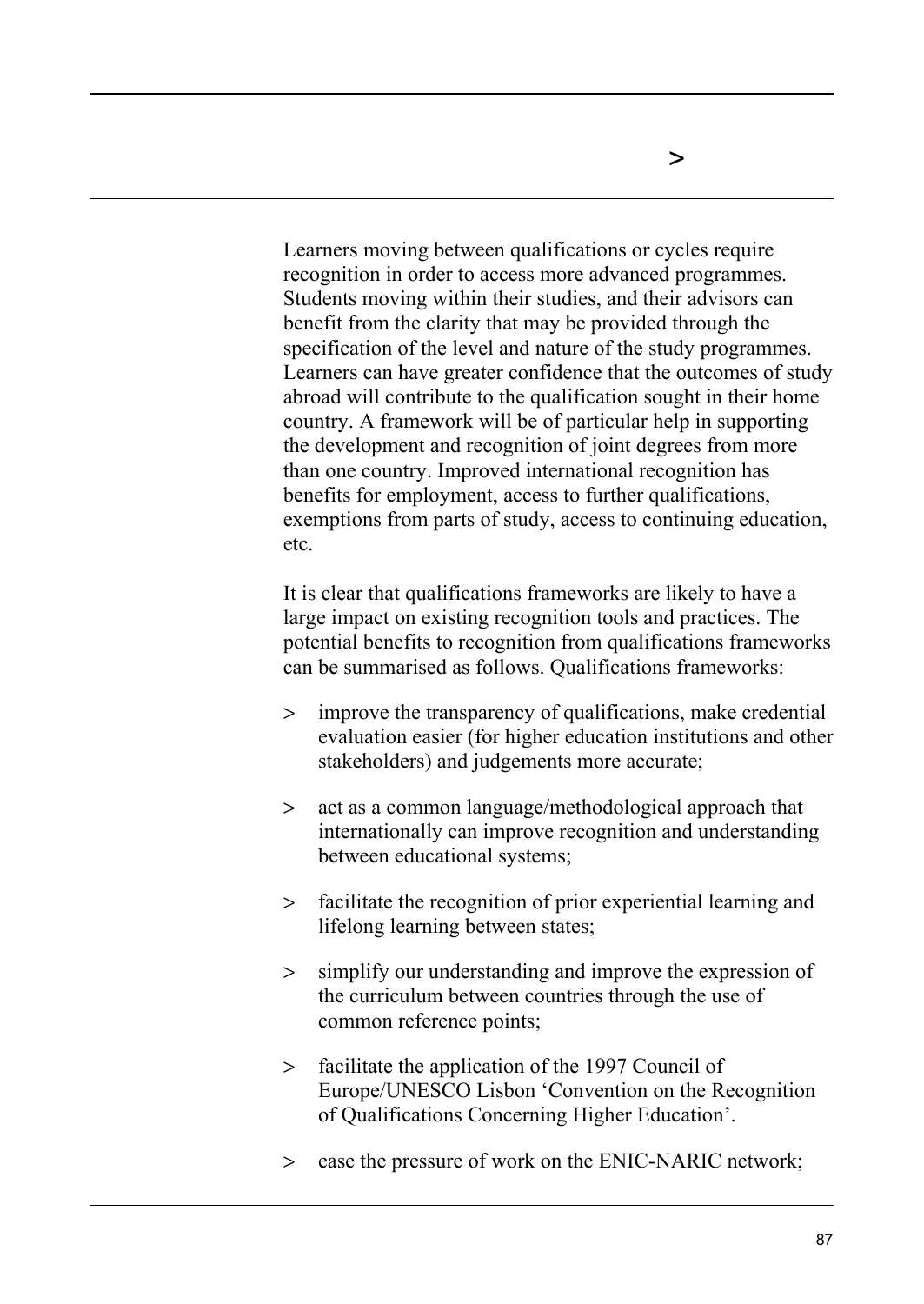Learners moving between qualifications or cycles require recognition in order to access more advanced programmes. Students moving within their studies, and their advisors can benefit from the clarity that may be provided through the specification of the level and nature of the study programmes. Learners can have greater confidence that the outcomes of study abroad will contribute to the qualification sought in their home country. A framework will be of particular help in supporting the development and recognition of joint degrees from more than one country. Improved international recognition has benefits for employment, access to further qualifications, exemptions from parts of study, access to continuing education, etc.

It is clear that qualifications frameworks are likely to have a large impact on existing recognition tools and practices. The potential benefits to recognition from qualifications frameworks can be summarised as follows. Qualifications frameworks:

- improve the transparency of qualifications, make credential evaluation easier (for higher education institutions and other stakeholders) and judgements more accurate;
- act as a common language/methodological approach that internationally can improve recognition and understanding between educational systems;
- facilitate the recognition of prior experiential learning and lifelong learning between states;
- simplify our understanding and improve the expression of the curriculum between countries through the use of common reference points;
- facilitate the application of the 1997 Council of Europe/UNESCO Lisbon 'Convention on the Recognition of Qualifications Concerning Higher Education'.
- ease the pressure of work on the ENIC-NARIC network;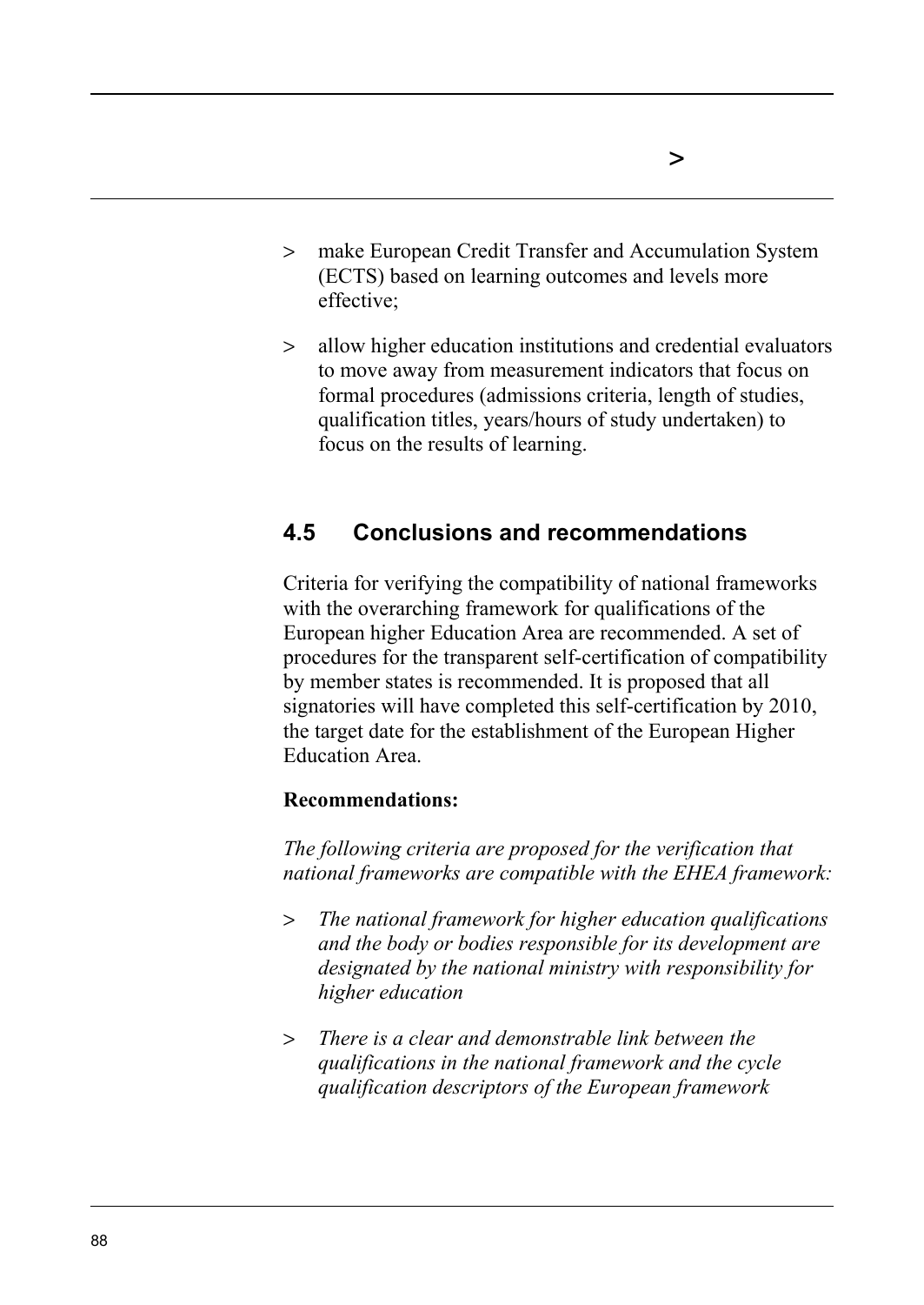- make European Credit Transfer and Accumulation System (ECTS) based on learning outcomes and levels more effective;
- allow higher education institutions and credential evaluators to move away from measurement indicators that focus on formal procedures (admissions criteria, length of studies, qualification titles, years/hours of study undertaken) to focus on the results of learning.

## 4.5 Conclusions and recommendations

Criteria for verifying the compatibility of national frameworks with the overarching framework for qualifications of the European higher Education Area are recommended. A set of procedures for the transparent self-certification of compatibility by member states is recommended. It is proposed that all signatories will have completed this self-certification by 2010, the target date for the establishment of the European Higher Education Area.

**Recommendations:**

*The following criteria are proposed for the verification that national frameworks are compatible with the EHEA framework:*

- *The national framework for higher education qualifications and the body or bodies responsible for its development are designated by the national ministry with responsibility for higher education*
- *There is a clear and demonstrable link between the qualifications in the national framework and the cycle qualification descriptors of the European framework*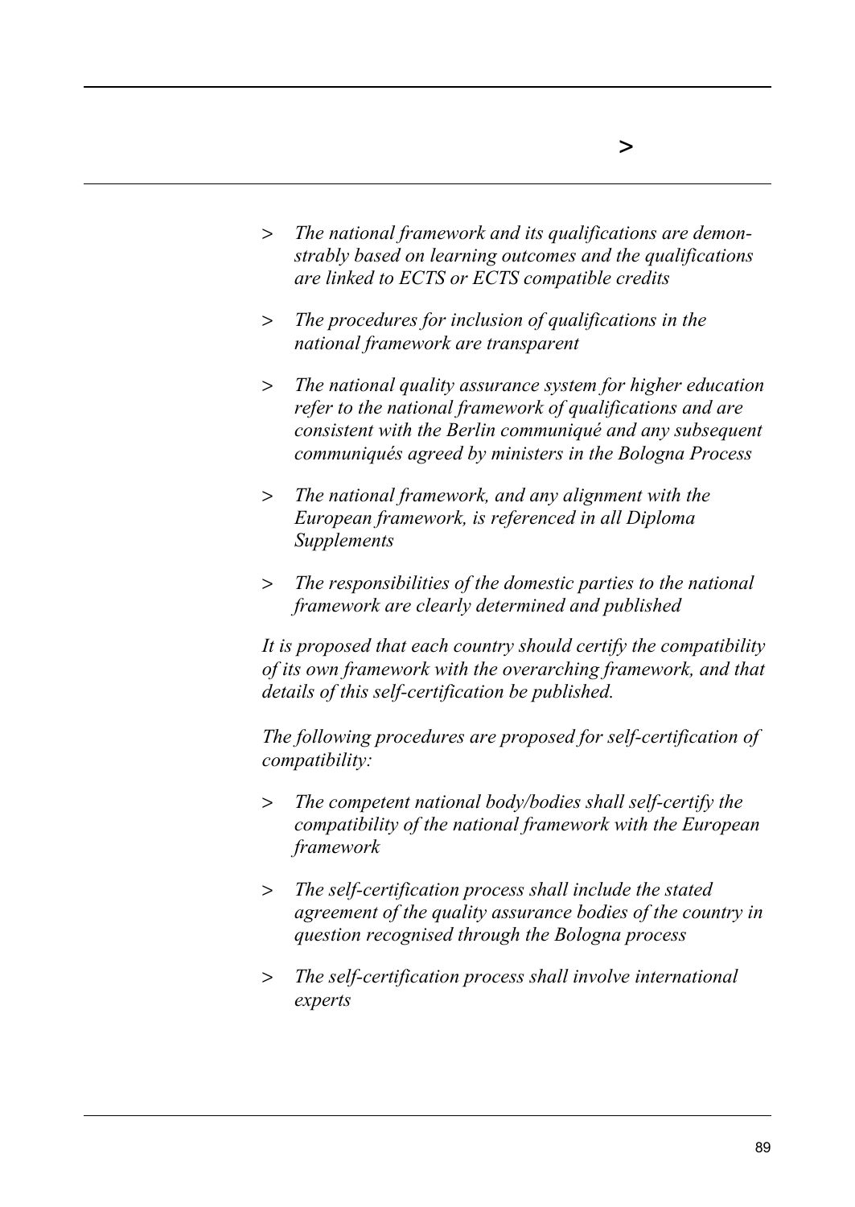- *The national framework and its qualifications are demonstrably based on learning outcomes and the qualifications are linked to ECTS or ECTS compatible credits*

- *The procedures for inclusion of qualifications in the national framework are transparent*

- *The national quality assurance system for higher education refer to the national framework of qualifications and are consistent with the Berlin communiqué and any subsequent communiqués agreed by ministers in the Bologna Process*

- *The national framework, and any alignment with the European framework, is referenced in all Diploma Supplements*

- *The responsibilities of the domestic parties to the national framework are clearly determined and published*

*It is proposed that each country should certify the compatibility of its own framework with the overarching framework, and that details of this self-certification be published.*

*The following procedures are proposed for self-certification of compatibility:*

- *The competent national body/bodies shall self-certify the compatibility of the national framework with the European framework*

- *The self-certification process shall include the stated agreement of the quality assurance bodies of the country in question recognised through the Bologna process*

- *The self-certification process shall involve international experts*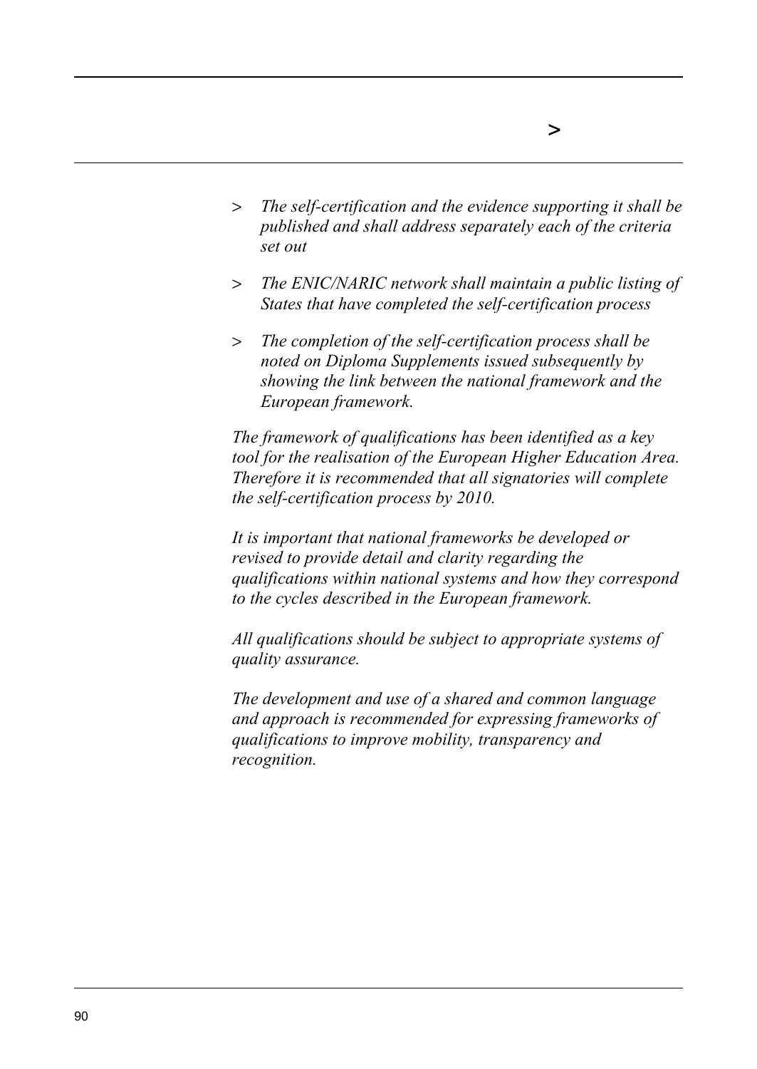- *The self-certification and the evidence supporting it shall be published and shall address separately each of the criteria set out*
- *The ENIC/NARIC network shall maintain a public listing of States that have completed the self-certification process*
- *The completion of the self-certification process shall be noted on Diploma Supplements issued subsequently by showing the link between the national framework and the European framework.*

*The framework of qualifications has been identified as a key tool for the realisation of the European Higher Education Area. Therefore it is recommended that all signatories will complete the self-certification process by 2010.*

*It is important that national frameworks be developed or revised to provide detail and clarity regarding the qualifications within national systems and how they correspond to the cycles described in the European framework.*

*All qualifications should be subject to appropriate systems of quality assurance.*

*The development and use of a shared and common language and approach is recommended for expressing frameworks of qualifications to improve mobility, transparency and recognition.*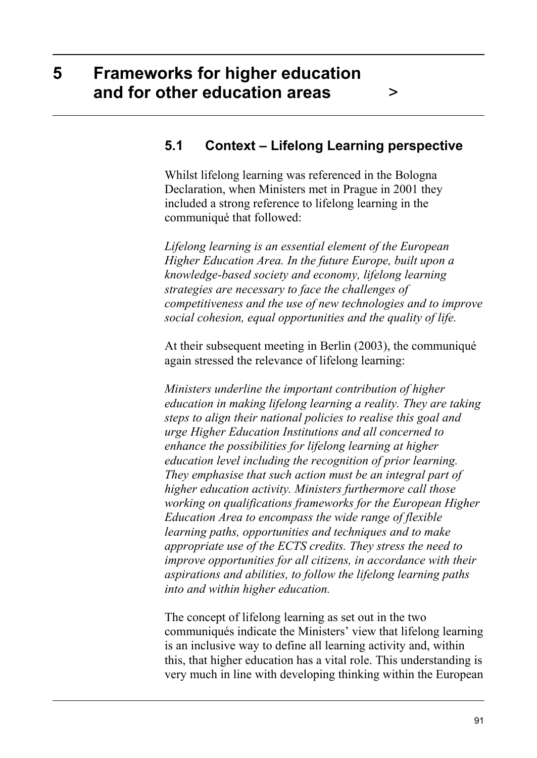# 5 Frameworks for higher education and for other education areas >

## 5.1 Context – Lifelong Learning perspective

Whilst lifelong learning was referenced in the Bologna Declaration, when Ministers met in Prague in 2001 they included a strong reference to lifelong learning in the communiqué that followed:

*Lifelong learning is an essential element of the European Higher Education Area. In the future Europe, built upon a knowledge-based society and economy, lifelong learning strategies are necessary to face the challenges of competitiveness and the use of new technologies and to improve social cohesion, equal opportunities and the quality of life.*

At their subsequent meeting in Berlin (2003), the communiqué again stressed the relevance of lifelong learning:

*Ministers underline the important contribution of higher education in making lifelong learning a reality. They are taking steps to align their national policies to realise this goal and urge Higher Education Institutions and all concerned to enhance the possibilities for lifelong learning at higher education level including the recognition of prior learning. They emphasise that such action must be an integral part of higher education activity. Ministers furthermore call those working on qualifications frameworks for the European Higher Education Area to encompass the wide range of flexible learning paths, opportunities and techniques and to make appropriate use of the ECTS credits. They stress the need to improve opportunities for all citizens, in accordance with their aspirations and abilities, to follow the lifelong learning paths into and within higher education.*

The concept of lifelong learning as set out in the two communiqués indicate the Ministers' view that lifelong learning is an inclusive way to define all learning activity and, within this, that higher education has a vital role. This understanding is very much in line with developing thinking within the European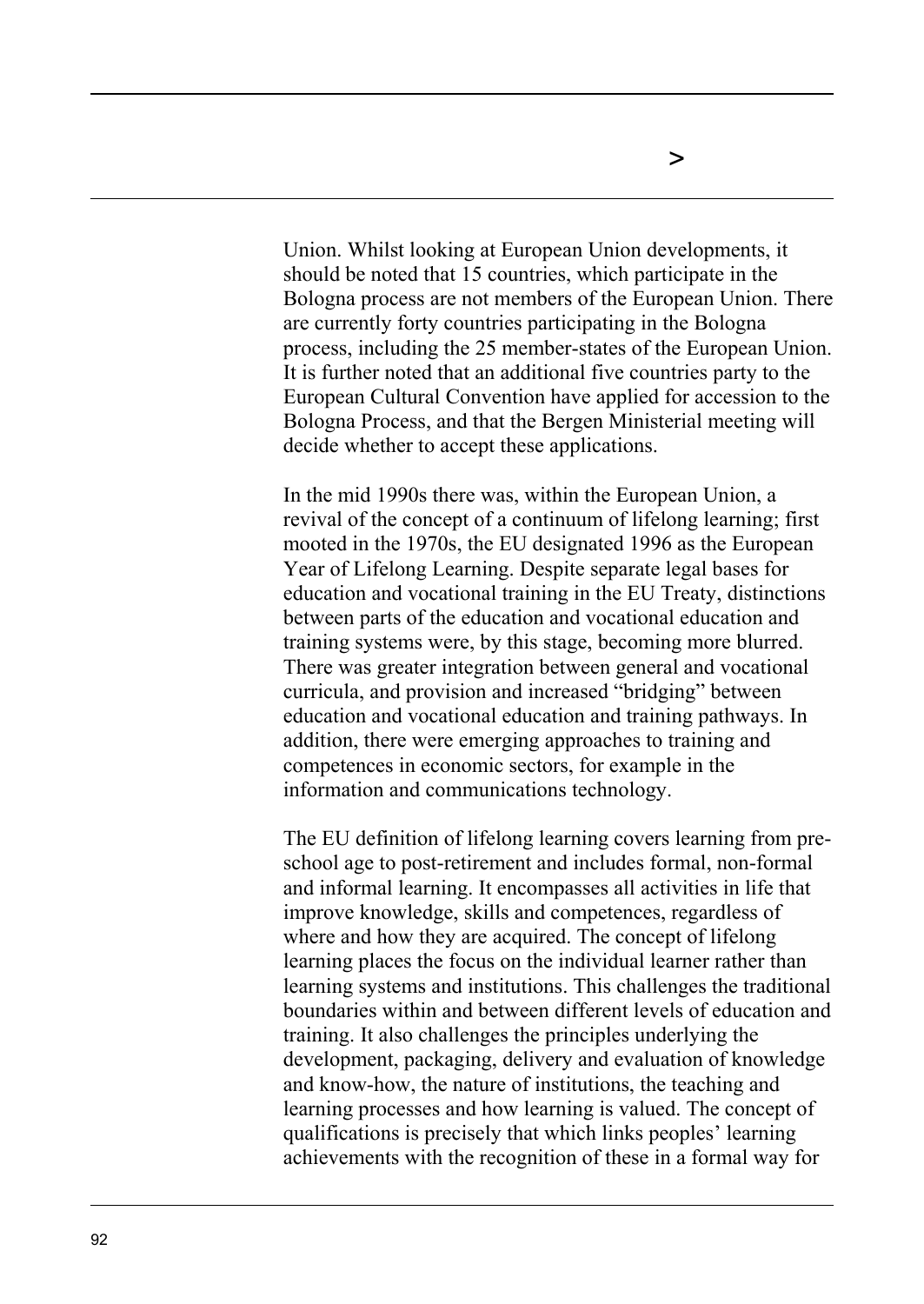Union. Whilst looking at European Union developments, it should be noted that 15 countries, which participate in the Bologna process are not members of the European Union. There are currently forty countries participating in the Bologna process, including the 25 member-states of the European Union. It is further noted that an additional five countries party to the European Cultural Convention have applied for accession to the Bologna Process, and that the Bergen Ministerial meeting will decide whether to accept these applications.

In the mid 1990s there was, within the European Union, a revival of the concept of a continuum of lifelong learning; first mooted in the 1970s, the EU designated 1996 as the European Year of Lifelong Learning. Despite separate legal bases for education and vocational training in the EU Treaty, distinctions between parts of the education and vocational education and training systems were, by this stage, becoming more blurred. There was greater integration between general and vocational curricula, and provision and increased "bridging" between education and vocational education and training pathways. In addition, there were emerging approaches to training and competences in economic sectors, for example in the information and communications technology.

The EU definition of lifelong learning covers learning from pre-school age to post-retirement and includes formal, non-formal and informal learning. It encompasses all activities in life that improve knowledge, skills and competences, regardless of where and how they are acquired. The concept of lifelong learning places the focus on the individual learner rather than learning systems and institutions. This challenges the traditional boundaries within and between different levels of education and training. It also challenges the principles underlying the development, packaging, delivery and evaluation of knowledge and know-how, the nature of institutions, the teaching and learning processes and how learning is valued. The concept of qualifications is precisely that which links peoples' learning achievements with the recognition of these in a formal way for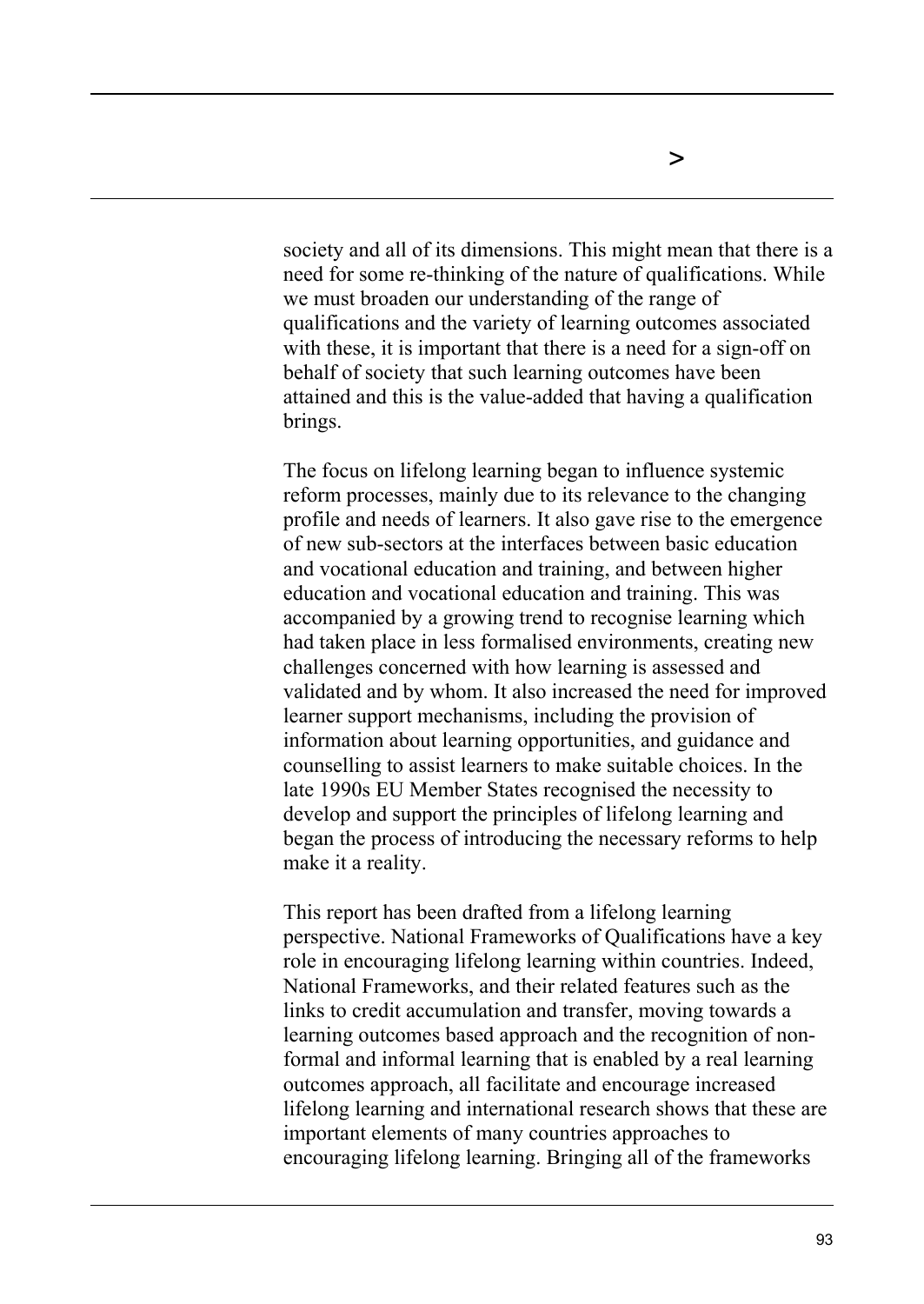society and all of its dimensions. This might mean that there is a need for some re-thinking of the nature of qualifications. While we must broaden our understanding of the range of qualifications and the variety of learning outcomes associated with these, it is important that there is a need for a sign-off on behalf of society that such learning outcomes have been attained and this is the value-added that having a qualification brings.

The focus on lifelong learning began to influence systemic reform processes, mainly due to its relevance to the changing profile and needs of learners. It also gave rise to the emergence of new sub-sectors at the interfaces between basic education and vocational education and training, and between higher education and vocational education and training. This was accompanied by a growing trend to recognise learning which had taken place in less formalised environments, creating new challenges concerned with how learning is assessed and validated and by whom. It also increased the need for improved learner support mechanisms, including the provision of information about learning opportunities, and guidance and counselling to assist learners to make suitable choices. In the late 1990s EU Member States recognised the necessity to develop and support the principles of lifelong learning and began the process of introducing the necessary reforms to help make it a reality.

This report has been drafted from a lifelong learning perspective. National Frameworks of Qualifications have a key role in encouraging lifelong learning within countries. Indeed, National Frameworks, and their related features such as the links to credit accumulation and transfer, moving towards a learning outcomes based approach and the recognition of non-formal and informal learning that is enabled by a real learning outcomes approach, all facilitate and encourage increased lifelong learning and international research shows that these are important elements of many countries approaches to encouraging lifelong learning. Bringing all of the frameworks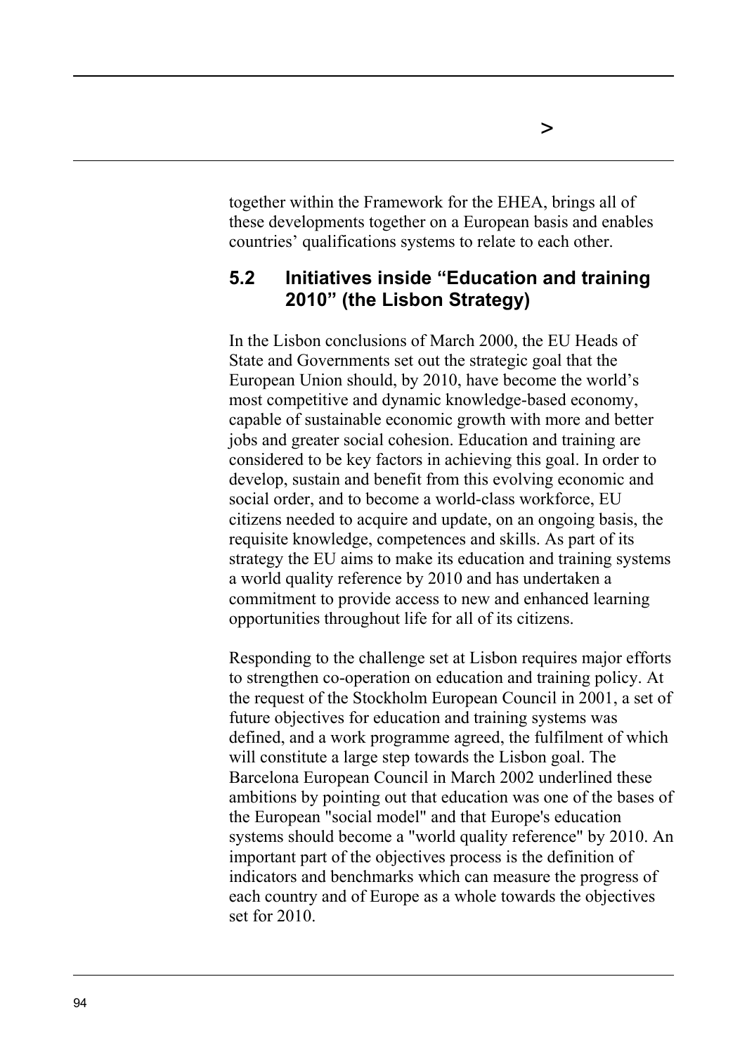together within the Framework for the EHEA, brings all of these developments together on a European basis and enables countries' qualifications systems to relate to each other.

## 5.2 Initiatives inside "Education and training 2010" (the Lisbon Strategy)

In the Lisbon conclusions of March 2000, the EU Heads of State and Governments set out the strategic goal that the European Union should, by 2010, have become the world's most competitive and dynamic knowledge-based economy, capable of sustainable economic growth with more and better jobs and greater social cohesion. Education and training are considered to be key factors in achieving this goal. In order to develop, sustain and benefit from this evolving economic and social order, and to become a world-class workforce, EU citizens needed to acquire and update, on an ongoing basis, the requisite knowledge, competences and skills. As part of its strategy the EU aims to make its education and training systems a world quality reference by 2010 and has undertaken a commitment to provide access to new and enhanced learning opportunities throughout life for all of its citizens.

Responding to the challenge set at Lisbon requires major efforts to strengthen co-operation on education and training policy. At the request of the Stockholm European Council in 2001, a set of future objectives for education and training systems was defined, and a work programme agreed, the fulfilment of which will constitute a large step towards the Lisbon goal. The Barcelona European Council in March 2002 underlined these ambitions by pointing out that education was one of the bases of the European "social model" and that Europe's education systems should become a "world quality reference" by 2010. An important part of the objectives process is the definition of indicators and benchmarks which can measure the progress of each country and of Europe as a whole towards the objectives set for 2010.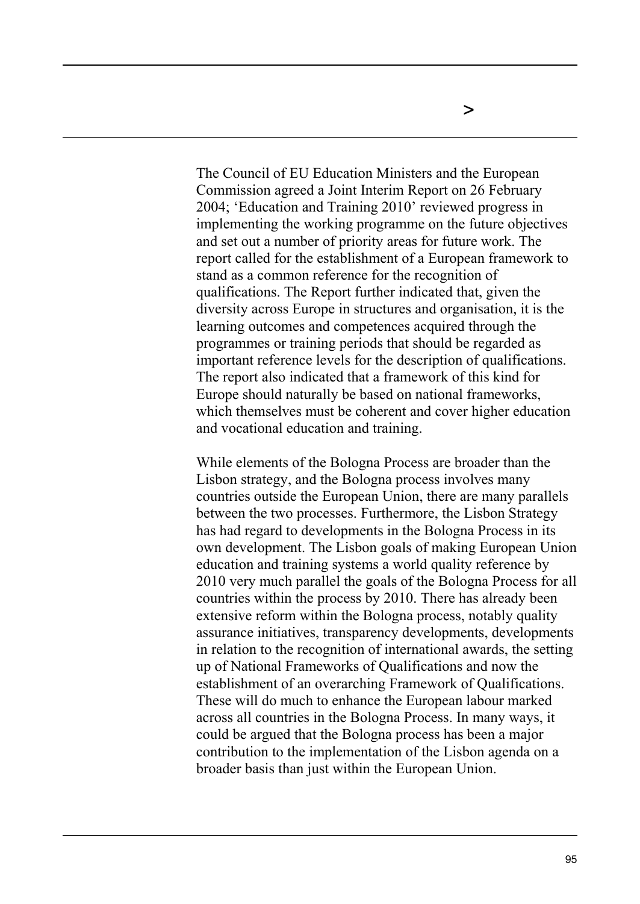The Council of EU Education Ministers and the European Commission agreed a Joint Interim Report on 26 February 2004; 'Education and Training 2010' reviewed progress in implementing the working programme on the future objectives and set out a number of priority areas for future work. The report called for the establishment of a European framework to stand as a common reference for the recognition of qualifications. The Report further indicated that, given the diversity across Europe in structures and organisation, it is the learning outcomes and competences acquired through the programmes or training periods that should be regarded as important reference levels for the description of qualifications. The report also indicated that a framework of this kind for Europe should naturally be based on national frameworks, which themselves must be coherent and cover higher education and vocational education and training.

While elements of the Bologna Process are broader than the Lisbon strategy, and the Bologna process involves many countries outside the European Union, there are many parallels between the two processes. Furthermore, the Lisbon Strategy has had regard to developments in the Bologna Process in its own development. The Lisbon goals of making European Union education and training systems a world quality reference by 2010 very much parallel the goals of the Bologna Process for all countries within the process by 2010. There has already been extensive reform within the Bologna process, notably quality assurance initiatives, transparency developments, developments in relation to the recognition of international awards, the setting up of National Frameworks of Qualifications and now the establishment of an overarching Framework of Qualifications. These will do much to enhance the European labour marked across all countries in the Bologna Process. In many ways, it could be argued that the Bologna process has been a major contribution to the implementation of the Lisbon agenda on a broader basis than just within the European Union.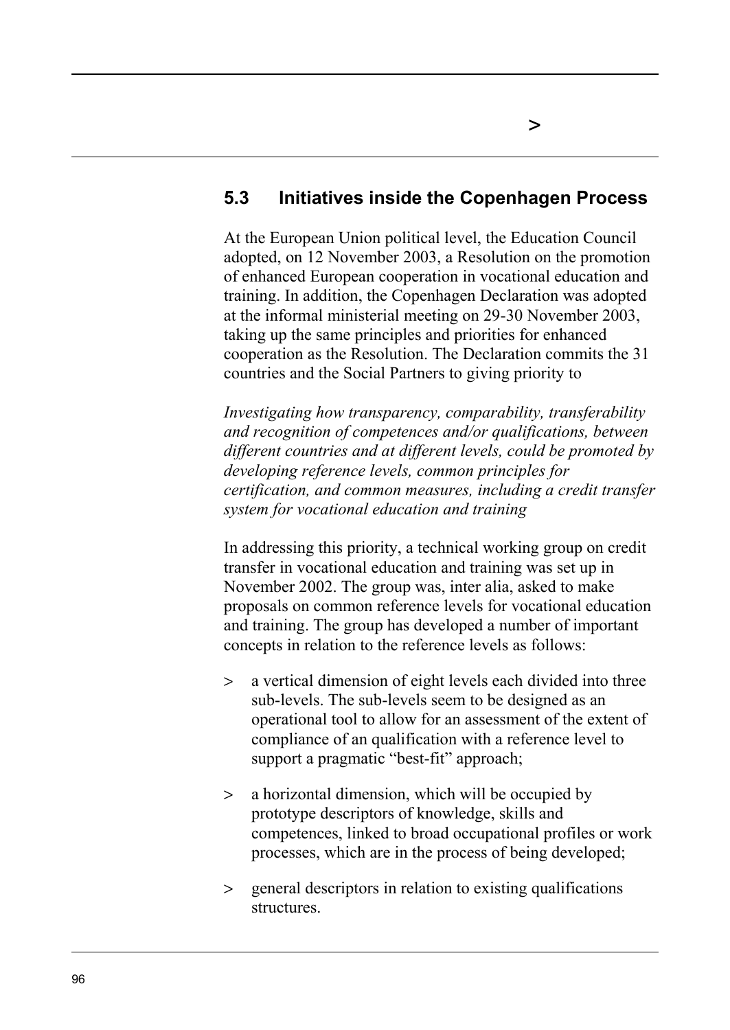## 5.3 Initiatives inside the Copenhagen Process

At the European Union political level, the Education Council adopted, on 12 November 2003, a Resolution on the promotion of enhanced European cooperation in vocational education and training. In addition, the Copenhagen Declaration was adopted at the informal ministerial meeting on 29-30 November 2003, taking up the same principles and priorities for enhanced cooperation as the Resolution. The Declaration commits the 31 countries and the Social Partners to giving priority to

*Investigating how transparency, comparability, transferability and recognition of competences and/or qualifications, between different countries and at different levels, could be promoted by developing reference levels, common principles for certification, and common measures, including a credit transfer system for vocational education and training*

In addressing this priority, a technical working group on credit transfer in vocational education and training was set up in November 2002. The group was, inter alia, asked to make proposals on common reference levels for vocational education and training. The group has developed a number of important concepts in relation to the reference levels as follows:

- a vertical dimension of eight levels each divided into three sub-levels. The sub-levels seem to be designed as an operational tool to allow for an assessment of the extent of compliance of an qualification with a reference level to support a pragmatic "best-fit" approach;
- a horizontal dimension, which will be occupied by prototype descriptors of knowledge, skills and competences, linked to broad occupational profiles or work processes, which are in the process of being developed;
- general descriptors in relation to existing qualifications structures.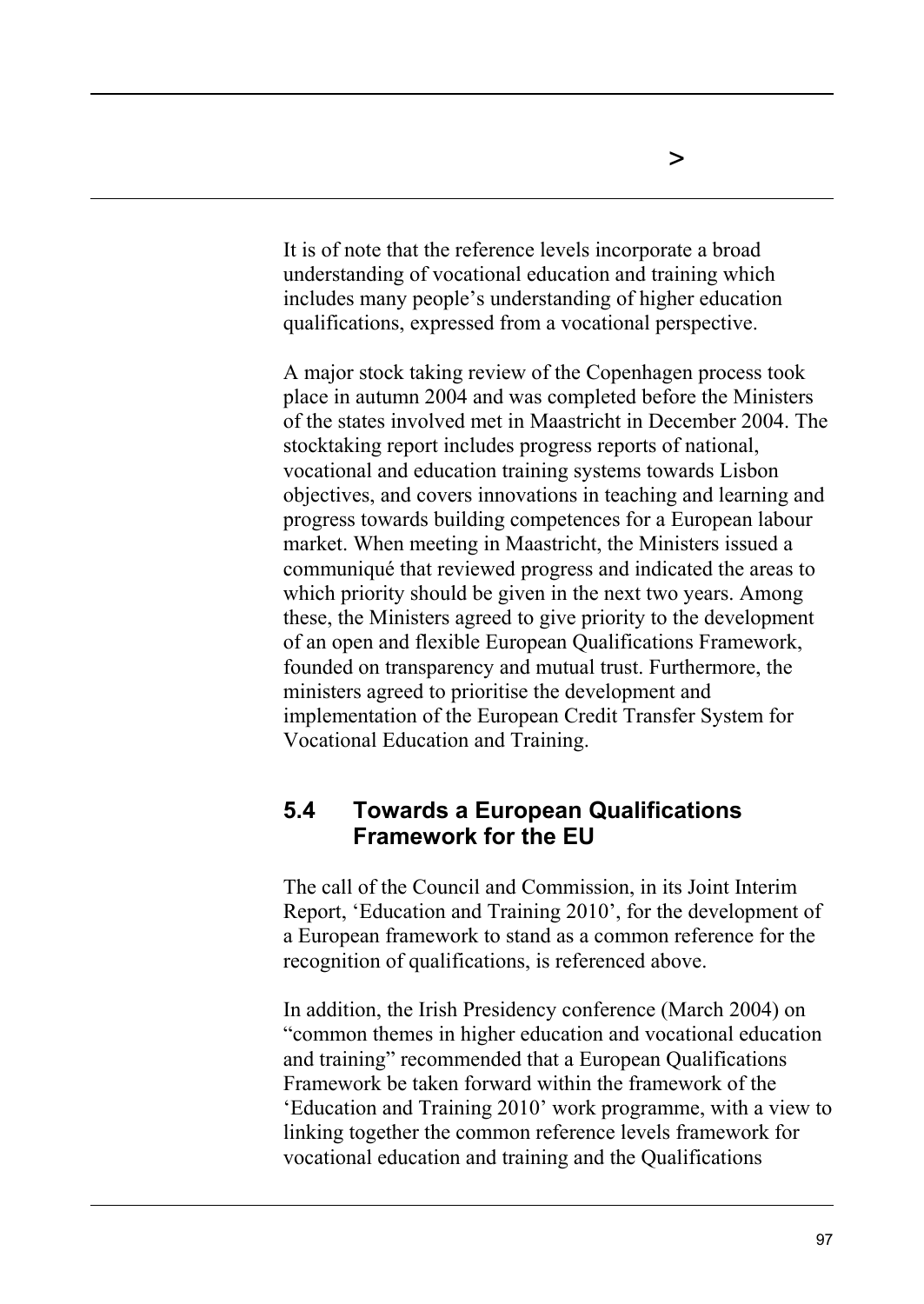It is of note that the reference levels incorporate a broad understanding of vocational education and training which includes many people's understanding of higher education qualifications, expressed from a vocational perspective.

A major stock taking review of the Copenhagen process took place in autumn 2004 and was completed before the Ministers of the states involved met in Maastricht in December 2004. The stocktaking report includes progress reports of national, vocational and education training systems towards Lisbon objectives, and covers innovations in teaching and learning and progress towards building competences for a European labour market. When meeting in Maastricht, the Ministers issued a communiqué that reviewed progress and indicated the areas to which priority should be given in the next two years. Among these, the Ministers agreed to give priority to the development of an open and flexible European Qualifications Framework, founded on transparency and mutual trust. Furthermore, the ministers agreed to prioritise the development and implementation of the European Credit Transfer System for Vocational Education and Training.

## 5.4 Towards a European Qualifications Framework for the EU

The call of the Council and Commission, in its Joint Interim Report, 'Education and Training 2010', for the development of a European framework to stand as a common reference for the recognition of qualifications, is referenced above.

In addition, the Irish Presidency conference (March 2004) on "common themes in higher education and vocational education and training" recommended that a European Qualifications Framework be taken forward within the framework of the 'Education and Training 2010' work programme, with a view to linking together the common reference levels framework for vocational education and training and the Qualifications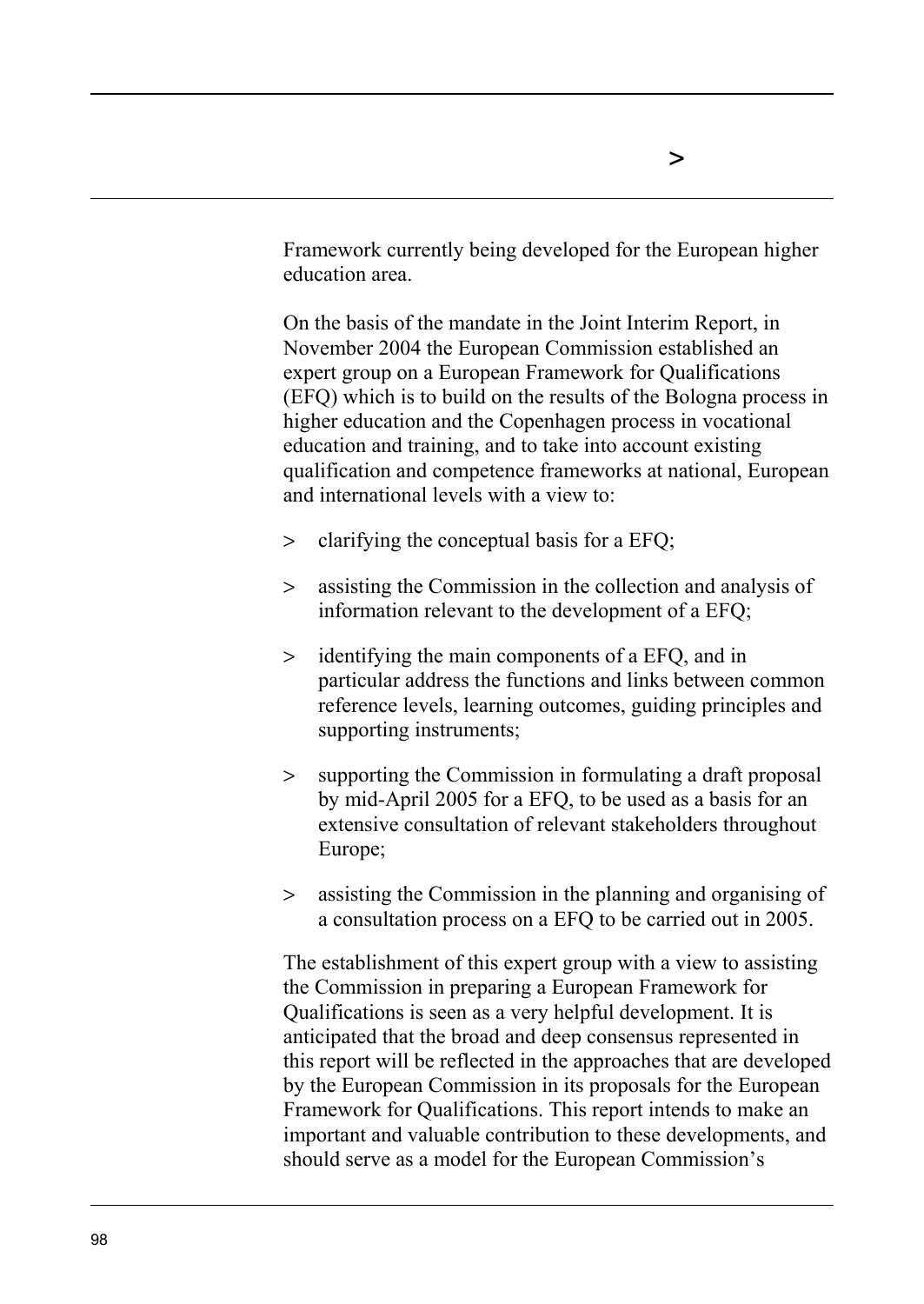Framework currently being developed for the European higher education area.

On the basis of the mandate in the Joint Interim Report, in November 2004 the European Commission established an expert group on a European Framework for Qualifications (EFQ) which is to build on the results of the Bologna process in higher education and the Copenhagen process in vocational education and training, and to take into account existing qualification and competence frameworks at national, European and international levels with a view to:

- clarifying the conceptual basis for a EFQ;
- assisting the Commission in the collection and analysis of information relevant to the development of a EFQ;
- identifying the main components of a EFQ, and in particular address the functions and links between common reference levels, learning outcomes, guiding principles and supporting instruments;
- supporting the Commission in formulating a draft proposal by mid-April 2005 for a EFQ, to be used as a basis for an extensive consultation of relevant stakeholders throughout Europe;
- assisting the Commission in the planning and organising of a consultation process on a EFQ to be carried out in 2005.

The establishment of this expert group with a view to assisting the Commission in preparing a European Framework for Qualifications is seen as a very helpful development. It is anticipated that the broad and deep consensus represented in this report will be reflected in the approaches that are developed by the European Commission in its proposals for the European Framework for Qualifications. This report intends to make an important and valuable contribution to these developments, and should serve as a model for the European Commission's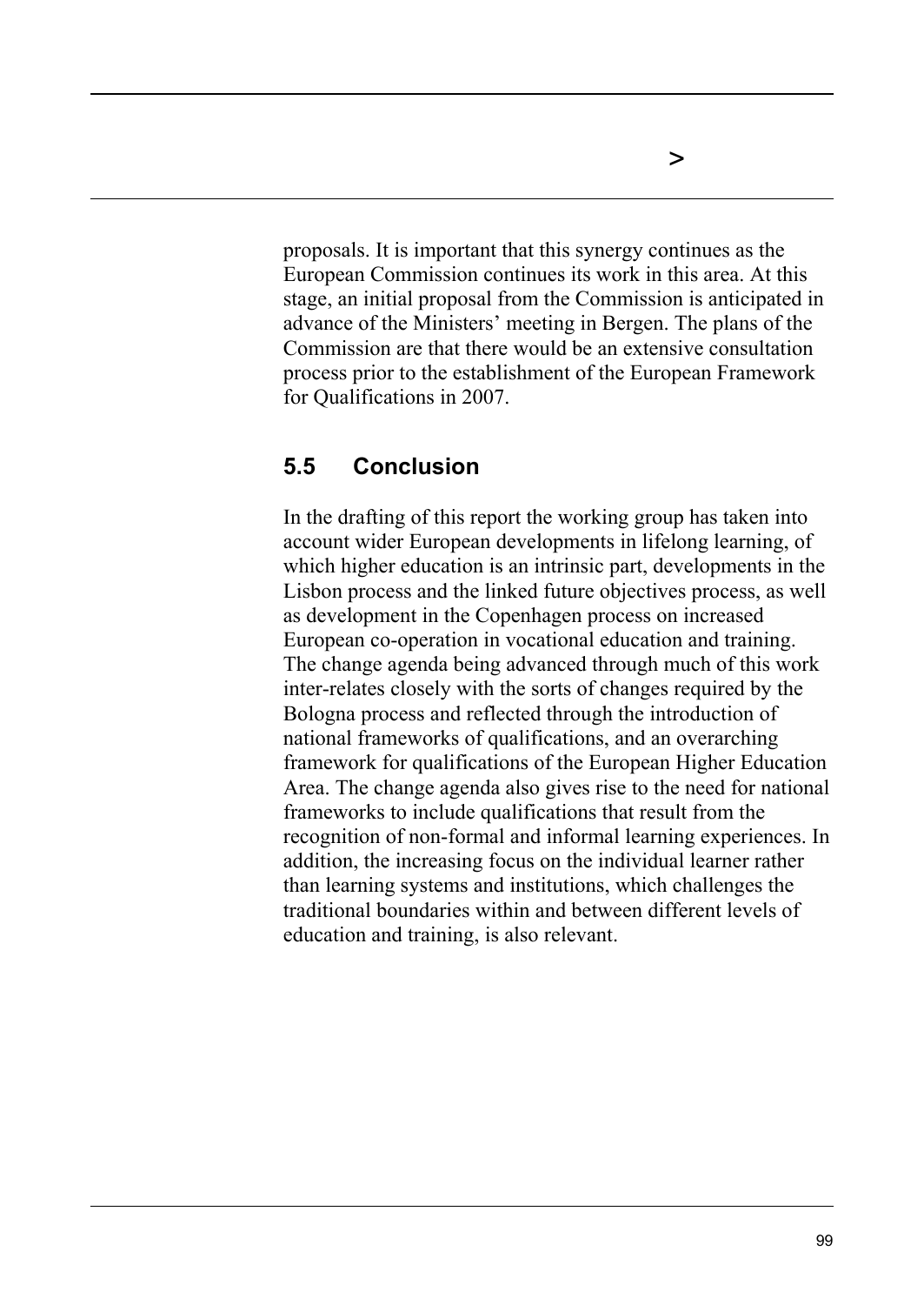proposals. It is important that this synergy continues as the European Commission continues its work in this area. At this stage, an initial proposal from the Commission is anticipated in advance of the Ministers' meeting in Bergen. The plans of the Commission are that there would be an extensive consultation process prior to the establishment of the European Framework for Qualifications in 2007.

## 5.5 Conclusion

In the drafting of this report the working group has taken into account wider European developments in lifelong learning, of which higher education is an intrinsic part, developments in the Lisbon process and the linked future objectives process, as well as development in the Copenhagen process on increased European co-operation in vocational education and training. The change agenda being advanced through much of this work inter-relates closely with the sorts of changes required by the Bologna process and reflected through the introduction of national frameworks of qualifications, and an overarching framework for qualifications of the European Higher Education Area. The change agenda also gives rise to the need for national frameworks to include qualifications that result from the recognition of non-formal and informal learning experiences. In addition, the increasing focus on the individual learner rather than learning systems and institutions, which challenges the traditional boundaries within and between different levels of education and training, is also relevant.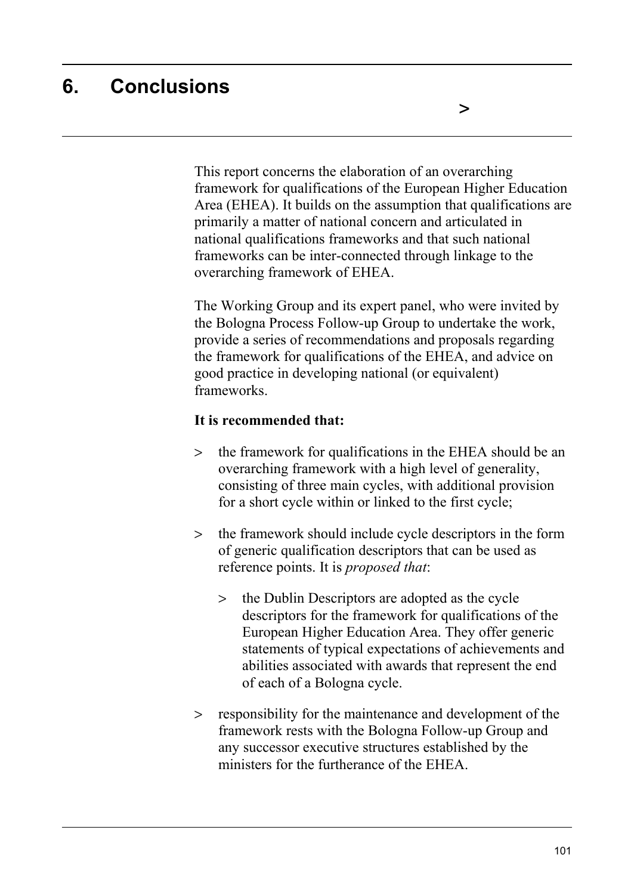# 6. Conclusions

This report concerns the elaboration of an overarching framework for qualifications of the European Higher Education Area (EHEA). It builds on the assumption that qualifications are primarily a matter of national concern and articulated in national qualifications frameworks and that such national frameworks can be inter-connected through linkage to the overarching framework of EHEA.

The Working Group and its expert panel, who were invited by the Bologna Process Follow-up Group to undertake the work, provide a series of recommendations and proposals regarding the framework for qualifications of the EHEA, and advice on good practice in developing national (or equivalent) frameworks.

**It is recommended that:**

- the framework for qualifications in the EHEA should be an overarching framework with a high level of generality, consisting of three main cycles, with additional provision for a short cycle within or linked to the first cycle;
- the framework should include cycle descriptors in the form of generic qualification descriptors that can be used as reference points. It is *proposed that*:
  - the Dublin Descriptors are adopted as the cycle descriptors for the framework for qualifications of the European Higher Education Area. They offer generic statements of typical expectations of achievements and abilities associated with awards that represent the end of each of a Bologna cycle.
- responsibility for the maintenance and development of the framework rests with the Bologna Follow-up Group and any successor executive structures established by the ministers for the furtherance of the EHEA.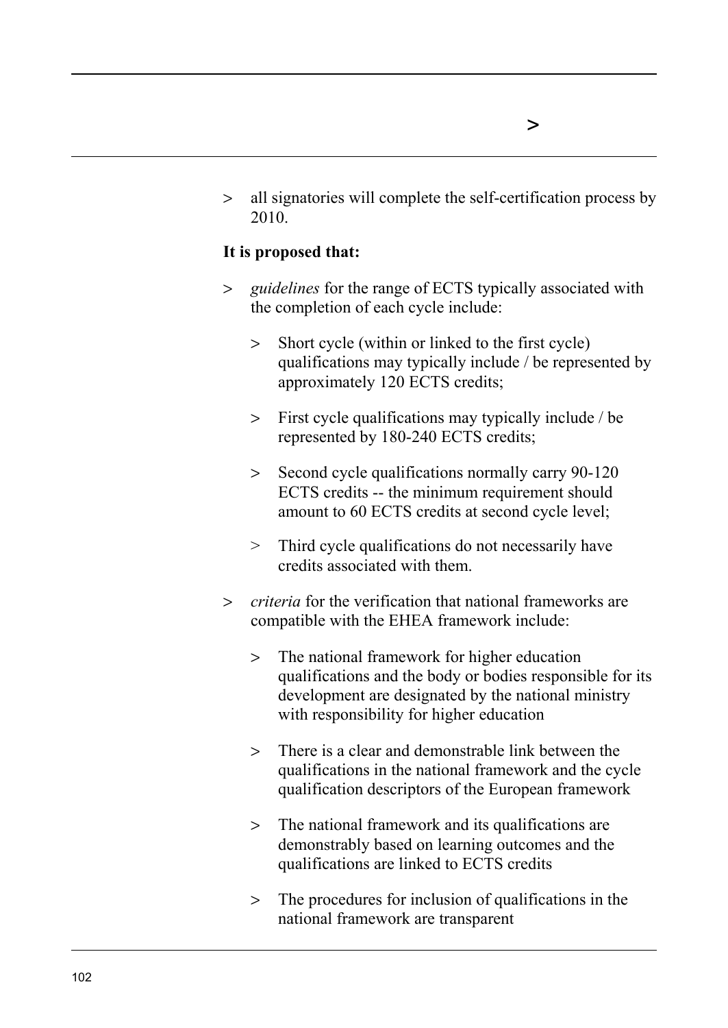- all signatories will complete the self-certification process by 2010.

**It is proposed that:**

- *guidelines* for the range of ECTS typically associated with the completion of each cycle include:

  - Short cycle (within or linked to the first cycle) qualifications may typically include / be represented by approximately 120 ECTS credits;

  - First cycle qualifications may typically include / be represented by 180-240 ECTS credits;

  - Second cycle qualifications normally carry 90-120 ECTS credits -- the minimum requirement should amount to 60 ECTS credits at second cycle level;

  - Third cycle qualifications do not necessarily have credits associated with them.

- *criteria* for the verification that national frameworks are compatible with the EHEA framework include:

  - The national framework for higher education qualifications and the body or bodies responsible for its development are designated by the national ministry with responsibility for higher education

  - There is a clear and demonstrable link between the qualifications in the national framework and the cycle qualification descriptors of the European framework

  - The national framework and its qualifications are demonstrably based on learning outcomes and the qualifications are linked to ECTS credits

  - The procedures for inclusion of qualifications in the national framework are transparent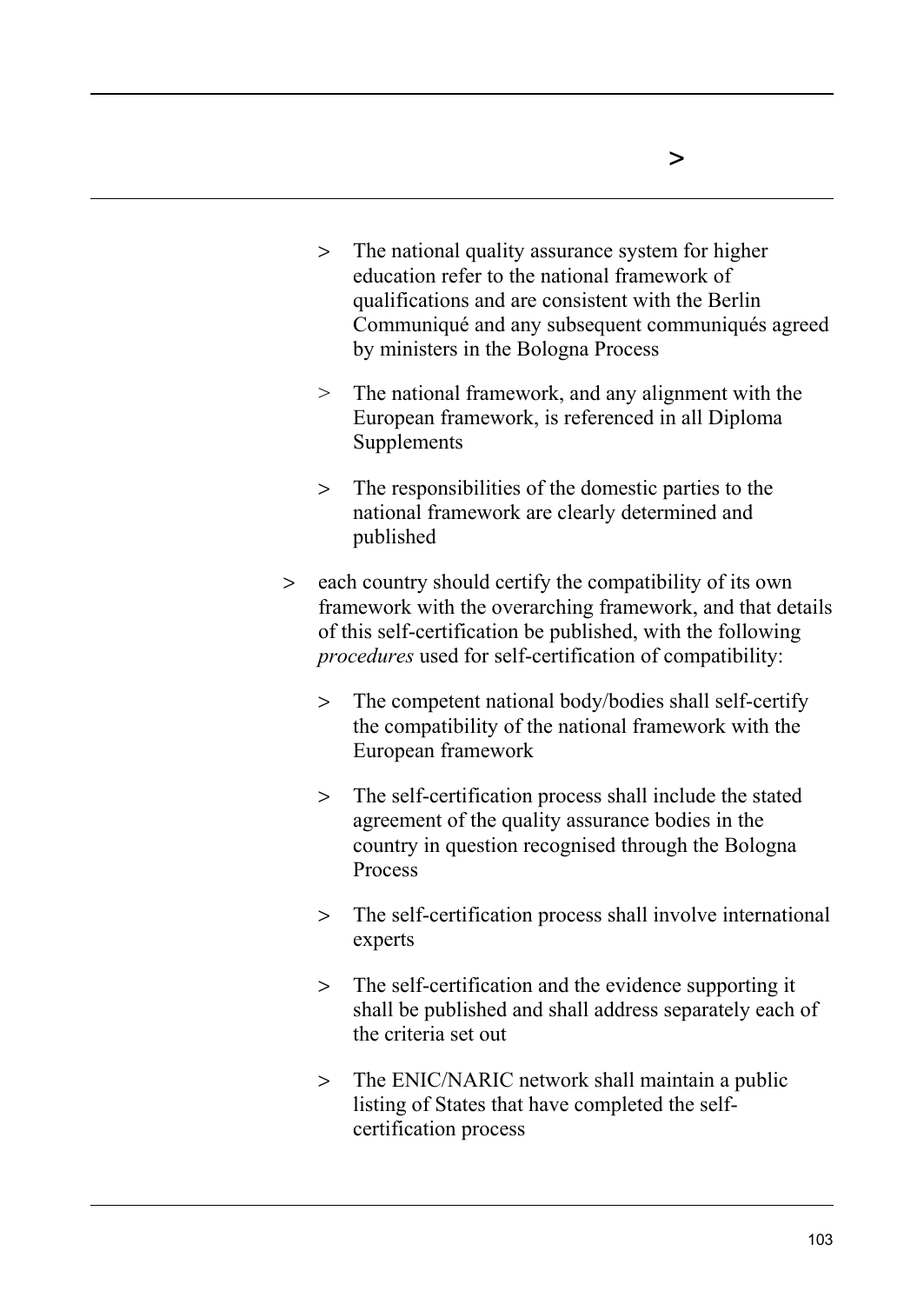- The national quality assurance system for higher education refer to the national framework of qualifications and are consistent with the Berlin Communiqué and any subsequent communiqués agreed by ministers in the Bologna Process

- The national framework, and any alignment with the European framework, is referenced in all Diploma Supplements

- The responsibilities of the domestic parties to the national framework are clearly determined and published

> each country should certify the compatibility of its own framework with the overarching framework, and that details of this self-certification be published, with the following *procedures* used for self-certification of compatibility:

- The competent national body/bodies shall self-certify the compatibility of the national framework with the European framework

- The self-certification process shall include the stated agreement of the quality assurance bodies in the country in question recognised through the Bologna Process

- The self-certification process shall involve international experts

- The self-certification and the evidence supporting it shall be published and shall address separately each of the criteria set out

- The ENIC/NARIC network shall maintain a public listing of States that have completed the self-certification process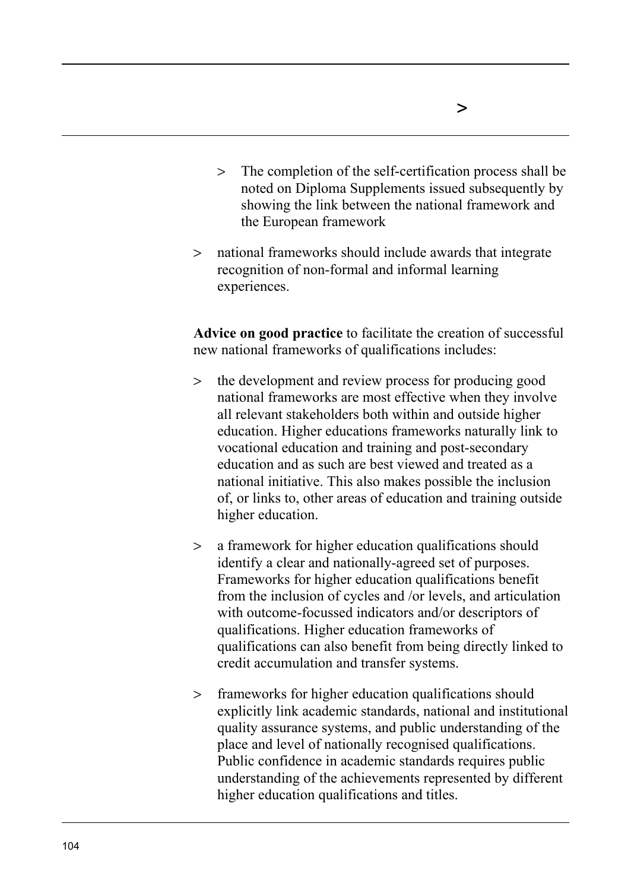- The completion of the self-certification process shall be noted on Diploma Supplements issued subsequently by showing the link between the national framework and the European framework

- national frameworks should include awards that integrate recognition of non-formal and informal learning experiences.

**Advice on good practice** to facilitate the creation of successful new national frameworks of qualifications includes:

- the development and review process for producing good national frameworks are most effective when they involve all relevant stakeholders both within and outside higher education. Higher educations frameworks naturally link to vocational education and training and post-secondary education and as such are best viewed and treated as a national initiative. This also makes possible the inclusion of, or links to, other areas of education and training outside higher education.

- a framework for higher education qualifications should identify a clear and nationally-agreed set of purposes. Frameworks for higher education qualifications benefit from the inclusion of cycles and /or levels, and articulation with outcome-focussed indicators and/or descriptors of qualifications. Higher education frameworks of qualifications can also benefit from being directly linked to credit accumulation and transfer systems.

- frameworks for higher education qualifications should explicitly link academic standards, national and institutional quality assurance systems, and public understanding of the place and level of nationally recognised qualifications. Public confidence in academic standards requires public understanding of the achievements represented by different higher education qualifications and titles.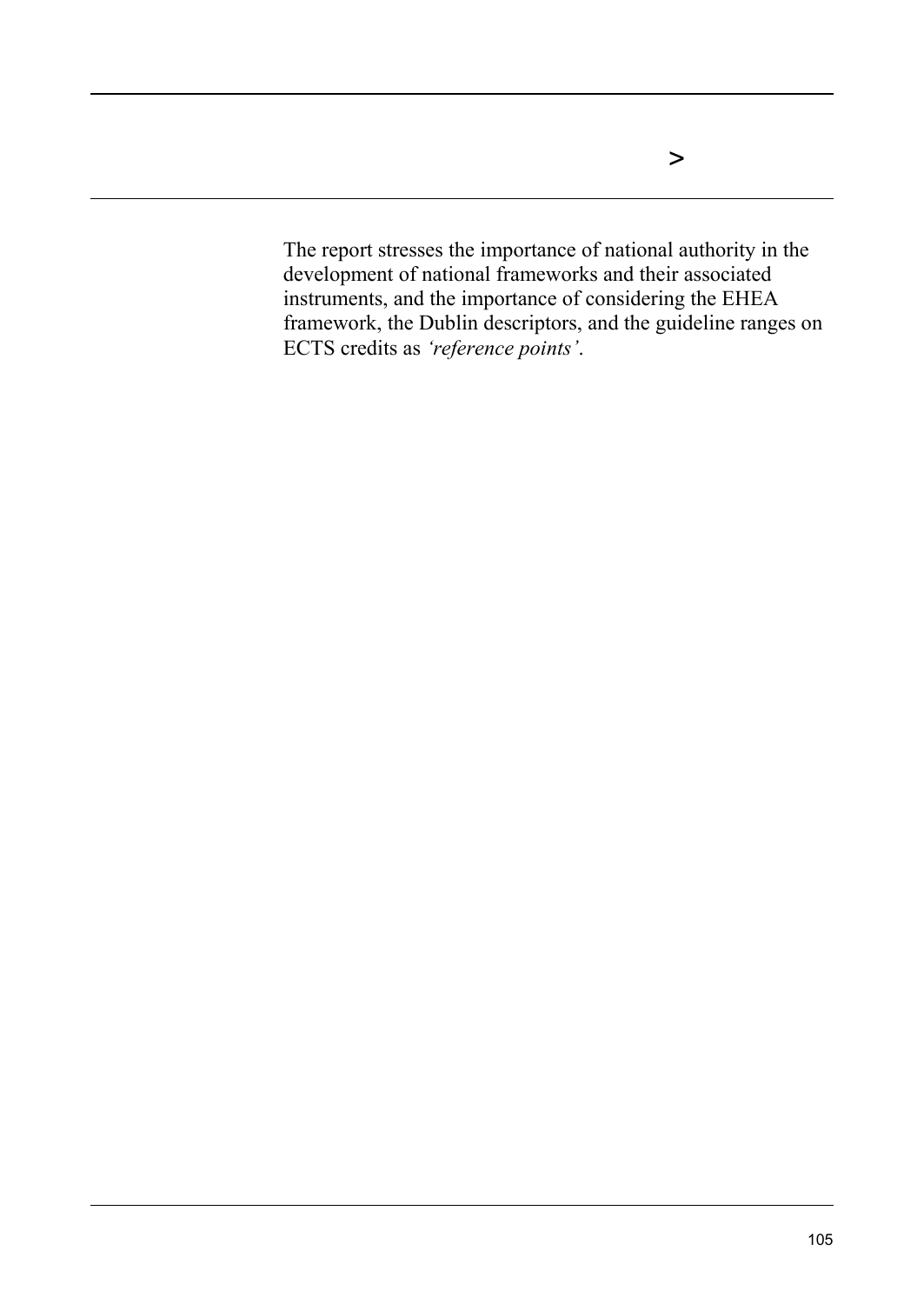The report stresses the importance of national authority in the development of national frameworks and their associated instruments, and the importance of considering the EHEA framework, the Dublin descriptors, and the guideline ranges on ECTS credits as *'reference points'*.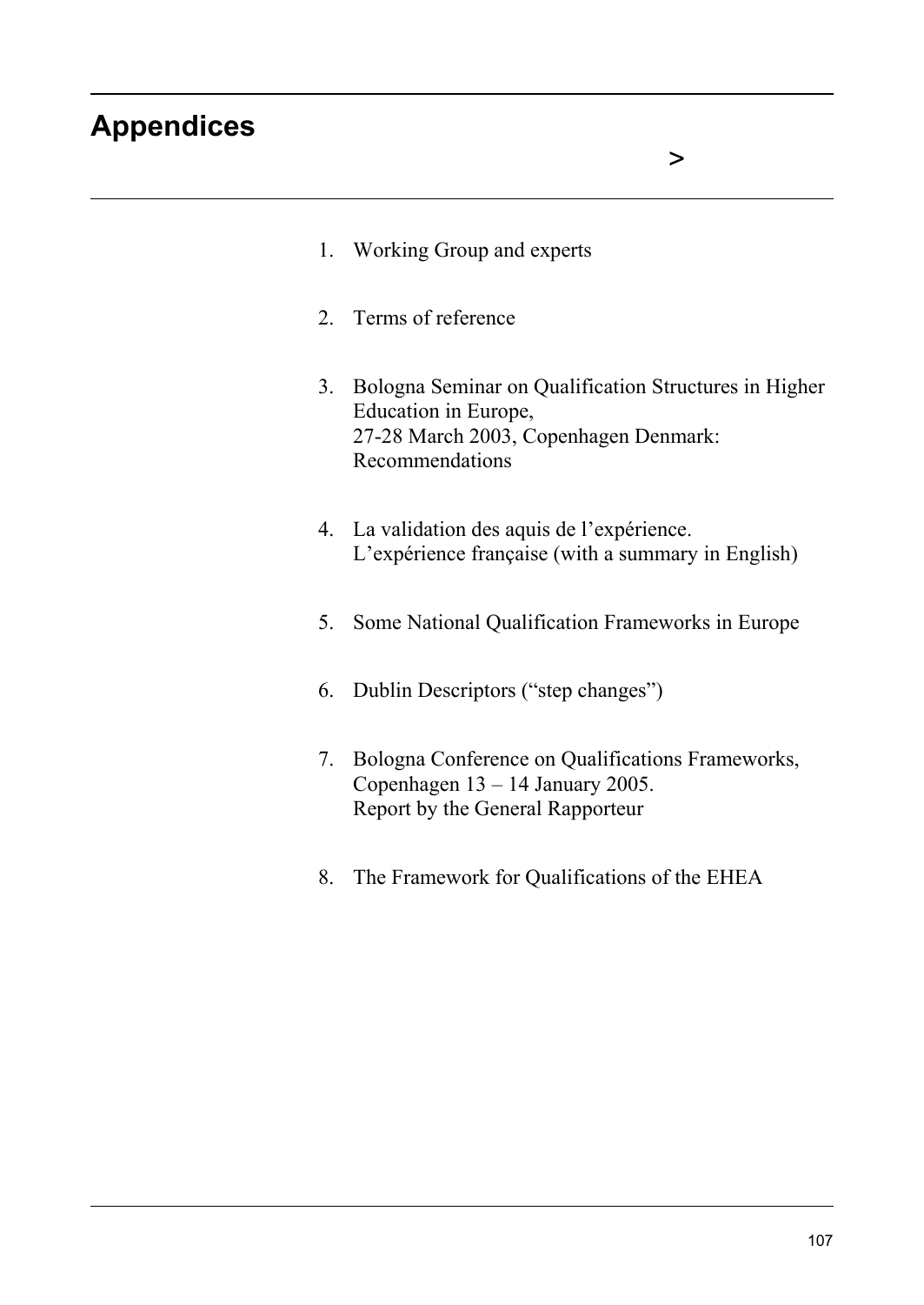# Appendices

>

1. Working Group and experts

2. Terms of reference

3. Bologna Seminar on Qualification Structures in Higher Education in Europe,
   27-28 March 2003, Copenhagen Denmark:
   Recommendations

4. La validation des aquis de l'expérience.
   L'expérience française (with a summary in English)

5. Some National Qualification Frameworks in Europe

6. Dublin Descriptors ("step changes")

7. Bologna Conference on Qualifications Frameworks,
   Copenhagen 13 – 14 January 2005.
   Report by the General Rapporteur

8. The Framework for Qualifications of the EHEA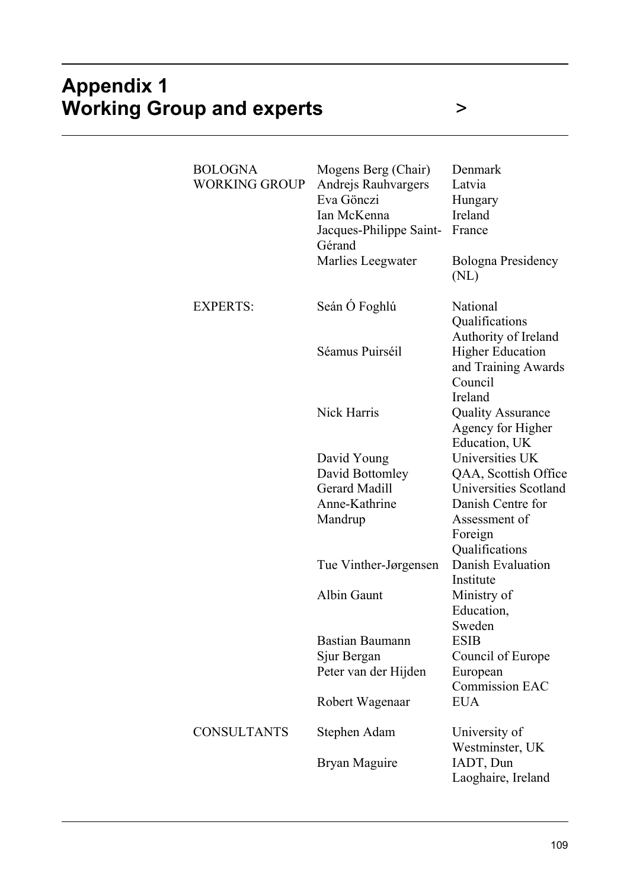# Appendix 1
# Working Group and experts >

| | | |
|---|---|---|
| BOLOGNA WORKING GROUP | Mogens Berg (Chair) | Denmark |
| | Andrejs Rauhvargers | Latvia |
| | Eva Gönczi | Hungary |
| | Ian McKenna | Ireland |
| | Jacques-Philippe Saint-Gérand | France |
| | Marlies Leegwater | Bologna Presidency (NL) |
| EXPERTS: | Seán Ó Foghlú | National Qualifications Authority of Ireland |
| | Séamus Puirséil | Higher Education and Training Awards Council Ireland |
| | Nick Harris | Quality Assurance Agency for Higher Education, UK |
| | David Young | Universities UK |
| | David Bottomley | QAA, Scottish Office |
| | Gerard Madill | Universities Scotland |
| | Anne-Kathrine Mandrup | Danish Centre for Assessment of Foreign Qualifications |
| | Tue Vinther-Jørgensen | Danish Evaluation Institute |
| | Albin Gaunt | Ministry of Education, Sweden |
| | Bastian Baumann | ESIB |
| | Sjur Bergan | Council of Europe |
| | Peter van der Hijden | European Commission EAC |
| | Robert Wagenaar | EUA |
| CONSULTANTS | Stephen Adam | University of Westminster, UK |
| | Bryan Maguire | IADT, Dun Laoghaire, Ireland |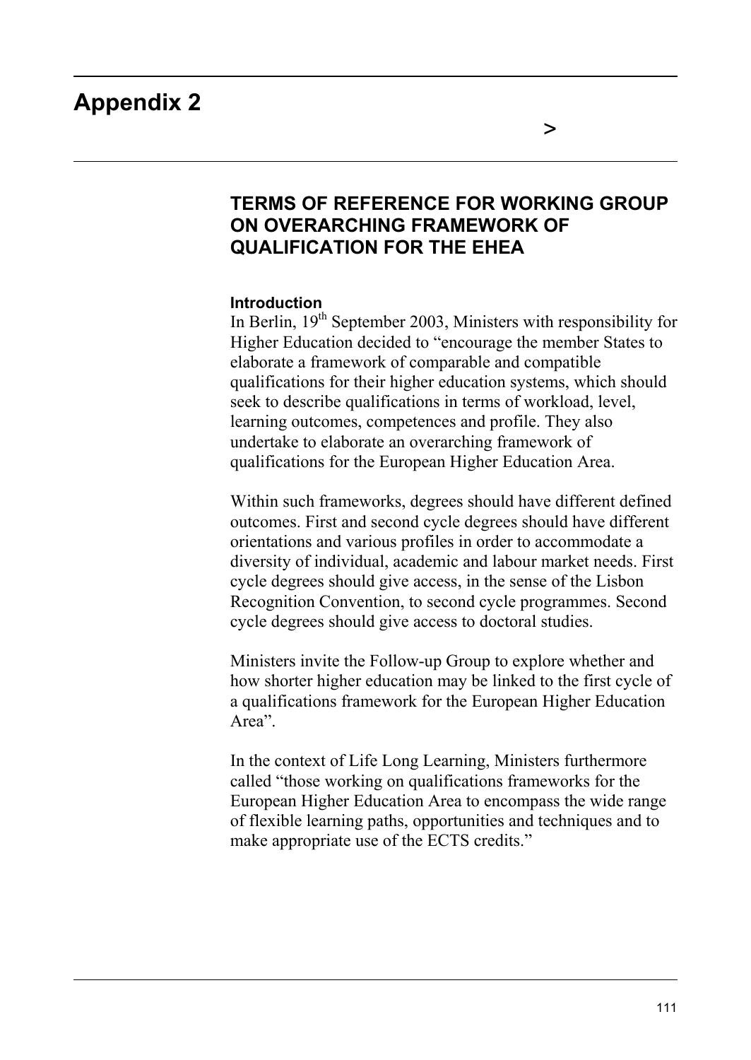# Appendix 2

## TERMS OF REFERENCE FOR WORKING GROUP ON OVERARCHING FRAMEWORK OF QUALIFICATION FOR THE EHEA

**Introduction**

In Berlin, 19th September 2003, Ministers with responsibility for Higher Education decided to "encourage the member States to elaborate a framework of comparable and compatible qualifications for their higher education systems, which should seek to describe qualifications in terms of workload, level, learning outcomes, competences and profile. They also undertake to elaborate an overarching framework of qualifications for the European Higher Education Area.

Within such frameworks, degrees should have different defined outcomes. First and second cycle degrees should have different orientations and various profiles in order to accommodate a diversity of individual, academic and labour market needs. First cycle degrees should give access, in the sense of the Lisbon Recognition Convention, to second cycle programmes. Second cycle degrees should give access to doctoral studies.

Ministers invite the Follow-up Group to explore whether and how shorter higher education may be linked to the first cycle of a qualifications framework for the European Higher Education Area".

In the context of Life Long Learning, Ministers furthermore called "those working on qualifications frameworks for the European Higher Education Area to encompass the wide range of flexible learning paths, opportunities and techniques and to make appropriate use of the ECTS credits."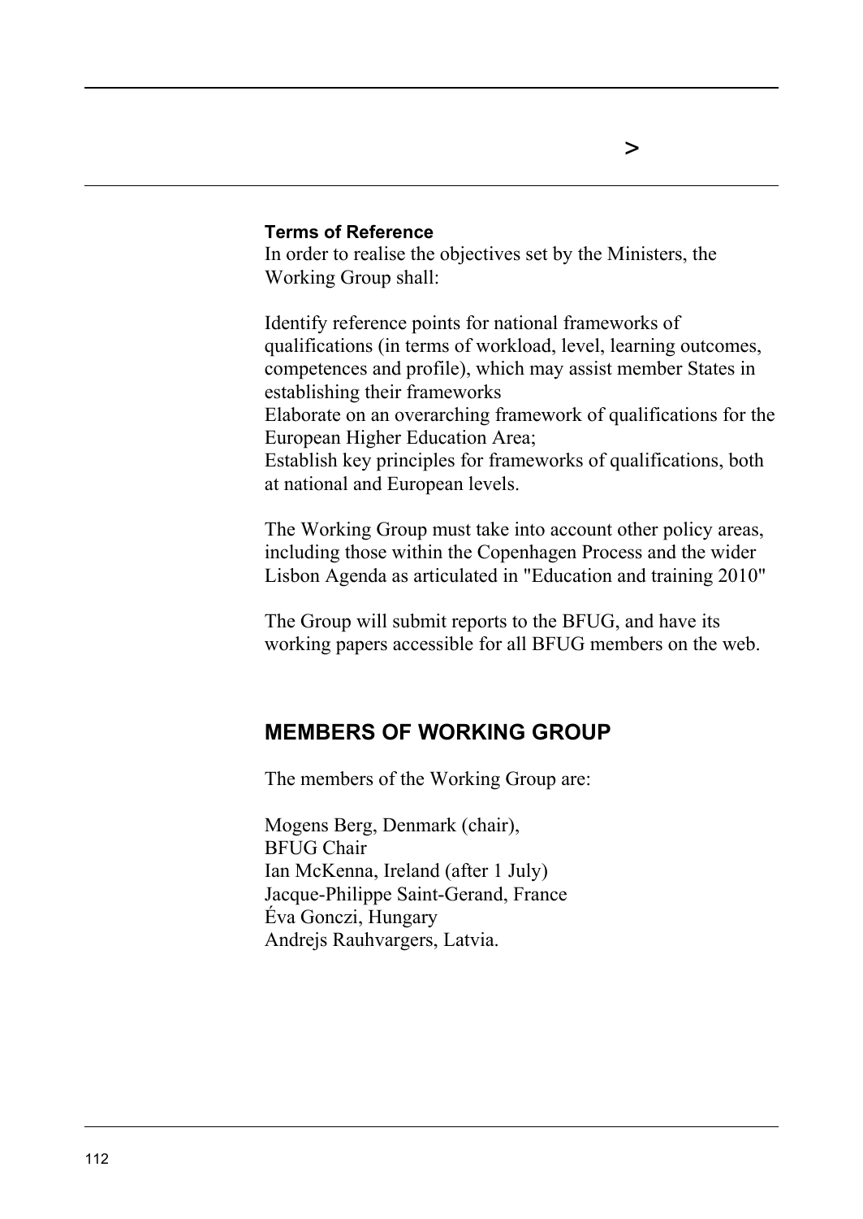**Terms of Reference**

In order to realise the objectives set by the Ministers, the Working Group shall:

Identify reference points for national frameworks of qualifications (in terms of workload, level, learning outcomes, competences and profile), which may assist member States in establishing their frameworks

Elaborate on an overarching framework of qualifications for the European Higher Education Area;

Establish key principles for frameworks of qualifications, both at national and European levels.

The Working Group must take into account other policy areas, including those within the Copenhagen Process and the wider Lisbon Agenda as articulated in "Education and training 2010"

The Group will submit reports to the BFUG, and have its working papers accessible for all BFUG members on the web.

## MEMBERS OF WORKING GROUP

The members of the Working Group are:

Mogens Berg, Denmark (chair),
BFUG Chair
Ian McKenna, Ireland (after 1 July)
Jacque-Philippe Saint-Gerand, France
Éva Gonczi, Hungary
Andrejs Rauhvargers, Latvia.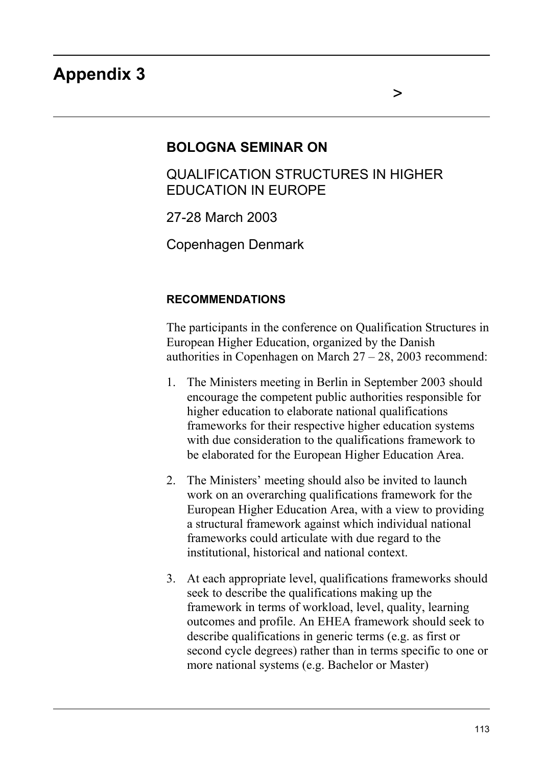# Appendix 3

## BOLOGNA SEMINAR ON

QUALIFICATION STRUCTURES IN HIGHER EDUCATION IN EUROPE

27-28 March 2003

Copenhagen Denmark

### RECOMMENDATIONS

The participants in the conference on Qualification Structures in European Higher Education, organized by the Danish authorities in Copenhagen on March 27 – 28, 2003 recommend:

1. The Ministers meeting in Berlin in September 2003 should encourage the competent public authorities responsible for higher education to elaborate national qualifications frameworks for their respective higher education systems with due consideration to the qualifications framework to be elaborated for the European Higher Education Area.

2. The Ministers' meeting should also be invited to launch work on an overarching qualifications framework for the European Higher Education Area, with a view to providing a structural framework against which individual national frameworks could articulate with due regard to the institutional, historical and national context.

3. At each appropriate level, qualifications frameworks should seek to describe the qualifications making up the framework in terms of workload, level, quality, learning outcomes and profile. An EHEA framework should seek to describe qualifications in generic terms (e.g. as first or second cycle degrees) rather than in terms specific to one or more national systems (e.g. Bachelor or Master)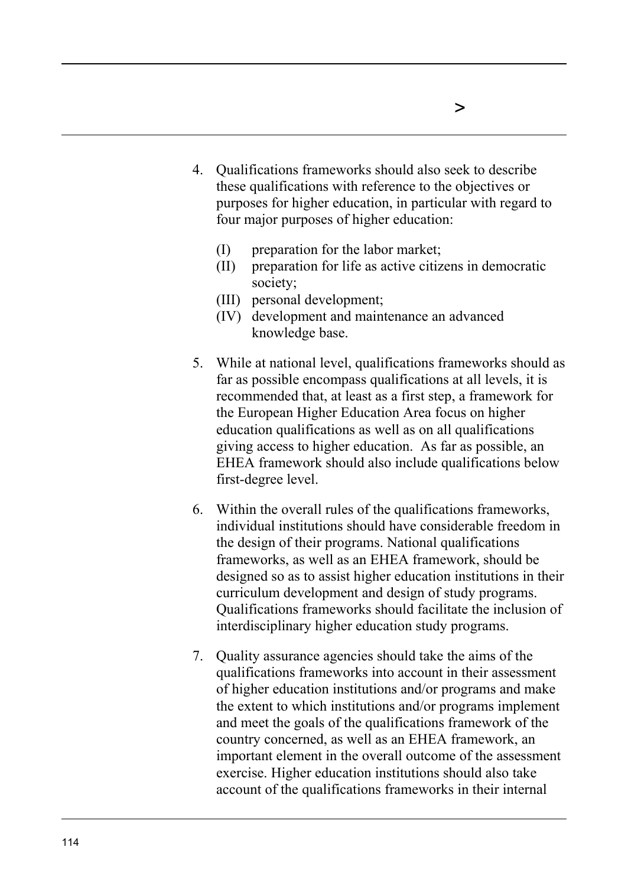4. Qualifications frameworks should also seek to describe these qualifications with reference to the objectives or purposes for higher education, in particular with regard to four major purposes of higher education:

   (I) preparation for the labor market;
   (II) preparation for life as active citizens in democratic society;
   (III) personal development;
   (IV) development and maintenance an advanced knowledge base.

5. While at national level, qualifications frameworks should as far as possible encompass qualifications at all levels, it is recommended that, at least as a first step, a framework for the European Higher Education Area focus on higher education qualifications as well as on all qualifications giving access to higher education. As far as possible, an EHEA framework should also include qualifications below first-degree level.

6. Within the overall rules of the qualifications frameworks, individual institutions should have considerable freedom in the design of their programs. National qualifications frameworks, as well as an EHEA framework, should be designed so as to assist higher education institutions in their curriculum development and design of study programs. Qualifications frameworks should facilitate the inclusion of interdisciplinary higher education study programs.

7. Quality assurance agencies should take the aims of the qualifications frameworks into account in their assessment of higher education institutions and/or programs and make the extent to which institutions and/or programs implement and meet the goals of the qualifications framework of the country concerned, as well as an EHEA framework, an important element in the overall outcome of the assessment exercise. Higher education institutions should also take account of the qualifications frameworks in their internal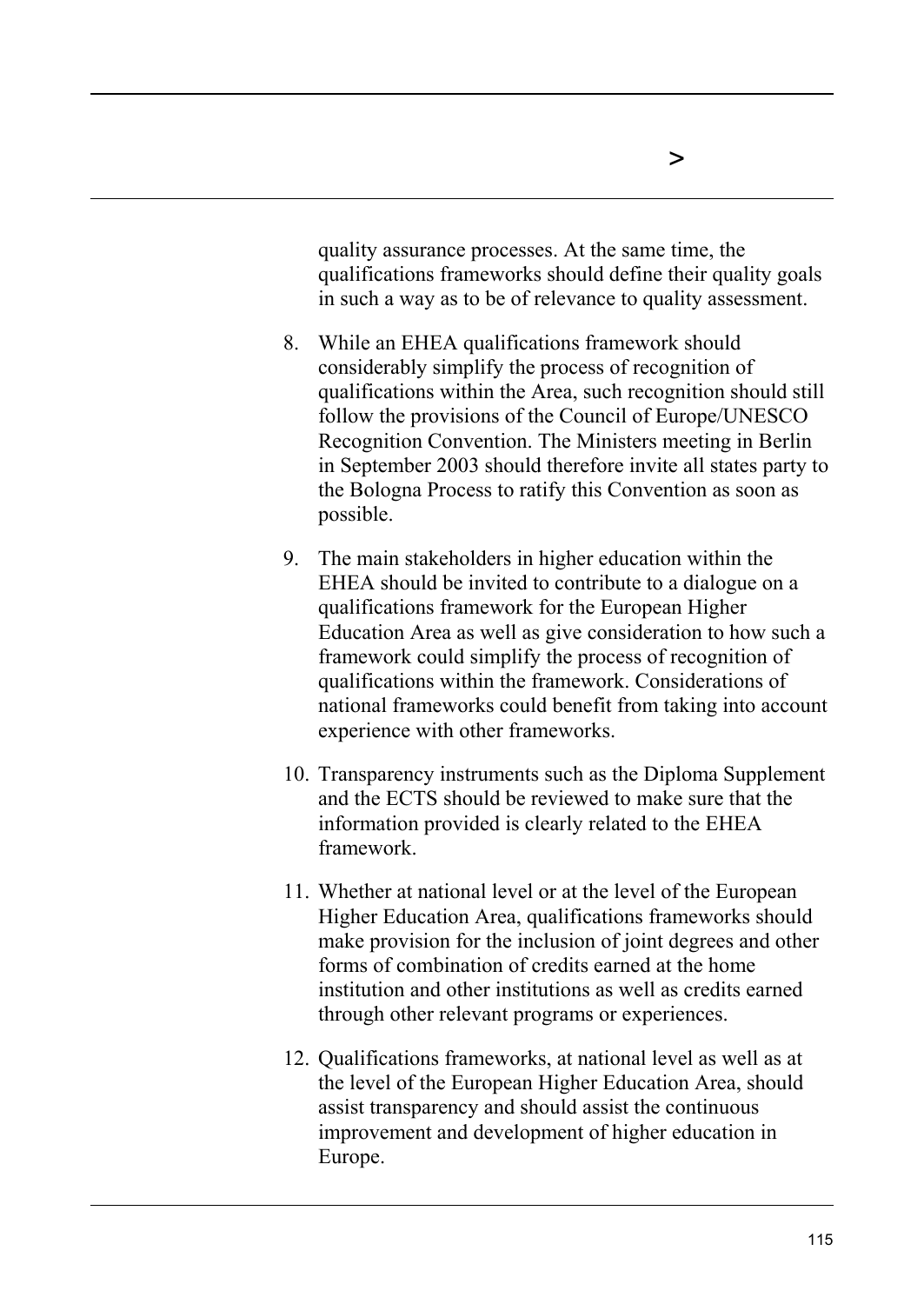quality assurance processes. At the same time, the qualifications frameworks should define their quality goals in such a way as to be of relevance to quality assessment.

8. While an EHEA qualifications framework should considerably simplify the process of recognition of qualifications within the Area, such recognition should still follow the provisions of the Council of Europe/UNESCO Recognition Convention. The Ministers meeting in Berlin in September 2003 should therefore invite all states party to the Bologna Process to ratify this Convention as soon as possible.

9. The main stakeholders in higher education within the EHEA should be invited to contribute to a dialogue on a qualifications framework for the European Higher Education Area as well as give consideration to how such a framework could simplify the process of recognition of qualifications within the framework. Considerations of national frameworks could benefit from taking into account experience with other frameworks.

10. Transparency instruments such as the Diploma Supplement and the ECTS should be reviewed to make sure that the information provided is clearly related to the EHEA framework.

11. Whether at national level or at the level of the European Higher Education Area, qualifications frameworks should make provision for the inclusion of joint degrees and other forms of combination of credits earned at the home institution and other institutions as well as credits earned through other relevant programs or experiences.

12. Qualifications frameworks, at national level as well as at the level of the European Higher Education Area, should assist transparency and should assist the continuous improvement and development of higher education in Europe.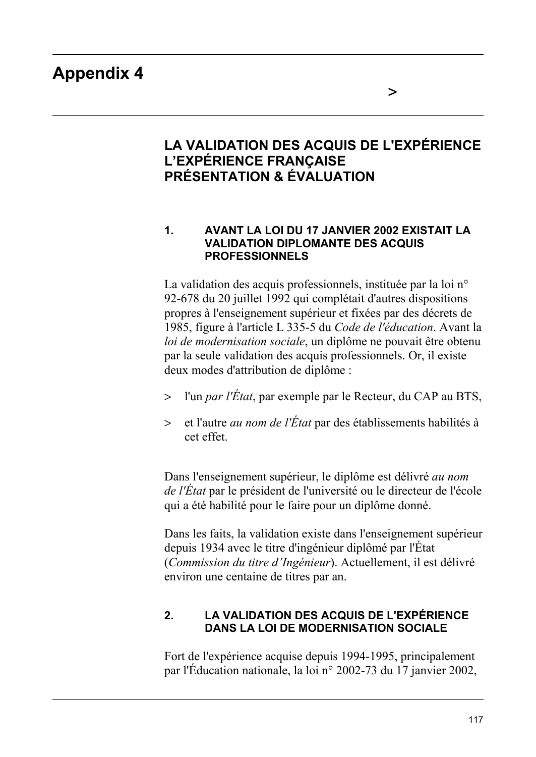# Appendix 4

>

## LA VALIDATION DES ACQUIS DE L'EXPÉRIENCE L'EXPÉRIENCE FRANÇAISE PRÉSENTATION & ÉVALUATION

### 1. AVANT LA LOI DU 17 JANVIER 2002 EXISTAIT LA VALIDATION DIPLOMANTE DES ACQUIS PROFESSIONNELS

La validation des acquis professionnels, instituée par la loi n° 92-678 du 20 juillet 1992 qui complétait d'autres dispositions propres à l'enseignement supérieur et fixées par des décrets de 1985, figure à l'article L 335-5 du *Code de l'éducation*. Avant la *loi de modernisation sociale*, un diplôme ne pouvait être obtenu par la seule validation des acquis professionnels. Or, il existe deux modes d'attribution de diplôme :

> l'un *par l'État*, par exemple par le Recteur, du CAP au BTS,

> et l'autre *au nom de l'État* par des établissements habilités à cet effet.

Dans l'enseignement supérieur, le diplôme est délivré *au nom de l'État* par le président de l'université ou le directeur de l'école qui a été habilité pour le faire pour un diplôme donné.

Dans les faits, la validation existe dans l'enseignement supérieur depuis 1934 avec le titre d'ingénieur diplômé par l'État (*Commission du titre d'Ingénieur*). Actuellement, il est délivré environ une centaine de titres par an.

### 2. LA VALIDATION DES ACQUIS DE L'EXPÉRIENCE DANS LA LOI DE MODERNISATION SOCIALE

Fort de l'expérience acquise depuis 1994-1995, principalement par l'Éducation nationale, la loi n° 2002-73 du 17 janvier 2002,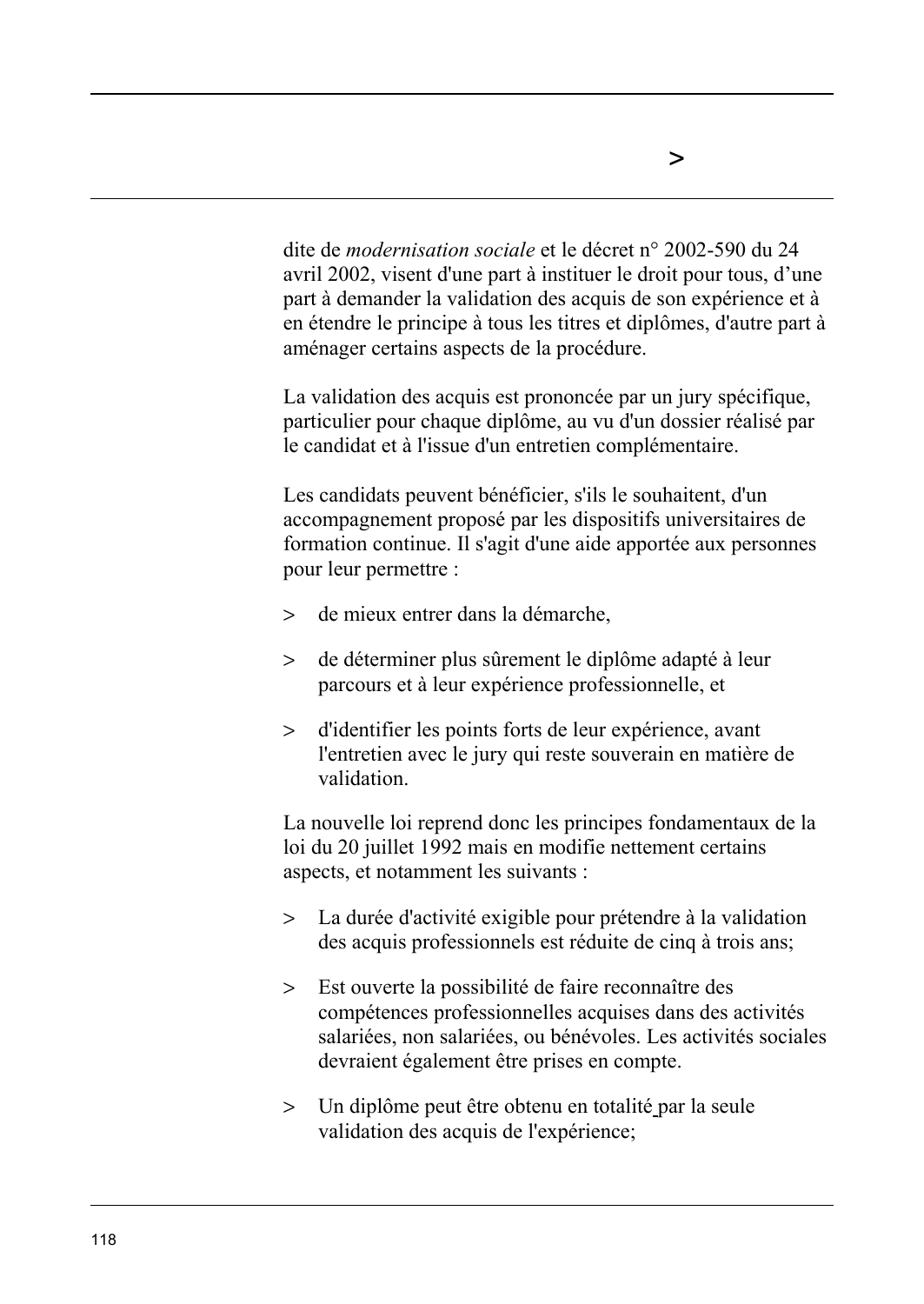dite de *modernisation sociale* et le décret n° 2002-590 du 24 avril 2002, visent d'une part à instituer le droit pour tous, d'une part à demander la validation des acquis de son expérience et à en étendre le principe à tous les titres et diplômes, d'autre part à aménager certains aspects de la procédure.

La validation des acquis est prononcée par un jury spécifique, particulier pour chaque diplôme, au vu d'un dossier réalisé par le candidat et à l'issue d'un entretien complémentaire.

Les candidats peuvent bénéficier, s'ils le souhaitent, d'un accompagnement proposé par les dispositifs universitaires de formation continue. Il s'agit d'une aide apportée aux personnes pour leur permettre :

> de mieux entrer dans la démarche,

> de déterminer plus sûrement le diplôme adapté à leur parcours et à leur expérience professionnelle, et

> d'identifier les points forts de leur expérience, avant l'entretien avec le jury qui reste souverain en matière de validation.

La nouvelle loi reprend donc les principes fondamentaux de la loi du 20 juillet 1992 mais en modifie nettement certains aspects, et notamment les suivants :

> La durée d'activité exigible pour prétendre à la validation des acquis professionnels est réduite de cinq à trois ans;

> Est ouverte la possibilité de faire reconnaître des compétences professionnelles acquises dans des activités salariées, non salariées, ou bénévoles. Les activités sociales devraient également être prises en compte.

> Un diplôme peut être obtenu en totalité par la seule validation des acquis de l'expérience;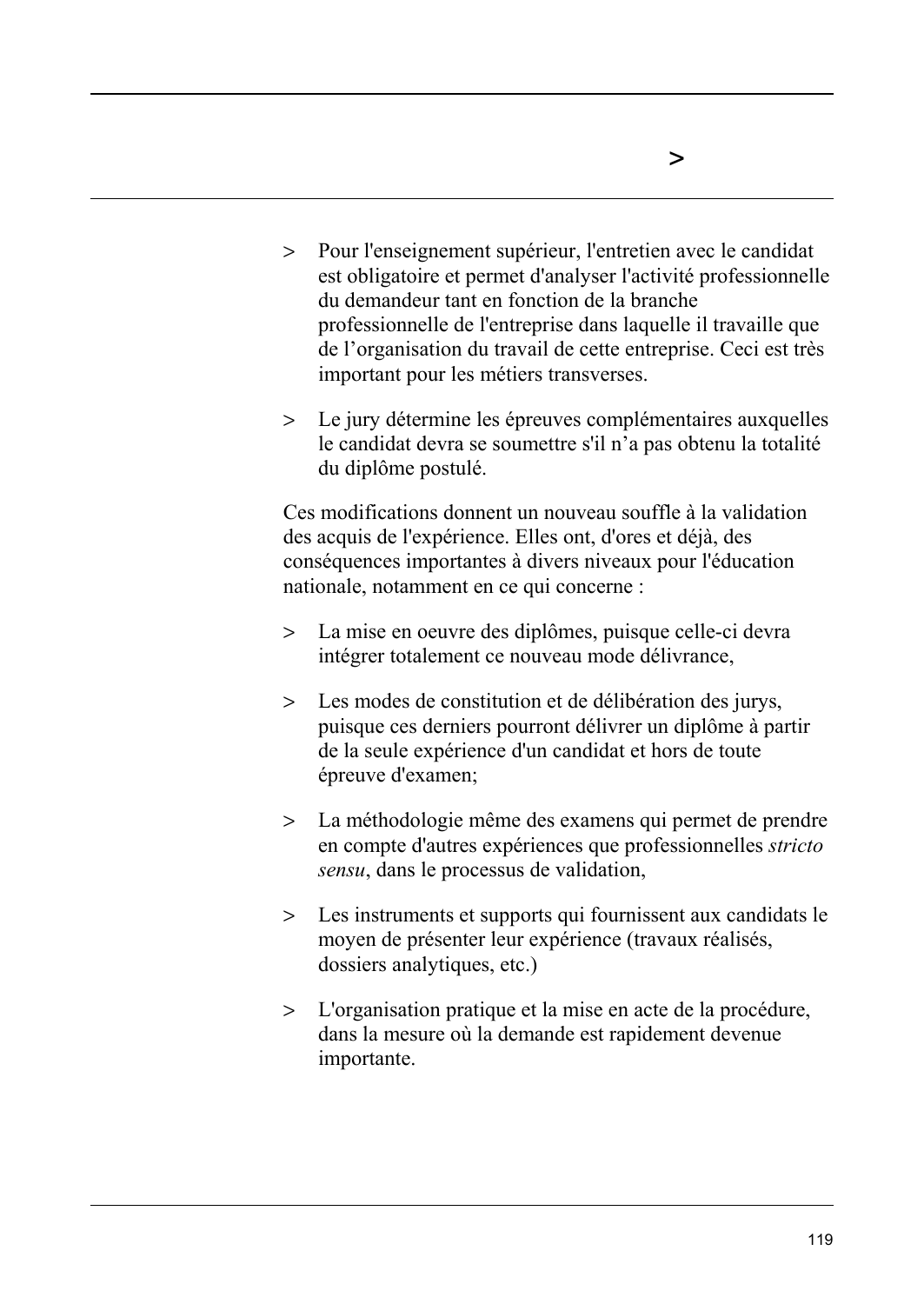- Pour l'enseignement supérieur, l'entretien avec le candidat est obligatoire et permet d'analyser l'activité professionnelle du demandeur tant en fonction de la branche professionnelle de l'entreprise dans laquelle il travaille que de l'organisation du travail de cette entreprise. Ceci est très important pour les métiers transverses.

- Le jury détermine les épreuves complémentaires auxquelles le candidat devra se soumettre s'il n'a pas obtenu la totalité du diplôme postulé.

Ces modifications donnent un nouveau souffle à la validation des acquis de l'expérience. Elles ont, d'ores et déjà, des conséquences importantes à divers niveaux pour l'éducation nationale, notamment en ce qui concerne :

- La mise en oeuvre des diplômes, puisque celle-ci devra intégrer totalement ce nouveau mode délivrance,

- Les modes de constitution et de délibération des jurys, puisque ces derniers pourront délivrer un diplôme à partir de la seule expérience d'un candidat et hors de toute épreuve d'examen;

- La méthodologie même des examens qui permet de prendre en compte d'autres expériences que professionnelles *stricto sensu*, dans le processus de validation,

- Les instruments et supports qui fournissent aux candidats le moyen de présenter leur expérience (travaux réalisés, dossiers analytiques, etc.)

- L'organisation pratique et la mise en acte de la procédure, dans la mesure où la demande est rapidement devenue importante.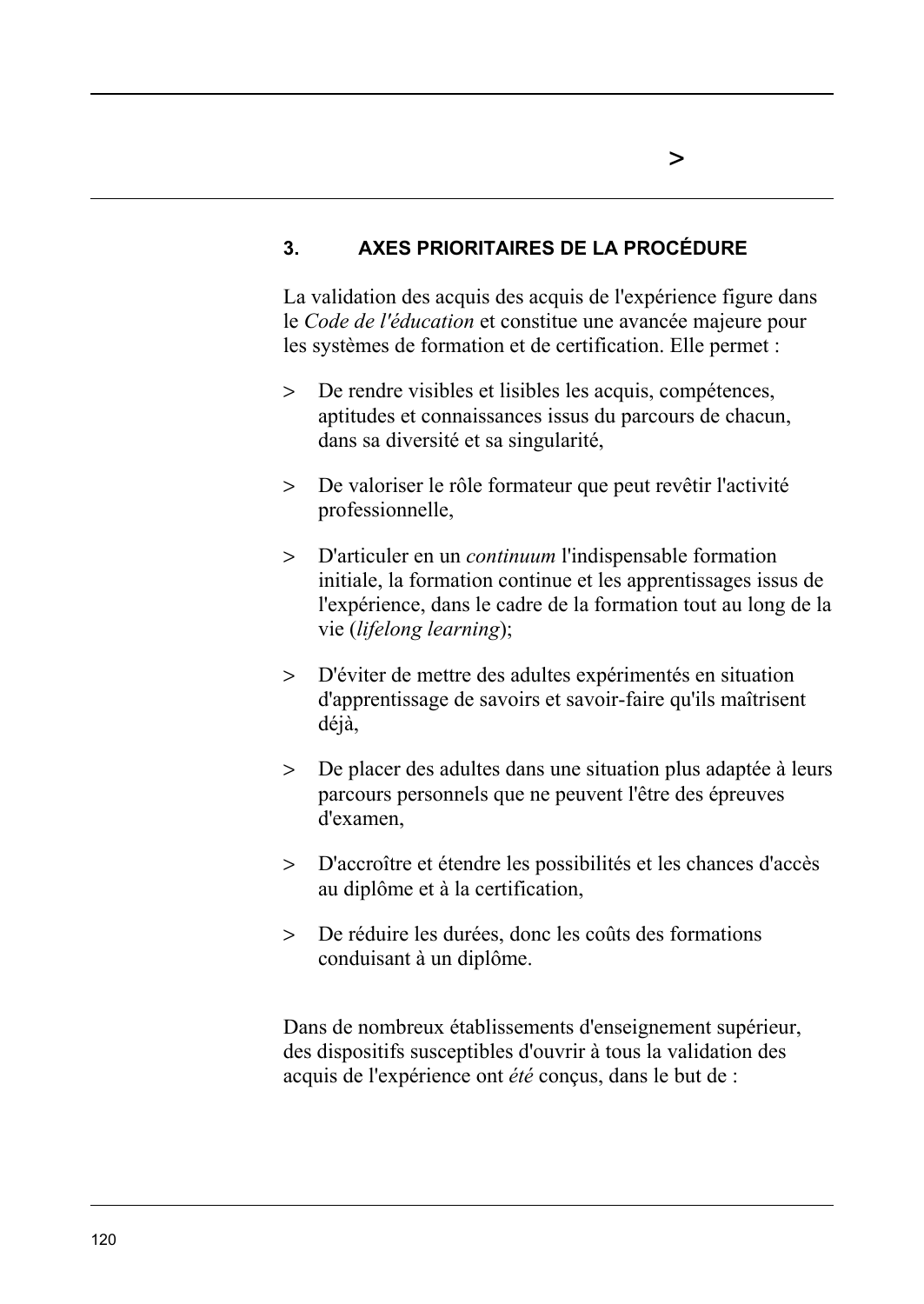## 3. AXES PRIORITAIRES DE LA PROCÉDURE

La validation des acquis des acquis de l'expérience figure dans le *Code de l'éducation* et constitue une avancée majeure pour les systèmes de formation et de certification. Elle permet :

> De rendre visibles et lisibles les acquis, compétences, aptitudes et connaissances issus du parcours de chacun, dans sa diversité et sa singularité,

> De valoriser le rôle formateur que peut revêtir l'activité professionnelle,

> D'articuler en un *continuum* l'indispensable formation initiale, la formation continue et les apprentissages issus de l'expérience, dans le cadre de la formation tout au long de la vie (*lifelong learning*);

> D'éviter de mettre des adultes expérimentés en situation d'apprentissage de savoirs et savoir-faire qu'ils maîtrisent déjà,

> De placer des adultes dans une situation plus adaptée à leurs parcours personnels que ne peuvent l'être des épreuves d'examen,

> D'accroître et étendre les possibilités et les chances d'accès au diplôme et à la certification,

> De réduire les durées, donc les coûts des formations conduisant à un diplôme.

Dans de nombreux établissements d'enseignement supérieur, des dispositifs susceptibles d'ouvrir à tous la validation des acquis de l'expérience ont *été* conçus, dans le but de :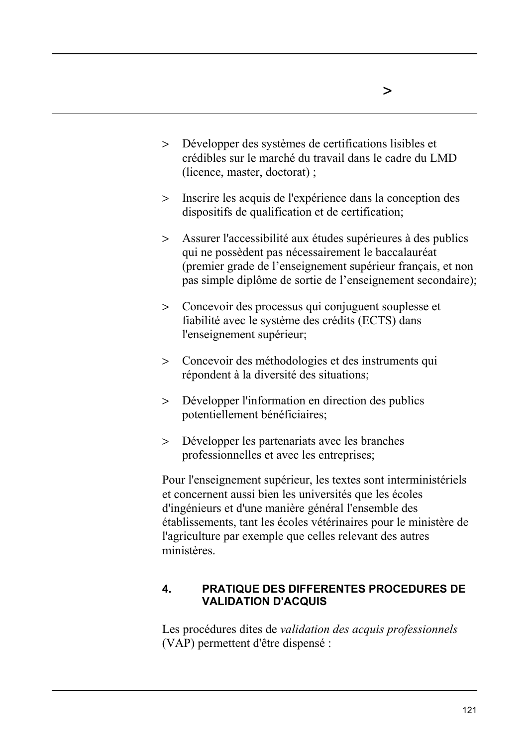- Développer des systèmes de certifications lisibles et crédibles sur le marché du travail dans le cadre du LMD (licence, master, doctorat) ;
- Inscrire les acquis de l'expérience dans la conception des dispositifs de qualification et de certification;
- Assurer l'accessibilité aux études supérieures à des publics qui ne possèdent pas nécessairement le baccalauréat (premier grade de l'enseignement supérieur français, et non pas simple diplôme de sortie de l'enseignement secondaire);
- Concevoir des processus qui conjuguent souplesse et fiabilité avec le système des crédits (ECTS) dans l'enseignement supérieur;
- Concevoir des méthodologies et des instruments qui répondent à la diversité des situations;
- Développer l'information en direction des publics potentiellement bénéficiaires;
- Développer les partenariats avec les branches professionnelles et avec les entreprises;

Pour l'enseignement supérieur, les textes sont interministériels et concernent aussi bien les universités que les écoles d'ingénieurs et d'une manière général l'ensemble des établissements, tant les écoles vétérinaires pour le ministère de l'agriculture par exemple que celles relevant des autres ministères.

## 4. PRATIQUE DES DIFFERENTES PROCEDURES DE VALIDATION D'ACQUIS

Les procédures dites de *validation des acquis professionnels* (VAP) permettent d'être dispensé :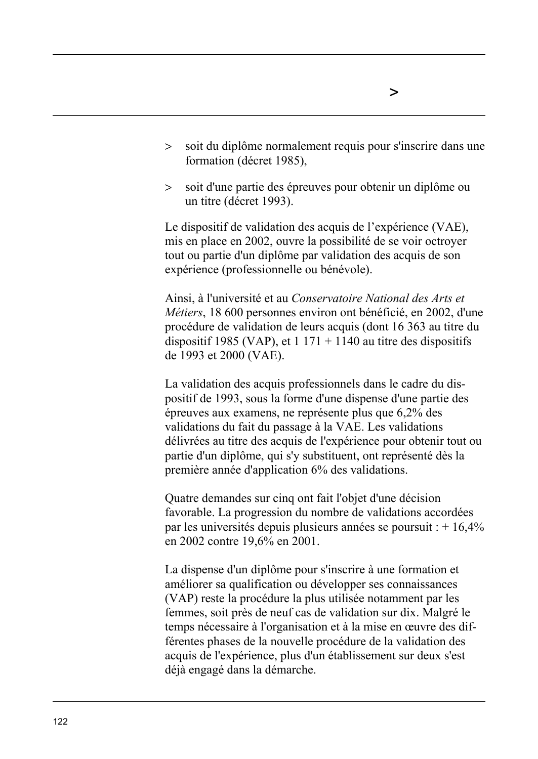> soit du diplôme normalement requis pour s'inscrire dans une formation (décret 1985),

> soit d'une partie des épreuves pour obtenir un diplôme ou un titre (décret 1993).

Le dispositif de validation des acquis de l'expérience (VAE), mis en place en 2002, ouvre la possibilité de se voir octroyer tout ou partie d'un diplôme par validation des acquis de son expérience (professionnelle ou bénévole).

Ainsi, à l'université et au *Conservatoire National des Arts et Métiers*, 18 600 personnes environ ont bénéficié, en 2002, d'une procédure de validation de leurs acquis (dont 16 363 au titre du dispositif 1985 (VAP), et 1 171 + 1140 au titre des dispositifs de 1993 et 2000 (VAE).

La validation des acquis professionnels dans le cadre du dispositif de 1993, sous la forme d'une dispense d'une partie des épreuves aux examens, ne représente plus que 6,2% des validations du fait du passage à la VAE. Les validations délivrées au titre des acquis de l'expérience pour obtenir tout ou partie d'un diplôme, qui s'y substituent, ont représenté dès la première année d'application 6% des validations.

Quatre demandes sur cinq ont fait l'objet d'une décision favorable. La progression du nombre de validations accordées par les universités depuis plusieurs années se poursuit : + 16,4% en 2002 contre 19,6% en 2001.

La dispense d'un diplôme pour s'inscrire à une formation et améliorer sa qualification ou développer ses connaissances (VAP) reste la procédure la plus utilisée notamment par les femmes, soit près de neuf cas de validation sur dix. Malgré le temps nécessaire à l'organisation et à la mise en œuvre des différentes phases de la nouvelle procédure de la validation des acquis de l'expérience, plus d'un établissement sur deux s'est déjà engagé dans la démarche.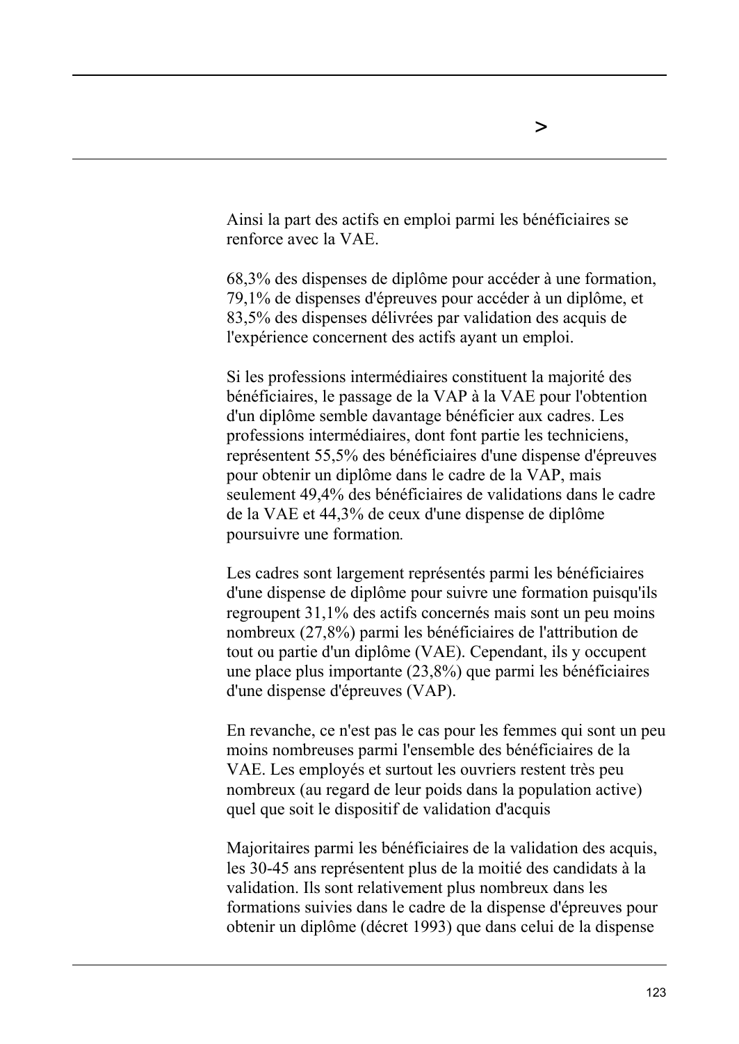Ainsi la part des actifs en emploi parmi les bénéficiaires se renforce avec la VAE.

68,3% des dispenses de diplôme pour accéder à une formation, 79,1% de dispenses d'épreuves pour accéder à un diplôme, et 83,5% des dispenses délivrées par validation des acquis de l'expérience concernent des actifs ayant un emploi.

Si les professions intermédiaires constituent la majorité des bénéficiaires, le passage de la VAP à la VAE pour l'obtention d'un diplôme semble davantage bénéficier aux cadres. Les professions intermédiaires, dont font partie les techniciens, représentent 55,5% des bénéficiaires d'une dispense d'épreuves pour obtenir un diplôme dans le cadre de la VAP, mais seulement 49,4% des bénéficiaires de validations dans le cadre de la VAE et 44,3% de ceux d'une dispense de diplôme poursuivre une formation.

Les cadres sont largement représentés parmi les bénéficiaires d'une dispense de diplôme pour suivre une formation puisqu'ils regroupent 31,1% des actifs concernés mais sont un peu moins nombreux (27,8%) parmi les bénéficiaires de l'attribution de tout ou partie d'un diplôme (VAE). Cependant, ils y occupent une place plus importante (23,8%) que parmi les bénéficiaires d'une dispense d'épreuves (VAP).

En revanche, ce n'est pas le cas pour les femmes qui sont un peu moins nombreuses parmi l'ensemble des bénéficiaires de la VAE. Les employés et surtout les ouvriers restent très peu nombreux (au regard de leur poids dans la population active) quel que soit le dispositif de validation d'acquis

Majoritaires parmi les bénéficiaires de la validation des acquis, les 30-45 ans représentent plus de la moitié des candidats à la validation. Ils sont relativement plus nombreux dans les formations suivies dans le cadre de la dispense d'épreuves pour obtenir un diplôme (décret 1993) que dans celui de la dispense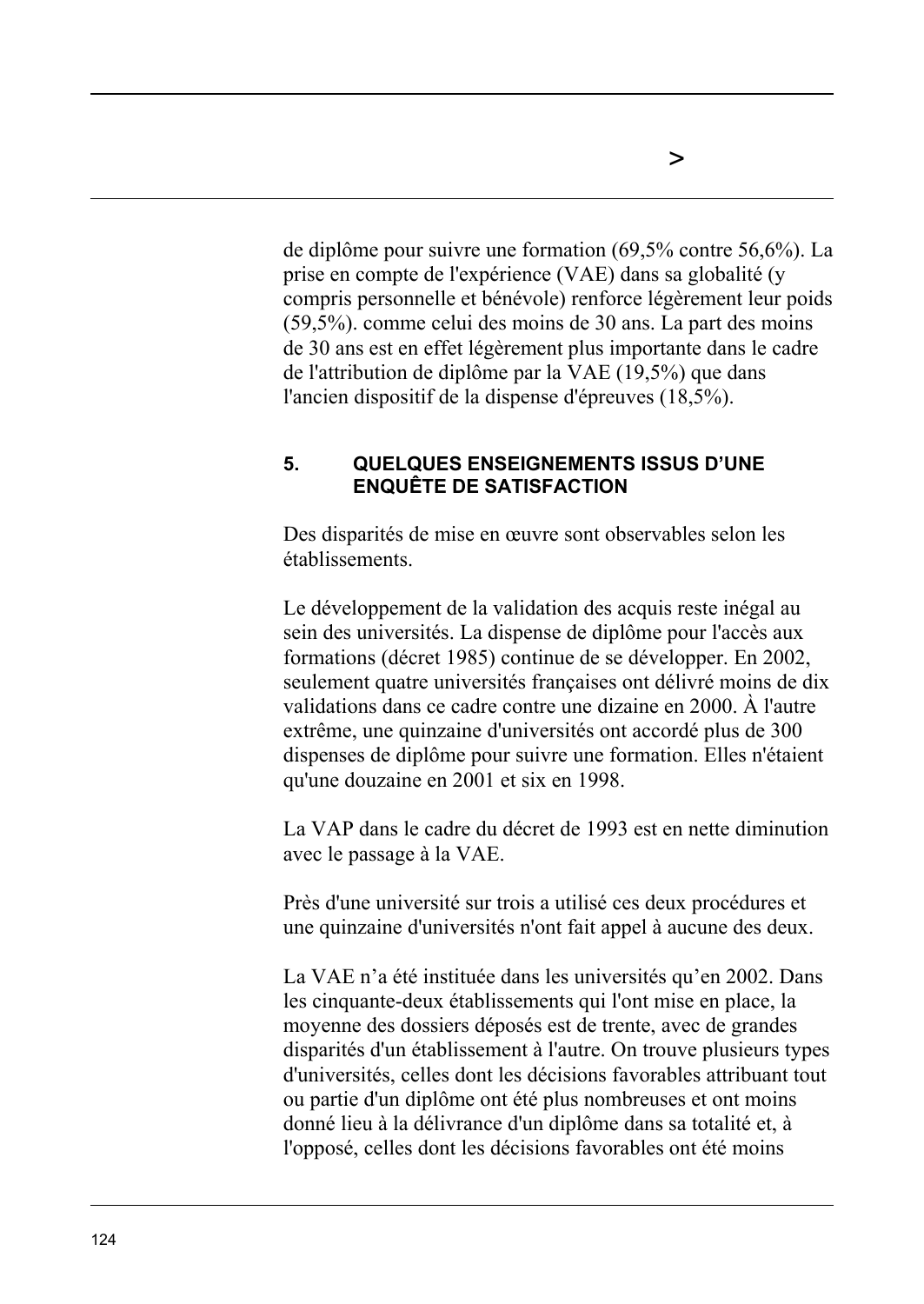de diplôme pour suivre une formation (69,5% contre 56,6%). La prise en compte de l'expérience (VAE) dans sa globalité (y compris personnelle et bénévole) renforce légèrement leur poids (59,5%). comme celui des moins de 30 ans. La part des moins de 30 ans est en effet légèrement plus importante dans le cadre de l'attribution de diplôme par la VAE (19,5%) que dans l'ancien dispositif de la dispense d'épreuves (18,5%).

## 5. QUELQUES ENSEIGNEMENTS ISSUS D'UNE ENQUÊTE DE SATISFACTION

Des disparités de mise en œuvre sont observables selon les établissements.

Le développement de la validation des acquis reste inégal au sein des universités. La dispense de diplôme pour l'accès aux formations (décret 1985) continue de se développer. En 2002, seulement quatre universités françaises ont délivré moins de dix validations dans ce cadre contre une dizaine en 2000. À l'autre extrême, une quinzaine d'universités ont accordé plus de 300 dispenses de diplôme pour suivre une formation. Elles n'étaient qu'une douzaine en 2001 et six en 1998.

La VAP dans le cadre du décret de 1993 est en nette diminution avec le passage à la VAE.

Près d'une université sur trois a utilisé ces deux procédures et une quinzaine d'universités n'ont fait appel à aucune des deux.

La VAE n'a été instituée dans les universités qu'en 2002. Dans les cinquante-deux établissements qui l'ont mise en place, la moyenne des dossiers déposés est de trente, avec de grandes disparités d'un établissement à l'autre. On trouve plusieurs types d'universités, celles dont les décisions favorables attribuant tout ou partie d'un diplôme ont été plus nombreuses et ont moins donné lieu à la délivrance d'un diplôme dans sa totalité et, à l'opposé, celles dont les décisions favorables ont été moins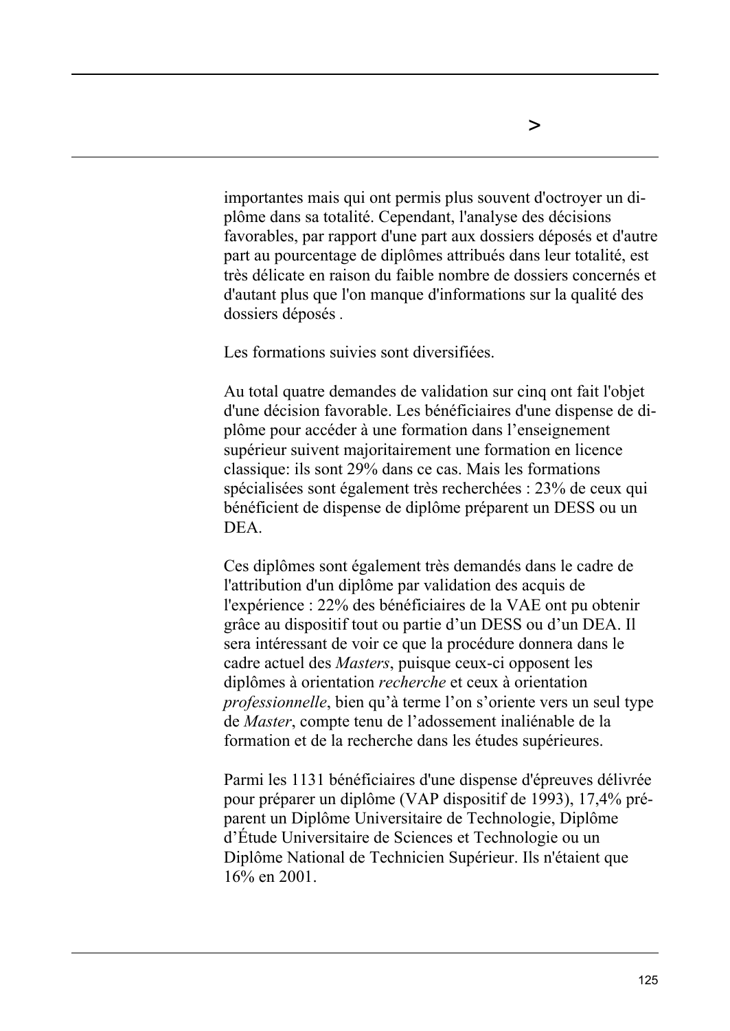importantes mais qui ont permis plus souvent d'octroyer un diplôme dans sa totalité. Cependant, l'analyse des décisions favorables, par rapport d'une part aux dossiers déposés et d'autre part au pourcentage de diplômes attribués dans leur totalité, est très délicate en raison du faible nombre de dossiers concernés et d'autant plus que l'on manque d'informations sur la qualité des dossiers déposés .

Les formations suivies sont diversifiées.

Au total quatre demandes de validation sur cinq ont fait l'objet d'une décision favorable. Les bénéficiaires d'une dispense de diplôme pour accéder à une formation dans l'enseignement supérieur suivent majoritairement une formation en licence classique: ils sont 29% dans ce cas. Mais les formations spécialisées sont également très recherchées : 23% de ceux qui bénéficient de dispense de diplôme préparent un DESS ou un DEA.

Ces diplômes sont également très demandés dans le cadre de l'attribution d'un diplôme par validation des acquis de l'expérience : 22% des bénéficiaires de la VAE ont pu obtenir grâce au dispositif tout ou partie d'un DESS ou d'un DEA. Il sera intéressant de voir ce que la procédure donnera dans le cadre actuel des *Masters*, puisque ceux-ci opposent les diplômes à orientation *recherche* et ceux à orientation *professionnelle*, bien qu'à terme l'on s'oriente vers un seul type de *Master*, compte tenu de l'adossement inaliénable de la formation et de la recherche dans les études supérieures.

Parmi les 1131 bénéficiaires d'une dispense d'épreuves délivrée pour préparer un diplôme (VAP dispositif de 1993), 17,4% préparent un Diplôme Universitaire de Technologie, Diplôme d'Étude Universitaire de Sciences et Technologie ou un Diplôme National de Technicien Supérieur. Ils n'étaient que 16% en 2001.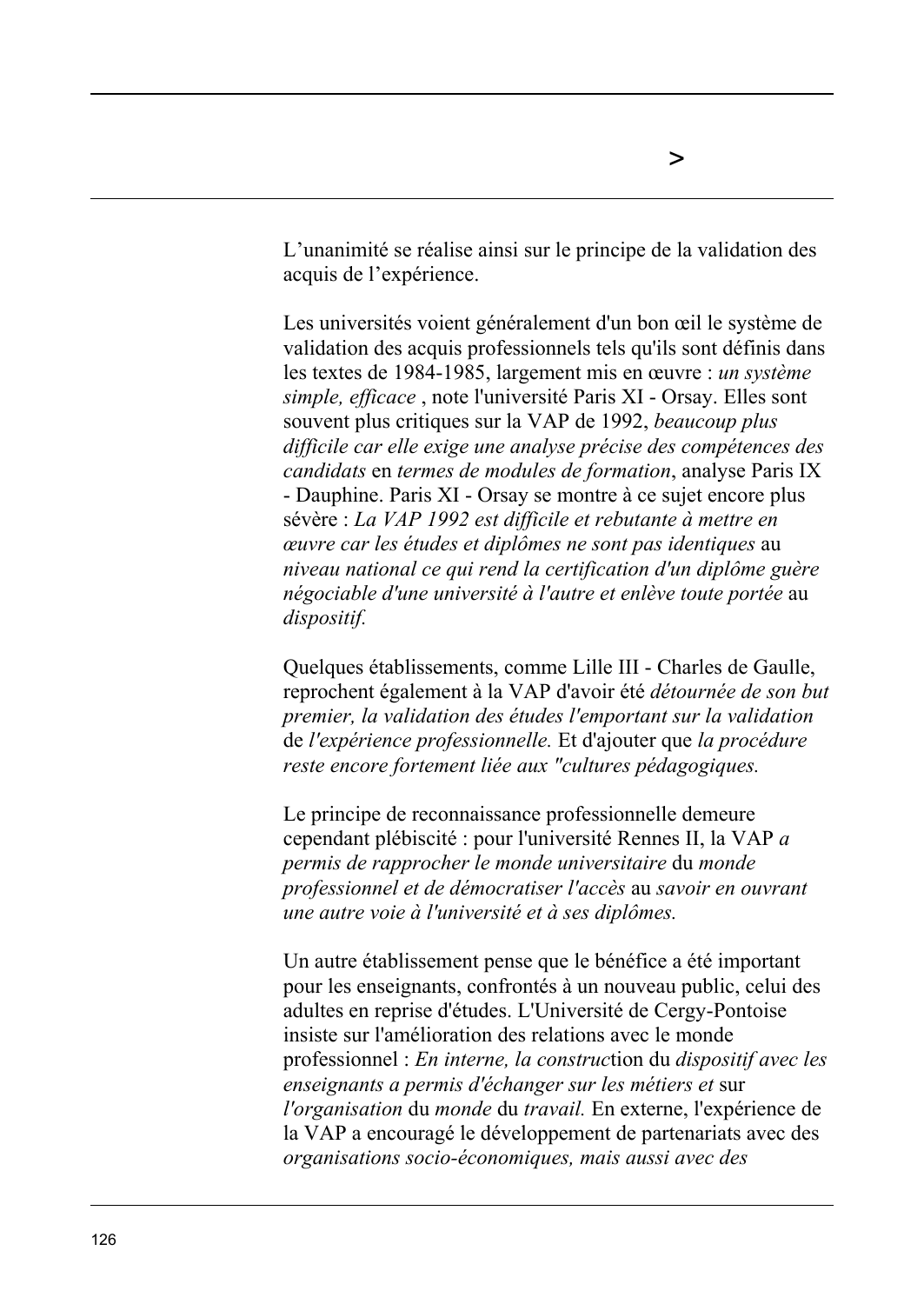L’unanimité se réalise ainsi sur le principe de la validation des acquis de l’expérience.

Les universités voient généralement d'un bon œil le système de validation des acquis professionnels tels qu'ils sont définis dans les textes de 1984-1985, largement mis en œuvre : *un système simple, efficace* , note l'université Paris XI - Orsay. Elles sont souvent plus critiques sur la VAP de 1992, *beaucoup plus difficile car elle exige une analyse précise des compétences des candidats* en *termes de modules de formation*, analyse Paris IX - Dauphine. Paris XI - Orsay se montre à ce sujet encore plus sévère : *La VAP 1992 est difficile et rebutante à mettre en œuvre car les études et diplômes ne sont pas identiques* au *niveau national ce qui rend la certification d'un diplôme guère négociable d'une université à l'autre et enlève toute portée* au *dispositif.*

Quelques établissements, comme Lille III - Charles de Gaulle, reprochent également à la VAP d'avoir été *détournée de son but premier, la validation des études l'emportant sur la validation* de *l'expérience professionnelle.* Et d'ajouter que *la procédure reste encore fortement liée aux "cultures pédagogiques.*

Le principe de reconnaissance professionnelle demeure cependant plébiscité : pour l'université Rennes II, la VAP *a permis de rapprocher le monde universitaire* du *monde professionnel et de démocratiser l'accès* au *savoir en ouvrant une autre voie à l'université et à ses diplômes.*

Un autre établissement pense que le bénéfice a été important pour les enseignants, confrontés à un nouveau public, celui des adultes en reprise d'études. L'Université de Cergy-Pontoise insiste sur l'amélioration des relations avec le monde professionnel : *En interne, la construc*tion du *dispositif avec les enseignants a permis d'échanger sur les métiers et* sur *l'organisation* du *monde* du *travail.* En externe, l'expérience de la VAP a encouragé le développement de partenariats avec des *organisations socio-économiques, mais aussi avec des*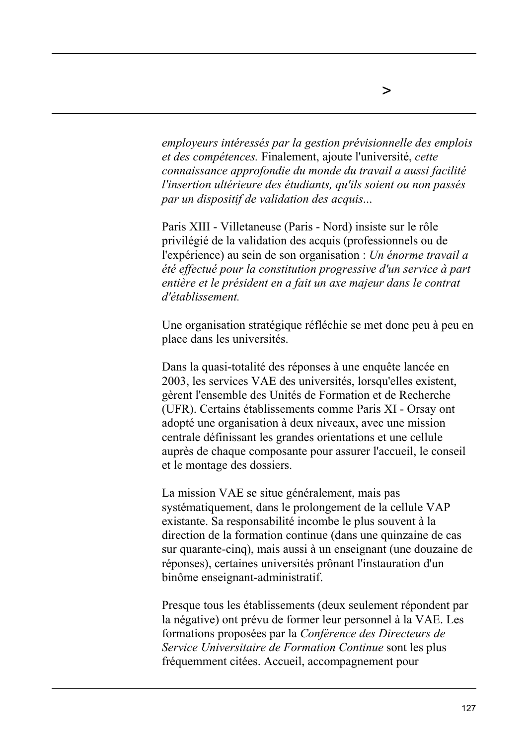*employeurs intéressés par la gestion prévisionnelle des emplois et des compétences.* Finalement, ajoute l'université, *cette connaissance approfondie du monde du travail a aussi facilité l'insertion ultérieure des étudiants, qu'ils soient ou non passés par un dispositif de validation des acquis*...

Paris XIII - Villetaneuse (Paris - Nord) insiste sur le rôle privilégié de la validation des acquis (professionnels ou de l'expérience) au sein de son organisation : *Un énorme travail a été effectué pour la constitution progressive d'un service à part entière et le président en a fait un axe majeur dans le contrat d'établissement.*

Une organisation stratégique réfléchie se met donc peu à peu en place dans les universités.

Dans la quasi-totalité des réponses à une enquête lancée en 2003, les services VAE des universités, lorsqu'elles existent, gèrent l'ensemble des Unités de Formation et de Recherche (UFR). Certains établissements comme Paris XI - Orsay ont adopté une organisation à deux niveaux, avec une mission centrale définissant les grandes orientations et une cellule auprès de chaque composante pour assurer l'accueil, le conseil et le montage des dossiers.

La mission VAE se situe généralement, mais pas systématiquement, dans le prolongement de la cellule VAP existante. Sa responsabilité incombe le plus souvent à la direction de la formation continue (dans une quinzaine de cas sur quarante-cinq), mais aussi à un enseignant (une douzaine de réponses), certaines universités prônant l'instauration d'un binôme enseignant-administratif.

Presque tous les établissements (deux seulement répondent par la négative) ont prévu de former leur personnel à la VAE. Les formations proposées par la *Conférence des Directeurs de Service Universitaire de Formation Continue* sont les plus fréquemment citées. Accueil, accompagnement pour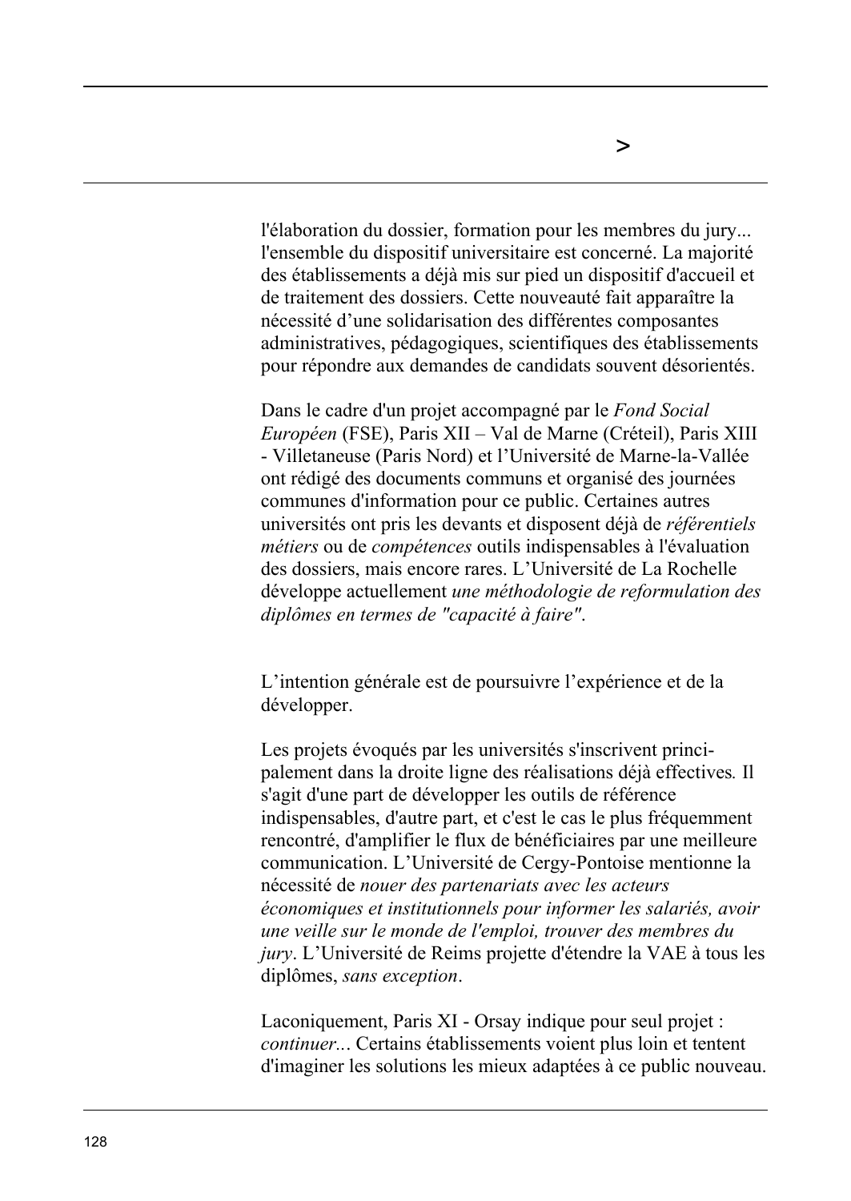l'élaboration du dossier, formation pour les membres du jury... l'ensemble du dispositif universitaire est concerné. La majorité des établissements a déjà mis sur pied un dispositif d'accueil et de traitement des dossiers. Cette nouveauté fait apparaître la nécessité d'une solidarisation des différentes composantes administratives, pédagogiques, scientifiques des établissements pour répondre aux demandes de candidats souvent désorientés.

Dans le cadre d'un projet accompagné par le *Fond Social Européen* (FSE), Paris XII – Val de Marne (Créteil), Paris XIII - Villetaneuse (Paris Nord) et l'Université de Marne-la-Vallée ont rédigé des documents communs et organisé des journées communes d'information pour ce public. Certaines autres universités ont pris les devants et disposent déjà de *référentiels métiers* ou de *compétences* outils indispensables à l'évaluation des dossiers, mais encore rares. L'Université de La Rochelle développe actuellement *une méthodologie de reformulation des diplômes en termes de "capacité à faire"*.

L'intention générale est de poursuivre l'expérience et de la développer.

Les projets évoqués par les universités s'inscrivent principalement dans la droite ligne des réalisations déjà effectives. Il s'agit d'une part de développer les outils de référence indispensables, d'autre part, et c'est le cas le plus fréquemment rencontré, d'amplifier le flux de bénéficiaires par une meilleure communication. L'Université de Cergy-Pontoise mentionne la nécessité de *nouer des partenariats avec les acteurs économiques et institutionnels pour informer les salariés, avoir une veille sur le monde de l'emploi, trouver des membres du jury*. L'Université de Reims projette d'étendre la VAE à tous les diplômes, *sans exception*.

Laconiquement, Paris XI - Orsay indique pour seul projet : *continuer...* Certains établissements voient plus loin et tentent d'imaginer les solutions les mieux adaptées à ce public nouveau.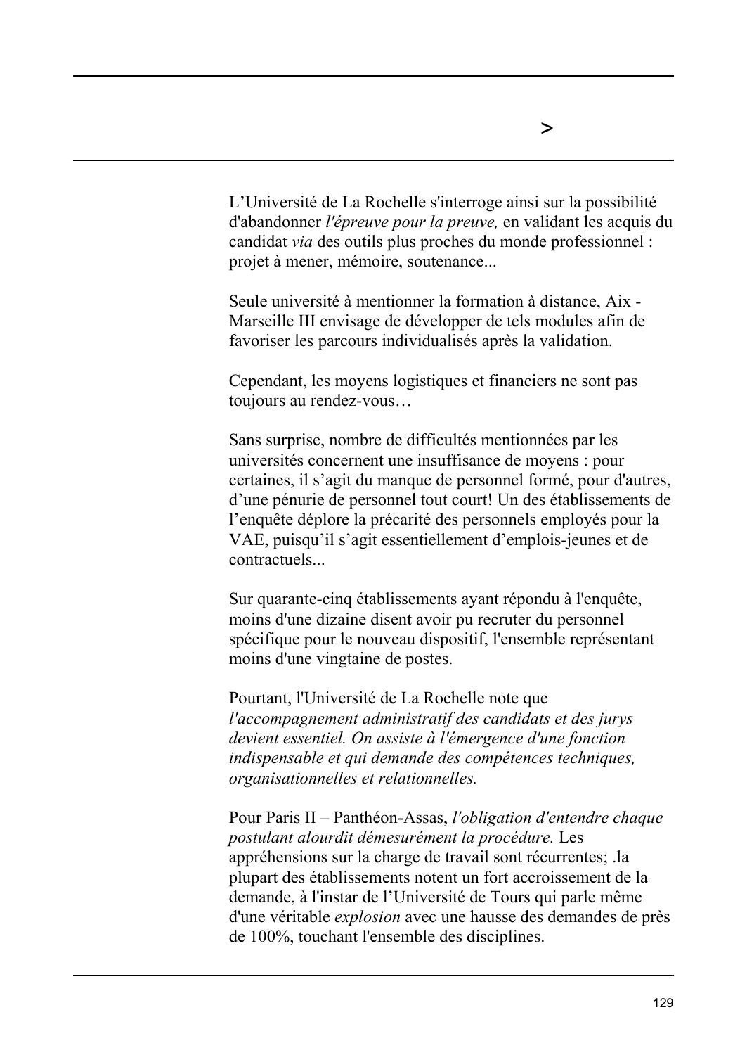L’Université de La Rochelle s'interroge ainsi sur la possibilité d'abandonner *l'épreuve pour la preuve,* en validant les acquis du candidat *via* des outils plus proches du monde professionnel : projet à mener, mémoire, soutenance...

Seule université à mentionner la formation à distance, Aix - Marseille III envisage de développer de tels modules afin de favoriser les parcours individualisés après la validation.

Cependant, les moyens logistiques et financiers ne sont pas toujours au rendez-vous…

Sans surprise, nombre de difficultés mentionnées par les universités concernent une insuffisance de moyens : pour certaines, il s’agit du manque de personnel formé, pour d'autres, d’une pénurie de personnel tout court! Un des établissements de l’enquête déplore la précarité des personnels employés pour la VAE, puisqu’il s’agit essentiellement d’emplois-jeunes et de contractuels...

Sur quarante-cinq établissements ayant répondu à l'enquête, moins d'une dizaine disent avoir pu recruter du personnel spécifique pour le nouveau dispositif, l'ensemble représentant moins d'une vingtaine de postes.

Pourtant, l'Université de La Rochelle note que *l'accompagnement administratif des candidats et des jurys devient essentiel. On assiste à l'émergence d'une fonction indispensable et qui demande des compétences techniques, organisationnelles et relationnelles.*

Pour Paris II – Panthéon-Assas, *l'obligation d'entendre chaque postulant alourdit démesurément la procédure.* Les appréhensions sur la charge de travail sont récurrentes; .la plupart des établissements notent un fort accroissement de la demande, à l'instar de l’Université de Tours qui parle même d'une véritable *explosion* avec une hausse des demandes de près de 100%, touchant l'ensemble des disciplines.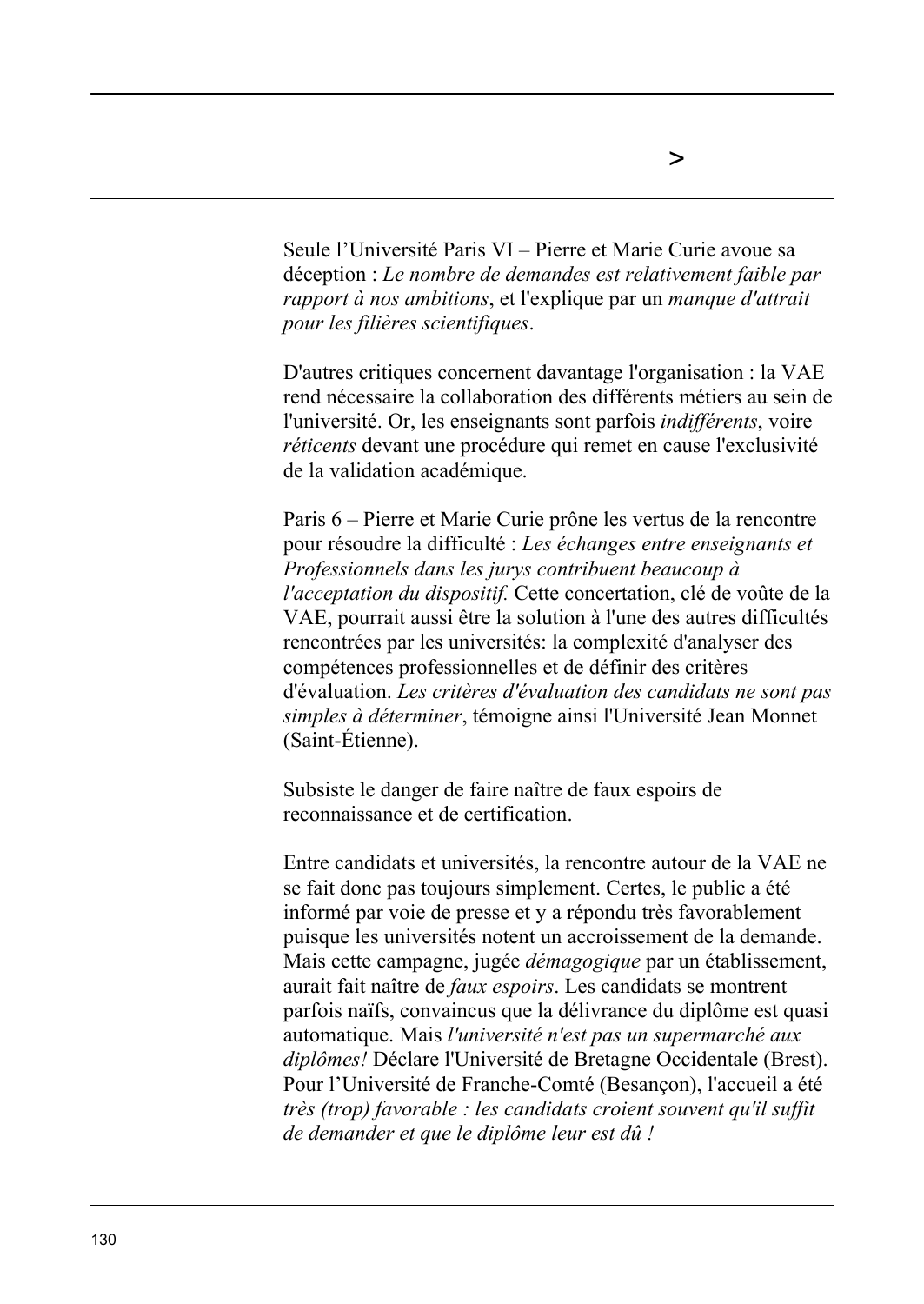Seule l'Université Paris VI – Pierre et Marie Curie avoue sa déception : *Le nombre de demandes est relativement faible par rapport à nos ambitions*, et l'explique par un *manque d'attrait pour les filières scientifiques*.

D'autres critiques concernent davantage l'organisation : la VAE rend nécessaire la collaboration des différents métiers au sein de l'université. Or, les enseignants sont parfois *indifférents*, voire *réticents* devant une procédure qui remet en cause l'exclusivité de la validation académique.

Paris 6 – Pierre et Marie Curie prône les vertus de la rencontre pour résoudre la difficulté : *Les échanges entre enseignants et Professionnels dans les jurys contribuent beaucoup à l'acceptation du dispositif.* Cette concertation, clé de voûte de la VAE, pourrait aussi être la solution à l'une des autres difficultés rencontrées par les universités: la complexité d'analyser des compétences professionnelles et de définir des critères d'évaluation. *Les critères d'évaluation des candidats ne sont pas simples à déterminer*, témoigne ainsi l'Université Jean Monnet (Saint-Étienne).

Subsiste le danger de faire naître de faux espoirs de reconnaissance et de certification.

Entre candidats et universités, la rencontre autour de la VAE ne se fait donc pas toujours simplement. Certes, le public a été informé par voie de presse et y a répondu très favorablement puisque les universités notent un accroissement de la demande. Mais cette campagne, jugée *démagogique* par un établissement, aurait fait naître de *faux espoirs*. Les candidats se montrent parfois naïfs, convaincus que la délivrance du diplôme est quasi automatique. Mais *l'université n'est pas un supermarché aux diplômes!* Déclare l'Université de Bretagne Occidentale (Brest). Pour l'Université de Franche-Comté (Besançon), l'accueil a été *très (trop) favorable : les candidats croient souvent qu'il suffit de demander et que le diplôme leur est dû !*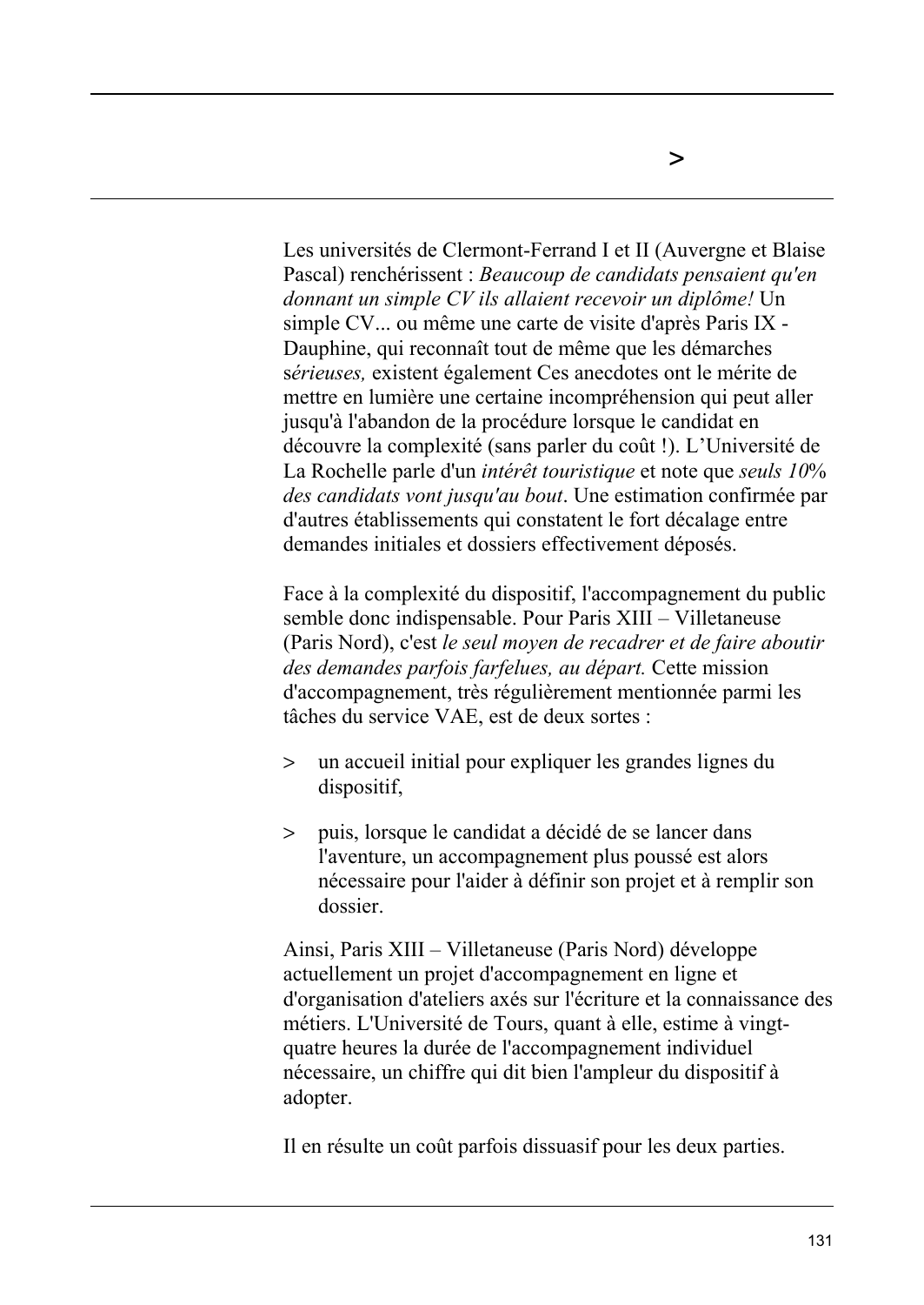Les universités de Clermont-Ferrand I et II (Auvergne et Blaise Pascal) renchérissent : *Beaucoup de candidats pensaient qu'en donnant un simple CV ils allaient recevoir un diplôme!* Un simple CV... ou même une carte de visite d'après Paris IX - Dauphine, qui reconnaît tout de même que les démarches *sérieuses,* existent également Ces anecdotes ont le mérite de mettre en lumière une certaine incompréhension qui peut aller jusqu'à l'abandon de la procédure lorsque le candidat en découvre la complexité (sans parler du coût !). L'Université de La Rochelle parle d'un *intérêt touristique* et note que *seuls 10% des candidats vont jusqu'au bout*. Une estimation confirmée par d'autres établissements qui constatent le fort décalage entre demandes initiales et dossiers effectivement déposés.

Face à la complexité du dispositif, l'accompagnement du public semble donc indispensable. Pour Paris XIII – Villetaneuse (Paris Nord), c'est *le seul moyen de recadrer et de faire aboutir des demandes parfois farfelues, au départ.* Cette mission d'accompagnement, très régulièrement mentionnée parmi les tâches du service VAE, est de deux sortes :

> un accueil initial pour expliquer les grandes lignes du dispositif,

> puis, lorsque le candidat a décidé de se lancer dans l'aventure, un accompagnement plus poussé est alors nécessaire pour l'aider à définir son projet et à remplir son dossier.

Ainsi, Paris XIII – Villetaneuse (Paris Nord) développe actuellement un projet d'accompagnement en ligne et d'organisation d'ateliers axés sur l'écriture et la connaissance des métiers. L'Université de Tours, quant à elle, estime à vingt-quatre heures la durée de l'accompagnement individuel nécessaire, un chiffre qui dit bien l'ampleur du dispositif à adopter.

Il en résulte un coût parfois dissuasif pour les deux parties.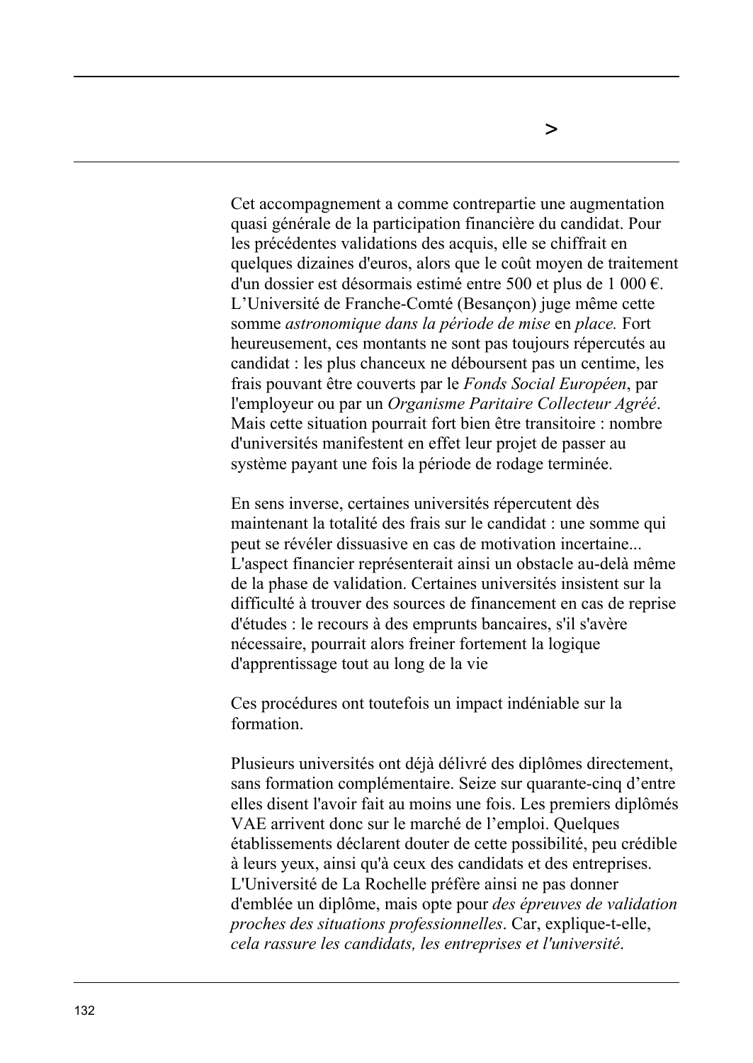Cet accompagnement a comme contrepartie une augmentation quasi générale de la participation financière du candidat. Pour les précédentes validations des acquis, elle se chiffrait en quelques dizaines d'euros, alors que le coût moyen de traitement d'un dossier est désormais estimé entre 500 et plus de 1 000 €. L'Université de Franche-Comté (Besançon) juge même cette somme *astronomique dans la période de mise* en *place.* Fort heureusement, ces montants ne sont pas toujours répercutés au candidat : les plus chanceux ne déboursent pas un centime, les frais pouvant être couverts par le *Fonds Social Européen*, par l'employeur ou par un *Organisme Paritaire Collecteur Agréé*. Mais cette situation pourrait fort bien être transitoire : nombre d'universités manifestent en effet leur projet de passer au système payant une fois la période de rodage terminée.

En sens inverse, certaines universités répercutent dès maintenant la totalité des frais sur le candidat : une somme qui peut se révéler dissuasive en cas de motivation incertaine... L'aspect financier représenterait ainsi un obstacle au-delà même de la phase de validation. Certaines universités insistent sur la difficulté à trouver des sources de financement en cas de reprise d'études : le recours à des emprunts bancaires, s'il s'avère nécessaire, pourrait alors freiner fortement la logique d'apprentissage tout au long de la vie

Ces procédures ont toutefois un impact indéniable sur la formation.

Plusieurs universités ont déjà délivré des diplômes directement, sans formation complémentaire. Seize sur quarante-cinq d'entre elles disent l'avoir fait au moins une fois. Les premiers diplômés VAE arrivent donc sur le marché de l'emploi. Quelques établissements déclarent douter de cette possibilité, peu crédible à leurs yeux, ainsi qu'à ceux des candidats et des entreprises. L'Université de La Rochelle préfère ainsi ne pas donner d'emblée un diplôme, mais opte pour *des épreuves de validation proches des situations professionnelles*. Car, explique-t-elle, *cela rassure les candidats, les entreprises et l'université*.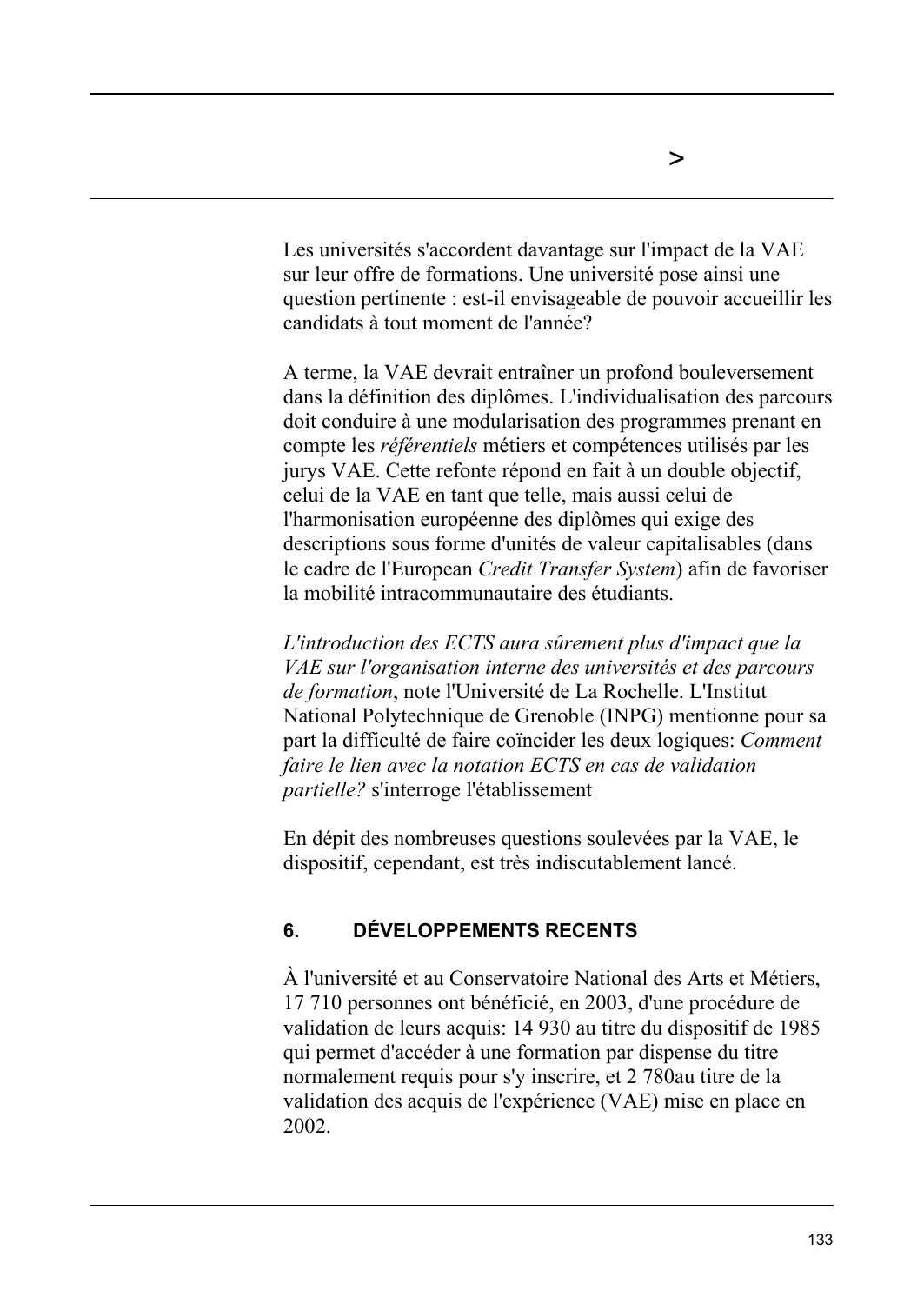Les universités s'accordent davantage sur l'impact de la VAE sur leur offre de formations. Une université pose ainsi une question pertinente : est-il envisageable de pouvoir accueillir les candidats à tout moment de l'année?

A terme, la VAE devrait entraîner un profond bouleversement dans la définition des diplômes. L'individualisation des parcours doit conduire à une modularisation des programmes prenant en compte les *référentiels* métiers et compétences utilisés par les jurys VAE. Cette refonte répond en fait à un double objectif, celui de la VAE en tant que telle, mais aussi celui de l'harmonisation européenne des diplômes qui exige des descriptions sous forme d'unités de valeur capitalisables (dans le cadre de l'European *Credit Transfer System*) afin de favoriser la mobilité intracommunautaire des étudiants.

*L'introduction des ECTS aura sûrement plus d'impact que la VAE sur l'organisation interne des universités et des parcours de formation*, note l'Université de La Rochelle. L'Institut National Polytechnique de Grenoble (INPG) mentionne pour sa part la difficulté de faire coïncider les deux logiques: *Comment faire le lien avec la notation ECTS en cas de validation partielle?* s'interroge l'établissement

En dépit des nombreuses questions soulevées par la VAE, le dispositif, cependant, est très indiscutablement lancé.

## 6. DÉVELOPPEMENTS RECENTS

À l'université et au Conservatoire National des Arts et Métiers, 17 710 personnes ont bénéficié, en 2003, d'une procédure de validation de leurs acquis: 14 930 au titre du dispositif de 1985 qui permet d'accéder à une formation par dispense du titre normalement requis pour s'y inscrire, et 2 780au titre de la validation des acquis de l'expérience (VAE) mise en place en 2002.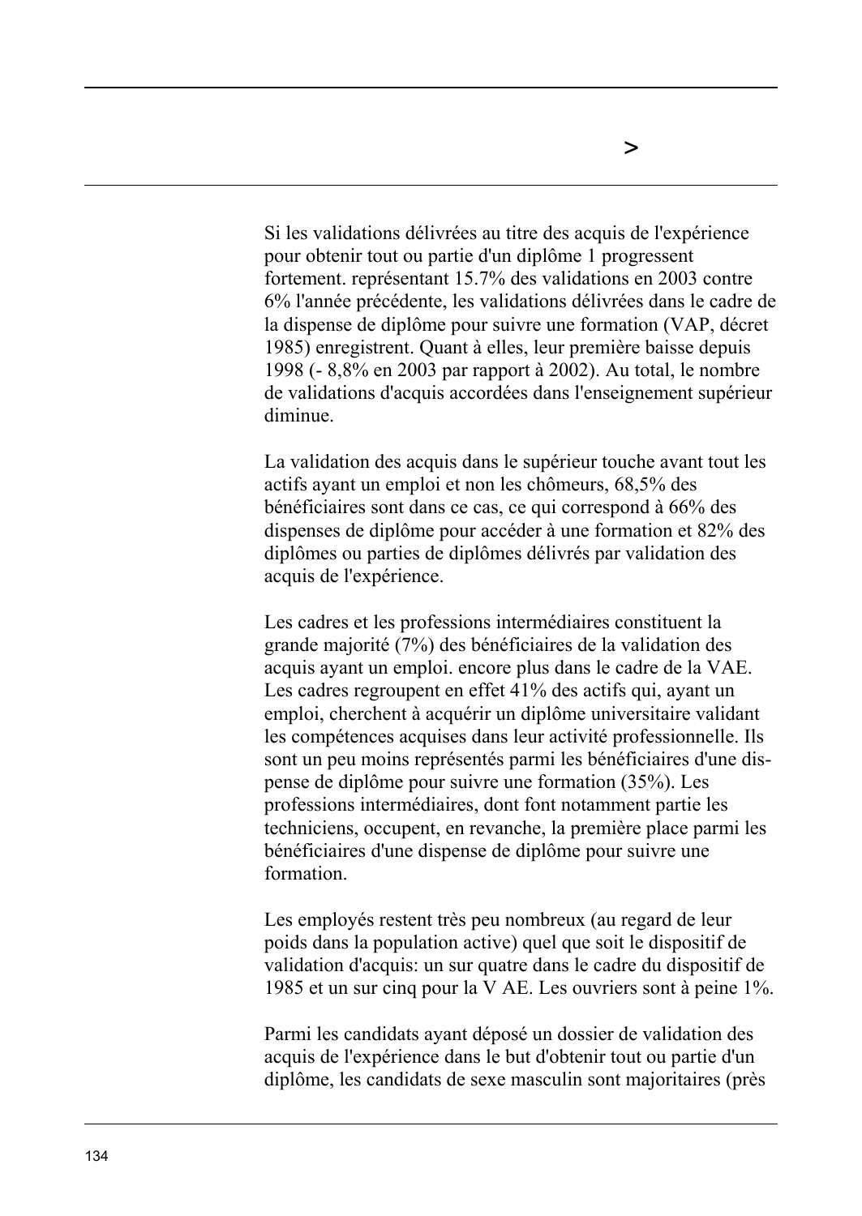Si les validations délivrées au titre des acquis de l'expérience pour obtenir tout ou partie d'un diplôme 1 progressent fortement. représentant 15.7% des validations en 2003 contre 6% l'année précédente, les validations délivrées dans le cadre de la dispense de diplôme pour suivre une formation (VAP, décret 1985) enregistrent. Quant à elles, leur première baisse depuis 1998 (- 8,8% en 2003 par rapport à 2002). Au total, le nombre de validations d'acquis accordées dans l'enseignement supérieur diminue.

La validation des acquis dans le supérieur touche avant tout les actifs ayant un emploi et non les chômeurs, 68,5% des bénéficiaires sont dans ce cas, ce qui correspond à 66% des dispenses de diplôme pour accéder à une formation et 82% des diplômes ou parties de diplômes délivrés par validation des acquis de l'expérience.

Les cadres et les professions intermédiaires constituent la grande majorité (7%) des bénéficiaires de la validation des acquis ayant un emploi. encore plus dans le cadre de la VAE. Les cadres regroupent en effet 41% des actifs qui, ayant un emploi, cherchent à acquérir un diplôme universitaire validant les compétences acquises dans leur activité professionnelle. Ils sont un peu moins représentés parmi les bénéficiaires d'une dispense de diplôme pour suivre une formation (35%). Les professions intermédiaires, dont font notamment partie les techniciens, occupent, en revanche, la première place parmi les bénéficiaires d'une dispense de diplôme pour suivre une formation.

Les employés restent très peu nombreux (au regard de leur poids dans la population active) quel que soit le dispositif de validation d'acquis: un sur quatre dans le cadre du dispositif de 1985 et un sur cinq pour la V AE. Les ouvriers sont à peine 1%.

Parmi les candidats ayant déposé un dossier de validation des acquis de l'expérience dans le but d'obtenir tout ou partie d'un diplôme, les candidats de sexe masculin sont majoritaires (près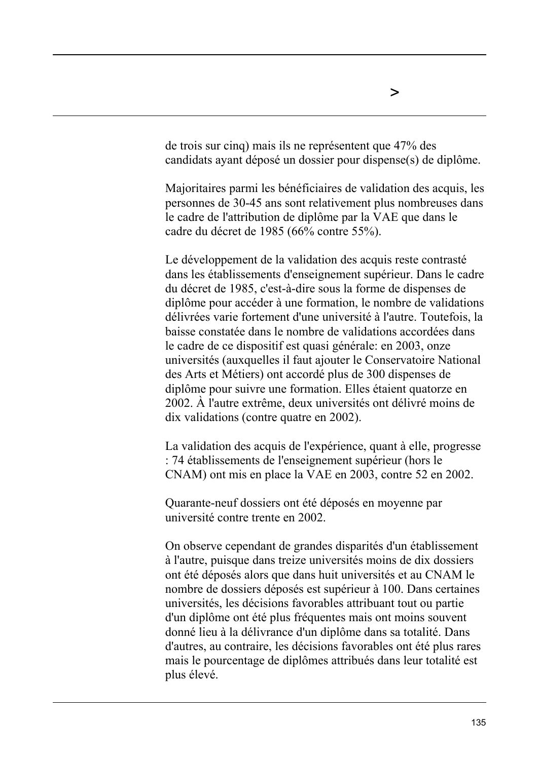de trois sur cinq) mais ils ne représentent que 47% des candidats ayant déposé un dossier pour dispense(s) de diplôme.

Majoritaires parmi les bénéficiaires de validation des acquis, les personnes de 30-45 ans sont relativement plus nombreuses dans le cadre de l'attribution de diplôme par la VAE que dans le cadre du décret de 1985 (66% contre 55%).

Le développement de la validation des acquis reste contrasté dans les établissements d'enseignement supérieur. Dans le cadre du décret de 1985, c'est-à-dire sous la forme de dispenses de diplôme pour accéder à une formation, le nombre de validations délivrées varie fortement d'une université à l'autre. Toutefois, la baisse constatée dans le nombre de validations accordées dans le cadre de ce dispositif est quasi générale: en 2003, onze universités (auxquelles il faut ajouter le Conservatoire National des Arts et Métiers) ont accordé plus de 300 dispenses de diplôme pour suivre une formation. Elles étaient quatorze en 2002. À l'autre extrême, deux universités ont délivré moins de dix validations (contre quatre en 2002).

La validation des acquis de l'expérience, quant à elle, progresse : 74 établissements de l'enseignement supérieur (hors le CNAM) ont mis en place la VAE en 2003, contre 52 en 2002.

Quarante-neuf dossiers ont été déposés en moyenne par université contre trente en 2002.

On observe cependant de grandes disparités d'un établissement à l'autre, puisque dans treize universités moins de dix dossiers ont été déposés alors que dans huit universités et au CNAM le nombre de dossiers déposés est supérieur à 100. Dans certaines universités, les décisions favorables attribuant tout ou partie d'un diplôme ont été plus fréquentes mais ont moins souvent donné lieu à la délivrance d'un diplôme dans sa totalité. Dans d'autres, au contraire, les décisions favorables ont été plus rares mais le pourcentage de diplômes attribués dans leur totalité est plus élevé.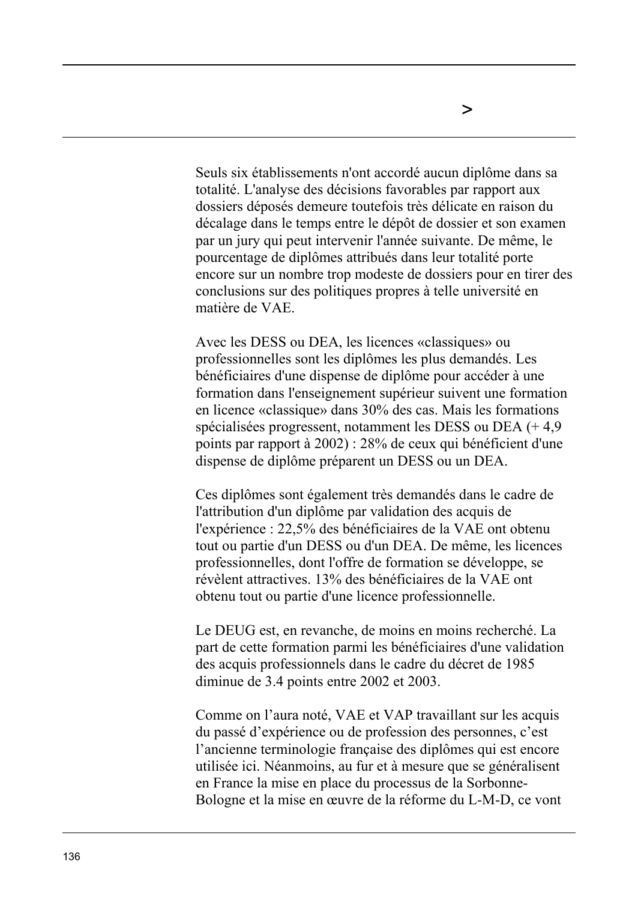Seuls six établissements n'ont accordé aucun diplôme dans sa totalité. L'analyse des décisions favorables par rapport aux dossiers déposés demeure toutefois très délicate en raison du décalage dans le temps entre le dépôt de dossier et son examen par un jury qui peut intervenir l'année suivante. De même, le pourcentage de diplômes attribués dans leur totalité porte encore sur un nombre trop modeste de dossiers pour en tirer des conclusions sur des politiques propres à telle université en matière de VAE.

Avec les DESS ou DEA, les licences «classiques» ou professionnelles sont les diplômes les plus demandés. Les bénéficiaires d'une dispense de diplôme pour accéder à une formation dans l'enseignement supérieur suivent une formation en licence «classique» dans 30% des cas. Mais les formations spécialisées progressent, notamment les DESS ou DEA (+ 4,9 points par rapport à 2002) : 28% de ceux qui bénéficient d'une dispense de diplôme préparent un DESS ou un DEA.

Ces diplômes sont également très demandés dans le cadre de l'attribution d'un diplôme par validation des acquis de l'expérience : 22,5% des bénéficiaires de la VAE ont obtenu tout ou partie d'un DESS ou d'un DEA. De même, les licences professionnelles, dont l'offre de formation se développe, se révèlent attractives. 13% des bénéficiaires de la VAE ont obtenu tout ou partie d'une licence professionnelle.

Le DEUG est, en revanche, de moins en moins recherché. La part de cette formation parmi les bénéficiaires d'une validation des acquis professionnels dans le cadre du décret de 1985 diminue de 3.4 points entre 2002 et 2003.

Comme on l'aura noté, VAE et VAP travaillant sur les acquis du passé d'expérience ou de profession des personnes, c'est l'ancienne terminologie française des diplômes qui est encore utilisée ici. Néanmoins, au fur et à mesure que se généralisent en France la mise en place du processus de la Sorbonne-Bologne et la mise en œuvre de la réforme du L-M-D, ce vont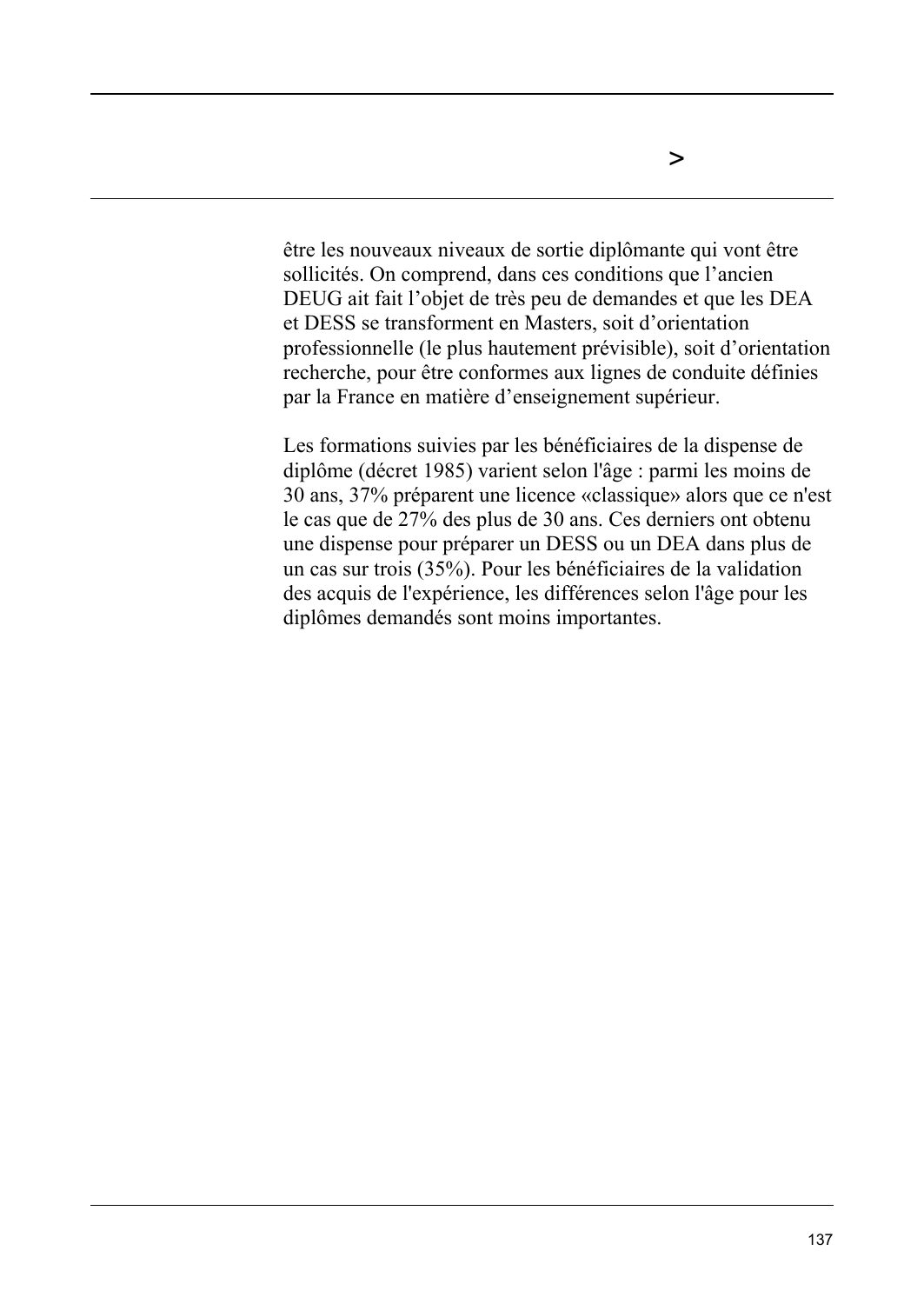être les nouveaux niveaux de sortie diplômante qui vont être sollicités. On comprend, dans ces conditions que l'ancien DEUG ait fait l'objet de très peu de demandes et que les DEA et DESS se transforment en Masters, soit d'orientation professionnelle (le plus hautement prévisible), soit d'orientation recherche, pour être conformes aux lignes de conduite définies par la France en matière d'enseignement supérieur.

Les formations suivies par les bénéficiaires de la dispense de diplôme (décret 1985) varient selon l'âge : parmi les moins de 30 ans, 37% préparent une licence «classique» alors que ce n'est le cas que de 27% des plus de 30 ans. Ces derniers ont obtenu une dispense pour préparer un DESS ou un DEA dans plus de un cas sur trois (35%). Pour les bénéficiaires de la validation des acquis de l'expérience, les différences selon l'âge pour les diplômes demandés sont moins importantes.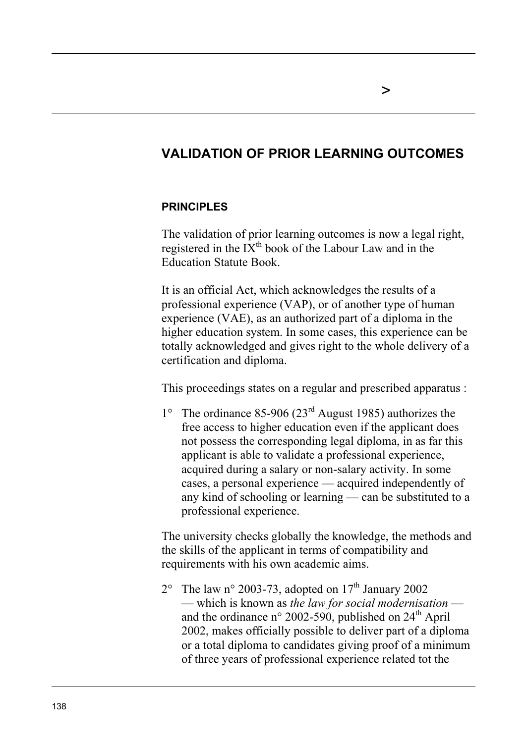# VALIDATION OF PRIOR LEARNING OUTCOMES

## PRINCIPLES

The validation of prior learning outcomes is now a legal right, registered in the IX$^{th}$ book of the Labour Law and in the Education Statute Book.

It is an official Act, which acknowledges the results of a professional experience (VAP), or of another type of human experience (VAE), as an authorized part of a diploma in the higher education system. In some cases, this experience can be totally acknowledged and gives right to the whole delivery of a certification and diploma.

This proceedings states on a regular and prescribed apparatus :

1° The ordinance 85-906 (23$^{rd}$ August 1985) authorizes the free access to higher education even if the applicant does not possess the corresponding legal diploma, in as far this applicant is able to validate a professional experience, acquired during a salary or non-salary activity. In some cases, a personal experience — acquired independently of any kind of schooling or learning — can be substituted to a professional experience.

The university checks globally the knowledge, the methods and the skills of the applicant in terms of compatibility and requirements with his own academic aims.

2° The law n° 2003-73, adopted on 17$^{th}$ January 2002 — which is known as *the law for social modernisation* — and the ordinance n° 2002-590, published on 24$^{th}$ April 2002, makes officially possible to deliver part of a diploma or a total diploma to candidates giving proof of a minimum of three years of professional experience related tot the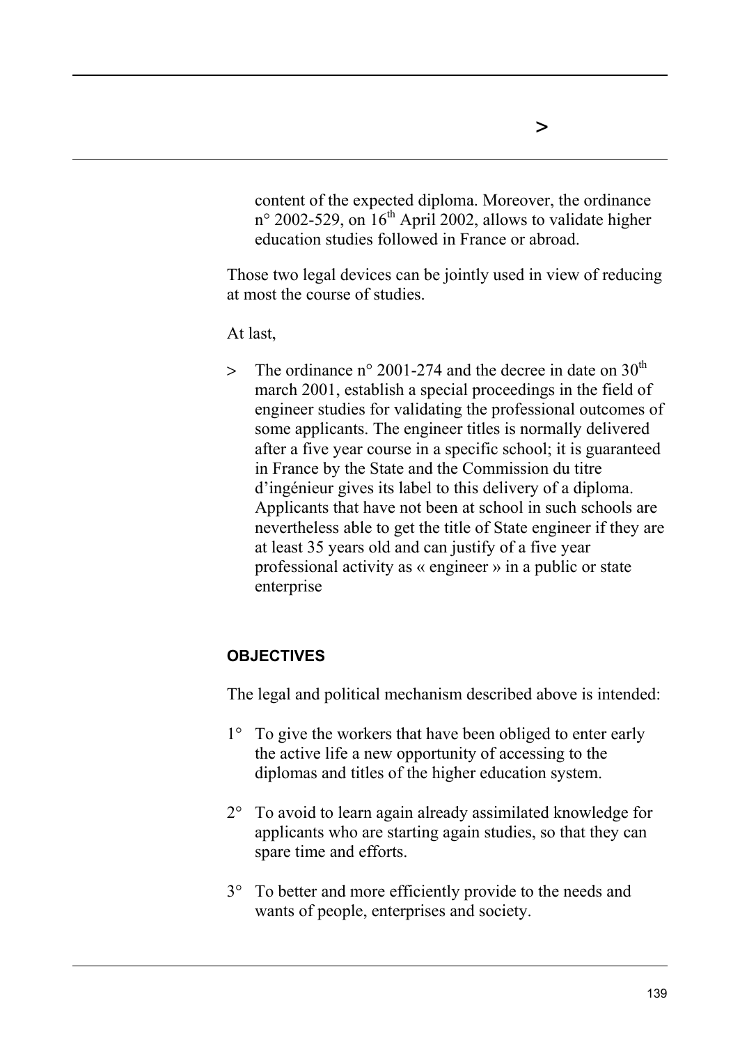content of the expected diploma. Moreover, the ordinance n° 2002-529, on 16th April 2002, allows to validate higher education studies followed in France or abroad.

Those two legal devices can be jointly used in view of reducing at most the course of studies.

At last,

> The ordinance n° 2001-274 and the decree in date on 30th march 2001, establish a special proceedings in the field of engineer studies for validating the professional outcomes of some applicants. The engineer titles is normally delivered after a five year course in a specific school; it is guaranteed in France by the State and the Commission du titre d'ingénieur gives its label to this delivery of a diploma. Applicants that have not been at school in such schools are nevertheless able to get the title of State engineer if they are at least 35 years old and can justify of a five year professional activity as « engineer » in a public or state enterprise

## OBJECTIVES

The legal and political mechanism described above is intended:

1° To give the workers that have been obliged to enter early the active life a new opportunity of accessing to the diplomas and titles of the higher education system.

2° To avoid to learn again already assimilated knowledge for applicants who are starting again studies, so that they can spare time and efforts.

3° To better and more efficiently provide to the needs and wants of people, enterprises and society.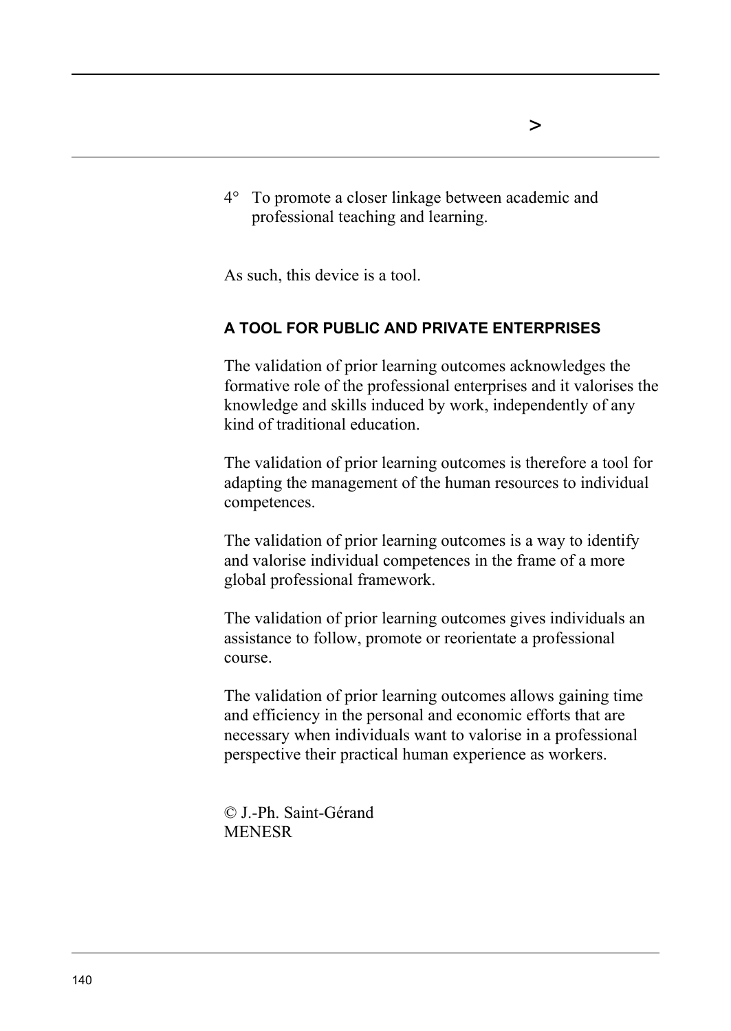4° To promote a closer linkage between academic and professional teaching and learning.

As such, this device is a tool.

#### A TOOL FOR PUBLIC AND PRIVATE ENTERPRISES

The validation of prior learning outcomes acknowledges the formative role of the professional enterprises and it valorises the knowledge and skills induced by work, independently of any kind of traditional education.

The validation of prior learning outcomes is therefore a tool for adapting the management of the human resources to individual competences.

The validation of prior learning outcomes is a way to identify and valorise individual competences in the frame of a more global professional framework.

The validation of prior learning outcomes gives individuals an assistance to follow, promote or reorientate a professional course.

The validation of prior learning outcomes allows gaining time and efficiency in the personal and economic efforts that are necessary when individuals want to valorise in a professional perspective their practical human experience as workers.

© J.-Ph. Saint-Gérand
MENESR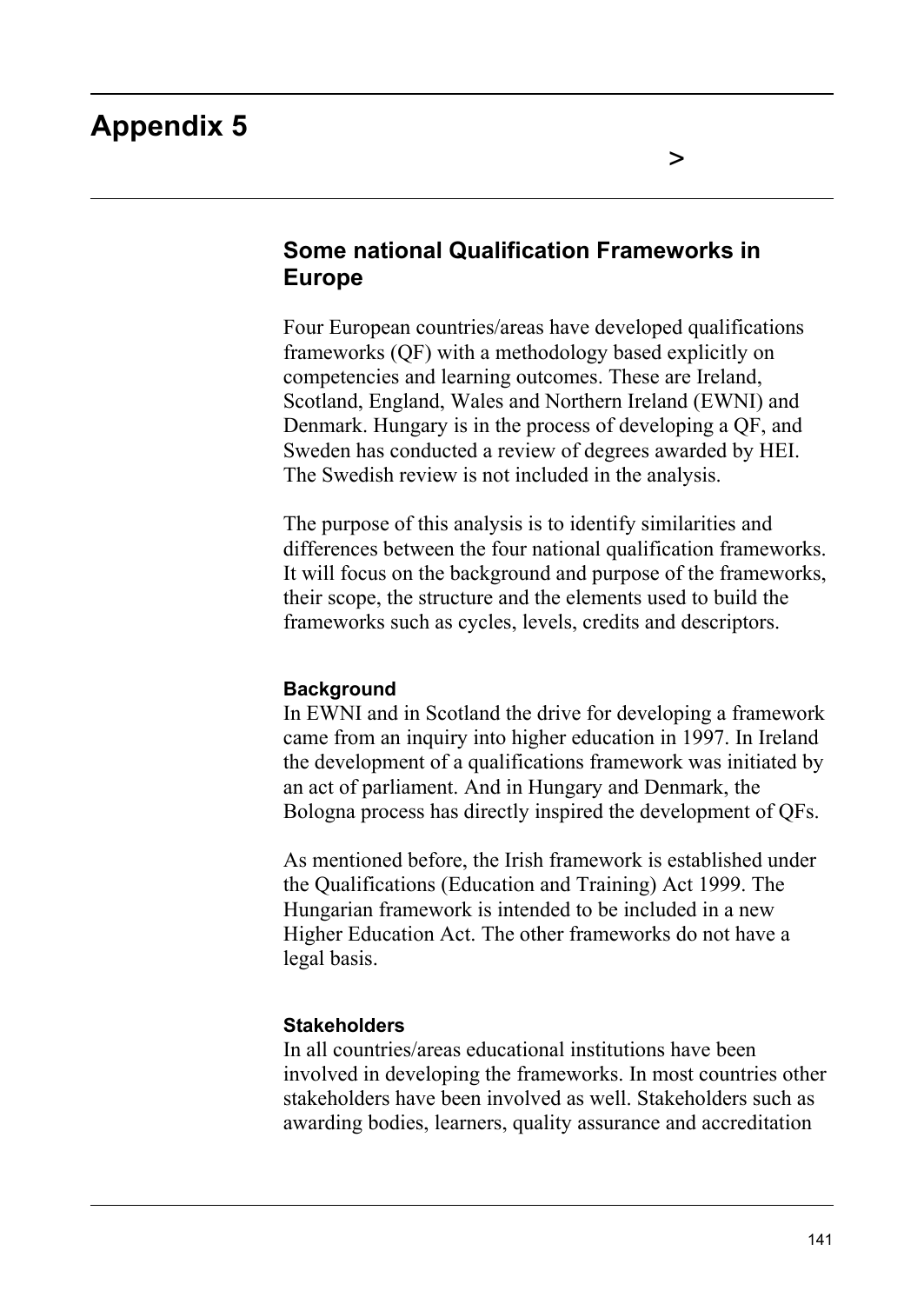# Appendix 5

>

## Some national Qualification Frameworks in Europe

Four European countries/areas have developed qualifications frameworks (QF) with a methodology based explicitly on competencies and learning outcomes. These are Ireland, Scotland, England, Wales and Northern Ireland (EWNI) and Denmark. Hungary is in the process of developing a QF, and Sweden has conducted a review of degrees awarded by HEI. The Swedish review is not included in the analysis.

The purpose of this analysis is to identify similarities and differences between the four national qualification frameworks. It will focus on the background and purpose of the frameworks, their scope, the structure and the elements used to build the frameworks such as cycles, levels, credits and descriptors.

#### Background

In EWNI and in Scotland the drive for developing a framework came from an inquiry into higher education in 1997. In Ireland the development of a qualifications framework was initiated by an act of parliament. And in Hungary and Denmark, the Bologna process has directly inspired the development of QFs.

As mentioned before, the Irish framework is established under the Qualifications (Education and Training) Act 1999. The Hungarian framework is intended to be included in a new Higher Education Act. The other frameworks do not have a legal basis.

#### Stakeholders

In all countries/areas educational institutions have been involved in developing the frameworks. In most countries other stakeholders have been involved as well. Stakeholders such as awarding bodies, learners, quality assurance and accreditation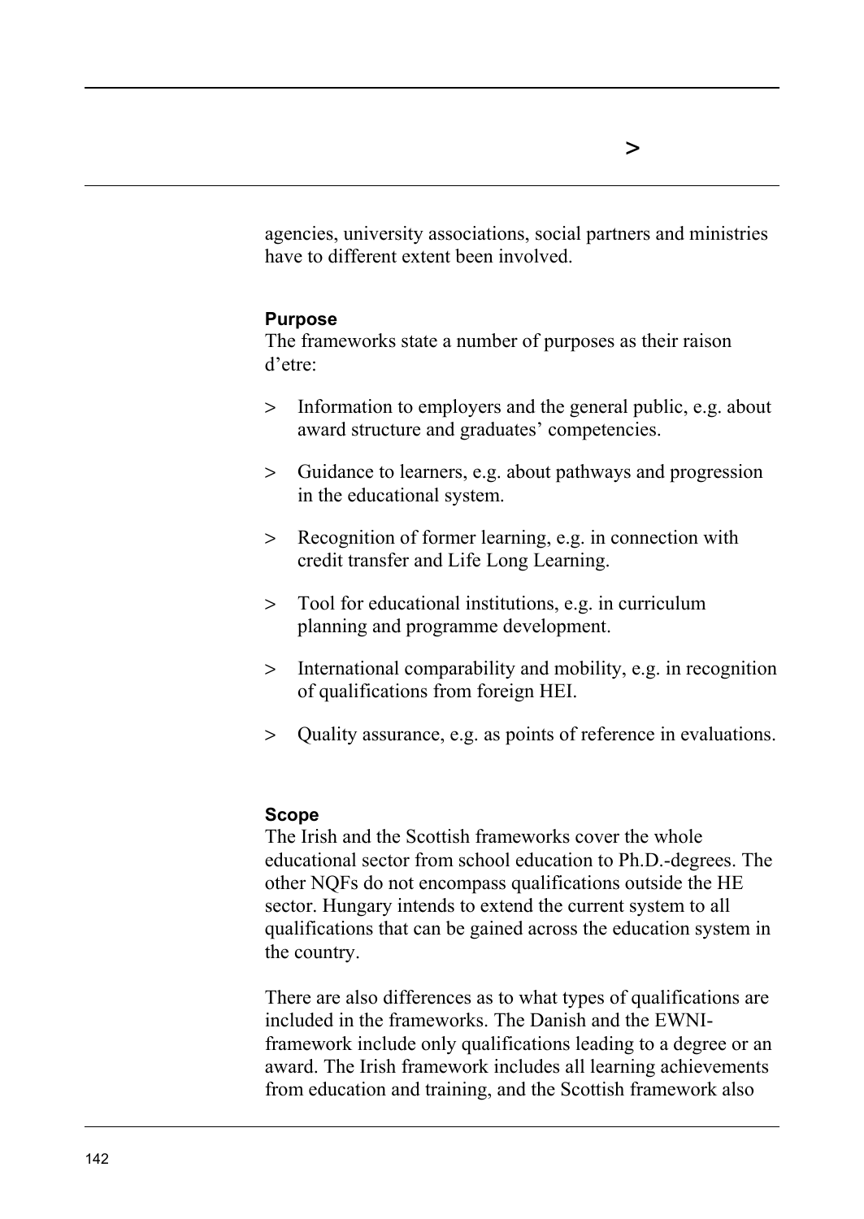agencies, university associations, social partners and ministries have to different extent been involved.

**Purpose**

The frameworks state a number of purposes as their raison d'etre:

> Information to employers and the general public, e.g. about award structure and graduates' competencies.

> Guidance to learners, e.g. about pathways and progression in the educational system.

> Recognition of former learning, e.g. in connection with credit transfer and Life Long Learning.

> Tool for educational institutions, e.g. in curriculum planning and programme development.

> International comparability and mobility, e.g. in recognition of qualifications from foreign HEI.

> Quality assurance, e.g. as points of reference in evaluations.

**Scope**

The Irish and the Scottish frameworks cover the whole educational sector from school education to Ph.D.-degrees. The other NQFs do not encompass qualifications outside the HE sector. Hungary intends to extend the current system to all qualifications that can be gained across the education system in the country.

There are also differences as to what types of qualifications are included in the frameworks. The Danish and the EWNI-framework include only qualifications leading to a degree or an award. The Irish framework includes all learning achievements from education and training, and the Scottish framework also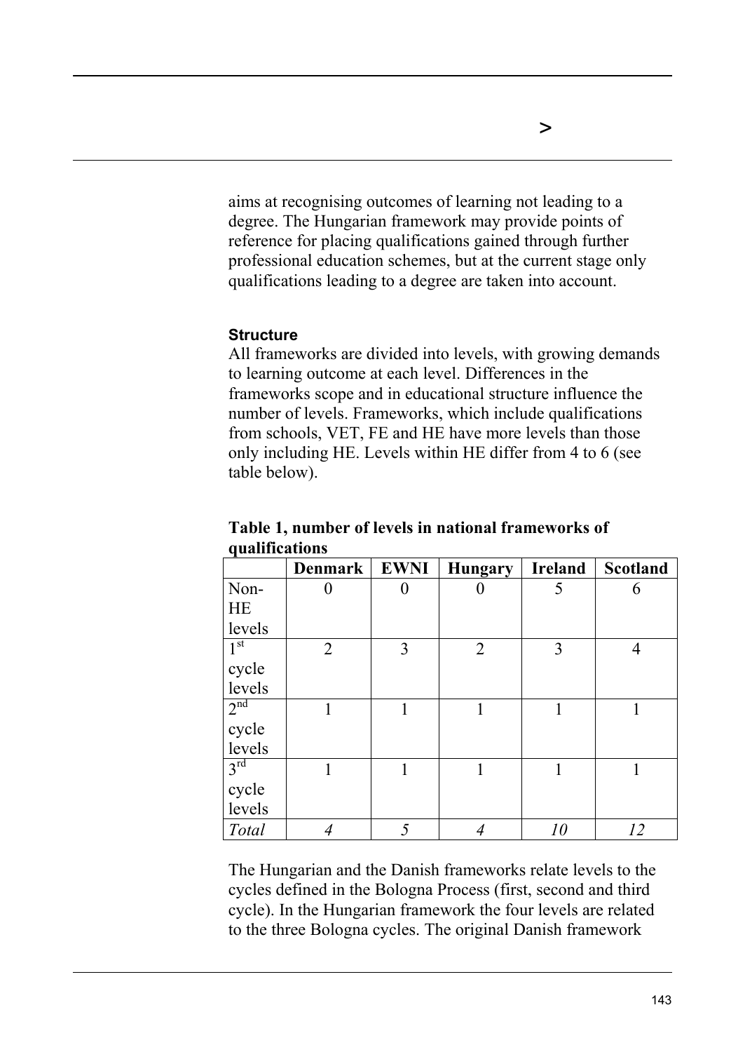aims at recognising outcomes of learning not leading to a degree. The Hungarian framework may provide points of reference for placing qualifications gained through further professional education schemes, but at the current stage only qualifications leading to a degree are taken into account.

#### Structure

All frameworks are divided into levels, with growing demands to learning outcome at each level. Differences in the frameworks scope and in educational structure influence the number of levels. Frameworks, which include qualifications from schools, VET, FE and HE have more levels than those only including HE. Levels within HE differ from 4 to 6 (see table below).

**Table 1, number of levels in national frameworks of qualifications**

| | Denmark | EWNI | Hungary | Ireland | Scotland |
|---|---|---|---|---|---|
| Non-HE levels | 0 | 0 | 0 | 5 | 6 |
| 1st cycle levels | 2 | 3 | 2 | 3 | 4 |
| 2nd cycle levels | 1 | 1 | 1 | 1 | 1 |
| 3rd cycle levels | 1 | 1 | 1 | 1 | 1 |
| *Total* | *4* | *5* | *4* | *10* | *12* |

The Hungarian and the Danish frameworks relate levels to the cycles defined in the Bologna Process (first, second and third cycle). In the Hungarian framework the four levels are related to the three Bologna cycles. The original Danish framework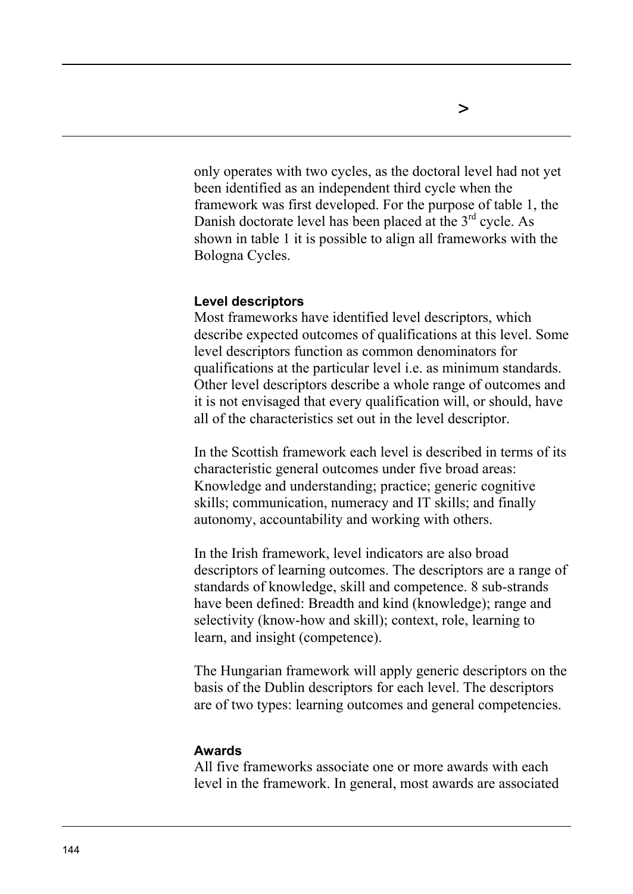only operates with two cycles, as the doctoral level had not yet been identified as an independent third cycle when the framework was first developed. For the purpose of table 1, the Danish doctorate level has been placed at the 3rd cycle. As shown in table 1 it is possible to align all frameworks with the Bologna Cycles.

#### Level descriptors

Most frameworks have identified level descriptors, which describe expected outcomes of qualifications at this level. Some level descriptors function as common denominators for qualifications at the particular level i.e. as minimum standards. Other level descriptors describe a whole range of outcomes and it is not envisaged that every qualification will, or should, have all of the characteristics set out in the level descriptor.

In the Scottish framework each level is described in terms of its characteristic general outcomes under five broad areas: Knowledge and understanding; practice; generic cognitive skills; communication, numeracy and IT skills; and finally autonomy, accountability and working with others.

In the Irish framework, level indicators are also broad descriptors of learning outcomes. The descriptors are a range of standards of knowledge, skill and competence. 8 sub-strands have been defined: Breadth and kind (knowledge); range and selectivity (know-how and skill); context, role, learning to learn, and insight (competence).

The Hungarian framework will apply generic descriptors on the basis of the Dublin descriptors for each level. The descriptors are of two types: learning outcomes and general competencies.

#### Awards

All five frameworks associate one or more awards with each level in the framework. In general, most awards are associated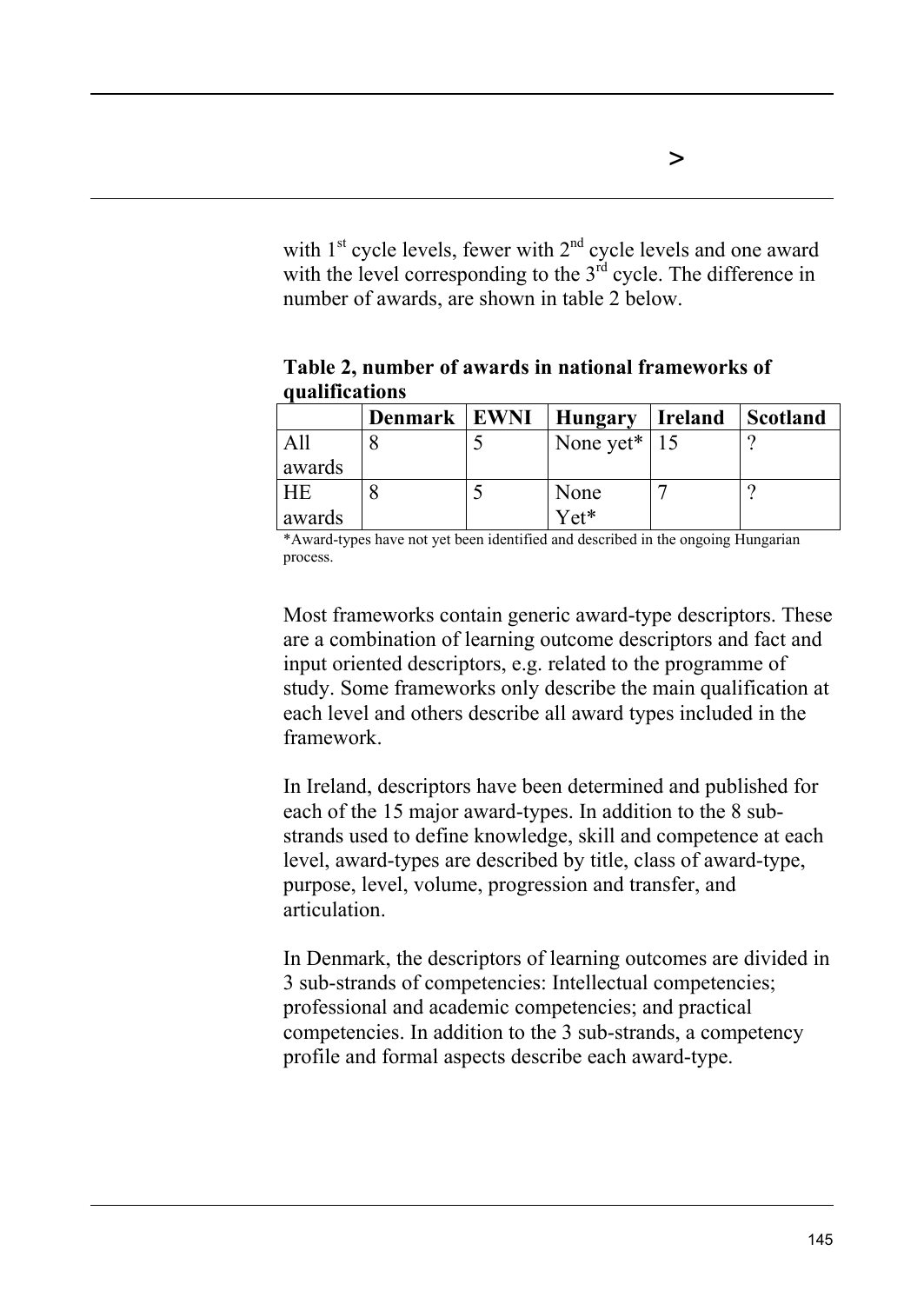with 1st cycle levels, fewer with 2nd cycle levels and one award with the level corresponding to the 3rd cycle. The difference in number of awards, are shown in table 2 below.

**Table 2, number of awards in national frameworks of qualifications**

| | Denmark | EWNI | Hungary | Ireland | Scotland |
|---|---|---|---|---|---|
| All awards | 8 | 5 | None yet* | 15 | ? |
| HE awards | 8 | 5 | None Yet* | 7 | ? |

*Award-types have not yet been identified and described in the ongoing Hungarian process.

Most frameworks contain generic award-type descriptors. These are a combination of learning outcome descriptors and fact and input oriented descriptors, e.g. related to the programme of study. Some frameworks only describe the main qualification at each level and others describe all award types included in the framework.

In Ireland, descriptors have been determined and published for each of the 15 major award-types. In addition to the 8 sub-strands used to define knowledge, skill and competence at each level, award-types are described by title, class of award-type, purpose, level, volume, progression and transfer, and articulation.

In Denmark, the descriptors of learning outcomes are divided in 3 sub-strands of competencies: Intellectual competencies; professional and academic competencies; and practical competencies. In addition to the 3 sub-strands, a competency profile and formal aspects describe each award-type.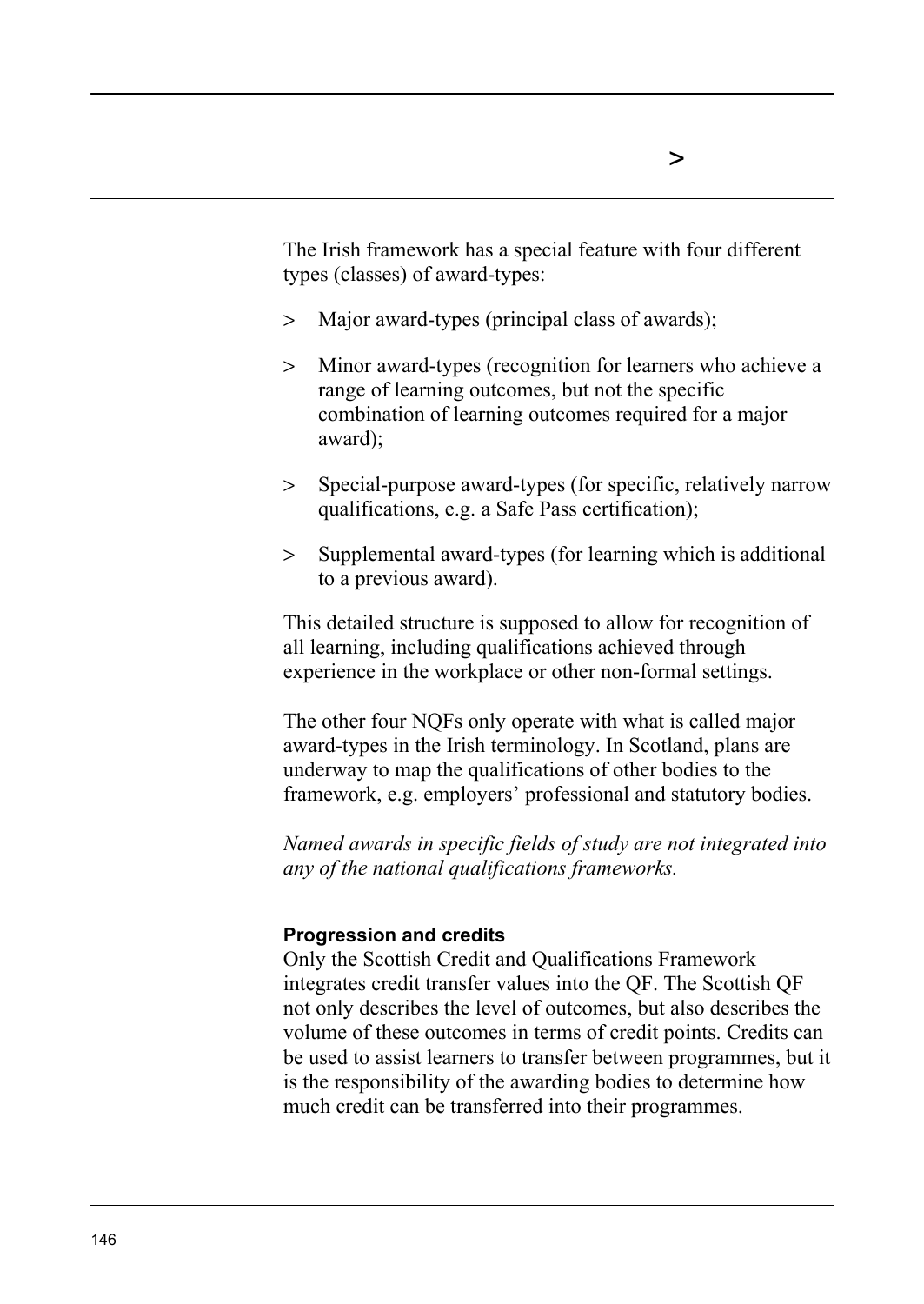The Irish framework has a special feature with four different types (classes) of award-types:

> Major award-types (principal class of awards);

> Minor award-types (recognition for learners who achieve a range of learning outcomes, but not the specific combination of learning outcomes required for a major award);

> Special-purpose award-types (for specific, relatively narrow qualifications, e.g. a Safe Pass certification);

> Supplemental award-types (for learning which is additional to a previous award).

This detailed structure is supposed to allow for recognition of all learning, including qualifications achieved through experience in the workplace or other non-formal settings.

The other four NQFs only operate with what is called major award-types in the Irish terminology. In Scotland, plans are underway to map the qualifications of other bodies to the framework, e.g. employers' professional and statutory bodies.

*Named awards in specific fields of study are not integrated into any of the national qualifications frameworks.*

**Progression and credits**

Only the Scottish Credit and Qualifications Framework integrates credit transfer values into the QF. The Scottish QF not only describes the level of outcomes, but also describes the volume of these outcomes in terms of credit points. Credits can be used to assist learners to transfer between programmes, but it is the responsibility of the awarding bodies to determine how much credit can be transferred into their programmes.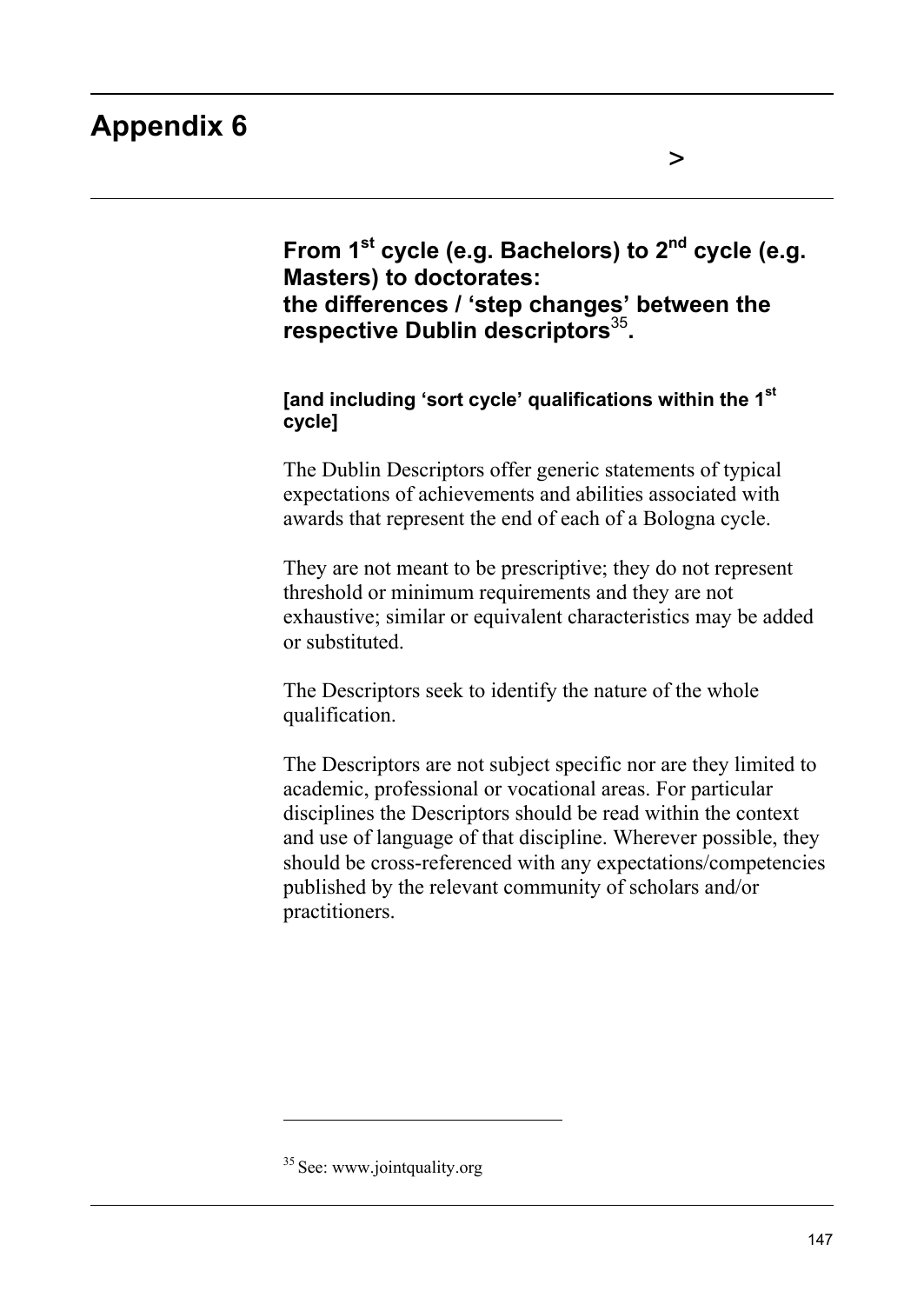# Appendix 6

>

## From 1st cycle (e.g. Bachelors) to 2nd cycle (e.g. Masters) to doctorates: the differences / 'step changes' between the respective Dublin descriptors[35].

**[and including 'sort cycle' qualifications within the 1st cycle]**

The Dublin Descriptors offer generic statements of typical expectations of achievements and abilities associated with awards that represent the end of each of a Bologna cycle.

They are not meant to be prescriptive; they do not represent threshold or minimum requirements and they are not exhaustive; similar or equivalent characteristics may be added or substituted.

The Descriptors seek to identify the nature of the whole qualification.

The Descriptors are not subject specific nor are they limited to academic, professional or vocational areas. For particular disciplines the Descriptors should be read within the context and use of language of that discipline. Wherever possible, they should be cross-referenced with any expectations/competencies published by the relevant community of scholars and/or practitioners.

---

[35] See: www.jointquality.org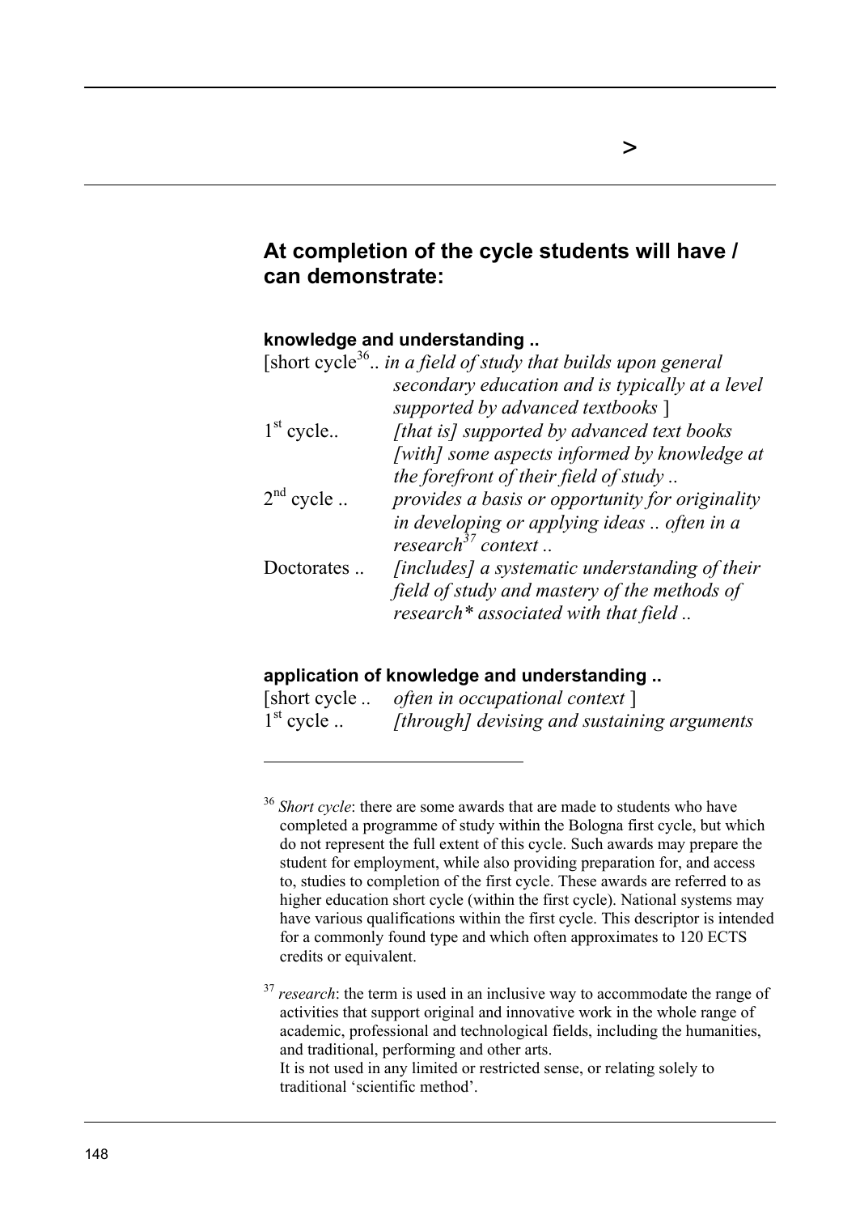## At completion of the cycle students will have / can demonstrate:

**knowledge and understanding ..**

| | |
|---|---|
| [short cycle[36] .. | *in a field of study that builds upon general secondary education and is typically at a level supported by advanced textbooks* ] |
| 1st cycle.. | *[that is] supported by advanced text books [with] some aspects informed by knowledge at the forefront of their field of study ..* |
| 2nd cycle .. | *provides a basis or opportunity for originality in developing or applying ideas .. often in a research[37] context ..* |
| Doctorates .. | *[includes] a systematic understanding of their field of study and mastery of the methods of research* associated with that field ..* |

**application of knowledge and understanding ..**

| | |
|---|---|
| [short cycle .. | *often in occupational context* ] |
| 1st cycle .. | *[through] devising and sustaining arguments* |

---

[36] *Short cycle*: there are some awards that are made to students who have completed a programme of study within the Bologna first cycle, but which do not represent the full extent of this cycle. Such awards may prepare the student for employment, while also providing preparation for, and access to, studies to completion of the first cycle. These awards are referred to as higher education short cycle (within the first cycle). National systems may have various qualifications within the first cycle. This descriptor is intended for a commonly found type and which often approximates to 120 ECTS credits or equivalent.

[37] *research*: the term is used in an inclusive way to accommodate the range of activities that support original and innovative work in the whole range of academic, professional and technological fields, including the humanities, and traditional, performing and other arts.
It is not used in any limited or restricted sense, or relating solely to traditional 'scientific method'.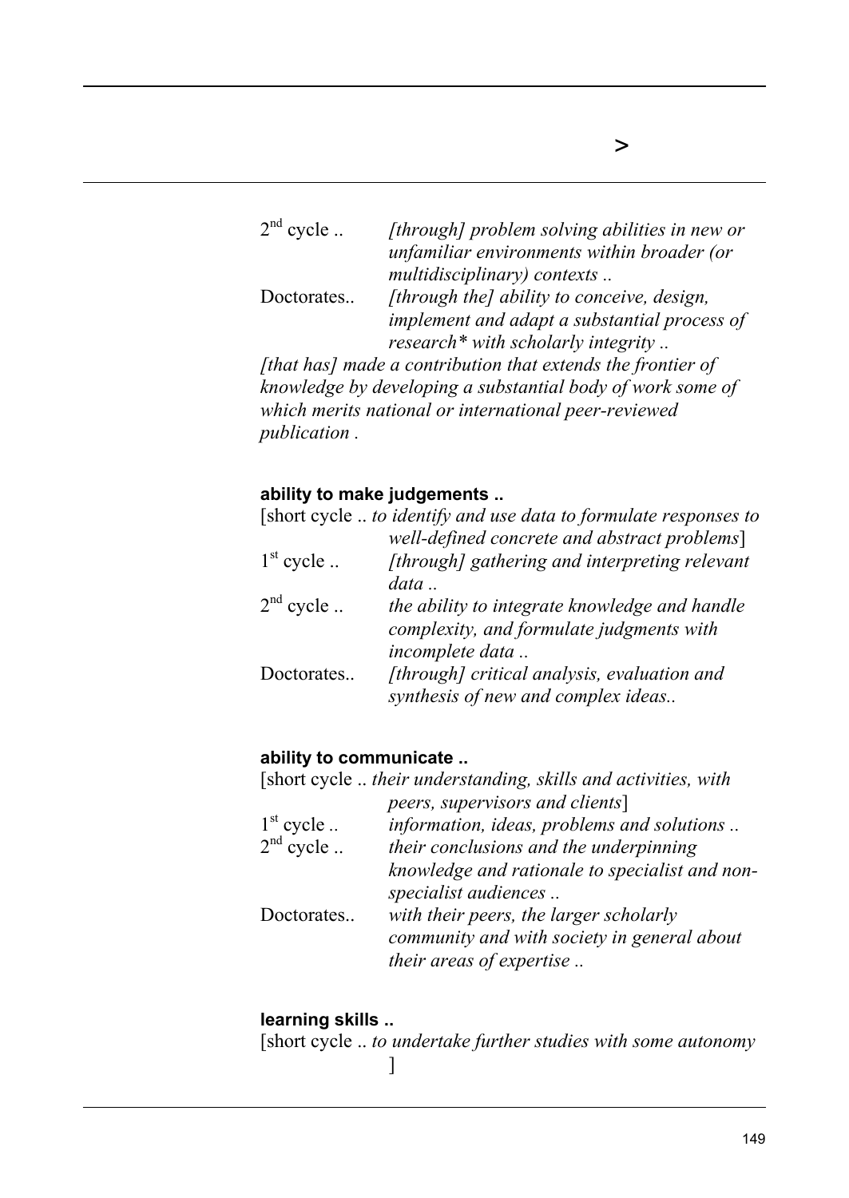2[nd] cycle .. *[through] problem solving abilities in new or unfamiliar environments within broader (or multidisciplinary) contexts ..*

Doctorates.. *[through the] ability to conceive, design, implement and adapt a substantial process of research* with scholarly integrity ..*

*[that has] made a contribution that extends the frontier of knowledge by developing a substantial body of work some of which merits national or international peer-reviewed publication .*

**ability to make judgements ..**

[short cycle .. *to identify and use data to formulate responses to well-defined concrete and abstract problems*]

1[st] cycle .. *[through] gathering and interpreting relevant data ..*

2[nd] cycle .. *the ability to integrate knowledge and handle complexity, and formulate judgments with incomplete data ..*

Doctorates.. *[through] critical analysis, evaluation and synthesis of new and complex ideas..*

**ability to communicate ..**

[short cycle .. *their understanding, skills and activities, with peers, supervisors and clients*]

1[st] cycle .. *information, ideas, problems and solutions ..*

2[nd] cycle .. *their conclusions and the underpinning knowledge and rationale to specialist and non-specialist audiences ..*

Doctorates.. *with their peers, the larger scholarly community and with society in general about their areas of expertise ..*

**learning skills ..**

[short cycle .. *to undertake further studies with some autonomy* ]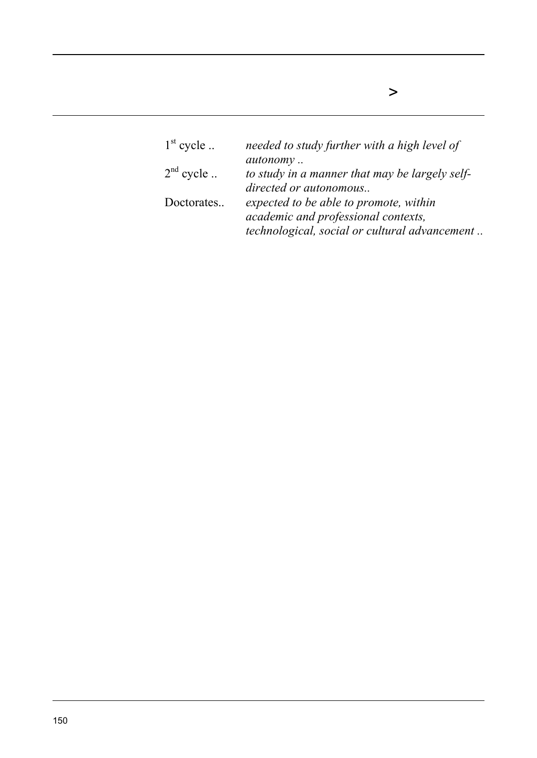>

| | |
|---|---|
| 1st cycle .. | *needed to study further with a high level of autonomy ..* |
| 2nd cycle .. | *to study in a manner that may be largely self-directed or autonomous..* |
| Doctorates.. | *expected to be able to promote, within academic and professional contexts, technological, social or cultural advancement ..* |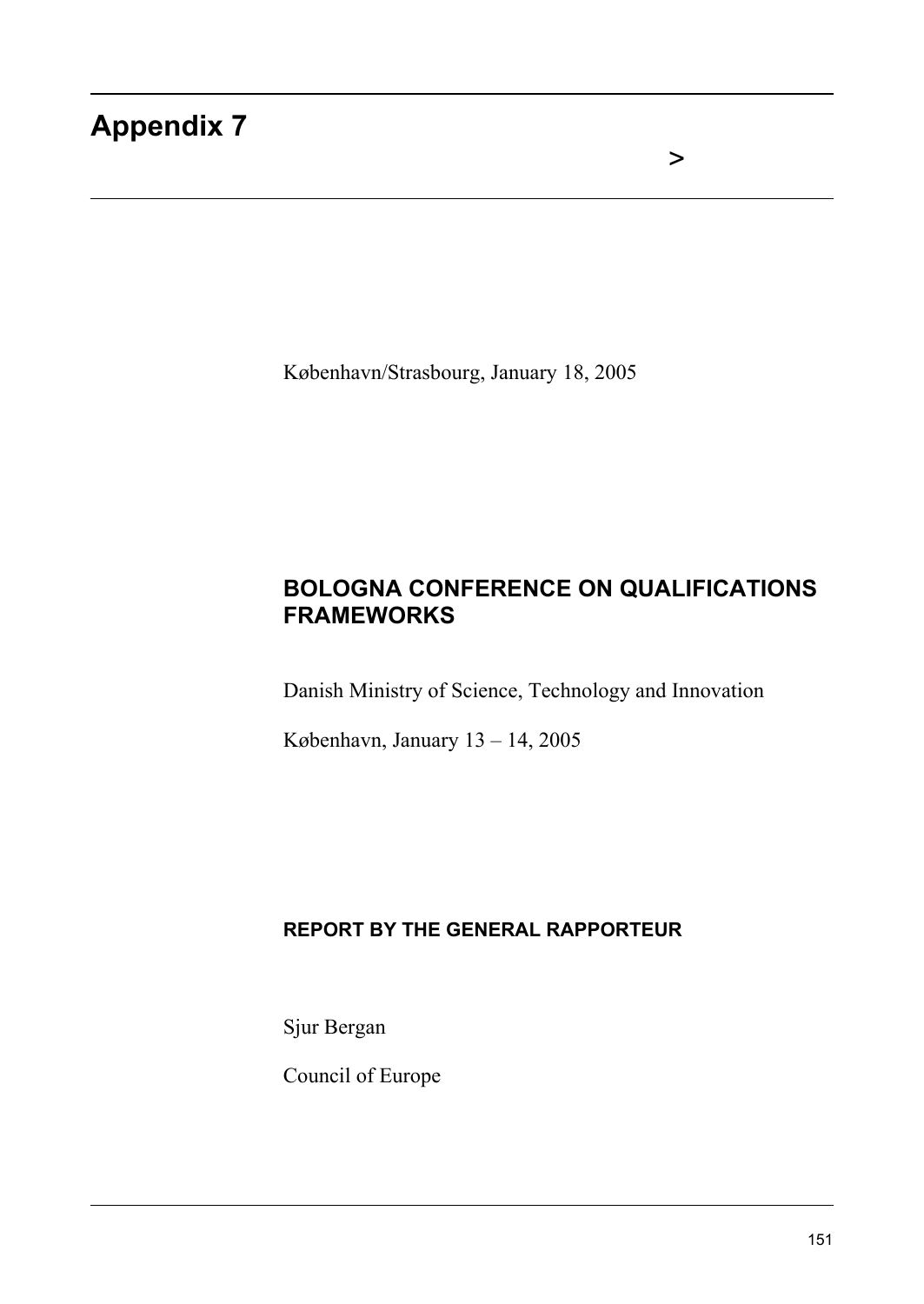# Appendix 7

>

København/Strasbourg, January 18, 2005

## BOLOGNA CONFERENCE ON QUALIFICATIONS FRAMEWORKS

Danish Ministry of Science, Technology and Innovation

København, January 13 – 14, 2005

### REPORT BY THE GENERAL RAPPORTEUR

Sjur Bergan

Council of Europe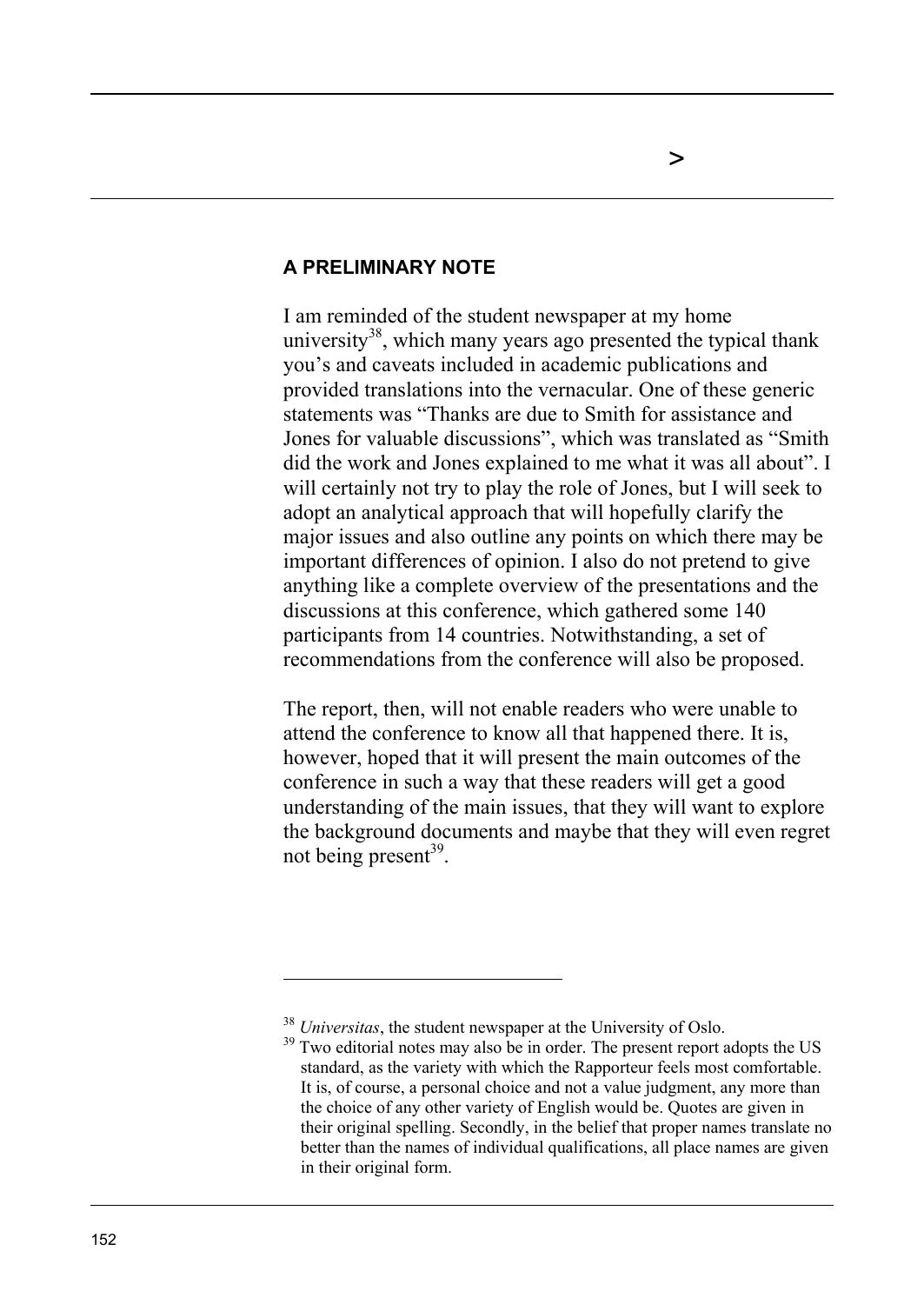## A PRELIMINARY NOTE

I am reminded of the student newspaper at my home university[38], which many years ago presented the typical thank you's and caveats included in academic publications and provided translations into the vernacular. One of these generic statements was "Thanks are due to Smith for assistance and Jones for valuable discussions", which was translated as "Smith did the work and Jones explained to me what it was all about". I will certainly not try to play the role of Jones, but I will seek to adopt an analytical approach that will hopefully clarify the major issues and also outline any points on which there may be important differences of opinion. I also do not pretend to give anything like a complete overview of the presentations and the discussions at this conference, which gathered some 140 participants from 14 countries. Notwithstanding, a set of recommendations from the conference will also be proposed.

The report, then, will not enable readers who were unable to attend the conference to know all that happened there. It is, however, hoped that it will present the main outcomes of the conference in such a way that these readers will get a good understanding of the main issues, that they will want to explore the background documents and maybe that they will even regret not being present[39].

---

[38] *Universitas*, the student newspaper at the University of Oslo.

[39] Two editorial notes may also be in order. The present report adopts the US standard, as the variety with which the Rapporteur feels most comfortable. It is, of course, a personal choice and not a value judgment, any more than the choice of any other variety of English would be. Quotes are given in their original spelling. Secondly, in the belief that proper names translate no better than the names of individual qualifications, all place names are given in their original form.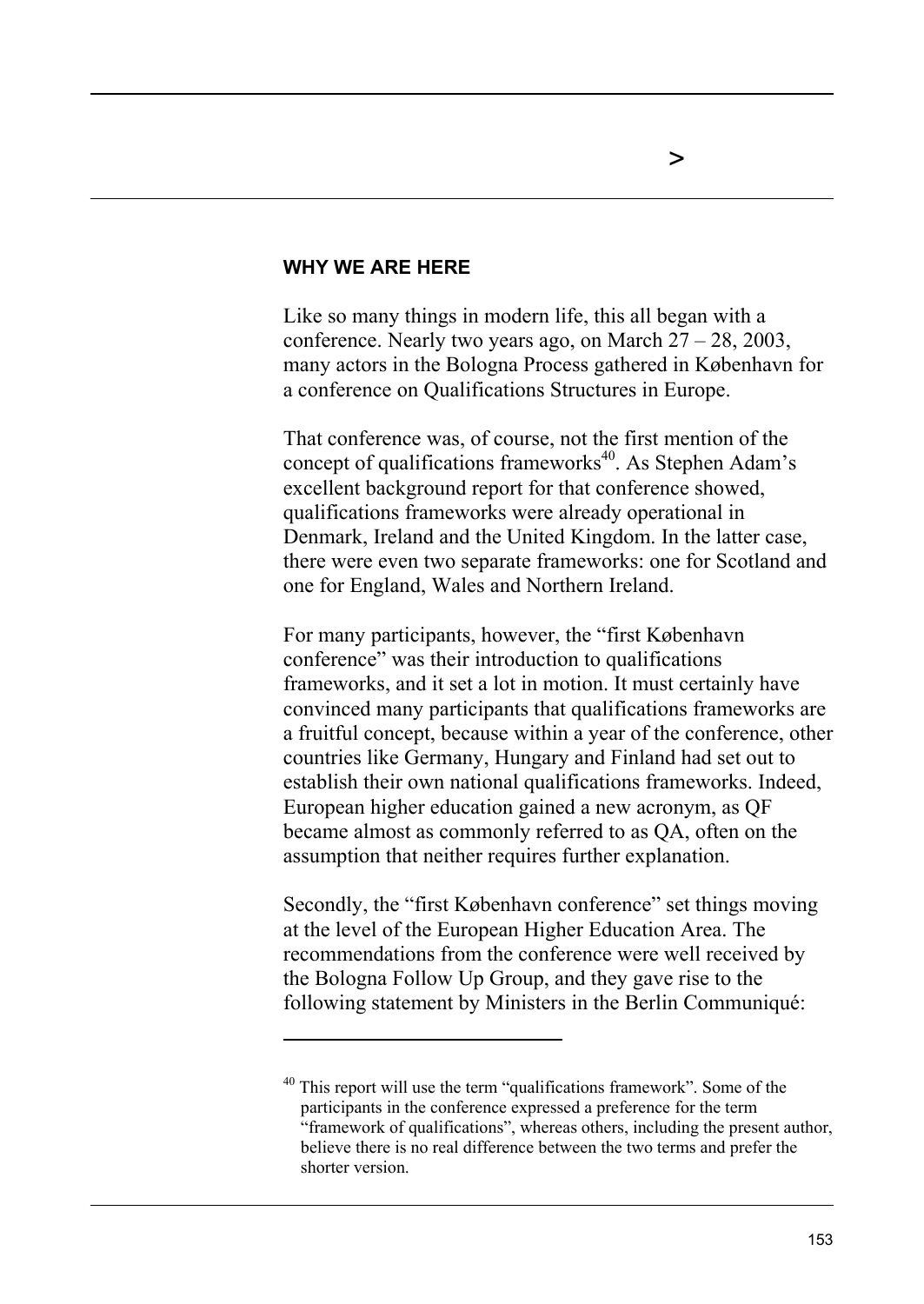## WHY WE ARE HERE

Like so many things in modern life, this all began with a conference. Nearly two years ago, on March 27 – 28, 2003, many actors in the Bologna Process gathered in København for a conference on Qualifications Structures in Europe.

That conference was, of course, not the first mention of the concept of qualifications frameworks[40]. As Stephen Adam's excellent background report for that conference showed, qualifications frameworks were already operational in Denmark, Ireland and the United Kingdom. In the latter case, there were even two separate frameworks: one for Scotland and one for England, Wales and Northern Ireland.

For many participants, however, the "first København conference" was their introduction to qualifications frameworks, and it set a lot in motion. It must certainly have convinced many participants that qualifications frameworks are a fruitful concept, because within a year of the conference, other countries like Germany, Hungary and Finland had set out to establish their own national qualifications frameworks. Indeed, European higher education gained a new acronym, as QF became almost as commonly referred to as QA, often on the assumption that neither requires further explanation.

Secondly, the "first København conference" set things moving at the level of the European Higher Education Area. The recommendations from the conference were well received by the Bologna Follow Up Group, and they gave rise to the following statement by Ministers in the Berlin Communiqué:

---

[40] This report will use the term "qualifications framework". Some of the participants in the conference expressed a preference for the term "framework of qualifications", whereas others, including the present author, believe there is no real difference between the two terms and prefer the shorter version.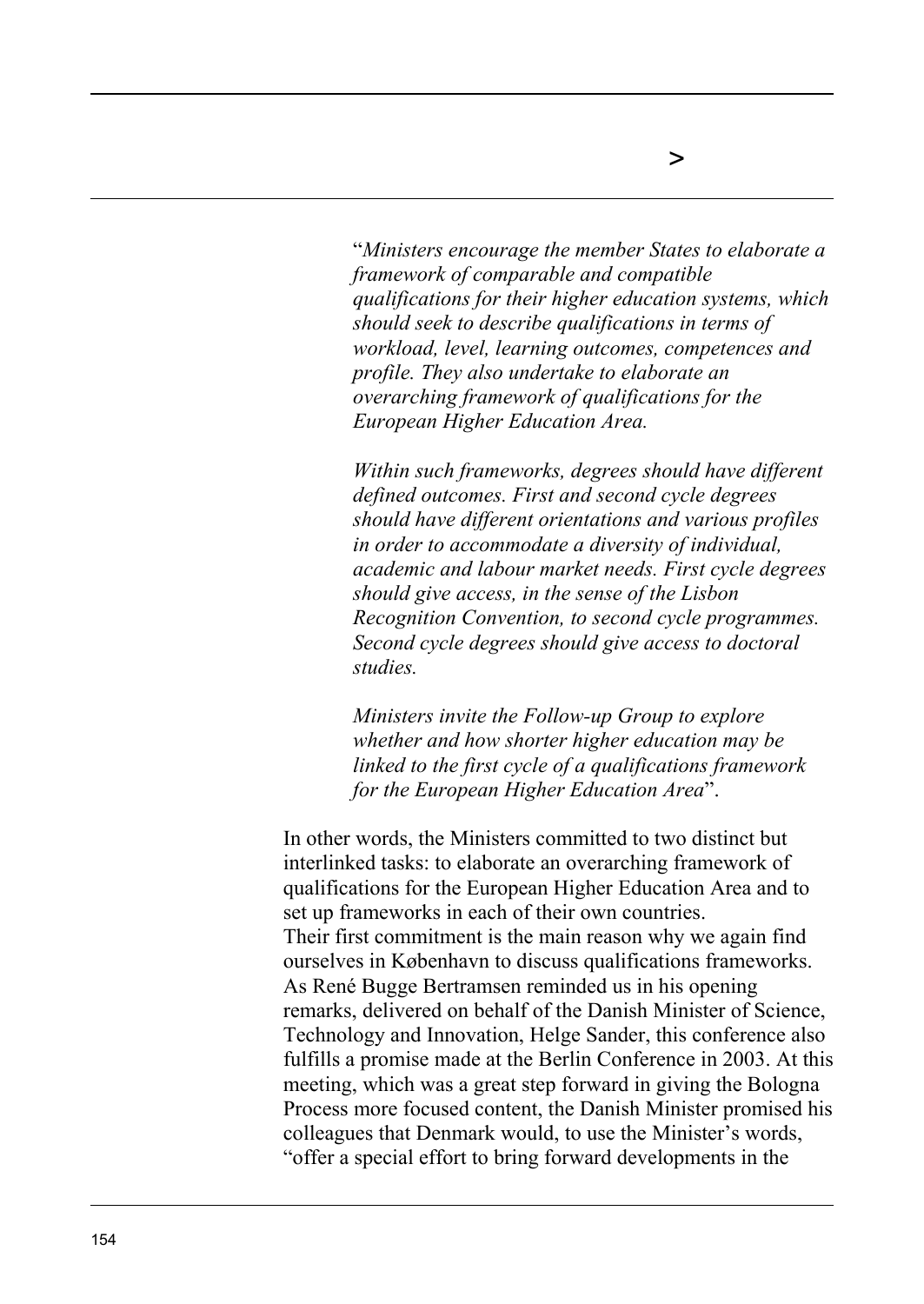“*Ministers encourage the member States to elaborate a framework of comparable and compatible qualifications for their higher education systems, which should seek to describe qualifications in terms of workload, level, learning outcomes, competences and profile. They also undertake to elaborate an overarching framework of qualifications for the European Higher Education Area.*

*Within such frameworks, degrees should have different defined outcomes. First and second cycle degrees should have different orientations and various profiles in order to accommodate a diversity of individual, academic and labour market needs. First cycle degrees should give access, in the sense of the Lisbon Recognition Convention, to second cycle programmes. Second cycle degrees should give access to doctoral studies.*

*Ministers invite the Follow-up Group to explore whether and how shorter higher education may be linked to the first cycle of a qualifications framework for the European Higher Education Area*”.

In other words, the Ministers committed to two distinct but interlinked tasks: to elaborate an overarching framework of qualifications for the European Higher Education Area and to set up frameworks in each of their own countries.
Their first commitment is the main reason why we again find ourselves in København to discuss qualifications frameworks. As René Bugge Bertramsen reminded us in his opening remarks, delivered on behalf of the Danish Minister of Science, Technology and Innovation, Helge Sander, this conference also fulfills a promise made at the Berlin Conference in 2003. At this meeting, which was a great step forward in giving the Bologna Process more focused content, the Danish Minister promised his colleagues that Denmark would, to use the Minister’s words, “offer a special effort to bring forward developments in the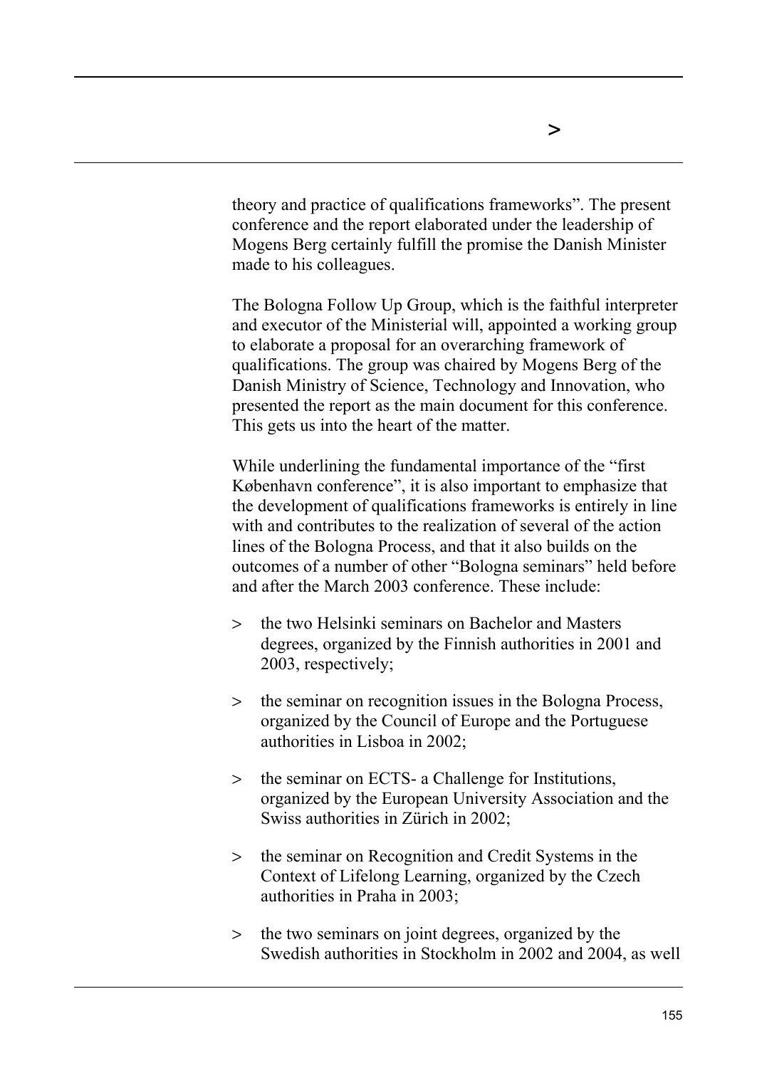theory and practice of qualifications frameworks". The present conference and the report elaborated under the leadership of Mogens Berg certainly fulfill the promise the Danish Minister made to his colleagues.

The Bologna Follow Up Group, which is the faithful interpreter and executor of the Ministerial will, appointed a working group to elaborate a proposal for an overarching framework of qualifications. The group was chaired by Mogens Berg of the Danish Ministry of Science, Technology and Innovation, who presented the report as the main document for this conference. This gets us into the heart of the matter.

While underlining the fundamental importance of the "first København conference", it is also important to emphasize that the development of qualifications frameworks is entirely in line with and contributes to the realization of several of the action lines of the Bologna Process, and that it also builds on the outcomes of a number of other "Bologna seminars" held before and after the March 2003 conference. These include:

> the two Helsinki seminars on Bachelor and Masters degrees, organized by the Finnish authorities in 2001 and 2003, respectively;

> the seminar on recognition issues in the Bologna Process, organized by the Council of Europe and the Portuguese authorities in Lisboa in 2002;

> the seminar on ECTS- a Challenge for Institutions, organized by the European University Association and the Swiss authorities in Zürich in 2002;

> the seminar on Recognition and Credit Systems in the Context of Lifelong Learning, organized by the Czech authorities in Praha in 2003;

> the two seminars on joint degrees, organized by the Swedish authorities in Stockholm in 2002 and 2004, as well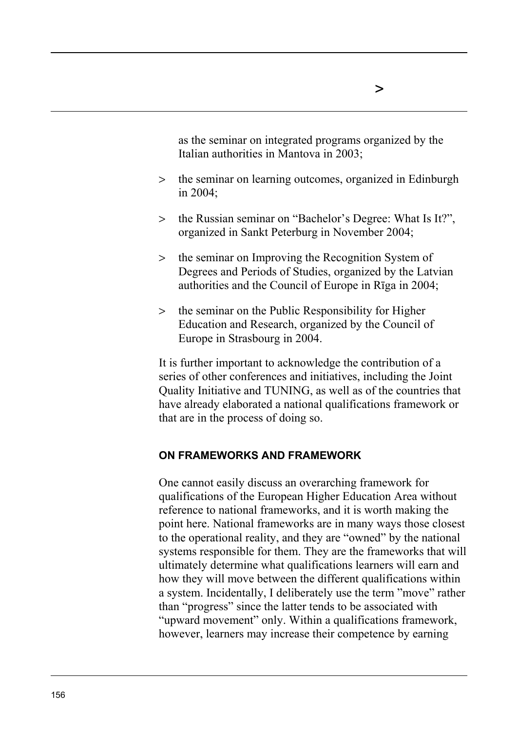as the seminar on integrated programs organized by the Italian authorities in Mantova in 2003;

> the seminar on learning outcomes, organized in Edinburgh in 2004;

> the Russian seminar on "Bachelor's Degree: What Is It?", organized in Sankt Peterburg in November 2004;

> the seminar on Improving the Recognition System of Degrees and Periods of Studies, organized by the Latvian authorities and the Council of Europe in Rīga in 2004;

> the seminar on the Public Responsibility for Higher Education and Research, organized by the Council of Europe in Strasbourg in 2004.

It is further important to acknowledge the contribution of a series of other conferences and initiatives, including the Joint Quality Initiative and TUNING, as well as of the countries that have already elaborated a national qualifications framework or that are in the process of doing so.

### ON FRAMEWORKS AND FRAMEWORK

One cannot easily discuss an overarching framework for qualifications of the European Higher Education Area without reference to national frameworks, and it is worth making the point here. National frameworks are in many ways those closest to the operational reality, and they are "owned" by the national systems responsible for them. They are the frameworks that will ultimately determine what qualifications learners will earn and how they will move between the different qualifications within a system. Incidentally, I deliberately use the term "move" rather than "progress" since the latter tends to be associated with "upward movement" only. Within a qualifications framework, however, learners may increase their competence by earning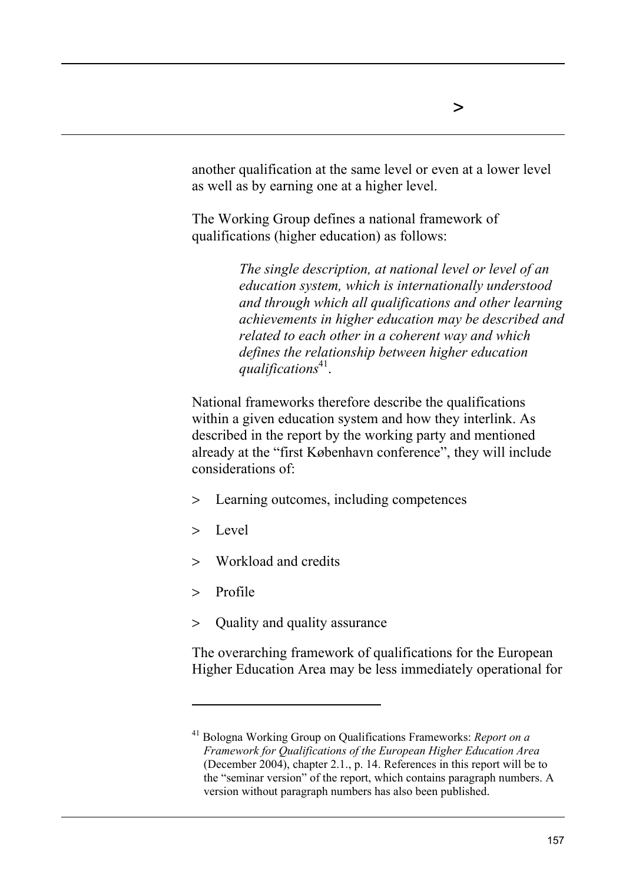another qualification at the same level or even at a lower level as well as by earning one at a higher level.

The Working Group defines a national framework of qualifications (higher education) as follows:

> *The single description, at national level or level of an education system, which is internationally understood and through which all qualifications and other learning achievements in higher education may be described and related to each other in a coherent way and which defines the relationship between higher education qualifications*[41].

National frameworks therefore describe the qualifications within a given education system and how they interlink. As described in the report by the working party and mentioned already at the "first København conference", they will include considerations of:

- Learning outcomes, including competences
- Level
- Workload and credits
- Profile
- Quality and quality assurance

The overarching framework of qualifications for the European Higher Education Area may be less immediately operational for

---

[41] Bologna Working Group on Qualifications Frameworks: *Report on a Framework for Qualifications of the European Higher Education Area* (December 2004), chapter 2.1., p. 14. References in this report will be to the "seminar version" of the report, which contains paragraph numbers. A version without paragraph numbers has also been published.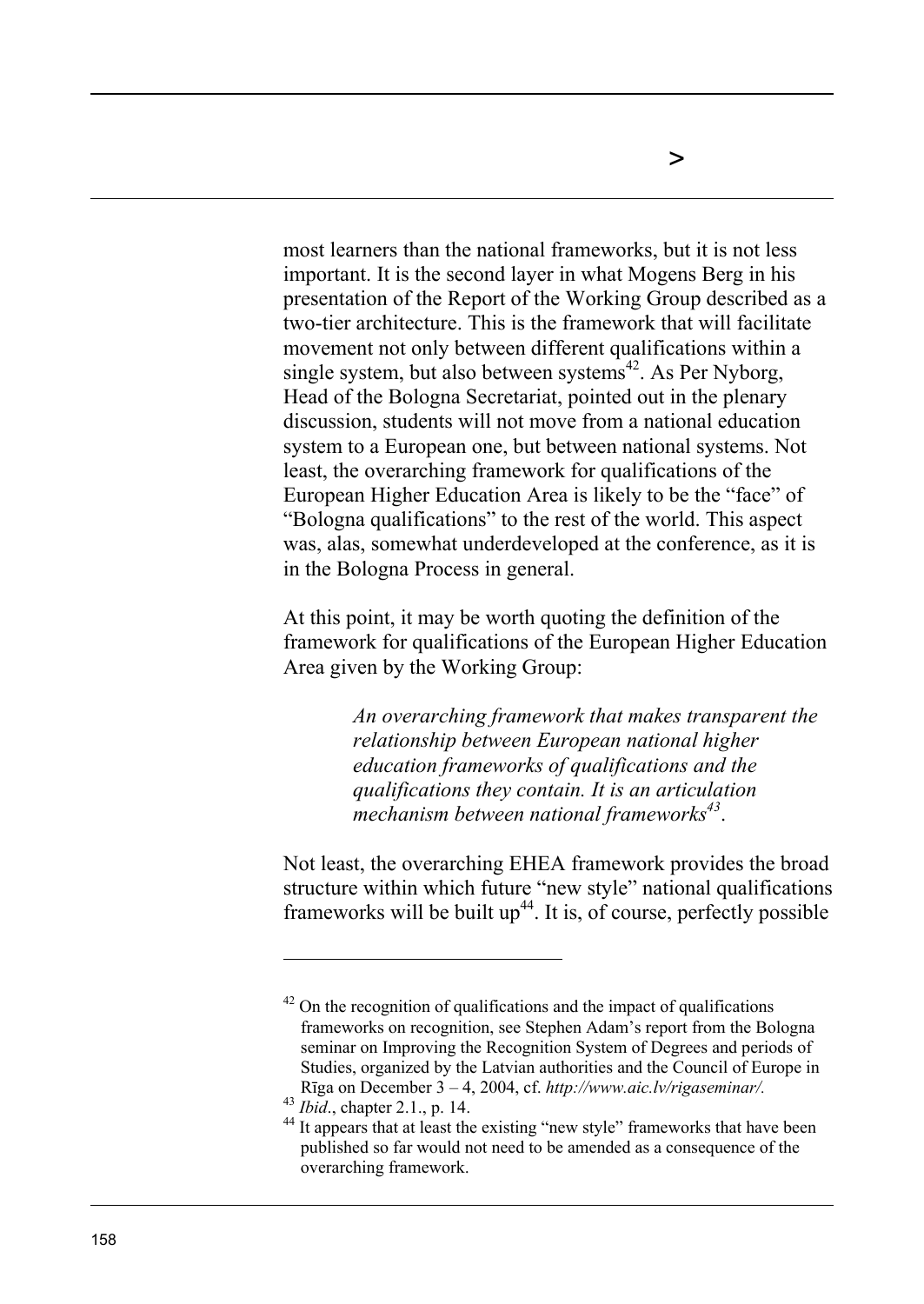most learners than the national frameworks, but it is not less important. It is the second layer in what Mogens Berg in his presentation of the Report of the Working Group described as a two-tier architecture. This is the framework that will facilitate movement not only between different qualifications within a single system, but also between systems[42]. As Per Nyborg, Head of the Bologna Secretariat, pointed out in the plenary discussion, students will not move from a national education system to a European one, but between national systems. Not least, the overarching framework for qualifications of the European Higher Education Area is likely to be the "face" of "Bologna qualifications" to the rest of the world. This aspect was, alas, somewhat underdeveloped at the conference, as it is in the Bologna Process in general.

At this point, it may be worth quoting the definition of the framework for qualifications of the European Higher Education Area given by the Working Group:

> *An overarching framework that makes transparent the relationship between European national higher education frameworks of qualifications and the qualifications they contain. It is an articulation mechanism between national frameworks[43].*

Not least, the overarching EHEA framework provides the broad structure within which future "new style" national qualifications frameworks will be built up[44]. It is, of course, perfectly possible

---

[42] On the recognition of qualifications and the impact of qualifications frameworks on recognition, see Stephen Adam's report from the Bologna seminar on Improving the Recognition System of Degrees and periods of Studies, organized by the Latvian authorities and the Council of Europe in Rīga on December 3 – 4, 2004, cf. *http://www.aic.lv/rigaseminar/.*

[43] *Ibid*., chapter 2.1., p. 14.

[44] It appears that at least the existing "new style" frameworks that have been published so far would not need to be amended as a consequence of the overarching framework.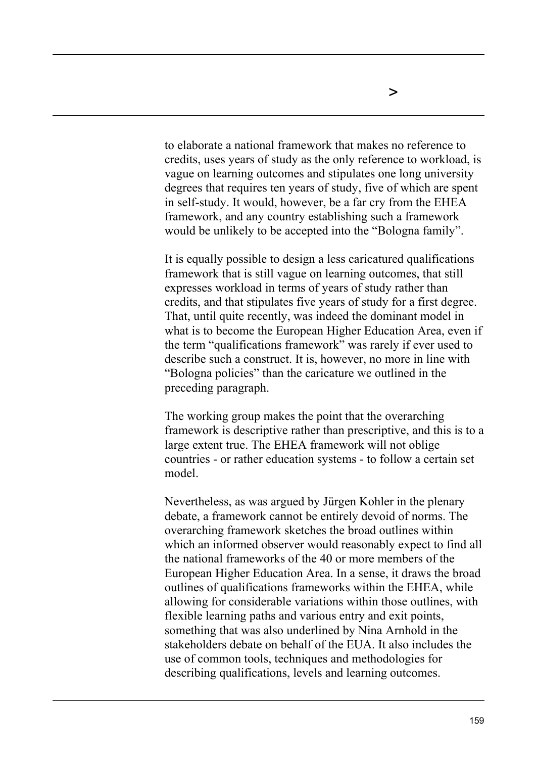to elaborate a national framework that makes no reference to credits, uses years of study as the only reference to workload, is vague on learning outcomes and stipulates one long university degrees that requires ten years of study, five of which are spent in self-study. It would, however, be a far cry from the EHEA framework, and any country establishing such a framework would be unlikely to be accepted into the "Bologna family".

It is equally possible to design a less caricatured qualifications framework that is still vague on learning outcomes, that still expresses workload in terms of years of study rather than credits, and that stipulates five years of study for a first degree. That, until quite recently, was indeed the dominant model in what is to become the European Higher Education Area, even if the term "qualifications framework" was rarely if ever used to describe such a construct. It is, however, no more in line with "Bologna policies" than the caricature we outlined in the preceding paragraph.

The working group makes the point that the overarching framework is descriptive rather than prescriptive, and this is to a large extent true. The EHEA framework will not oblige countries - or rather education systems - to follow a certain set model.

Nevertheless, as was argued by Jürgen Kohler in the plenary debate, a framework cannot be entirely devoid of norms. The overarching framework sketches the broad outlines within which an informed observer would reasonably expect to find all the national frameworks of the 40 or more members of the European Higher Education Area. In a sense, it draws the broad outlines of qualifications frameworks within the EHEA, while allowing for considerable variations within those outlines, with flexible learning paths and various entry and exit points, something that was also underlined by Nina Arnhold in the stakeholders debate on behalf of the EUA. It also includes the use of common tools, techniques and methodologies for describing qualifications, levels and learning outcomes.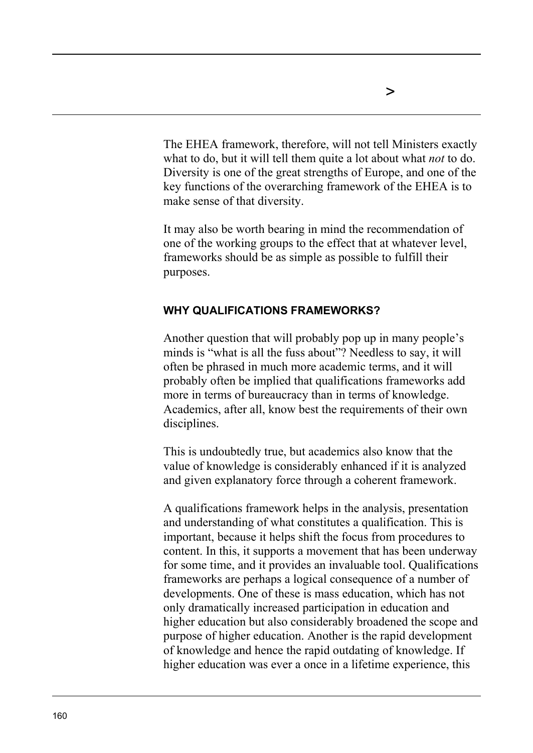The EHEA framework, therefore, will not tell Ministers exactly what to do, but it will tell them quite a lot about what *not* to do. Diversity is one of the great strengths of Europe, and one of the key functions of the overarching framework of the EHEA is to make sense of that diversity.

It may also be worth bearing in mind the recommendation of one of the working groups to the effect that at whatever level, frameworks should be as simple as possible to fulfill their purposes.

#### WHY QUALIFICATIONS FRAMEWORKS?

Another question that will probably pop up in many people's minds is "what is all the fuss about"? Needless to say, it will often be phrased in much more academic terms, and it will probably often be implied that qualifications frameworks add more in terms of bureaucracy than in terms of knowledge. Academics, after all, know best the requirements of their own disciplines.

This is undoubtedly true, but academics also know that the value of knowledge is considerably enhanced if it is analyzed and given explanatory force through a coherent framework.

A qualifications framework helps in the analysis, presentation and understanding of what constitutes a qualification. This is important, because it helps shift the focus from procedures to content. In this, it supports a movement that has been underway for some time, and it provides an invaluable tool. Qualifications frameworks are perhaps a logical consequence of a number of developments. One of these is mass education, which has not only dramatically increased participation in education and higher education but also considerably broadened the scope and purpose of higher education. Another is the rapid development of knowledge and hence the rapid outdating of knowledge. If higher education was ever a once in a lifetime experience, this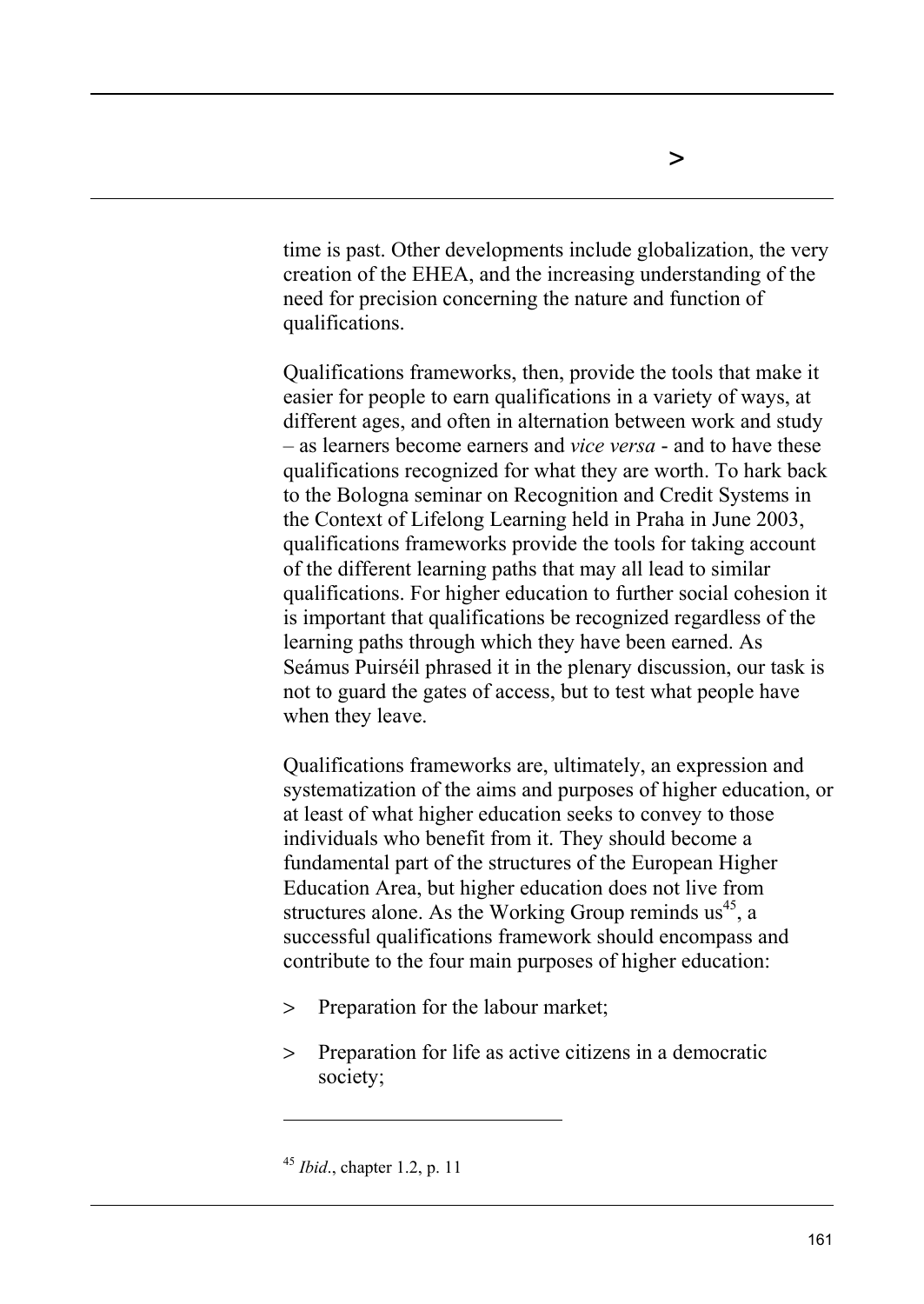time is past. Other developments include globalization, the very creation of the EHEA, and the increasing understanding of the need for precision concerning the nature and function of qualifications.

Qualifications frameworks, then, provide the tools that make it easier for people to earn qualifications in a variety of ways, at different ages, and often in alternation between work and study – as learners become earners and *vice versa* - and to have these qualifications recognized for what they are worth. To hark back to the Bologna seminar on Recognition and Credit Systems in the Context of Lifelong Learning held in Praha in June 2003, qualifications frameworks provide the tools for taking account of the different learning paths that may all lead to similar qualifications. For higher education to further social cohesion it is important that qualifications be recognized regardless of the learning paths through which they have been earned. As Seámus Puirséil phrased it in the plenary discussion, our task is not to guard the gates of access, but to test what people have when they leave.

Qualifications frameworks are, ultimately, an expression and systematization of the aims and purposes of higher education, or at least of what higher education seeks to convey to those individuals who benefit from it. They should become a fundamental part of the structures of the European Higher Education Area, but higher education does not live from structures alone. As the Working Group reminds us[45], a successful qualifications framework should encompass and contribute to the four main purposes of higher education:

> Preparation for the labour market;

> Preparation for life as active citizens in a democratic society;

---

[45] *Ibid*., chapter 1.2, p. 11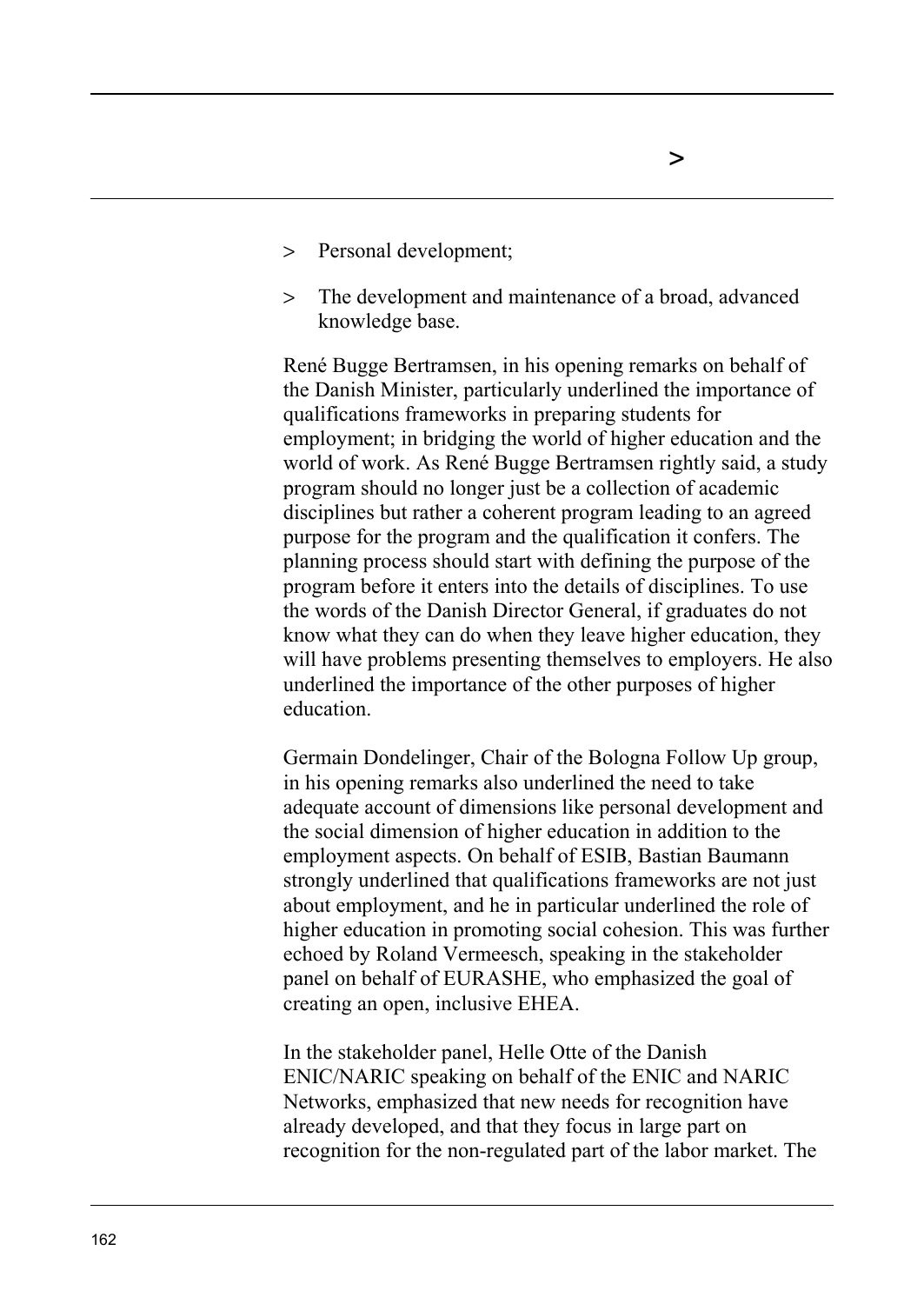- Personal development;
- The development and maintenance of a broad, advanced knowledge base.

René Bugge Bertramsen, in his opening remarks on behalf of the Danish Minister, particularly underlined the importance of qualifications frameworks in preparing students for employment; in bridging the world of higher education and the world of work. As René Bugge Bertramsen rightly said, a study program should no longer just be a collection of academic disciplines but rather a coherent program leading to an agreed purpose for the program and the qualification it confers. The planning process should start with defining the purpose of the program before it enters into the details of disciplines. To use the words of the Danish Director General, if graduates do not know what they can do when they leave higher education, they will have problems presenting themselves to employers. He also underlined the importance of the other purposes of higher education.

Germain Dondelinger, Chair of the Bologna Follow Up group, in his opening remarks also underlined the need to take adequate account of dimensions like personal development and the social dimension of higher education in addition to the employment aspects. On behalf of ESIB, Bastian Baumann strongly underlined that qualifications frameworks are not just about employment, and he in particular underlined the role of higher education in promoting social cohesion. This was further echoed by Roland Vermeesch, speaking in the stakeholder panel on behalf of EURASHE, who emphasized the goal of creating an open, inclusive EHEA.

In the stakeholder panel, Helle Otte of the Danish ENIC/NARIC speaking on behalf of the ENIC and NARIC Networks, emphasized that new needs for recognition have already developed, and that they focus in large part on recognition for the non-regulated part of the labor market. The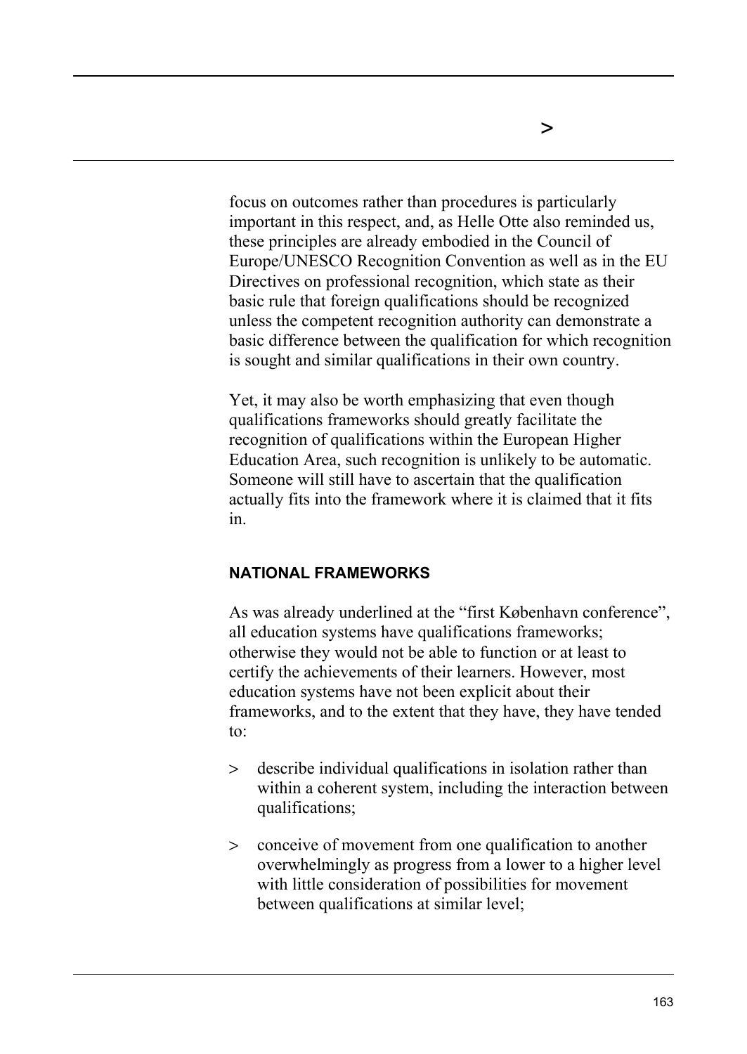focus on outcomes rather than procedures is particularly important in this respect, and, as Helle Otte also reminded us, these principles are already embodied in the Council of Europe/UNESCO Recognition Convention as well as in the EU Directives on professional recognition, which state as their basic rule that foreign qualifications should be recognized unless the competent recognition authority can demonstrate a basic difference between the qualification for which recognition is sought and similar qualifications in their own country.

Yet, it may also be worth emphasizing that even though qualifications frameworks should greatly facilitate the recognition of qualifications within the European Higher Education Area, such recognition is unlikely to be automatic. Someone will still have to ascertain that the qualification actually fits into the framework where it is claimed that it fits in.

## NATIONAL FRAMEWORKS

As was already underlined at the "first København conference", all education systems have qualifications frameworks; otherwise they would not be able to function or at least to certify the achievements of their learners. However, most education systems have not been explicit about their frameworks, and to the extent that they have, they have tended to:

- describe individual qualifications in isolation rather than within a coherent system, including the interaction between qualifications;
- conceive of movement from one qualification to another overwhelmingly as progress from a lower to a higher level with little consideration of possibilities for movement between qualifications at similar level;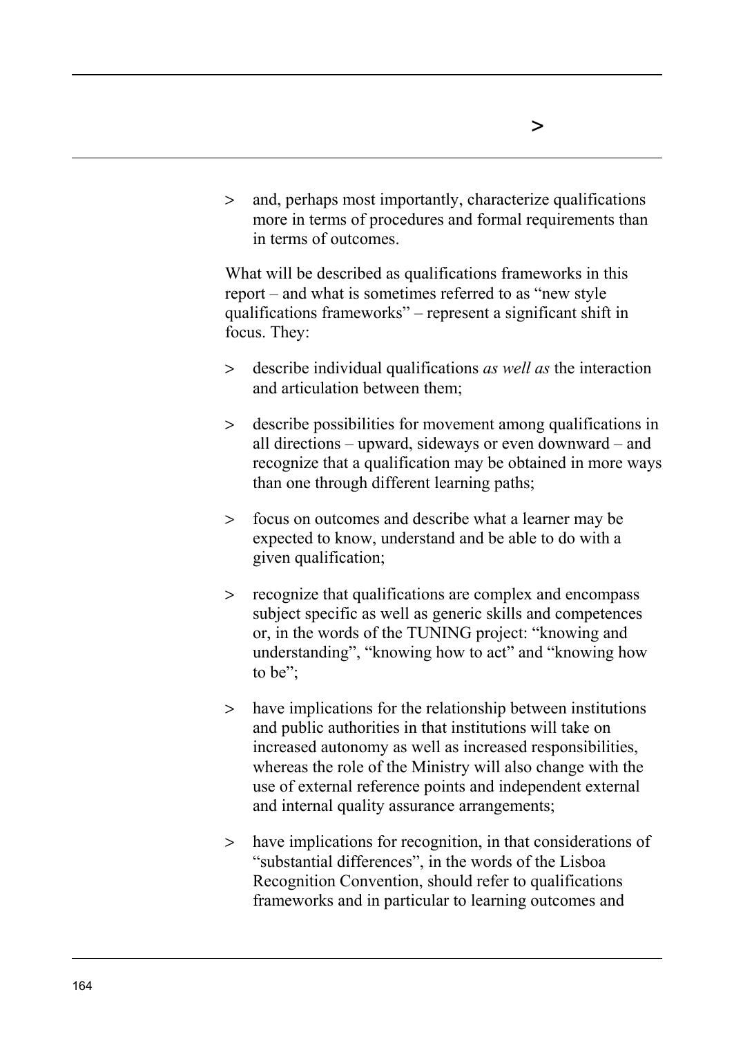- and, perhaps most importantly, characterize qualifications more in terms of procedures and formal requirements than in terms of outcomes.

What will be described as qualifications frameworks in this report – and what is sometimes referred to as "new style qualifications frameworks" – represent a significant shift in focus. They:

- describe individual qualifications *as well as* the interaction and articulation between them;
- describe possibilities for movement among qualifications in all directions – upward, sideways or even downward – and recognize that a qualification may be obtained in more ways than one through different learning paths;
- focus on outcomes and describe what a learner may be expected to know, understand and be able to do with a given qualification;
- recognize that qualifications are complex and encompass subject specific as well as generic skills and competences or, in the words of the TUNING project: "knowing and understanding", "knowing how to act" and "knowing how to be";
- have implications for the relationship between institutions and public authorities in that institutions will take on increased autonomy as well as increased responsibilities, whereas the role of the Ministry will also change with the use of external reference points and independent external and internal quality assurance arrangements;
- have implications for recognition, in that considerations of "substantial differences", in the words of the Lisboa Recognition Convention, should refer to qualifications frameworks and in particular to learning outcomes and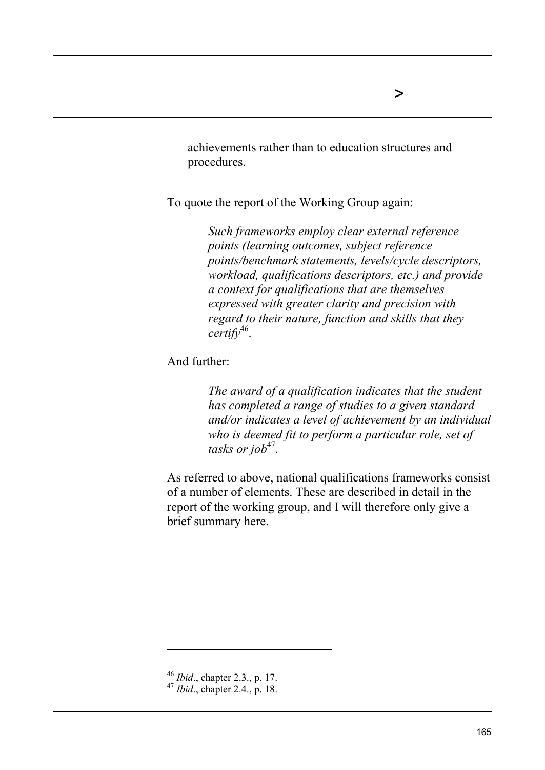achievements rather than to education structures and procedures.

To quote the report of the Working Group again:

> *Such frameworks employ clear external reference points (learning outcomes, subject reference points/benchmark statements, levels/cycle descriptors, workload, qualifications descriptors, etc.) and provide a context for qualifications that are themselves expressed with greater clarity and precision with regard to their nature, function and skills that they certify*[46].

And further:

> *The award of a qualification indicates that the student has completed a range of studies to a given standard and/or indicates a level of achievement by an individual who is deemed fit to perform a particular role, set of tasks or job*[47].

As referred to above, national qualifications frameworks consist of a number of elements. These are described in detail in the report of the working group, and I will therefore only give a brief summary here.

---

[46] *Ibid*., chapter 2.3., p. 17.
[47] *Ibid*., chapter 2.4., p. 18.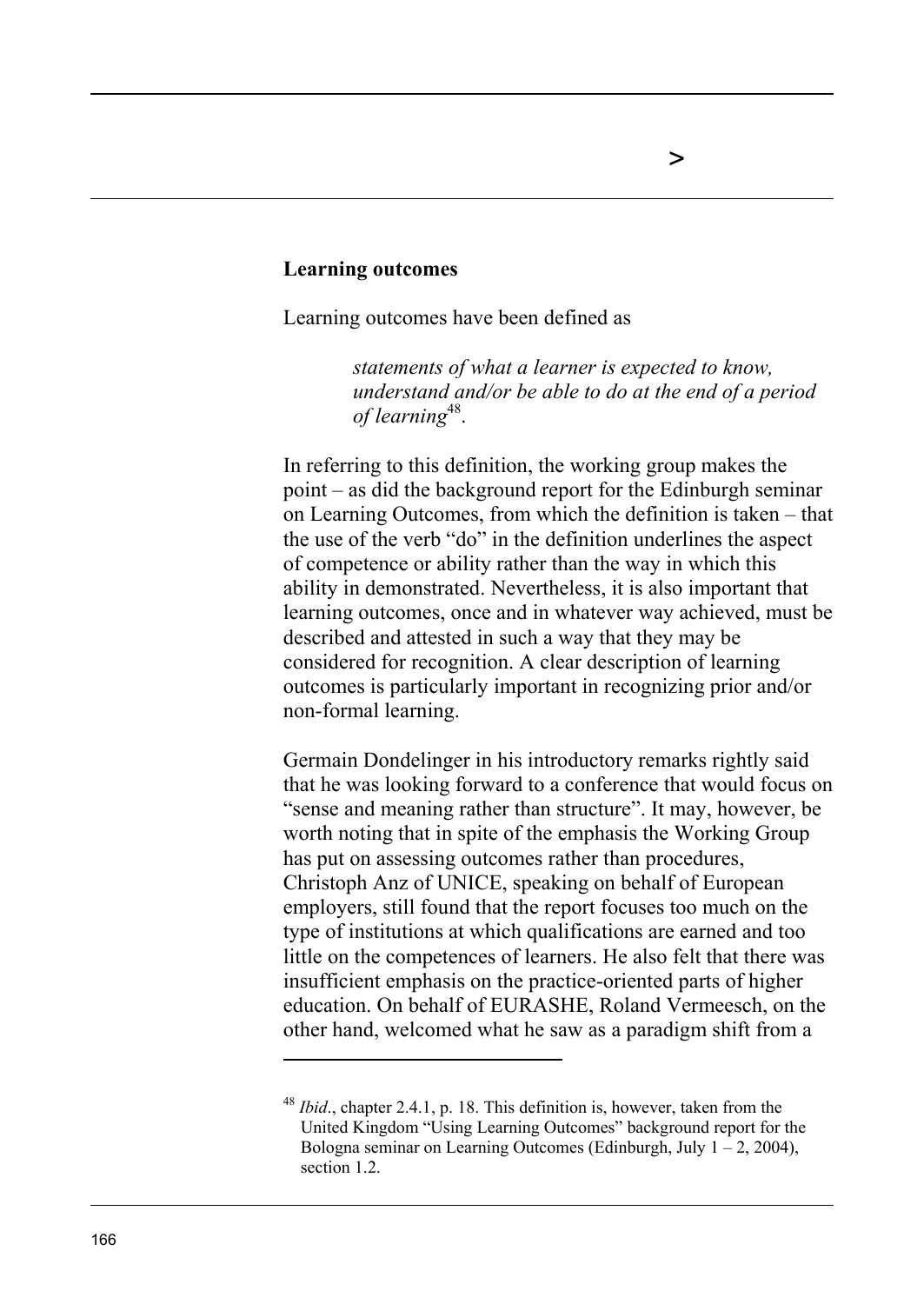**Learning outcomes**

Learning outcomes have been defined as

> *statements of what a learner is expected to know, understand and/or be able to do at the end of a period of learning*[48].

In referring to this definition, the working group makes the point – as did the background report for the Edinburgh seminar on Learning Outcomes, from which the definition is taken – that the use of the verb "do" in the definition underlines the aspect of competence or ability rather than the way in which this ability in demonstrated. Nevertheless, it is also important that learning outcomes, once and in whatever way achieved, must be described and attested in such a way that they may be considered for recognition. A clear description of learning outcomes is particularly important in recognizing prior and/or non-formal learning.

Germain Dondelinger in his introductory remarks rightly said that he was looking forward to a conference that would focus on "sense and meaning rather than structure". It may, however, be worth noting that in spite of the emphasis the Working Group has put on assessing outcomes rather than procedures, Christoph Anz of UNICE, speaking on behalf of European employers, still found that the report focuses too much on the type of institutions at which qualifications are earned and too little on the competences of learners. He also felt that there was insufficient emphasis on the practice-oriented parts of higher education. On behalf of EURASHE, Roland Vermeesch, on the other hand, welcomed what he saw as a paradigm shift from a

---

[48] *Ibid*., chapter 2.4.1, p. 18. This definition is, however, taken from the United Kingdom "Using Learning Outcomes" background report for the Bologna seminar on Learning Outcomes (Edinburgh, July 1 – 2, 2004), section 1.2.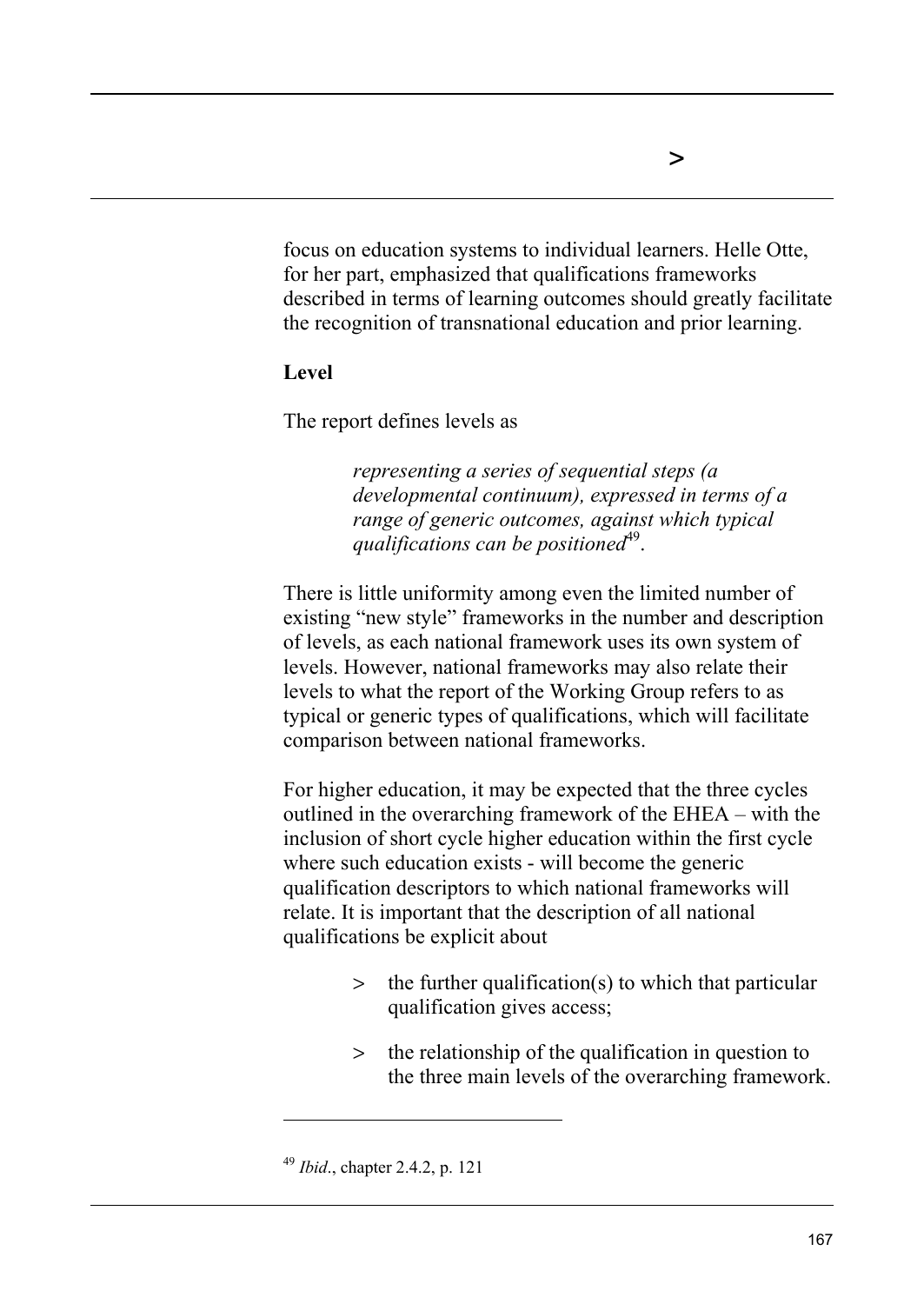focus on education systems to individual learners. Helle Otte, for her part, emphasized that qualifications frameworks described in terms of learning outcomes should greatly facilitate the recognition of transnational education and prior learning.

**Level**

The report defines levels as

> *representing a series of sequential steps (a developmental continuum), expressed in terms of a range of generic outcomes, against which typical qualifications can be positioned*[49].

There is little uniformity among even the limited number of existing "new style" frameworks in the number and description of levels, as each national framework uses its own system of levels. However, national frameworks may also relate their levels to what the report of the Working Group refers to as typical or generic types of qualifications, which will facilitate comparison between national frameworks.

For higher education, it may be expected that the three cycles outlined in the overarching framework of the EHEA – with the inclusion of short cycle higher education within the first cycle where such education exists - will become the generic qualification descriptors to which national frameworks will relate. It is important that the description of all national qualifications be explicit about

- the further qualification(s) to which that particular qualification gives access;
- the relationship of the qualification in question to the three main levels of the overarching framework.

---

[49] *Ibid*., chapter 2.4.2, p. 121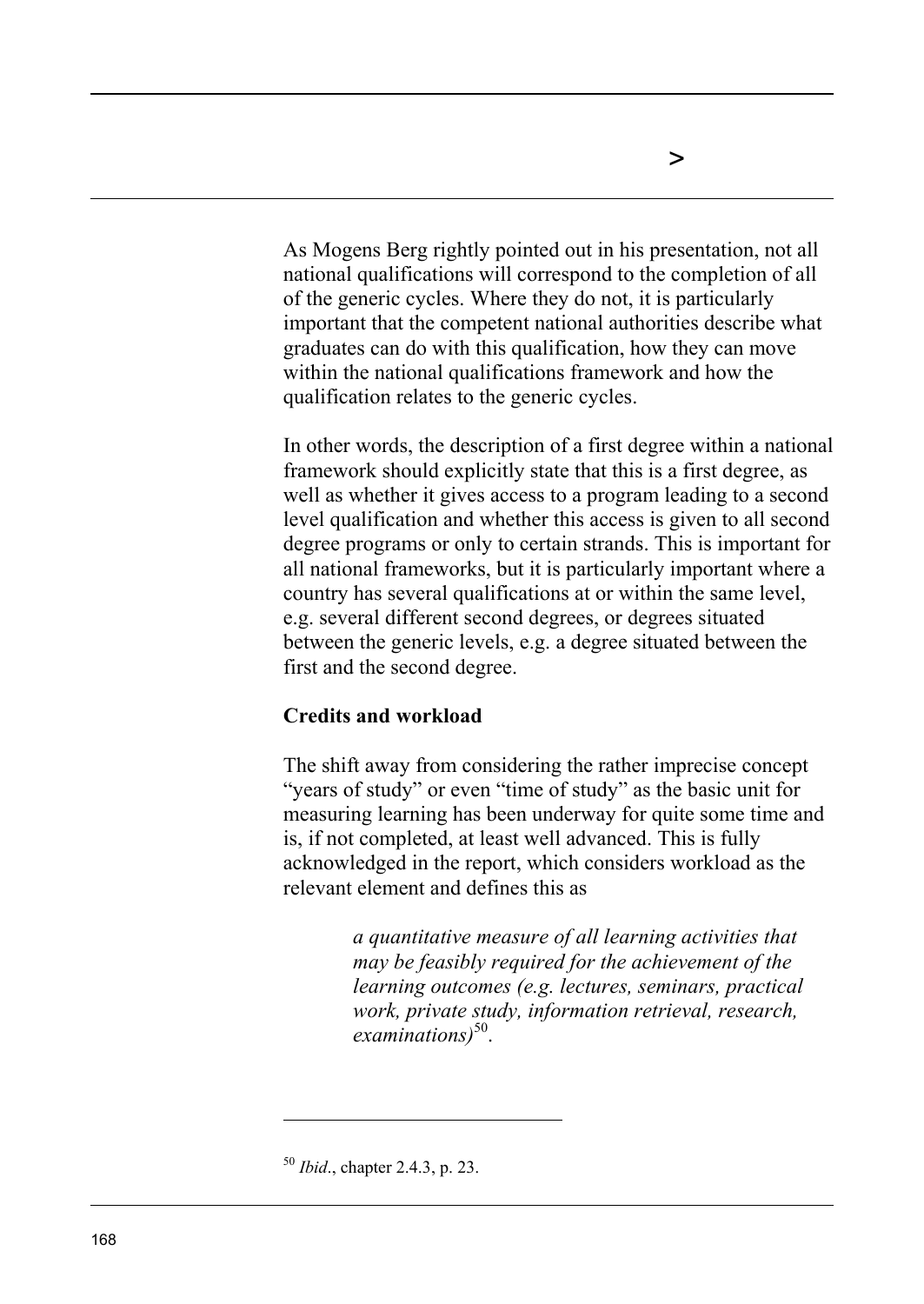As Mogens Berg rightly pointed out in his presentation, not all national qualifications will correspond to the completion of all of the generic cycles. Where they do not, it is particularly important that the competent national authorities describe what graduates can do with this qualification, how they can move within the national qualifications framework and how the qualification relates to the generic cycles.

In other words, the description of a first degree within a national framework should explicitly state that this is a first degree, as well as whether it gives access to a program leading to a second level qualification and whether this access is given to all second degree programs or only to certain strands. This is important for all national frameworks, but it is particularly important where a country has several qualifications at or within the same level, e.g. several different second degrees, or degrees situated between the generic levels, e.g. a degree situated between the first and the second degree.

**Credits and workload**

The shift away from considering the rather imprecise concept "years of study" or even "time of study" as the basic unit for measuring learning has been underway for quite some time and is, if not completed, at least well advanced. This is fully acknowledged in the report, which considers workload as the relevant element and defines this as

> *a quantitative measure of all learning activities that may be feasibly required for the achievement of the learning outcomes (e.g. lectures, seminars, practical work, private study, information retrieval, research, examinations)*[50].

---

[50] *Ibid*., chapter 2.4.3, p. 23.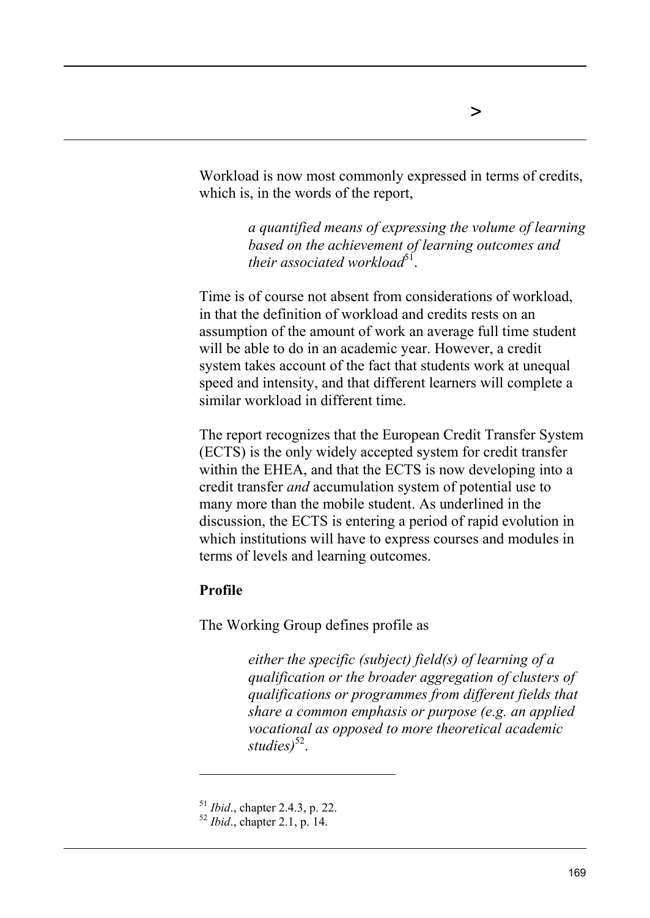Workload is now most commonly expressed in terms of credits, which is, in the words of the report,

> *a quantified means of expressing the volume of learning based on the achievement of learning outcomes and their associated workload*[51].

Time is of course not absent from considerations of workload, in that the definition of workload and credits rests on an assumption of the amount of work an average full time student will be able to do in an academic year. However, a credit system takes account of the fact that students work at unequal speed and intensity, and that different learners will complete a similar workload in different time.

The report recognizes that the European Credit Transfer System (ECTS) is the only widely accepted system for credit transfer within the EHEA, and that the ECTS is now developing into a credit transfer *and* accumulation system of potential use to many more than the mobile student. As underlined in the discussion, the ECTS is entering a period of rapid evolution in which institutions will have to express courses and modules in terms of levels and learning outcomes.

**Profile**

The Working Group defines profile as

> *either the specific (subject) field(s) of learning of a qualification or the broader aggregation of clusters of qualifications or programmes from different fields that share a common emphasis or purpose (e.g. an applied vocational as opposed to more theoretical academic studies)*[52].

---

[51] *Ibid*., chapter 2.4.3, p. 22.

[52] *Ibid*., chapter 2.1, p. 14.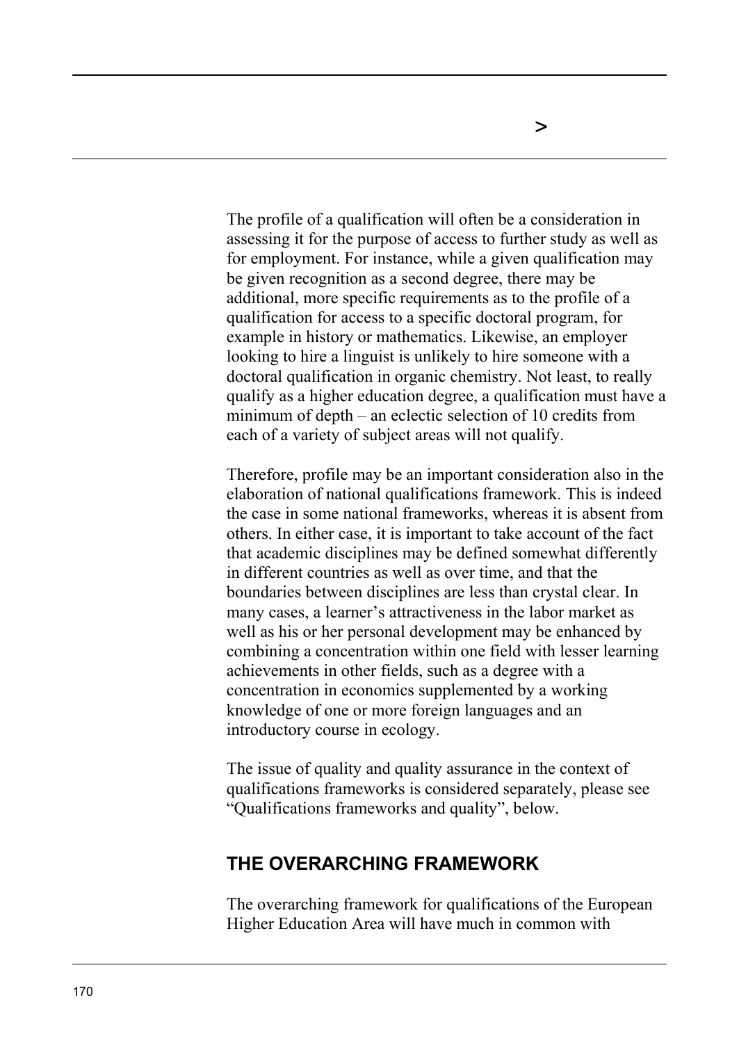The profile of a qualification will often be a consideration in assessing it for the purpose of access to further study as well as for employment. For instance, while a given qualification may be given recognition as a second degree, there may be additional, more specific requirements as to the profile of a qualification for access to a specific doctoral program, for example in history or mathematics. Likewise, an employer looking to hire a linguist is unlikely to hire someone with a doctoral qualification in organic chemistry. Not least, to really qualify as a higher education degree, a qualification must have a minimum of depth – an eclectic selection of 10 credits from each of a variety of subject areas will not qualify.

Therefore, profile may be an important consideration also in the elaboration of national qualifications framework. This is indeed the case in some national frameworks, whereas it is absent from others. In either case, it is important to take account of the fact that academic disciplines may be defined somewhat differently in different countries as well as over time, and that the boundaries between disciplines are less than crystal clear. In many cases, a learner's attractiveness in the labor market as well as his or her personal development may be enhanced by combining a concentration within one field with lesser learning achievements in other fields, such as a degree with a concentration in economics supplemented by a working knowledge of one or more foreign languages and an introductory course in ecology.

The issue of quality and quality assurance in the context of qualifications frameworks is considered separately, please see "Qualifications frameworks and quality", below.

## THE OVERARCHING FRAMEWORK

The overarching framework for qualifications of the European Higher Education Area will have much in common with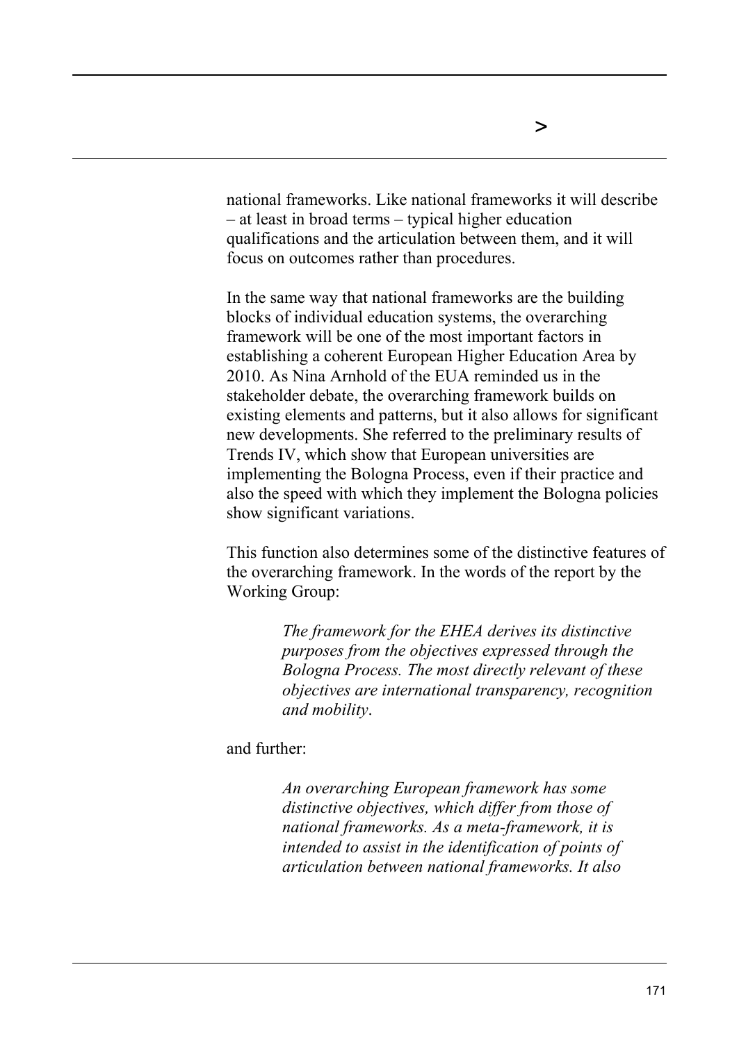national frameworks. Like national frameworks it will describe – at least in broad terms – typical higher education qualifications and the articulation between them, and it will focus on outcomes rather than procedures.

In the same way that national frameworks are the building blocks of individual education systems, the overarching framework will be one of the most important factors in establishing a coherent European Higher Education Area by 2010. As Nina Arnhold of the EUA reminded us in the stakeholder debate, the overarching framework builds on existing elements and patterns, but it also allows for significant new developments. She referred to the preliminary results of Trends IV, which show that European universities are implementing the Bologna Process, even if their practice and also the speed with which they implement the Bologna policies show significant variations.

This function also determines some of the distinctive features of the overarching framework. In the words of the report by the Working Group:

> *The framework for the EHEA derives its distinctive purposes from the objectives expressed through the Bologna Process. The most directly relevant of these objectives are international transparency, recognition and mobility*.

and further:

> *An overarching European framework has some distinctive objectives, which differ from those of national frameworks. As a meta-framework, it is intended to assist in the identification of points of articulation between national frameworks. It also*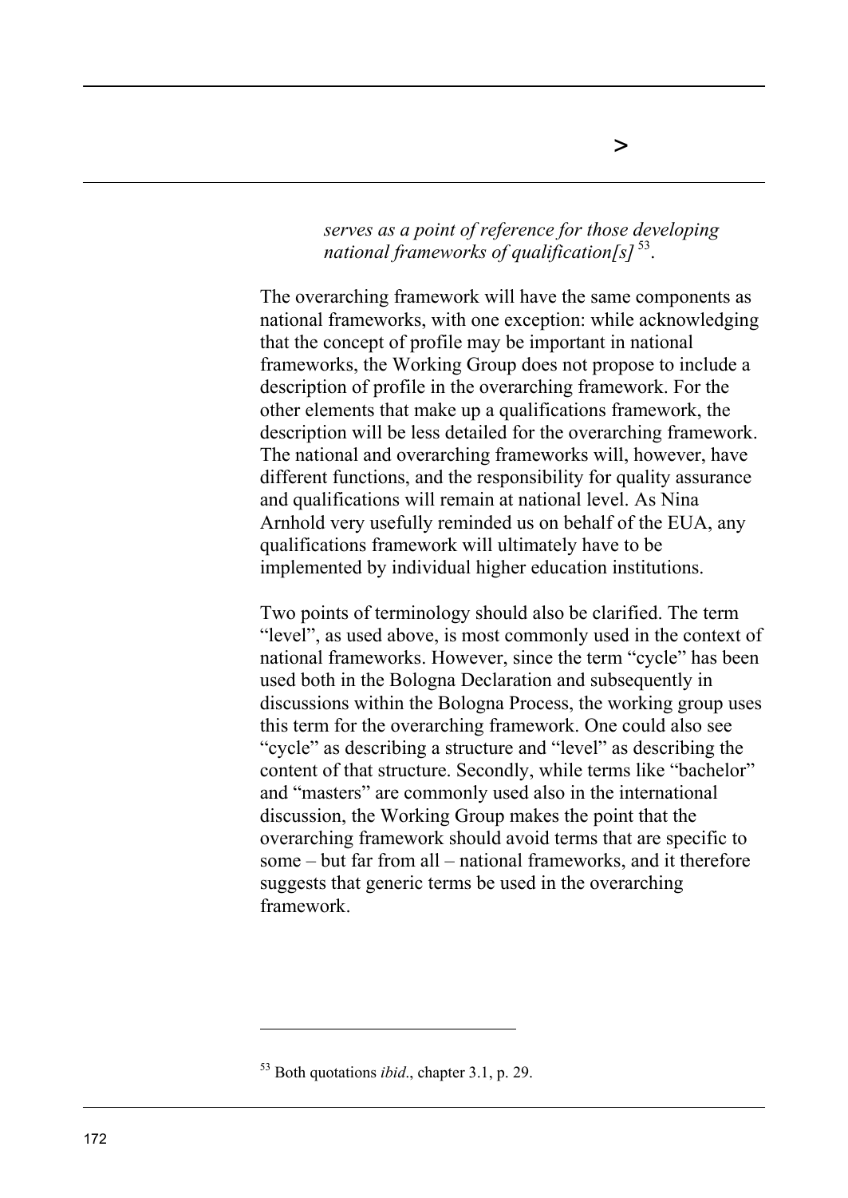*serves as a point of reference for those developing national frameworks of qualification[s]*[53].

The overarching framework will have the same components as national frameworks, with one exception: while acknowledging that the concept of profile may be important in national frameworks, the Working Group does not propose to include a description of profile in the overarching framework. For the other elements that make up a qualifications framework, the description will be less detailed for the overarching framework. The national and overarching frameworks will, however, have different functions, and the responsibility for quality assurance and qualifications will remain at national level. As Nina Arnhold very usefully reminded us on behalf of the EUA, any qualifications framework will ultimately have to be implemented by individual higher education institutions.

Two points of terminology should also be clarified. The term "level", as used above, is most commonly used in the context of national frameworks. However, since the term "cycle" has been used both in the Bologna Declaration and subsequently in discussions within the Bologna Process, the working group uses this term for the overarching framework. One could also see "cycle" as describing a structure and "level" as describing the content of that structure. Secondly, while terms like "bachelor" and "masters" are commonly used also in the international discussion, the Working Group makes the point that the overarching framework should avoid terms that are specific to some – but far from all – national frameworks, and it therefore suggests that generic terms be used in the overarching framework.

---

[53] Both quotations *ibid*., chapter 3.1, p. 29.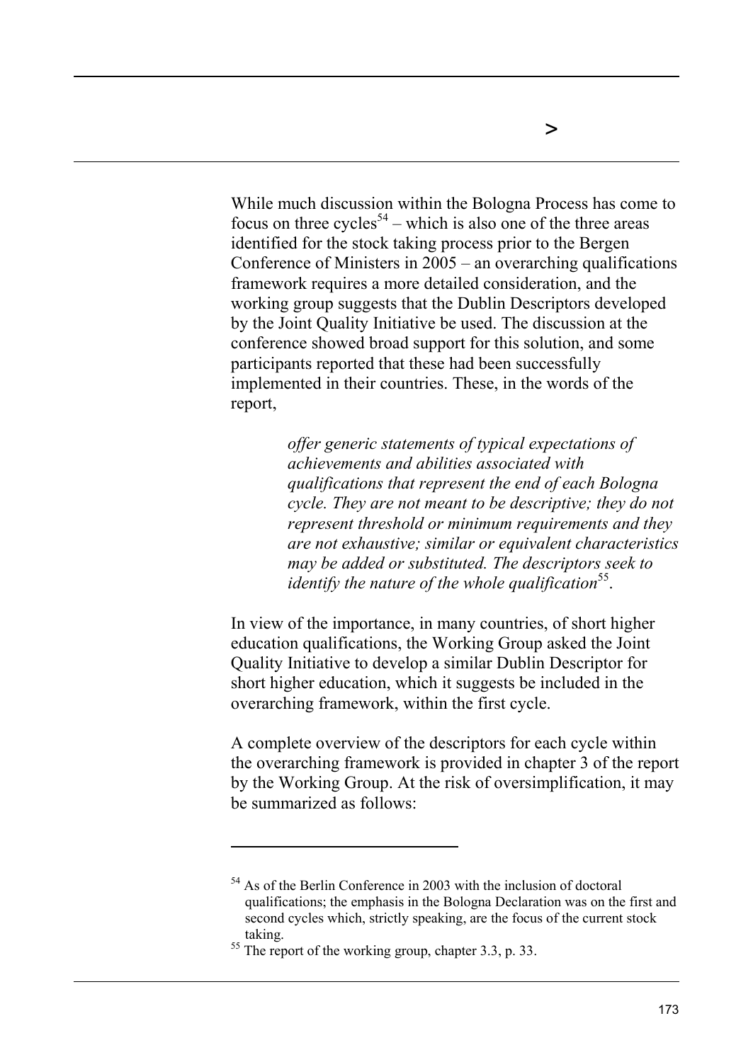While much discussion within the Bologna Process has come to focus on three cycles[54] – which is also one of the three areas identified for the stock taking process prior to the Bergen Conference of Ministers in 2005 – an overarching qualifications framework requires a more detailed consideration, and the working group suggests that the Dublin Descriptors developed by the Joint Quality Initiative be used. The discussion at the conference showed broad support for this solution, and some participants reported that these had been successfully implemented in their countries. These, in the words of the report,

> *offer generic statements of typical expectations of achievements and abilities associated with qualifications that represent the end of each Bologna cycle. They are not meant to be descriptive; they do not represent threshold or minimum requirements and they are not exhaustive; similar or equivalent characteristics may be added or substituted. The descriptors seek to identify the nature of the whole qualification*[55].

In view of the importance, in many countries, of short higher education qualifications, the Working Group asked the Joint Quality Initiative to develop a similar Dublin Descriptor for short higher education, which it suggests be included in the overarching framework, within the first cycle.

A complete overview of the descriptors for each cycle within the overarching framework is provided in chapter 3 of the report by the Working Group. At the risk of oversimplification, it may be summarized as follows:

---

[54] As of the Berlin Conference in 2003 with the inclusion of doctoral qualifications; the emphasis in the Bologna Declaration was on the first and second cycles which, strictly speaking, are the focus of the current stock taking.

[55] The report of the working group, chapter 3.3, p. 33.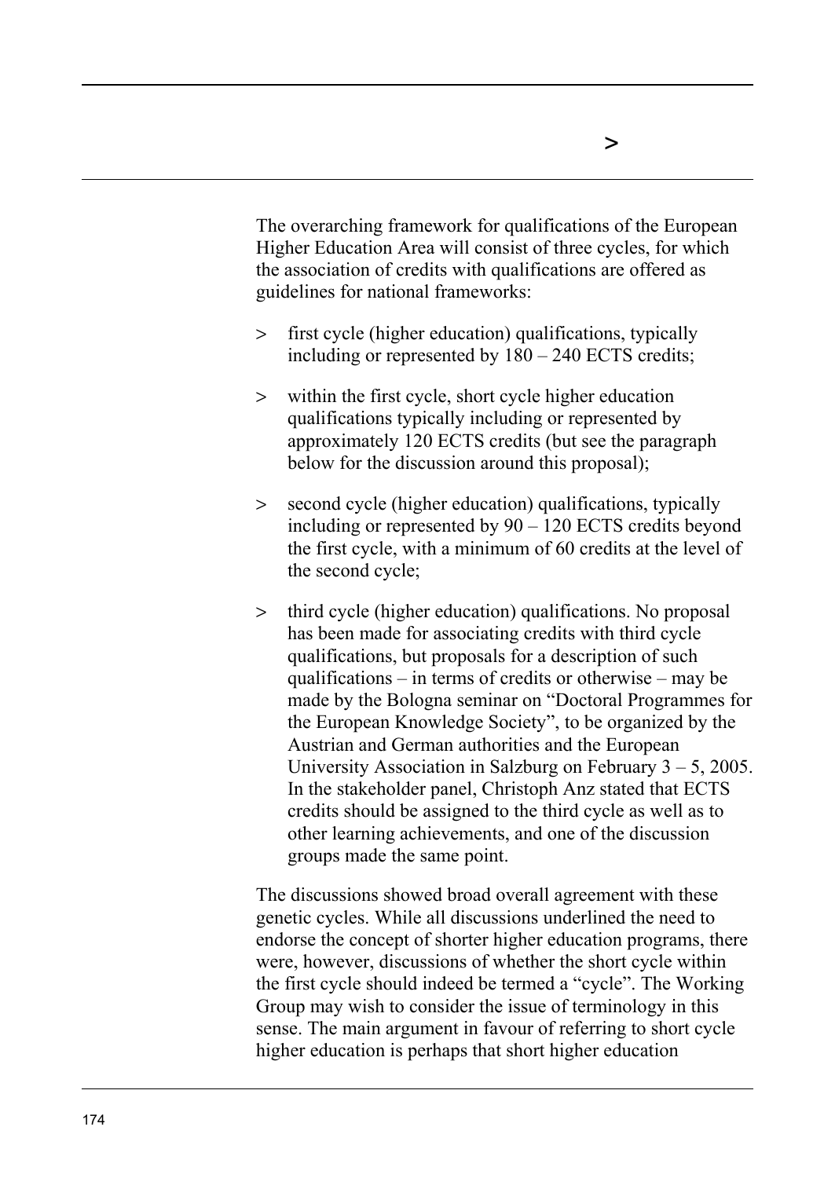The overarching framework for qualifications of the European Higher Education Area will consist of three cycles, for which the association of credits with qualifications are offered as guidelines for national frameworks:

> first cycle (higher education) qualifications, typically including or represented by 180 – 240 ECTS credits;

> within the first cycle, short cycle higher education qualifications typically including or represented by approximately 120 ECTS credits (but see the paragraph below for the discussion around this proposal);

> second cycle (higher education) qualifications, typically including or represented by 90 – 120 ECTS credits beyond the first cycle, with a minimum of 60 credits at the level of the second cycle;

> third cycle (higher education) qualifications. No proposal has been made for associating credits with third cycle qualifications, but proposals for a description of such qualifications – in terms of credits or otherwise – may be made by the Bologna seminar on "Doctoral Programmes for the European Knowledge Society", to be organized by the Austrian and German authorities and the European University Association in Salzburg on February 3 – 5, 2005. In the stakeholder panel, Christoph Anz stated that ECTS credits should be assigned to the third cycle as well as to other learning achievements, and one of the discussion groups made the same point.

The discussions showed broad overall agreement with these genetic cycles. While all discussions underlined the need to endorse the concept of shorter higher education programs, there were, however, discussions of whether the short cycle within the first cycle should indeed be termed a "cycle". The Working Group may wish to consider the issue of terminology in this sense. The main argument in favour of referring to short cycle higher education is perhaps that short higher education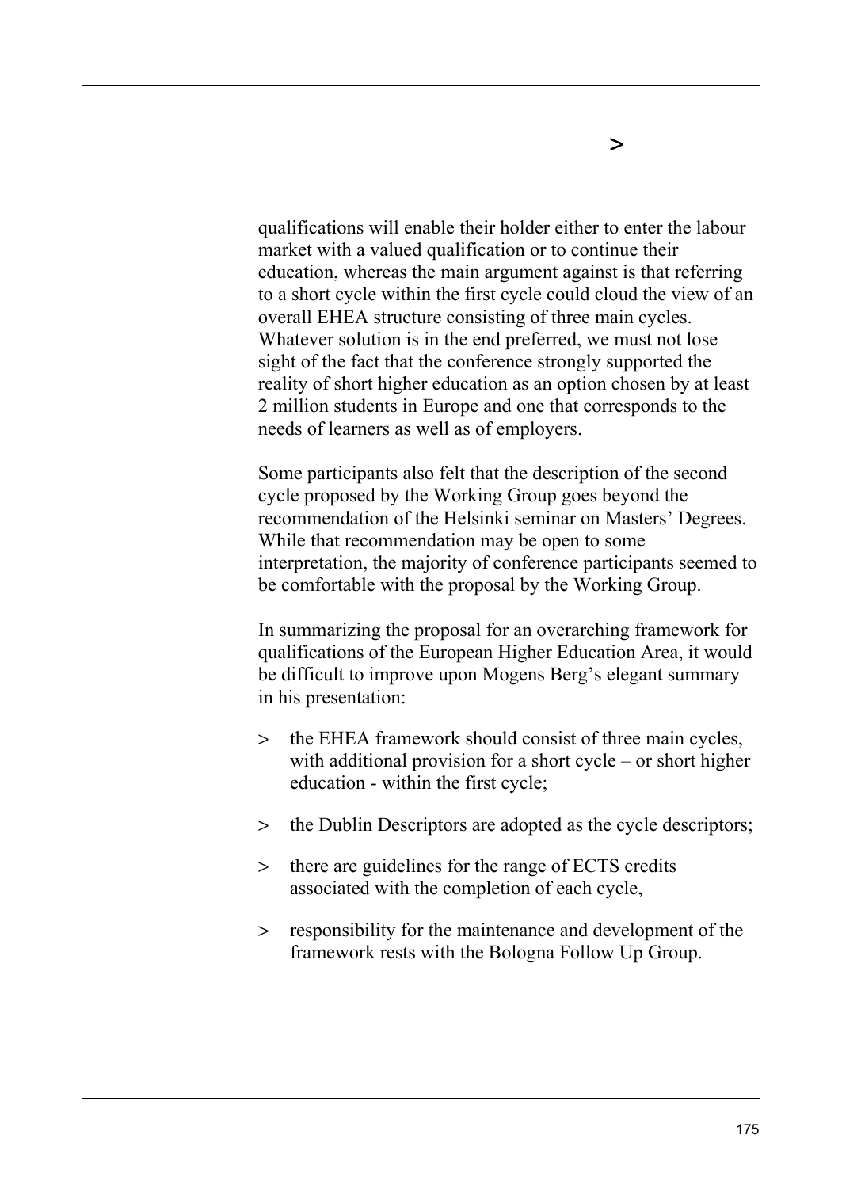qualifications will enable their holder either to enter the labour market with a valued qualification or to continue their education, whereas the main argument against is that referring to a short cycle within the first cycle could cloud the view of an overall EHEA structure consisting of three main cycles. Whatever solution is in the end preferred, we must not lose sight of the fact that the conference strongly supported the reality of short higher education as an option chosen by at least 2 million students in Europe and one that corresponds to the needs of learners as well as of employers.

Some participants also felt that the description of the second cycle proposed by the Working Group goes beyond the recommendation of the Helsinki seminar on Masters' Degrees. While that recommendation may be open to some interpretation, the majority of conference participants seemed to be comfortable with the proposal by the Working Group.

In summarizing the proposal for an overarching framework for qualifications of the European Higher Education Area, it would be difficult to improve upon Mogens Berg's elegant summary in his presentation:

> the EHEA framework should consist of three main cycles, with additional provision for a short cycle – or short higher education - within the first cycle;

> the Dublin Descriptors are adopted as the cycle descriptors;

> there are guidelines for the range of ECTS credits associated with the completion of each cycle,

> responsibility for the maintenance and development of the framework rests with the Bologna Follow Up Group.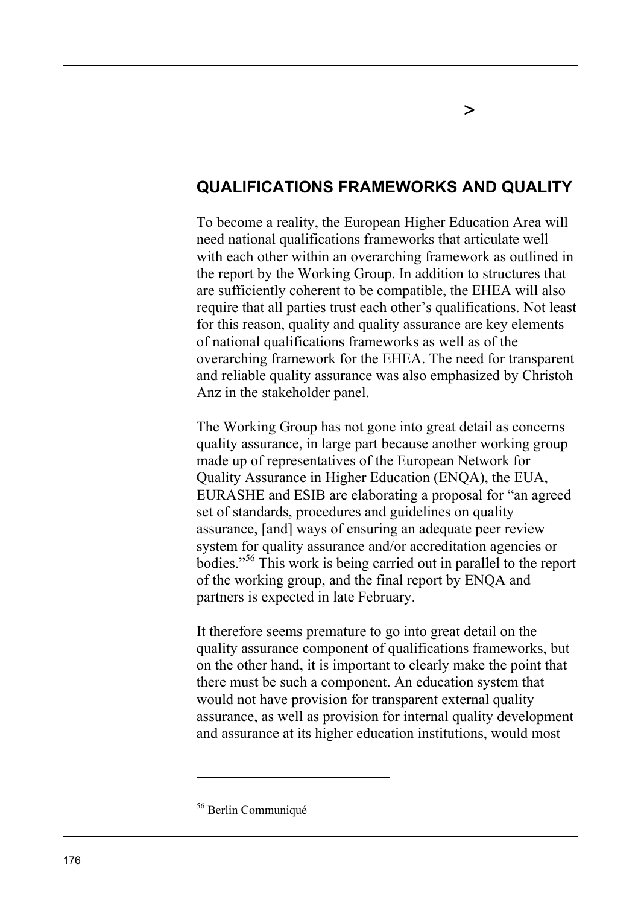## QUALIFICATIONS FRAMEWORKS AND QUALITY

To become a reality, the European Higher Education Area will need national qualifications frameworks that articulate well with each other within an overarching framework as outlined in the report by the Working Group. In addition to structures that are sufficiently coherent to be compatible, the EHEA will also require that all parties trust each other's qualifications. Not least for this reason, quality and quality assurance are key elements of national qualifications frameworks as well as of the overarching framework for the EHEA. The need for transparent and reliable quality assurance was also emphasized by Christoh Anz in the stakeholder panel.

The Working Group has not gone into great detail as concerns quality assurance, in large part because another working group made up of representatives of the European Network for Quality Assurance in Higher Education (ENQA), the EUA, EURASHE and ESIB are elaborating a proposal for "an agreed set of standards, procedures and guidelines on quality assurance, [and] ways of ensuring an adequate peer review system for quality assurance and/or accreditation agencies or bodies."[56] This work is being carried out in parallel to the report of the working group, and the final report by ENQA and partners is expected in late February.

It therefore seems premature to go into great detail on the quality assurance component of qualifications frameworks, but on the other hand, it is important to clearly make the point that there must be such a component. An education system that would not have provision for transparent external quality assurance, as well as provision for internal quality development and assurance at its higher education institutions, would most

[56] Berlin Communiqué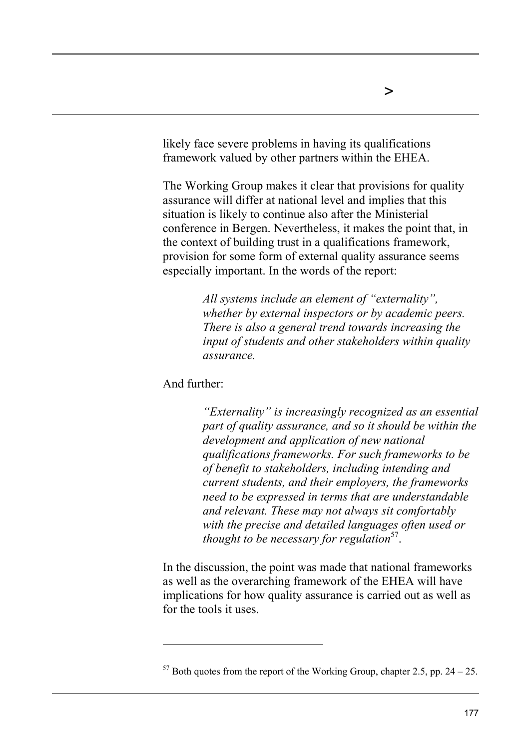likely face severe problems in having its qualifications framework valued by other partners within the EHEA.

The Working Group makes it clear that provisions for quality assurance will differ at national level and implies that this situation is likely to continue also after the Ministerial conference in Bergen. Nevertheless, it makes the point that, in the context of building trust in a qualifications framework, provision for some form of external quality assurance seems especially important. In the words of the report:

> *All systems include an element of "externality", whether by external inspectors or by academic peers. There is also a general trend towards increasing the input of students and other stakeholders within quality assurance.*

And further:

> *"Externality" is increasingly recognized as an essential part of quality assurance, and so it should be within the development and application of new national qualifications frameworks. For such frameworks to be of benefit to stakeholders, including intending and current students, and their employers, the frameworks need to be expressed in terms that are understandable and relevant. These may not always sit comfortably with the precise and detailed languages often used or thought to be necessary for regulation*[57].

In the discussion, the point was made that national frameworks as well as the overarching framework of the EHEA will have implications for how quality assurance is carried out as well as for the tools it uses.

---

[57] Both quotes from the report of the Working Group, chapter 2.5, pp. 24 – 25.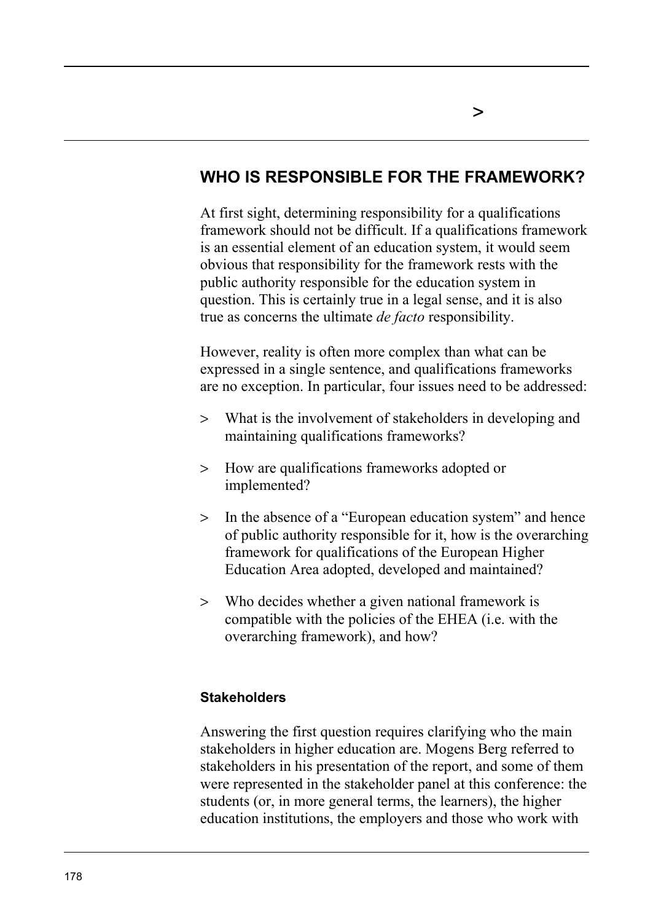## WHO IS RESPONSIBLE FOR THE FRAMEWORK?

At first sight, determining responsibility for a qualifications framework should not be difficult. If a qualifications framework is an essential element of an education system, it would seem obvious that responsibility for the framework rests with the public authority responsible for the education system in question. This is certainly true in a legal sense, and it is also true as concerns the ultimate *de facto* responsibility.

However, reality is often more complex than what can be expressed in a single sentence, and qualifications frameworks are no exception. In particular, four issues need to be addressed:

> What is the involvement of stakeholders in developing and maintaining qualifications frameworks?

> How are qualifications frameworks adopted or implemented?

> In the absence of a "European education system" and hence of public authority responsible for it, how is the overarching framework for qualifications of the European Higher Education Area adopted, developed and maintained?

> Who decides whether a given national framework is compatible with the policies of the EHEA (i.e. with the overarching framework), and how?

### Stakeholders

Answering the first question requires clarifying who the main stakeholders in higher education are. Mogens Berg referred to stakeholders in his presentation of the report, and some of them were represented in the stakeholder panel at this conference: the students (or, in more general terms, the learners), the higher education institutions, the employers and those who work with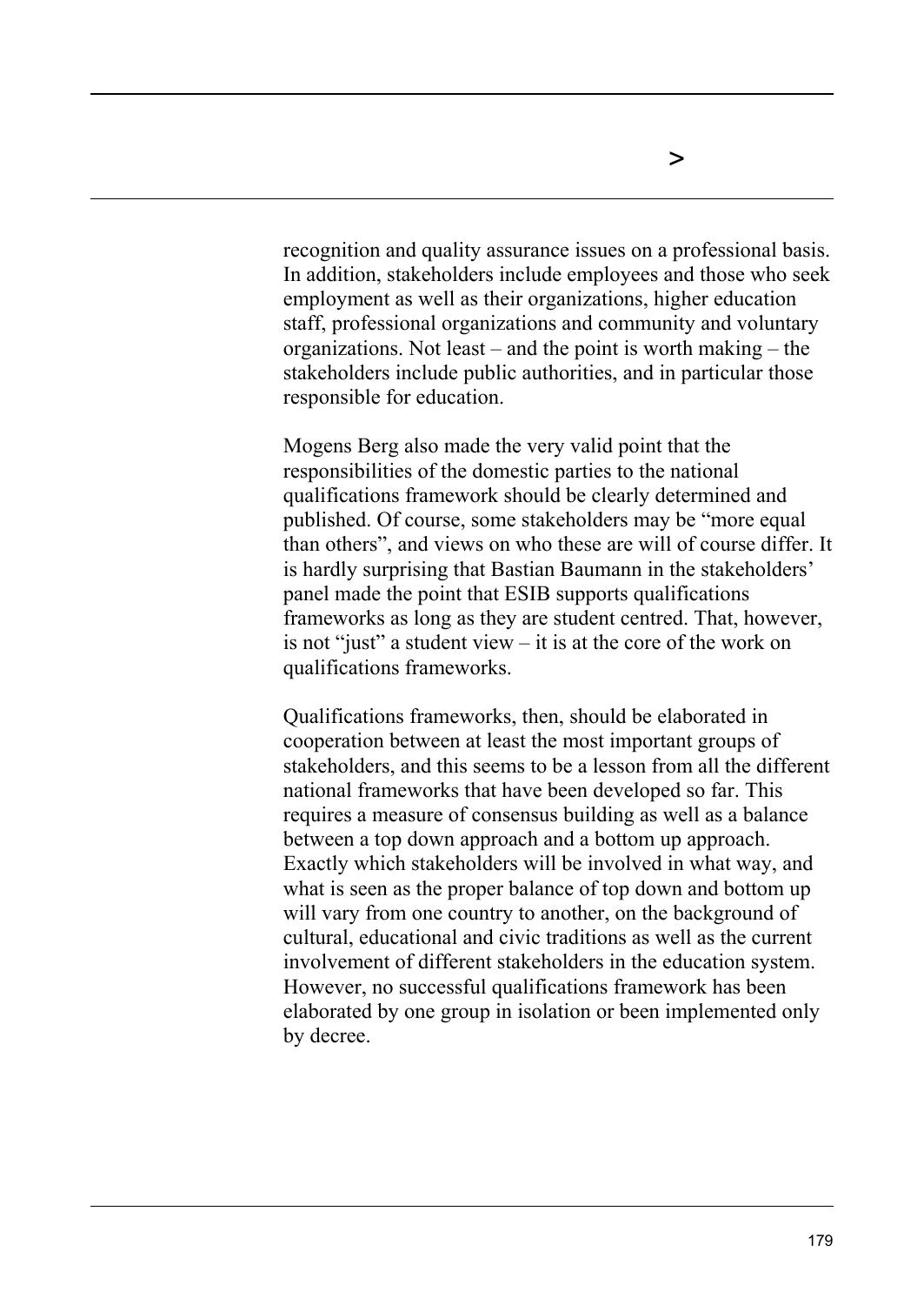recognition and quality assurance issues on a professional basis. In addition, stakeholders include employees and those who seek employment as well as their organizations, higher education staff, professional organizations and community and voluntary organizations. Not least – and the point is worth making – the stakeholders include public authorities, and in particular those responsible for education.

Mogens Berg also made the very valid point that the responsibilities of the domestic parties to the national qualifications framework should be clearly determined and published. Of course, some stakeholders may be "more equal than others", and views on who these are will of course differ. It is hardly surprising that Bastian Baumann in the stakeholders' panel made the point that ESIB supports qualifications frameworks as long as they are student centred. That, however, is not "just" a student view – it is at the core of the work on qualifications frameworks.

Qualifications frameworks, then, should be elaborated in cooperation between at least the most important groups of stakeholders, and this seems to be a lesson from all the different national frameworks that have been developed so far. This requires a measure of consensus building as well as a balance between a top down approach and a bottom up approach. Exactly which stakeholders will be involved in what way, and what is seen as the proper balance of top down and bottom up will vary from one country to another, on the background of cultural, educational and civic traditions as well as the current involvement of different stakeholders in the education system. However, no successful qualifications framework has been elaborated by one group in isolation or been implemented only by decree.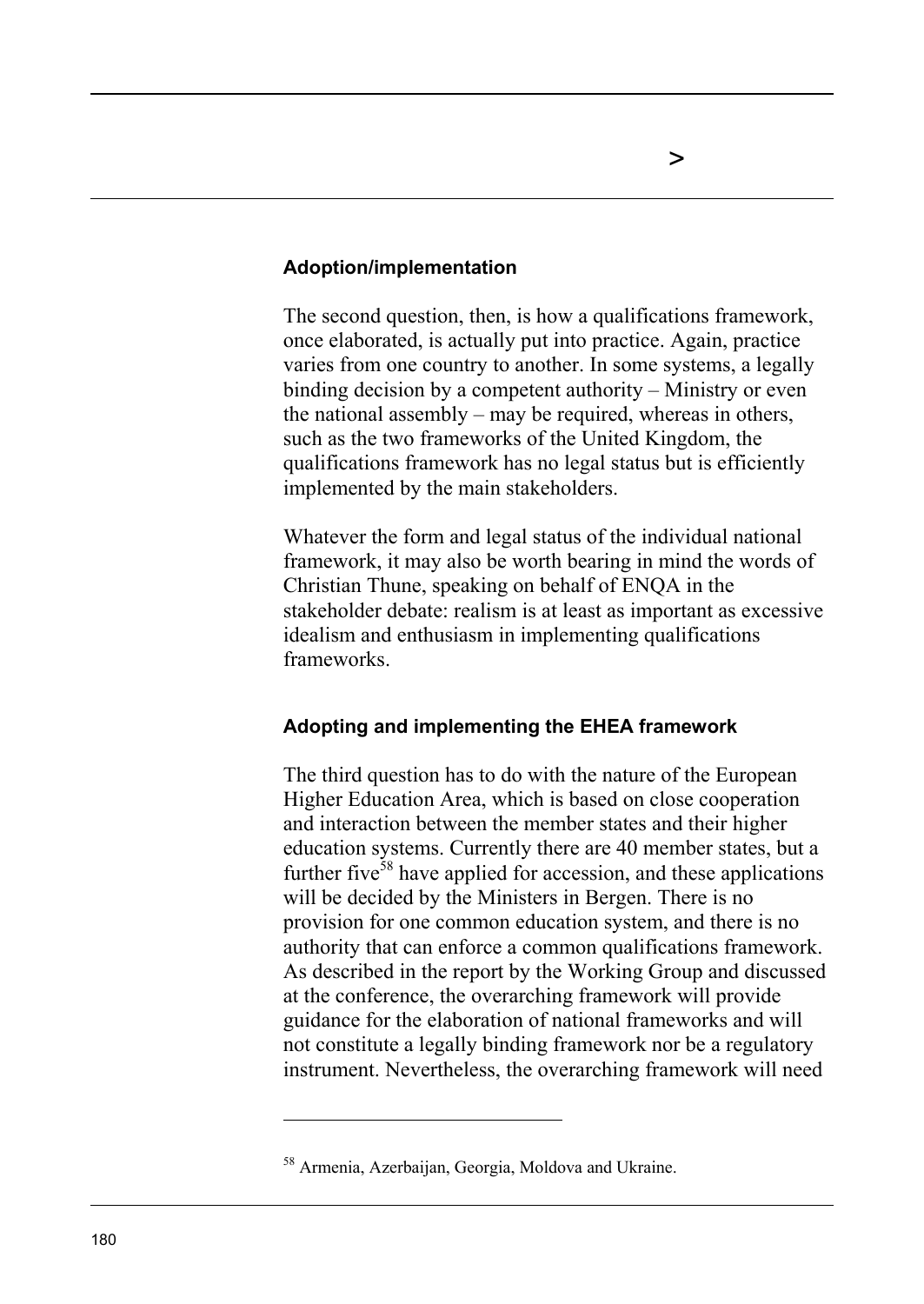### Adoption/implementation

The second question, then, is how a qualifications framework, once elaborated, is actually put into practice. Again, practice varies from one country to another. In some systems, a legally binding decision by a competent authority – Ministry or even the national assembly – may be required, whereas in others, such as the two frameworks of the United Kingdom, the qualifications framework has no legal status but is efficiently implemented by the main stakeholders.

Whatever the form and legal status of the individual national framework, it may also be worth bearing in mind the words of Christian Thune, speaking on behalf of ENQA in the stakeholder debate: realism is at least as important as excessive idealism and enthusiasm in implementing qualifications frameworks.

### Adopting and implementing the EHEA framework

The third question has to do with the nature of the European Higher Education Area, which is based on close cooperation and interaction between the member states and their higher education systems. Currently there are 40 member states, but a further five[58] have applied for accession, and these applications will be decided by the Ministers in Bergen. There is no provision for one common education system, and there is no authority that can enforce a common qualifications framework. As described in the report by the Working Group and discussed at the conference, the overarching framework will provide guidance for the elaboration of national frameworks and will not constitute a legally binding framework nor be a regulatory instrument. Nevertheless, the overarching framework will need

[58] Armenia, Azerbaijan, Georgia, Moldova and Ukraine.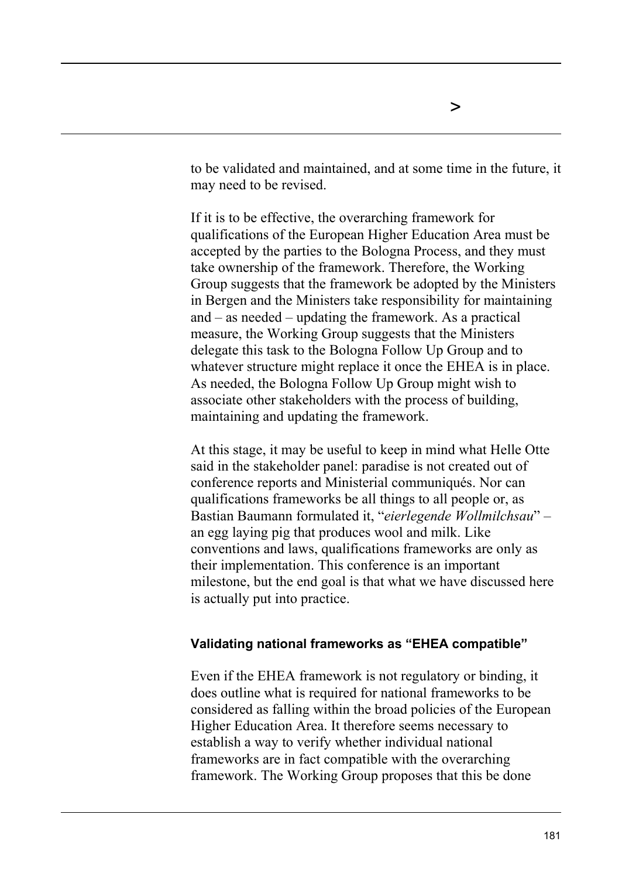to be validated and maintained, and at some time in the future, it may need to be revised.

If it is to be effective, the overarching framework for qualifications of the European Higher Education Area must be accepted by the parties to the Bologna Process, and they must take ownership of the framework. Therefore, the Working Group suggests that the framework be adopted by the Ministers in Bergen and the Ministers take responsibility for maintaining and – as needed – updating the framework. As a practical measure, the Working Group suggests that the Ministers delegate this task to the Bologna Follow Up Group and to whatever structure might replace it once the EHEA is in place. As needed, the Bologna Follow Up Group might wish to associate other stakeholders with the process of building, maintaining and updating the framework.

At this stage, it may be useful to keep in mind what Helle Otte said in the stakeholder panel: paradise is not created out of conference reports and Ministerial communiqués. Nor can qualifications frameworks be all things to all people or, as Bastian Baumann formulated it, "*eierlegende Wollmilchsau*" – an egg laying pig that produces wool and milk. Like conventions and laws, qualifications frameworks are only as their implementation. This conference is an important milestone, but the end goal is that what we have discussed here is actually put into practice.

#### Validating national frameworks as "EHEA compatible"

Even if the EHEA framework is not regulatory or binding, it does outline what is required for national frameworks to be considered as falling within the broad policies of the European Higher Education Area. It therefore seems necessary to establish a way to verify whether individual national frameworks are in fact compatible with the overarching framework. The Working Group proposes that this be done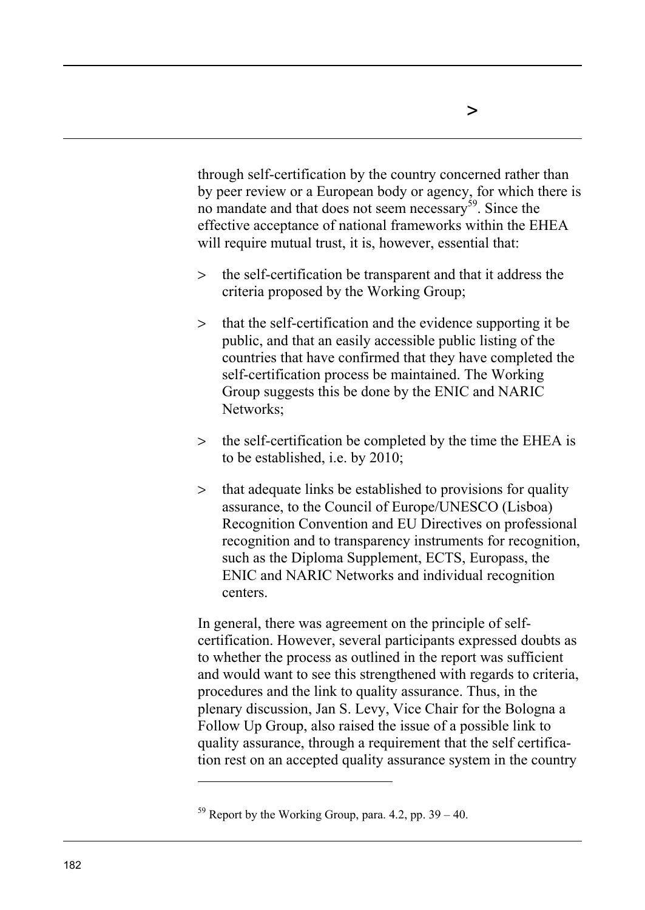through self-certification by the country concerned rather than by peer review or a European body or agency, for which there is no mandate and that does not seem necessary[59]. Since the effective acceptance of national frameworks within the EHEA will require mutual trust, it is, however, essential that:

> the self-certification be transparent and that it address the criteria proposed by the Working Group;

> that the self-certification and the evidence supporting it be public, and that an easily accessible public listing of the countries that have confirmed that they have completed the self-certification process be maintained. The Working Group suggests this be done by the ENIC and NARIC Networks;

> the self-certification be completed by the time the EHEA is to be established, i.e. by 2010;

> that adequate links be established to provisions for quality assurance, to the Council of Europe/UNESCO (Lisboa) Recognition Convention and EU Directives on professional recognition and to transparency instruments for recognition, such as the Diploma Supplement, ECTS, Europass, the ENIC and NARIC Networks and individual recognition centers.

In general, there was agreement on the principle of self-certification. However, several participants expressed doubts as to whether the process as outlined in the report was sufficient and would want to see this strengthened with regards to criteria, procedures and the link to quality assurance. Thus, in the plenary discussion, Jan S. Levy, Vice Chair for the Bologna a Follow Up Group, also raised the issue of a possible link to quality assurance, through a requirement that the self certification rest on an accepted quality assurance system in the country

---

[59] Report by the Working Group, para. 4.2, pp. 39 – 40.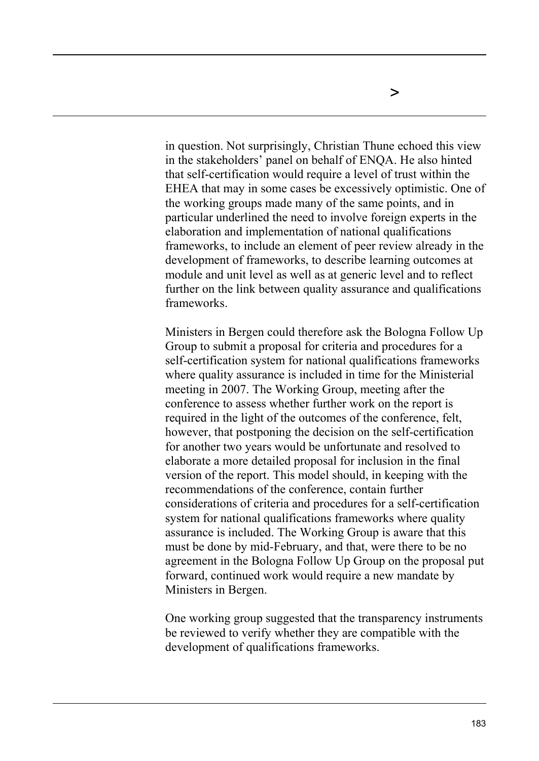in question. Not surprisingly, Christian Thune echoed this view in the stakeholders' panel on behalf of ENQA. He also hinted that self-certification would require a level of trust within the EHEA that may in some cases be excessively optimistic. One of the working groups made many of the same points, and in particular underlined the need to involve foreign experts in the elaboration and implementation of national qualifications frameworks, to include an element of peer review already in the development of frameworks, to describe learning outcomes at module and unit level as well as at generic level and to reflect further on the link between quality assurance and qualifications frameworks.

Ministers in Bergen could therefore ask the Bologna Follow Up Group to submit a proposal for criteria and procedures for a self-certification system for national qualifications frameworks where quality assurance is included in time for the Ministerial meeting in 2007. The Working Group, meeting after the conference to assess whether further work on the report is required in the light of the outcomes of the conference, felt, however, that postponing the decision on the self-certification for another two years would be unfortunate and resolved to elaborate a more detailed proposal for inclusion in the final version of the report. This model should, in keeping with the recommendations of the conference, contain further considerations of criteria and procedures for a self-certification system for national qualifications frameworks where quality assurance is included. The Working Group is aware that this must be done by mid-February, and that, were there to be no agreement in the Bologna Follow Up Group on the proposal put forward, continued work would require a new mandate by Ministers in Bergen.

One working group suggested that the transparency instruments be reviewed to verify whether they are compatible with the development of qualifications frameworks.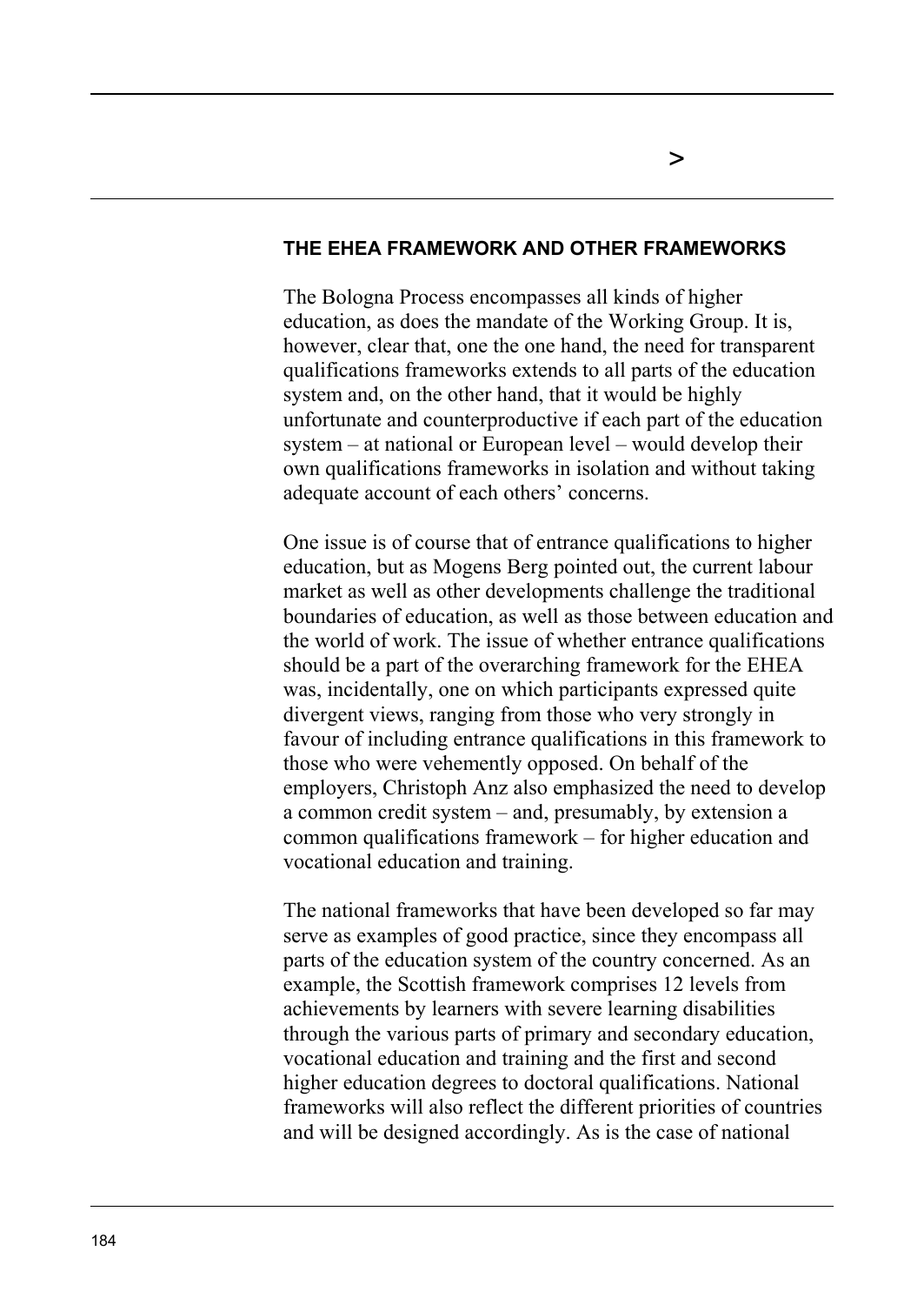## THE EHEA FRAMEWORK AND OTHER FRAMEWORKS

The Bologna Process encompasses all kinds of higher education, as does the mandate of the Working Group. It is, however, clear that, one the one hand, the need for transparent qualifications frameworks extends to all parts of the education system and, on the other hand, that it would be highly unfortunate and counterproductive if each part of the education system – at national or European level – would develop their own qualifications frameworks in isolation and without taking adequate account of each others' concerns.

One issue is of course that of entrance qualifications to higher education, but as Mogens Berg pointed out, the current labour market as well as other developments challenge the traditional boundaries of education, as well as those between education and the world of work. The issue of whether entrance qualifications should be a part of the overarching framework for the EHEA was, incidentally, one on which participants expressed quite divergent views, ranging from those who very strongly in favour of including entrance qualifications in this framework to those who were vehemently opposed. On behalf of the employers, Christoph Anz also emphasized the need to develop a common credit system – and, presumably, by extension a common qualifications framework – for higher education and vocational education and training.

The national frameworks that have been developed so far may serve as examples of good practice, since they encompass all parts of the education system of the country concerned. As an example, the Scottish framework comprises 12 levels from achievements by learners with severe learning disabilities through the various parts of primary and secondary education, vocational education and training and the first and second higher education degrees to doctoral qualifications. National frameworks will also reflect the different priorities of countries and will be designed accordingly. As is the case of national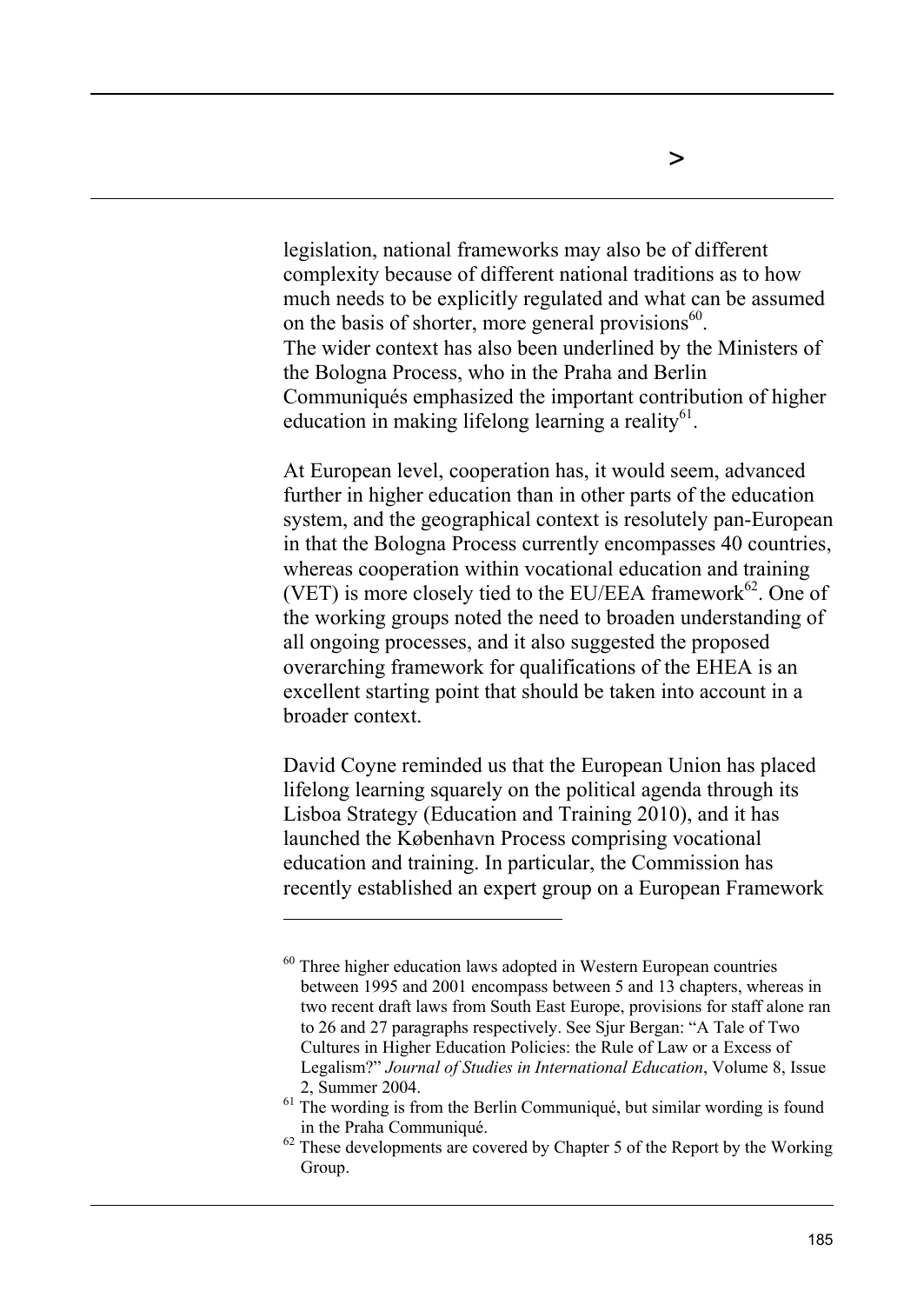legislation, national frameworks may also be of different complexity because of different national traditions as to how much needs to be explicitly regulated and what can be assumed on the basis of shorter, more general provisions[60].
The wider context has also been underlined by the Ministers of the Bologna Process, who in the Praha and Berlin Communiqués emphasized the important contribution of higher education in making lifelong learning a reality[61].

At European level, cooperation has, it would seem, advanced further in higher education than in other parts of the education system, and the geographical context is resolutely pan-European in that the Bologna Process currently encompasses 40 countries, whereas cooperation within vocational education and training (VET) is more closely tied to the EU/EEA framework[62]. One of the working groups noted the need to broaden understanding of all ongoing processes, and it also suggested the proposed overarching framework for qualifications of the EHEA is an excellent starting point that should be taken into account in a broader context.

David Coyne reminded us that the European Union has placed lifelong learning squarely on the political agenda through its Lisboa Strategy (Education and Training 2010), and it has launched the København Process comprising vocational education and training. In particular, the Commission has recently established an expert group on a European Framework

---

[60] Three higher education laws adopted in Western European countries between 1995 and 2001 encompass between 5 and 13 chapters, whereas in two recent draft laws from South East Europe, provisions for staff alone ran to 26 and 27 paragraphs respectively. See Sjur Bergan: "A Tale of Two Cultures in Higher Education Policies: the Rule of Law or a Excess of Legalism?" *Journal of Studies in International Education*, Volume 8, Issue 2, Summer 2004.

[61] The wording is from the Berlin Communiqué, but similar wording is found in the Praha Communiqué.

[62] These developments are covered by Chapter 5 of the Report by the Working Group.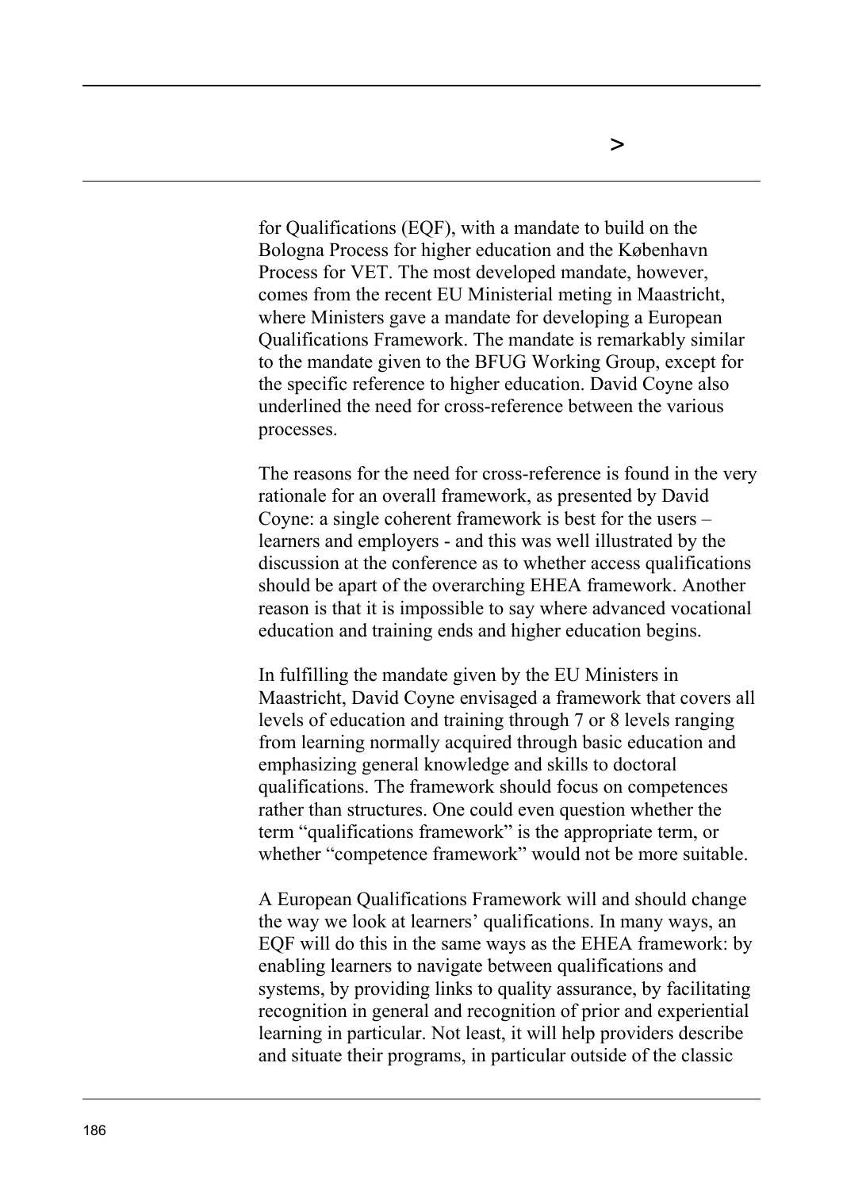for Qualifications (EQF), with a mandate to build on the Bologna Process for higher education and the København Process for VET. The most developed mandate, however, comes from the recent EU Ministerial meting in Maastricht, where Ministers gave a mandate for developing a European Qualifications Framework. The mandate is remarkably similar to the mandate given to the BFUG Working Group, except for the specific reference to higher education. David Coyne also underlined the need for cross-reference between the various processes.

The reasons for the need for cross-reference is found in the very rationale for an overall framework, as presented by David Coyne: a single coherent framework is best for the users – learners and employers - and this was well illustrated by the discussion at the conference as to whether access qualifications should be apart of the overarching EHEA framework. Another reason is that it is impossible to say where advanced vocational education and training ends and higher education begins.

In fulfilling the mandate given by the EU Ministers in Maastricht, David Coyne envisaged a framework that covers all levels of education and training through 7 or 8 levels ranging from learning normally acquired through basic education and emphasizing general knowledge and skills to doctoral qualifications. The framework should focus on competences rather than structures. One could even question whether the term "qualifications framework" is the appropriate term, or whether "competence framework" would not be more suitable.

A European Qualifications Framework will and should change the way we look at learners' qualifications. In many ways, an EQF will do this in the same ways as the EHEA framework: by enabling learners to navigate between qualifications and systems, by providing links to quality assurance, by facilitating recognition in general and recognition of prior and experiential learning in particular. Not least, it will help providers describe and situate their programs, in particular outside of the classic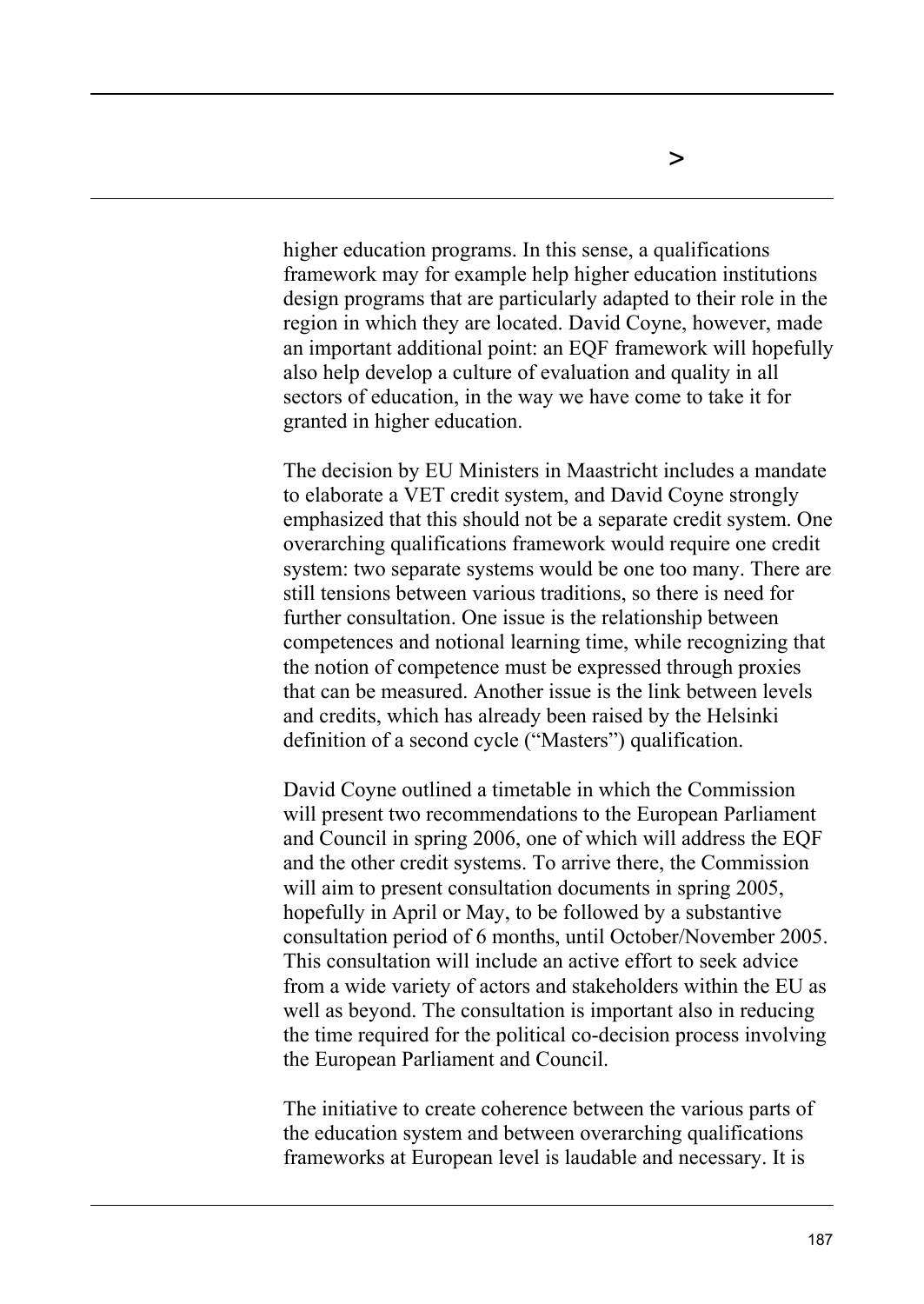higher education programs. In this sense, a qualifications framework may for example help higher education institutions design programs that are particularly adapted to their role in the region in which they are located. David Coyne, however, made an important additional point: an EQF framework will hopefully also help develop a culture of evaluation and quality in all sectors of education, in the way we have come to take it for granted in higher education.

The decision by EU Ministers in Maastricht includes a mandate to elaborate a VET credit system, and David Coyne strongly emphasized that this should not be a separate credit system. One overarching qualifications framework would require one credit system: two separate systems would be one too many. There are still tensions between various traditions, so there is need for further consultation. One issue is the relationship between competences and notional learning time, while recognizing that the notion of competence must be expressed through proxies that can be measured. Another issue is the link between levels and credits, which has already been raised by the Helsinki definition of a second cycle ("Masters") qualification.

David Coyne outlined a timetable in which the Commission will present two recommendations to the European Parliament and Council in spring 2006, one of which will address the EQF and the other credit systems. To arrive there, the Commission will aim to present consultation documents in spring 2005, hopefully in April or May, to be followed by a substantive consultation period of 6 months, until October/November 2005. This consultation will include an active effort to seek advice from a wide variety of actors and stakeholders within the EU as well as beyond. The consultation is important also in reducing the time required for the political co-decision process involving the European Parliament and Council.

The initiative to create coherence between the various parts of the education system and between overarching qualifications frameworks at European level is laudable and necessary. It is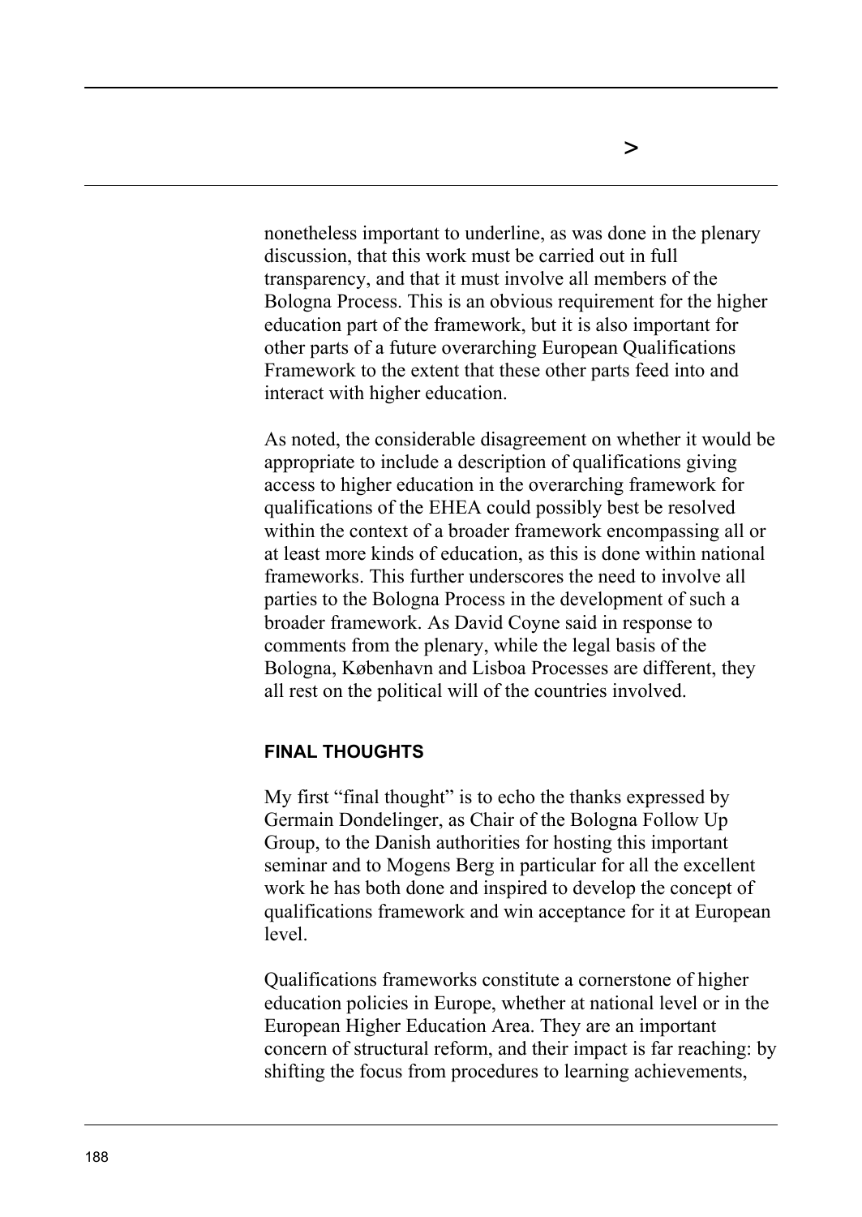nonetheless important to underline, as was done in the plenary discussion, that this work must be carried out in full transparency, and that it must involve all members of the Bologna Process. This is an obvious requirement for the higher education part of the framework, but it is also important for other parts of a future overarching European Qualifications Framework to the extent that these other parts feed into and interact with higher education.

As noted, the considerable disagreement on whether it would be appropriate to include a description of qualifications giving access to higher education in the overarching framework for qualifications of the EHEA could possibly best be resolved within the context of a broader framework encompassing all or at least more kinds of education, as this is done within national frameworks. This further underscores the need to involve all parties to the Bologna Process in the development of such a broader framework. As David Coyne said in response to comments from the plenary, while the legal basis of the Bologna, København and Lisboa Processes are different, they all rest on the political will of the countries involved.

## FINAL THOUGHTS

My first "final thought" is to echo the thanks expressed by Germain Dondelinger, as Chair of the Bologna Follow Up Group, to the Danish authorities for hosting this important seminar and to Mogens Berg in particular for all the excellent work he has both done and inspired to develop the concept of qualifications framework and win acceptance for it at European level.

Qualifications frameworks constitute a cornerstone of higher education policies in Europe, whether at national level or in the European Higher Education Area. They are an important concern of structural reform, and their impact is far reaching: by shifting the focus from procedures to learning achievements,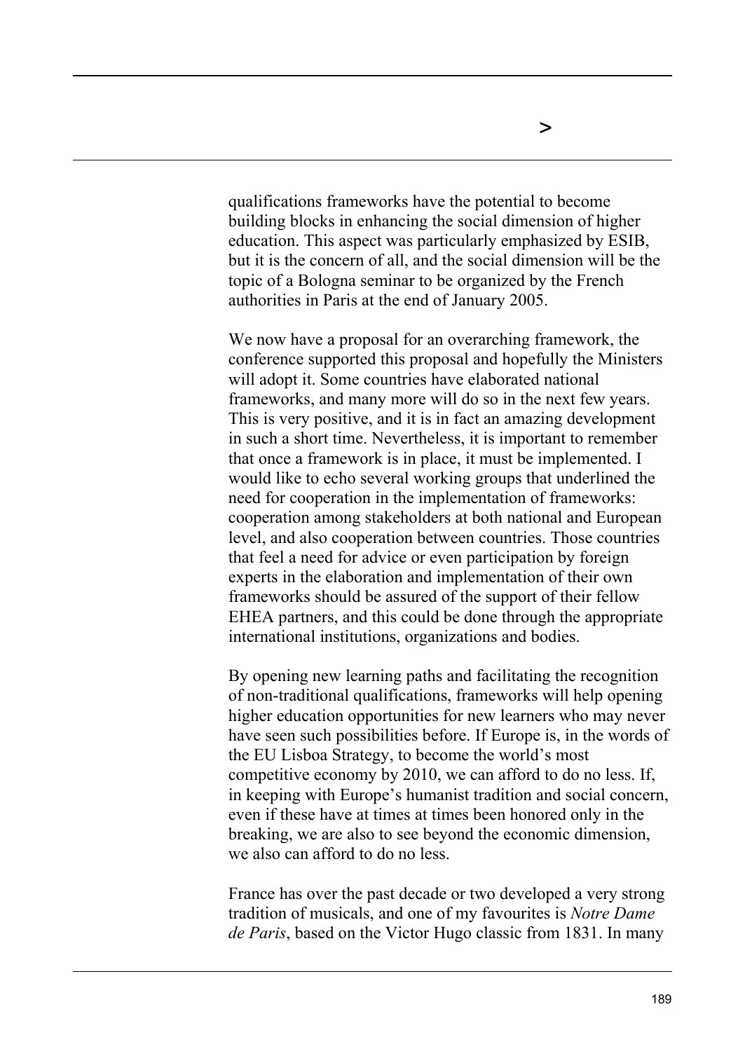qualifications frameworks have the potential to become building blocks in enhancing the social dimension of higher education. This aspect was particularly emphasized by ESIB, but it is the concern of all, and the social dimension will be the topic of a Bologna seminar to be organized by the French authorities in Paris at the end of January 2005.

We now have a proposal for an overarching framework, the conference supported this proposal and hopefully the Ministers will adopt it. Some countries have elaborated national frameworks, and many more will do so in the next few years. This is very positive, and it is in fact an amazing development in such a short time. Nevertheless, it is important to remember that once a framework is in place, it must be implemented. I would like to echo several working groups that underlined the need for cooperation in the implementation of frameworks: cooperation among stakeholders at both national and European level, and also cooperation between countries. Those countries that feel a need for advice or even participation by foreign experts in the elaboration and implementation of their own frameworks should be assured of the support of their fellow EHEA partners, and this could be done through the appropriate international institutions, organizations and bodies.

By opening new learning paths and facilitating the recognition of non-traditional qualifications, frameworks will help opening higher education opportunities for new learners who may never have seen such possibilities before. If Europe is, in the words of the EU Lisboa Strategy, to become the world's most competitive economy by 2010, we can afford to do no less. If, in keeping with Europe's humanist tradition and social concern, even if these have at times at times been honored only in the breaking, we are also to see beyond the economic dimension, we also can afford to do no less.

France has over the past decade or two developed a very strong tradition of musicals, and one of my favourites is *Notre Dame de Paris*, based on the Victor Hugo classic from 1831. In many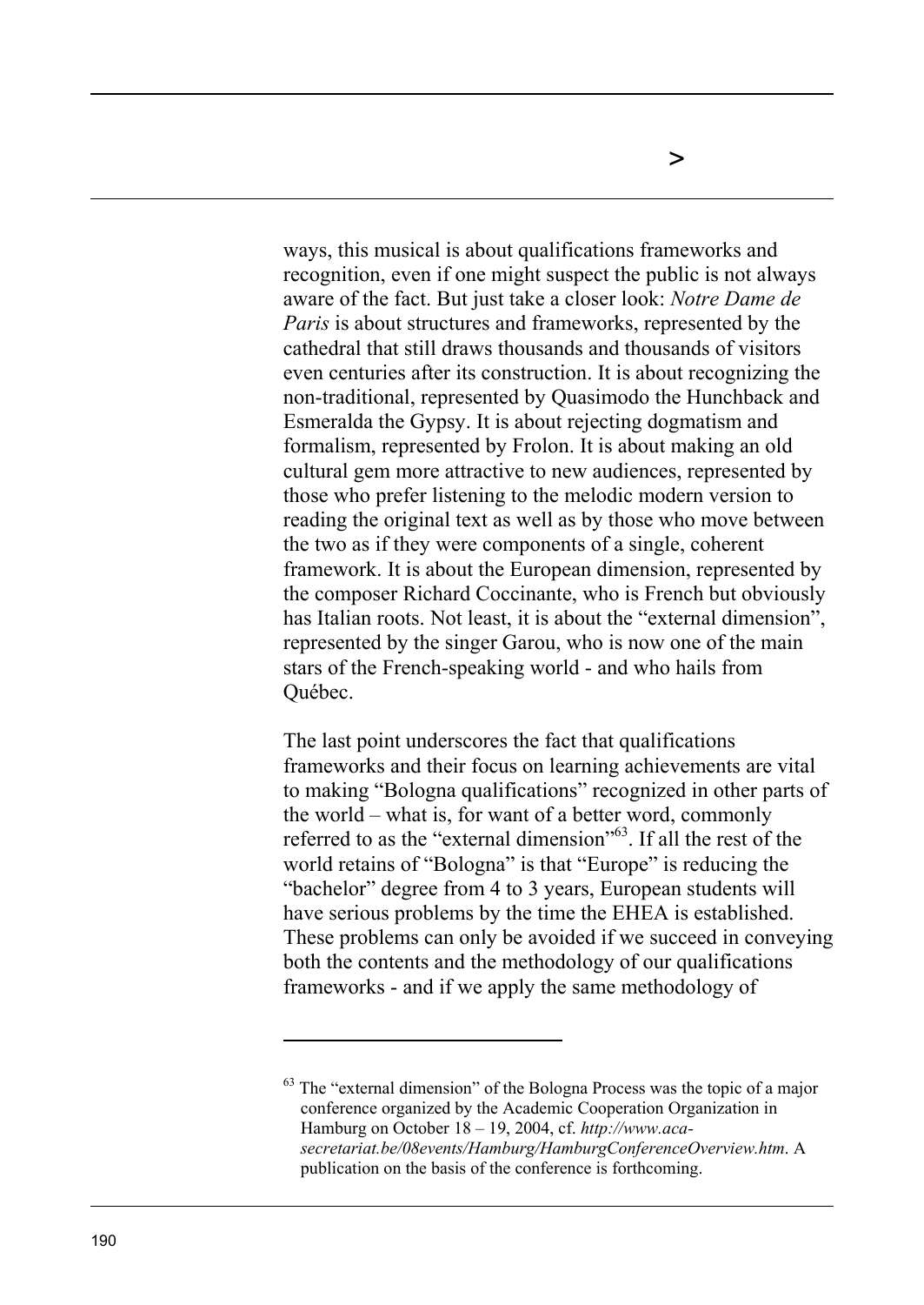ways, this musical is about qualifications frameworks and recognition, even if one might suspect the public is not always aware of the fact. But just take a closer look: *Notre Dame de Paris* is about structures and frameworks, represented by the cathedral that still draws thousands and thousands of visitors even centuries after its construction. It is about recognizing the non-traditional, represented by Quasimodo the Hunchback and Esmeralda the Gypsy. It is about rejecting dogmatism and formalism, represented by Frolon. It is about making an old cultural gem more attractive to new audiences, represented by those who prefer listening to the melodic modern version to reading the original text as well as by those who move between the two as if they were components of a single, coherent framework. It is about the European dimension, represented by the composer Richard Coccinante, who is French but obviously has Italian roots. Not least, it is about the "external dimension", represented by the singer Garou, who is now one of the main stars of the French-speaking world - and who hails from Québec.

The last point underscores the fact that qualifications frameworks and their focus on learning achievements are vital to making "Bologna qualifications" recognized in other parts of the world – what is, for want of a better word, commonly referred to as the "external dimension"[63]. If all the rest of the world retains of "Bologna" is that "Europe" is reducing the "bachelor" degree from 4 to 3 years, European students will have serious problems by the time the EHEA is established. These problems can only be avoided if we succeed in conveying both the contents and the methodology of our qualifications frameworks - and if we apply the same methodology of

---

[63] The "external dimension" of the Bologna Process was the topic of a major conference organized by the Academic Cooperation Organization in Hamburg on October 18 – 19, 2004, cf. *http://www.aca-secretariat.be/08events/Hamburg/HamburgConferenceOverview.htm*. A publication on the basis of the conference is forthcoming.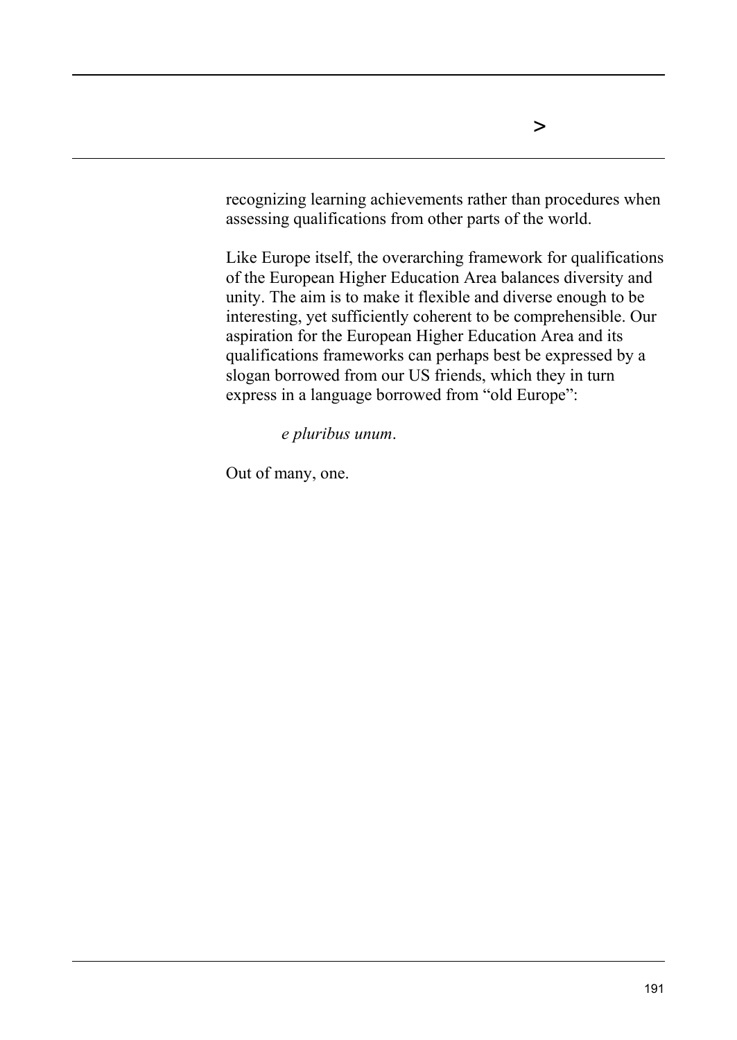recognizing learning achievements rather than procedures when assessing qualifications from other parts of the world.

Like Europe itself, the overarching framework for qualifications of the European Higher Education Area balances diversity and unity. The aim is to make it flexible and diverse enough to be interesting, yet sufficiently coherent to be comprehensible. Our aspiration for the European Higher Education Area and its qualifications frameworks can perhaps best be expressed by a slogan borrowed from our US friends, which they in turn express in a language borrowed from "old Europe":

> *e pluribus unum*.

Out of many, one.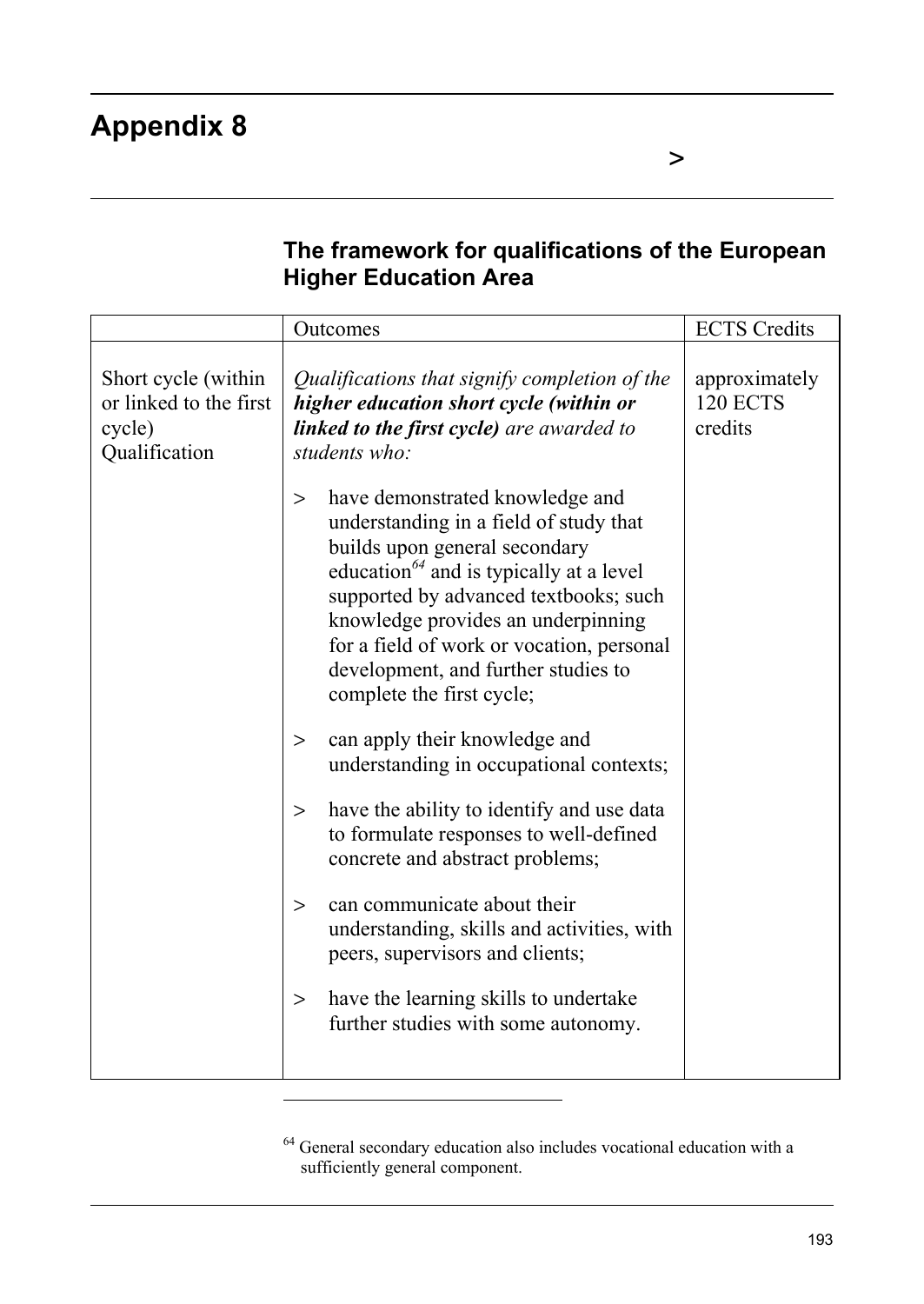# Appendix 8

## The framework for qualifications of the European Higher Education Area

| | Outcomes | ECTS Credits |
|---|---|---|
| Short cycle (within or linked to the first cycle) Qualification | *Qualifications that signify completion of the* ***higher education short cycle (within or linked to the first cycle)*** *are awarded to students who:*<br><br>> have demonstrated knowledge and understanding in a field of study that builds upon general secondary education[64] and is typically at a level supported by advanced textbooks; such knowledge provides an underpinning for a field of work or vocation, personal development, and further studies to complete the first cycle;<br><br>> can apply their knowledge and understanding in occupational contexts;<br><br>> have the ability to identify and use data to formulate responses to well-defined concrete and abstract problems;<br><br>> can communicate about their understanding, skills and activities, with peers, supervisors and clients;<br><br>> have the learning skills to undertake further studies with some autonomy. | approximately 120 ECTS credits |

[64] General secondary education also includes vocational education with a sufficiently general component.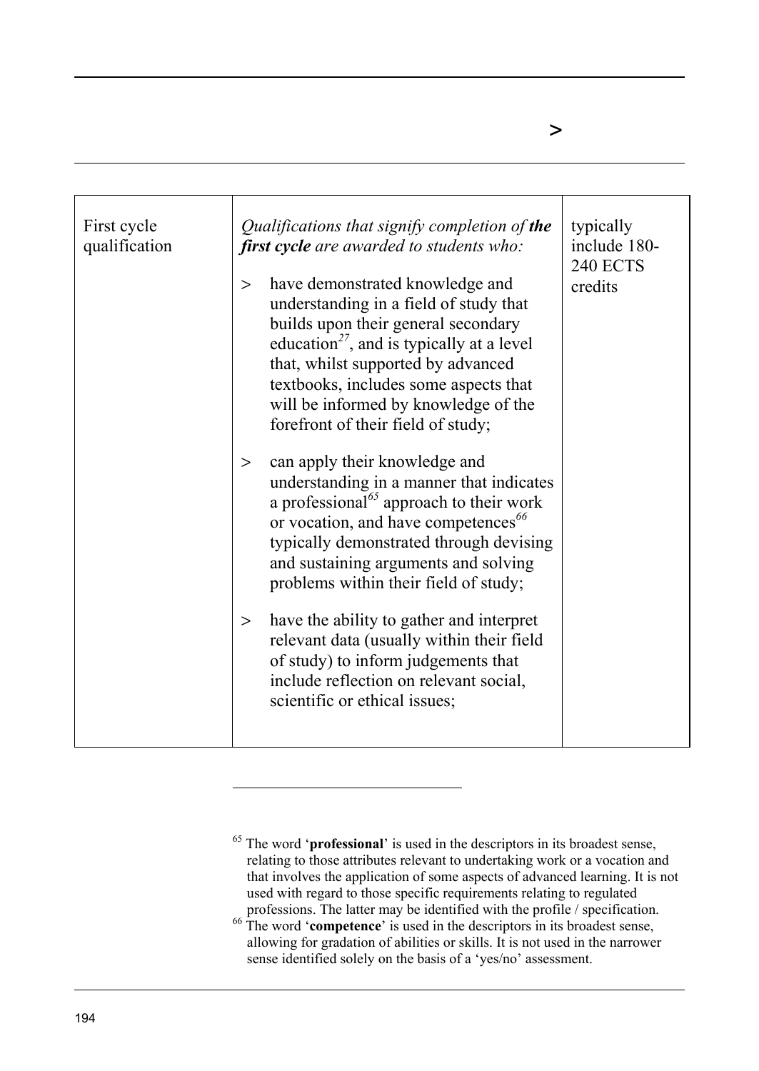| First cycle qualification | *Qualifications that signify completion of* ***the first cycle*** *are awarded to students who:*<br><br>> have demonstrated knowledge and understanding in a field of study that builds upon their general secondary education[27], and is typically at a level that, whilst supported by advanced textbooks, includes some aspects that will be informed by knowledge of the forefront of their field of study;<br><br>> can apply their knowledge and understanding in a manner that indicates a professional[65] approach to their work or vocation, and have competences[66] typically demonstrated through devising and sustaining arguments and solving problems within their field of study;<br><br>> have the ability to gather and interpret relevant data (usually within their field of study) to inform judgements that include reflection on relevant social, scientific or ethical issues; | typically include 180-240 ECTS credits |
|---|---|---|

[65] The word '**professional**' is used in the descriptors in its broadest sense, relating to those attributes relevant to undertaking work or a vocation and that involves the application of some aspects of advanced learning. It is not used with regard to those specific requirements relating to regulated professions. The latter may be identified with the profile / specification.

[66] The word '**competence**' is used in the descriptors in its broadest sense, allowing for gradation of abilities or skills. It is not used in the narrower sense identified solely on the basis of a 'yes/no' assessment.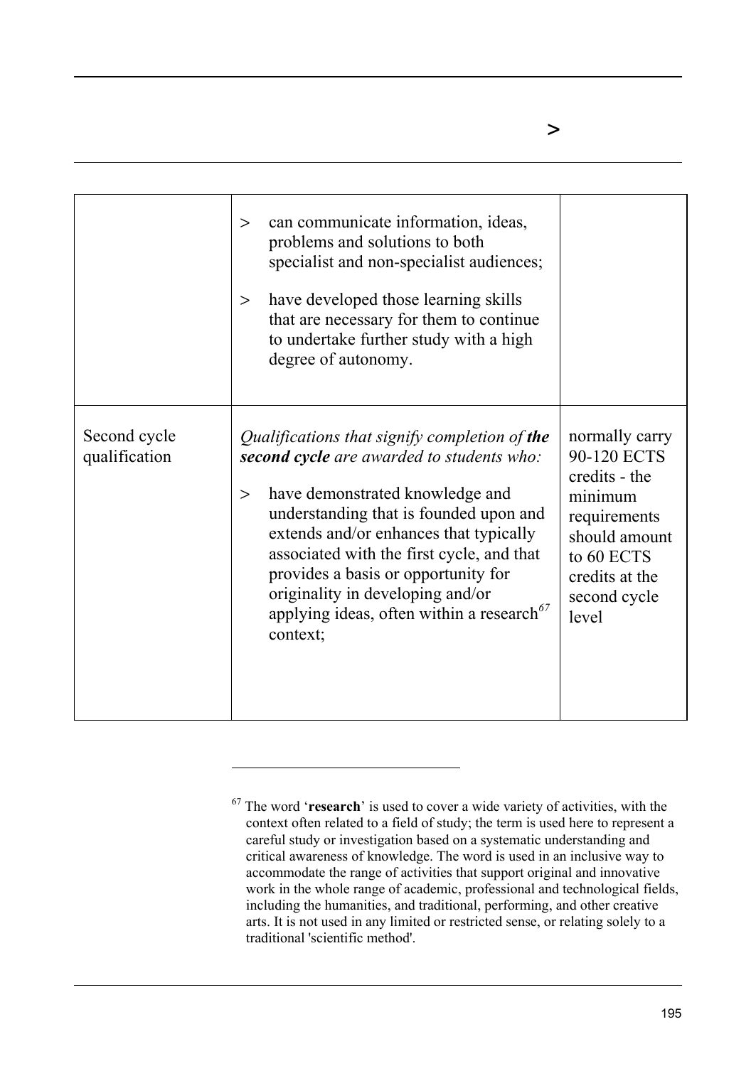| | | |
|---|---|---|
| | > can communicate information, ideas, problems and solutions to both specialist and non-specialist audiences;<br><br>> have developed those learning skills that are necessary for them to continue to undertake further study with a high degree of autonomy. | |
| Second cycle qualification | *Qualifications that signify completion of* ***the second cycle*** *are awarded to students who:*<br><br>> have demonstrated knowledge and understanding that is founded upon and extends and/or enhances that typically associated with the first cycle, and that provides a basis or opportunity for originality in developing and/or applying ideas, often within a research[67] context; | normally carry 90-120 ECTS credits - the minimum requirements should amount to 60 ECTS credits at the second cycle level |

[67] The word '**research**' is used to cover a wide variety of activities, with the context often related to a field of study; the term is used here to represent a careful study or investigation based on a systematic understanding and critical awareness of knowledge. The word is used in an inclusive way to accommodate the range of activities that support original and innovative work in the whole range of academic, professional and technological fields, including the humanities, and traditional, performing, and other creative arts. It is not used in any limited or restricted sense, or relating solely to a traditional 'scientific method'.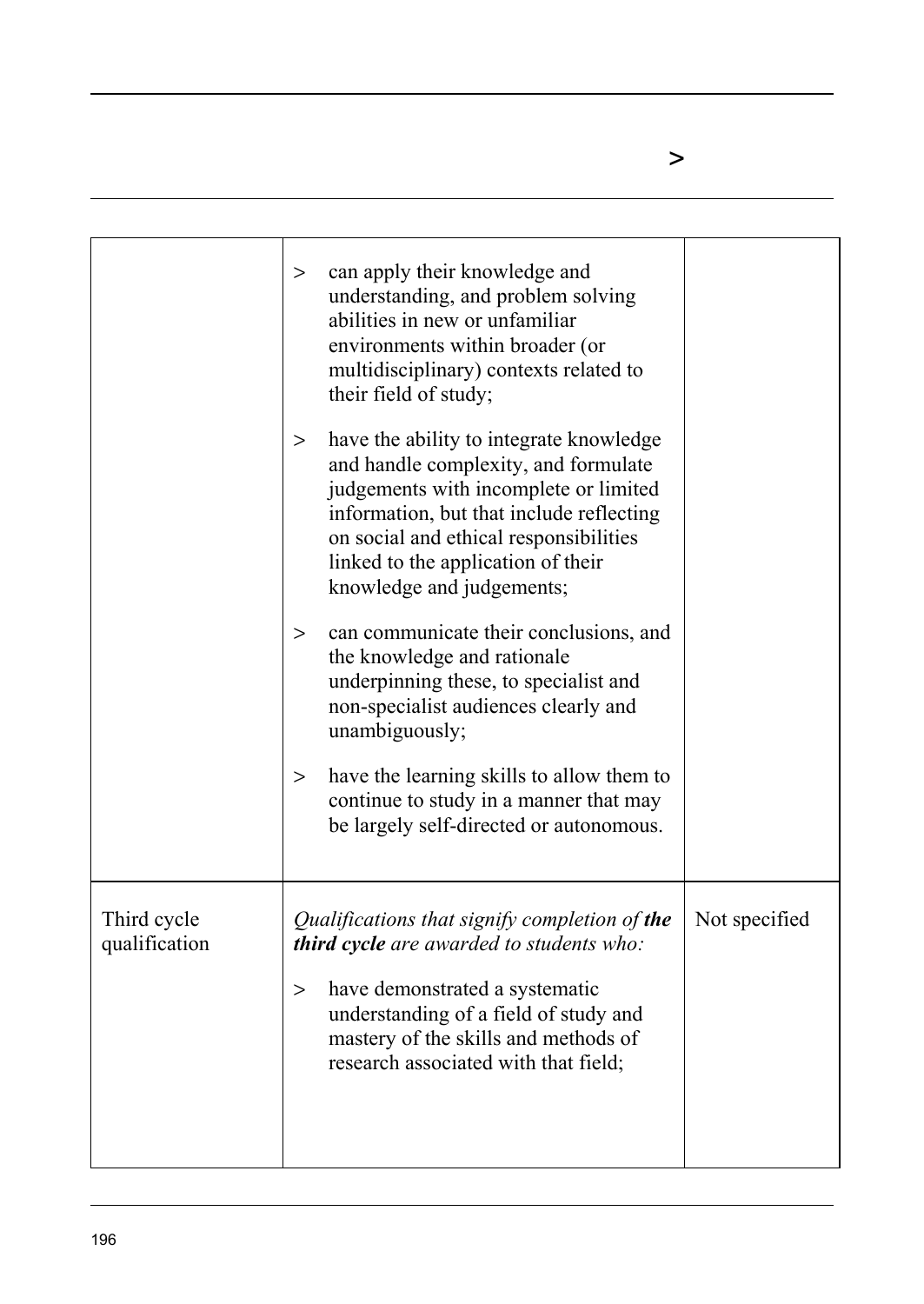| | | |
|---|---|---|
| | > can apply their knowledge and understanding, and problem solving abilities in new or unfamiliar environments within broader (or multidisciplinary) contexts related to their field of study;<br><br>> have the ability to integrate knowledge and handle complexity, and formulate judgements with incomplete or limited information, but that include reflecting on social and ethical responsibilities linked to the application of their knowledge and judgements;<br><br>> can communicate their conclusions, and the knowledge and rationale underpinning these, to specialist and non-specialist audiences clearly and unambiguously;<br><br>> have the learning skills to allow them to continue to study in a manner that may be largely self-directed or autonomous. | |
| Third cycle qualification | *Qualifications that signify completion of **the third cycle** are awarded to students who:*<br><br>> have demonstrated a systematic understanding of a field of study and mastery of the skills and methods of research associated with that field; | Not specified |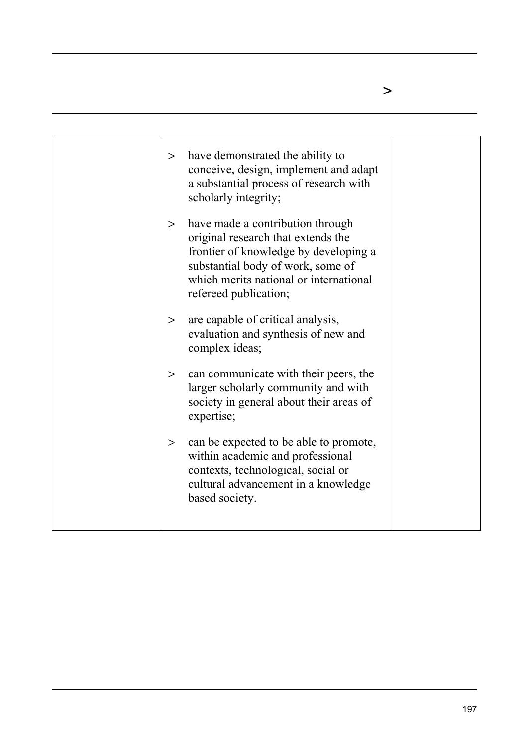| | | |
|---|---|---|
| | > have demonstrated the ability to conceive, design, implement and adapt a substantial process of research with scholarly integrity;<br><br>> have made a contribution through original research that extends the frontier of knowledge by developing a substantial body of work, some of which merits national or international refereed publication;<br><br>> are capable of critical analysis, evaluation and synthesis of new and complex ideas;<br><br>> can communicate with their peers, the larger scholarly community and with society in general about their areas of expertise;<br><br>> can be expected to be able to promote, within academic and professional contexts, technological, social or cultural advancement in a knowledge based society. | |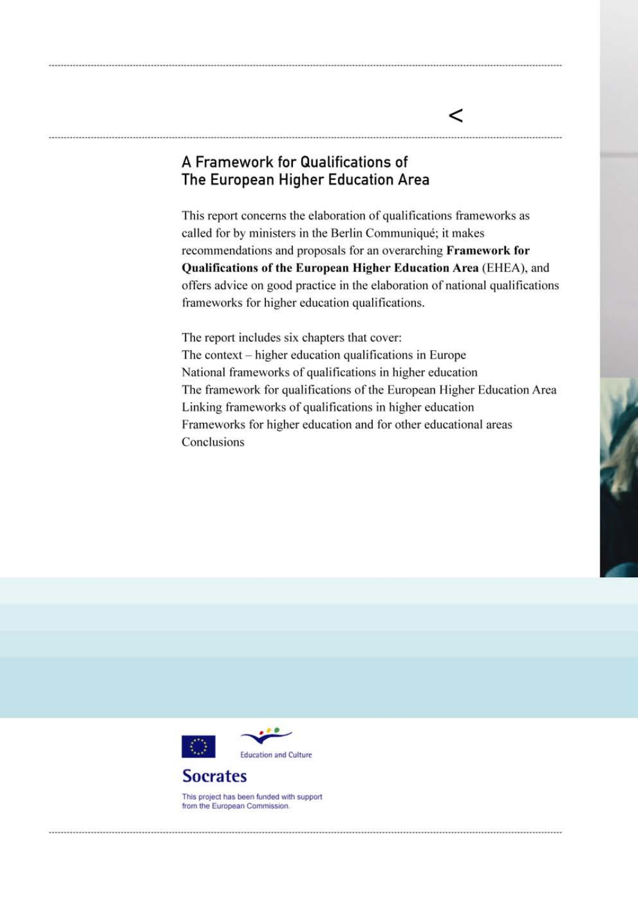## A Framework for Qualifications of The European Higher Education Area

This report concerns the elaboration of qualifications frameworks as called for by ministers in the Berlin Communiqué; it makes recommendations and proposals for an overarching **Framework for Qualifications of the European Higher Education Area** (EHEA), and offers advice on good practice in the elaboration of national qualifications frameworks for higher education qualifications.

The report includes six chapters that cover:
The context – higher education qualifications in Europe
National frameworks of qualifications in higher education
The framework for qualifications of the European Higher Education Area
Linking frameworks of qualifications in higher education
Frameworks for higher education and for other educational areas
Conclusions

Education and Culture

Socrates

This project has been funded with support from the European Commission.